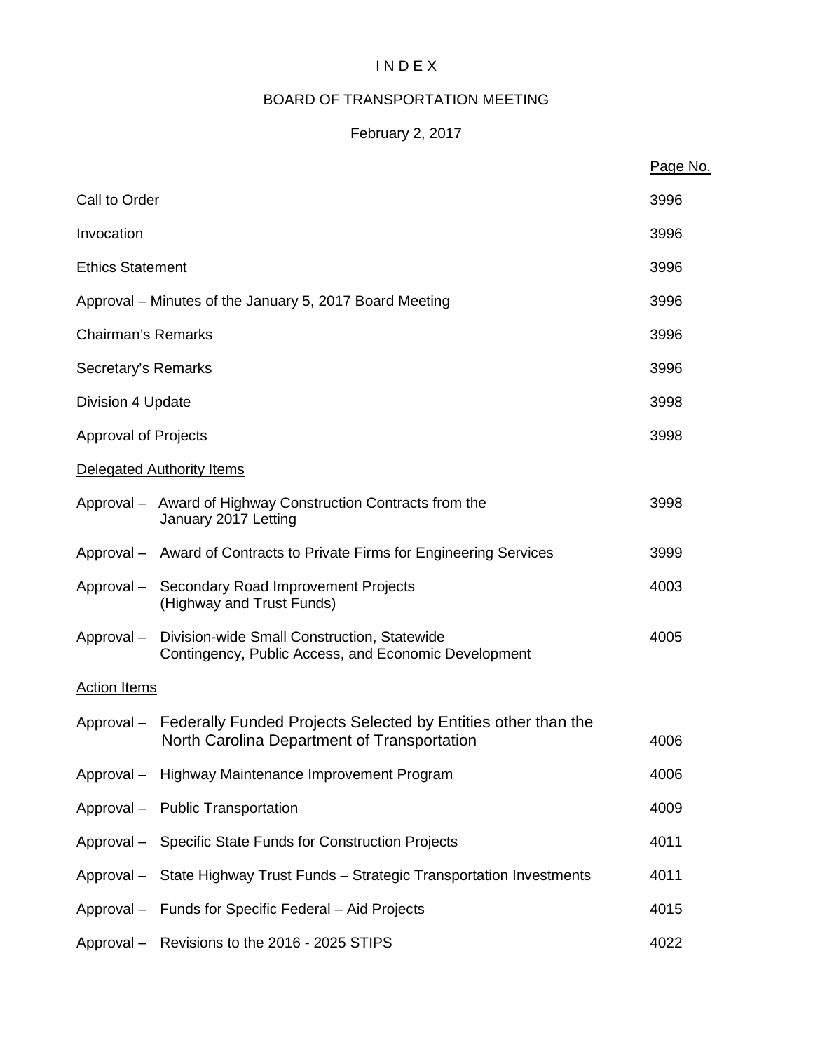# INDEX

## BOARD OF TRANSPORTATION MEETING

February 2, 2017

| | Page No. |
|---|---|
| Call to Order | 3996 |
| Invocation | 3996 |
| Ethics Statement | 3996 |
| Approval – Minutes of the January 5, 2017 Board Meeting | 3996 |
| Chairman's Remarks | 3996 |
| Secretary's Remarks | 3996 |
| Division 4 Update | 3998 |
| Approval of Projects | 3998 |
| <u>Delegated Authority Items</u> | |
| Approval – Award of Highway Construction Contracts from the January 2017 Letting | 3998 |
| Approval – Award of Contracts to Private Firms for Engineering Services | 3999 |
| Approval – Secondary Road Improvement Projects (Highway and Trust Funds) | 4003 |
| Approval – Division-wide Small Construction, Statewide Contingency, Public Access, and Economic Development | 4005 |
| <u>Action Items</u> | |
| Approval – Federally Funded Projects Selected by Entities other than the North Carolina Department of Transportation | 4006 |
| Approval – Highway Maintenance Improvement Program | 4006 |
| Approval – Public Transportation | 4009 |
| Approval – Specific State Funds for Construction Projects | 4011 |
| Approval – State Highway Trust Funds – Strategic Transportation Investments | 4011 |
| Approval – Funds for Specific Federal – Aid Projects | 4015 |
| Approval – Revisions to the 2016 - 2025 STIPS | 4022 |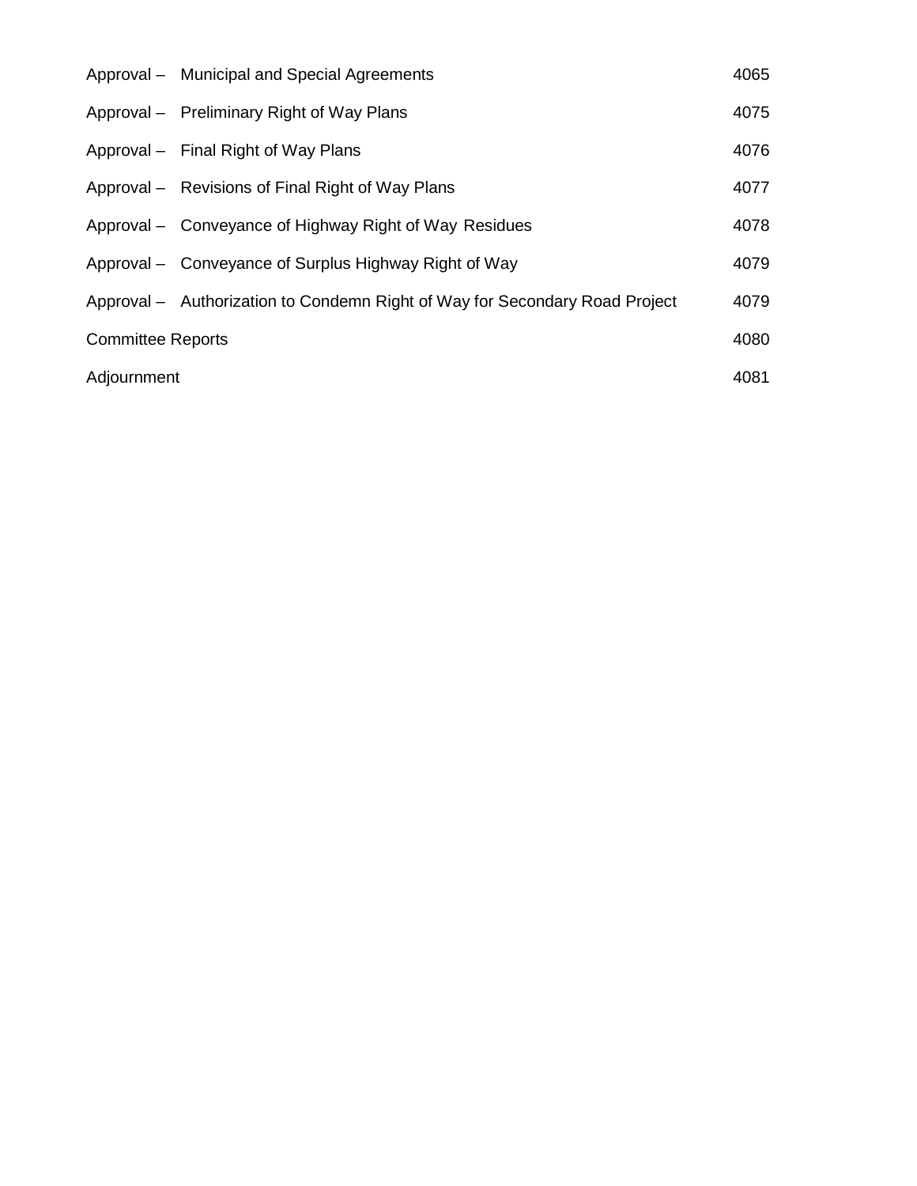| | |
|---|---|
| Approval – Municipal and Special Agreements | 4065 |
| Approval – Preliminary Right of Way Plans | 4075 |
| Approval – Final Right of Way Plans | 4076 |
| Approval – Revisions of Final Right of Way Plans | 4077 |
| Approval – Conveyance of Highway Right of Way Residues | 4078 |
| Approval – Conveyance of Surplus Highway Right of Way | 4079 |
| Approval – Authorization to Condemn Right of Way for Secondary Road Project | 4079 |
| Committee Reports | 4080 |
| Adjournment | 4081 |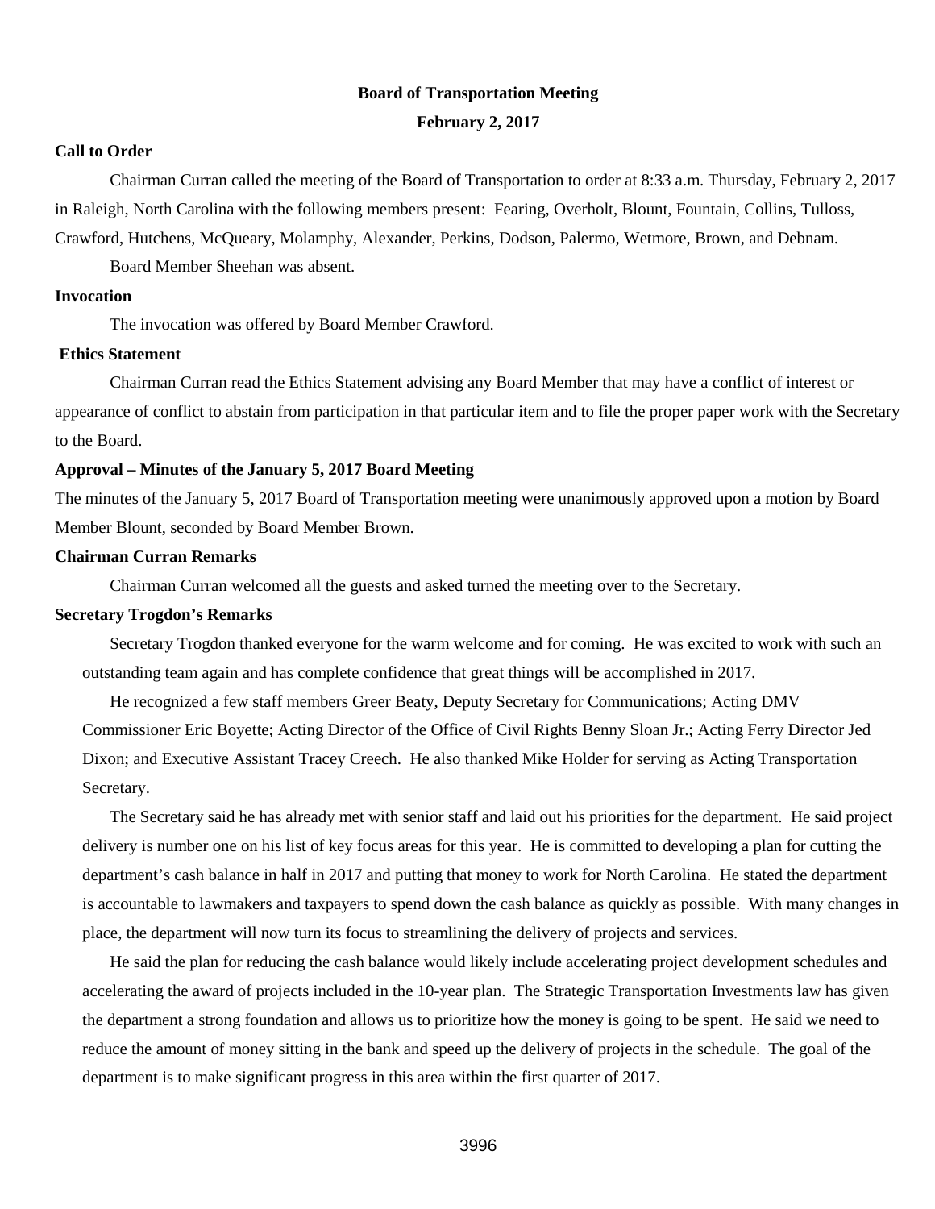**Board of Transportation Meeting**

**February 2, 2017**

**Call to Order**

Chairman Curran called the meeting of the Board of Transportation to order at 8:33 a.m. Thursday, February 2, 2017 in Raleigh, North Carolina with the following members present: Fearing, Overholt, Blount, Fountain, Collins, Tulloss, Crawford, Hutchens, McQueary, Molamphy, Alexander, Perkins, Dodson, Palermo, Wetmore, Brown, and Debnam.

Board Member Sheehan was absent.

**Invocation**

The invocation was offered by Board Member Crawford.

**Ethics Statement**

Chairman Curran read the Ethics Statement advising any Board Member that may have a conflict of interest or appearance of conflict to abstain from participation in that particular item and to file the proper paper work with the Secretary to the Board.

**Approval – Minutes of the January 5, 2017 Board Meeting**

The minutes of the January 5, 2017 Board of Transportation meeting were unanimously approved upon a motion by Board Member Blount, seconded by Board Member Brown.

**Chairman Curran Remarks**

Chairman Curran welcomed all the guests and asked turned the meeting over to the Secretary.

**Secretary Trogdon's Remarks**

Secretary Trogdon thanked everyone for the warm welcome and for coming. He was excited to work with such an outstanding team again and has complete confidence that great things will be accomplished in 2017.

He recognized a few staff members Greer Beaty, Deputy Secretary for Communications; Acting DMV Commissioner Eric Boyette; Acting Director of the Office of Civil Rights Benny Sloan Jr.; Acting Ferry Director Jed Dixon; and Executive Assistant Tracey Creech. He also thanked Mike Holder for serving as Acting Transportation Secretary.

The Secretary said he has already met with senior staff and laid out his priorities for the department. He said project delivery is number one on his list of key focus areas for this year. He is committed to developing a plan for cutting the department's cash balance in half in 2017 and putting that money to work for North Carolina. He stated the department is accountable to lawmakers and taxpayers to spend down the cash balance as quickly as possible. With many changes in place, the department will now turn its focus to streamlining the delivery of projects and services.

He said the plan for reducing the cash balance would likely include accelerating project development schedules and accelerating the award of projects included in the 10-year plan. The Strategic Transportation Investments law has given the department a strong foundation and allows us to prioritize how the money is going to be spent. He said we need to reduce the amount of money sitting in the bank and speed up the delivery of projects in the schedule. The goal of the department is to make significant progress in this area within the first quarter of 2017.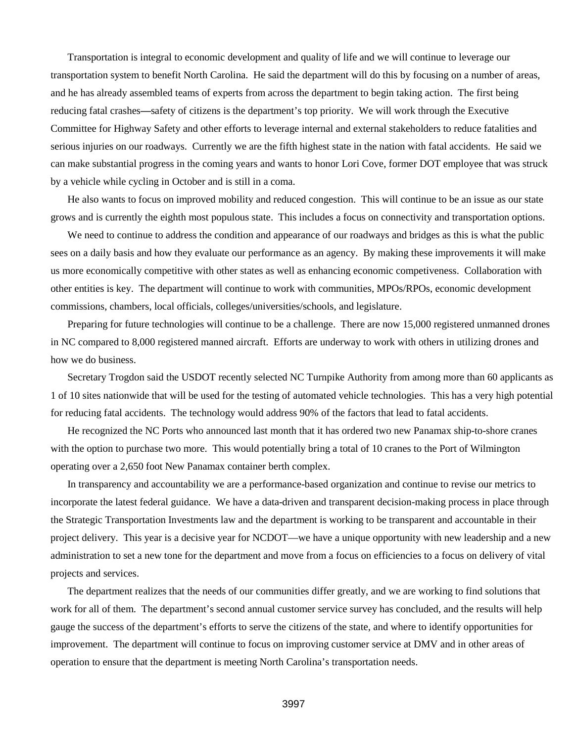Transportation is integral to economic development and quality of life and we will continue to leverage our transportation system to benefit North Carolina. He said the department will do this by focusing on a number of areas, and he has already assembled teams of experts from across the department to begin taking action. The first being reducing fatal crashes—safety of citizens is the department's top priority. We will work through the Executive Committee for Highway Safety and other efforts to leverage internal and external stakeholders to reduce fatalities and serious injuries on our roadways. Currently we are the fifth highest state in the nation with fatal accidents. He said we can make substantial progress in the coming years and wants to honor Lori Cove, former DOT employee that was struck by a vehicle while cycling in October and is still in a coma.

He also wants to focus on improved mobility and reduced congestion. This will continue to be an issue as our state grows and is currently the eighth most populous state. This includes a focus on connectivity and transportation options.

We need to continue to address the condition and appearance of our roadways and bridges as this is what the public sees on a daily basis and how they evaluate our performance as an agency. By making these improvements it will make us more economically competitive with other states as well as enhancing economic competiveness. Collaboration with other entities is key. The department will continue to work with communities, MPOs/RPOs, economic development commissions, chambers, local officials, colleges/universities/schools, and legislature.

Preparing for future technologies will continue to be a challenge. There are now 15,000 registered unmanned drones in NC compared to 8,000 registered manned aircraft. Efforts are underway to work with others in utilizing drones and how we do business.

Secretary Trogdon said the USDOT recently selected NC Turnpike Authority from among more than 60 applicants as 1 of 10 sites nationwide that will be used for the testing of automated vehicle technologies. This has a very high potential for reducing fatal accidents. The technology would address 90% of the factors that lead to fatal accidents.

He recognized the NC Ports who announced last month that it has ordered two new Panamax ship-to-shore cranes with the option to purchase two more. This would potentially bring a total of 10 cranes to the Port of Wilmington operating over a 2,650 foot New Panamax container berth complex.

In transparency and accountability we are a performance-based organization and continue to revise our metrics to incorporate the latest federal guidance. We have a data-driven and transparent decision-making process in place through the Strategic Transportation Investments law and the department is working to be transparent and accountable in their project delivery. This year is a decisive year for NCDOT—we have a unique opportunity with new leadership and a new administration to set a new tone for the department and move from a focus on efficiencies to a focus on delivery of vital projects and services.

The department realizes that the needs of our communities differ greatly, and we are working to find solutions that work for all of them. The department's second annual customer service survey has concluded, and the results will help gauge the success of the department's efforts to serve the citizens of the state, and where to identify opportunities for improvement. The department will continue to focus on improving customer service at DMV and in other areas of operation to ensure that the department is meeting North Carolina's transportation needs.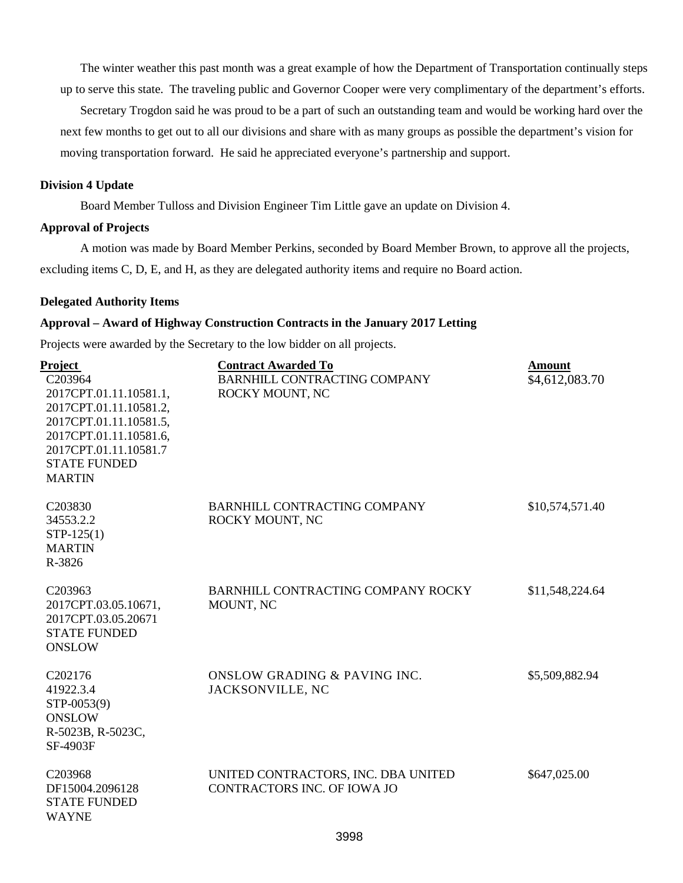The winter weather this past month was a great example of how the Department of Transportation continually steps up to serve this state. The traveling public and Governor Cooper were very complimentary of the department's efforts.

Secretary Trogdon said he was proud to be a part of such an outstanding team and would be working hard over the next few months to get out to all our divisions and share with as many groups as possible the department's vision for moving transportation forward. He said he appreciated everyone's partnership and support.

**Division 4 Update**

Board Member Tulloss and Division Engineer Tim Little gave an update on Division 4.

**Approval of Projects**

A motion was made by Board Member Perkins, seconded by Board Member Brown, to approve all the projects, excluding items C, D, E, and H, as they are delegated authority items and require no Board action.

**Delegated Authority Items**

**Approval – Award of Highway Construction Contracts in the January 2017 Letting**

Projects were awarded by the Secretary to the low bidder on all projects.

| Project | Contract Awarded To | Amount |
|---|---|---|
| C203964<br>2017CPT.01.11.10581.1,<br>2017CPT.01.11.10581.2,<br>2017CPT.01.11.10581.5,<br>2017CPT.01.11.10581.6,<br>2017CPT.01.11.10581.7<br>STATE FUNDED<br>MARTIN | BARNHILL CONTRACTING COMPANY<br>ROCKY MOUNT, NC | \$4,612,083.70 |
| C203830<br>34553.2.2<br>STP-125(1)<br>MARTIN<br>R-3826 | BARNHILL CONTRACTING COMPANY<br>ROCKY MOUNT, NC | \$10,574,571.40 |
| C203963<br>2017CPT.03.05.10671,<br>2017CPT.03.05.20671<br>STATE FUNDED<br>ONSLOW | BARNHILL CONTRACTING COMPANY ROCKY MOUNT, NC | \$11,548,224.64 |
| C202176<br>41922.3.4<br>STP-0053(9)<br>ONSLOW<br>R-5023B, R-5023C,<br>SF-4903F | ONSLOW GRADING & PAVING INC.<br>JACKSONVILLE, NC | \$5,509,882.94 |
| C203968<br>DF15004.2096128<br>STATE FUNDED<br>WAYNE | UNITED CONTRACTORS, INC. DBA UNITED CONTRACTORS INC. OF IOWA JO | \$647,025.00 |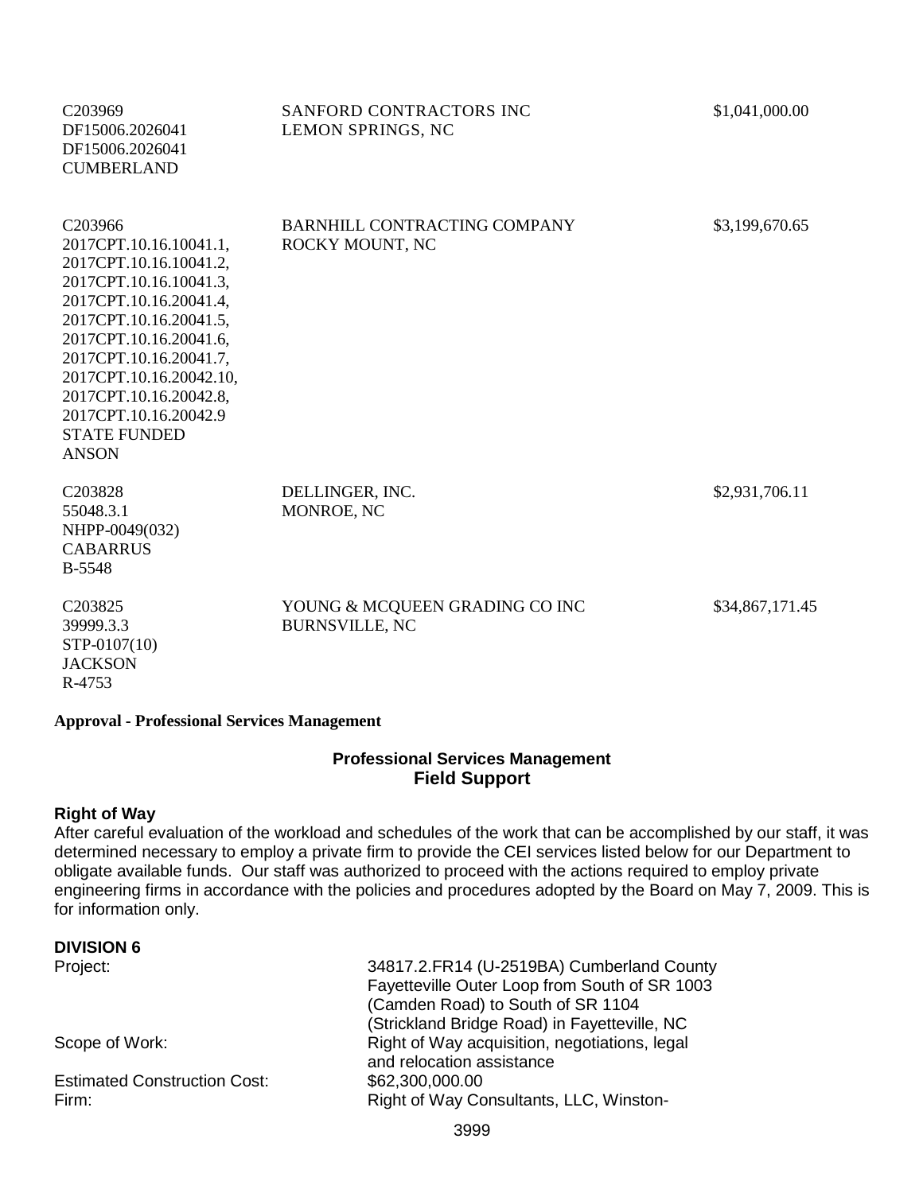| | | |
|---|---|---|
| C203969<br>DF15006.2026041<br>DF15006.2026041<br>CUMBERLAND | SANFORD CONTRACTORS INC<br>LEMON SPRINGS, NC | $1,041,000.00 |
| C203966<br>2017CPT.10.16.10041.1,<br>2017CPT.10.16.10041.2,<br>2017CPT.10.16.10041.3,<br>2017CPT.10.16.20041.4,<br>2017CPT.10.16.20041.5,<br>2017CPT.10.16.20041.6,<br>2017CPT.10.16.20041.7,<br>2017CPT.10.16.20042.10,<br>2017CPT.10.16.20042.8,<br>2017CPT.10.16.20042.9<br>STATE FUNDED<br>ANSON | BARNHILL CONTRACTING COMPANY<br>ROCKY MOUNT, NC | $3,199,670.65 |
| C203828<br>55048.3.1<br>NHPP-0049(032)<br>CABARRUS<br>B-5548 | DELLINGER, INC.<br>MONROE, NC | $2,931,706.11 |
| C203825<br>39999.3.3<br>STP-0107(10)<br>JACKSON<br>R-4753 | YOUNG & MCQUEEN GRADING CO INC<br>BURNSVILLE, NC | $34,867,171.45 |

**Approval - Professional Services Management**

## Professional Services Management
## Field Support

**Right of Way**

After careful evaluation of the workload and schedules of the work that can be accomplished by our staff, it was determined necessary to employ a private firm to provide the CEI services listed below for our Department to obligate available funds. Our staff was authorized to proceed with the actions required to employ private engineering firms in accordance with the policies and procedures adopted by the Board on May 7, 2009. This is for information only.

**DIVISION 6**

| | |
|---|---|
| Project: | 34817.2.FR14 (U-2519BA) Cumberland County Fayetteville Outer Loop from South of SR 1003 (Camden Road) to South of SR 1104 (Strickland Bridge Road) in Fayetteville, NC |
| Scope of Work: | Right of Way acquisition, negotiations, legal and relocation assistance |
| Estimated Construction Cost: | $62,300,000.00 |
| Firm: | Right of Way Consultants, LLC, Winston- |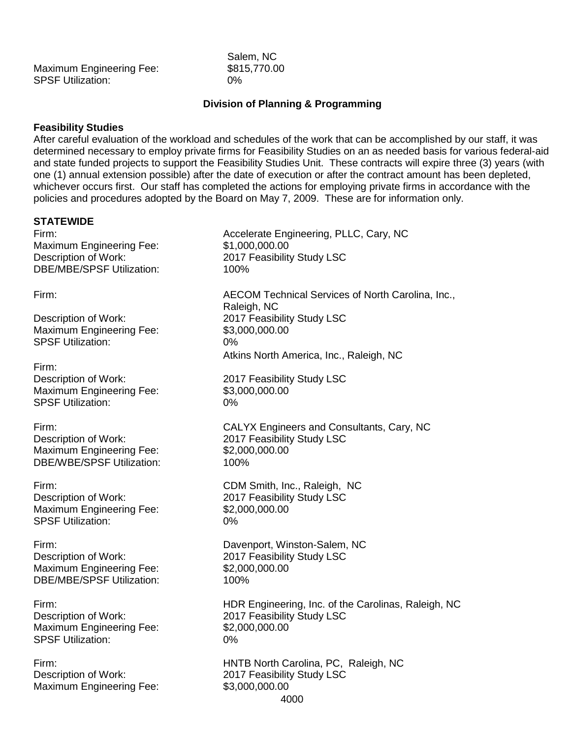Salem, NC

Maximum Engineering Fee: $815,770.00
SPSF Utilization: 0%

**Division of Planning & Programming**

**Feasibility Studies**
After careful evaluation of the workload and schedules of the work that can be accomplished by our staff, it was determined necessary to employ private firms for Feasibility Studies on an as needed basis for various federal-aid and state funded projects to support the Feasibility Studies Unit. These contracts will expire three (3) years (with one (1) annual extension possible) after the date of execution or after the contract amount has been depleted, whichever occurs first. Our staff has completed the actions for employing private firms in accordance with the policies and procedures adopted by the Board on May 7, 2009. These are for information only.

**STATEWIDE**

Firm: Accelerate Engineering, PLLC, Cary, NC
Maximum Engineering Fee: $1,000,000.00
Description of Work: 2017 Feasibility Study LSC
DBE/MBE/SPSF Utilization: 100%

Firm: AECOM Technical Services of North Carolina, Inc., Raleigh, NC
Description of Work: 2017 Feasibility Study LSC
Maximum Engineering Fee: $3,000,000.00
SPSF Utilization: 0%

Firm: Atkins North America, Inc., Raleigh, NC
Description of Work: 2017 Feasibility Study LSC
Maximum Engineering Fee: $3,000,000.00
SPSF Utilization: 0%

Firm: CALYX Engineers and Consultants, Cary, NC
Description of Work: 2017 Feasibility Study LSC
Maximum Engineering Fee: $2,000,000.00
DBE/WBE/SPSF Utilization: 100%

Firm: CDM Smith, Inc., Raleigh, NC
Description of Work: 2017 Feasibility Study LSC
Maximum Engineering Fee: $2,000,000.00
SPSF Utilization: 0%

Firm: Davenport, Winston-Salem, NC
Description of Work: 2017 Feasibility Study LSC
Maximum Engineering Fee: $2,000,000.00
DBE/MBE/SPSF Utilization: 100%

Firm: HDR Engineering, Inc. of the Carolinas, Raleigh, NC
Description of Work: 2017 Feasibility Study LSC
Maximum Engineering Fee: $2,000,000.00
SPSF Utilization: 0%

Firm: HNTB North Carolina, PC, Raleigh, NC
Description of Work: 2017 Feasibility Study LSC
Maximum Engineering Fee: $3,000,000.00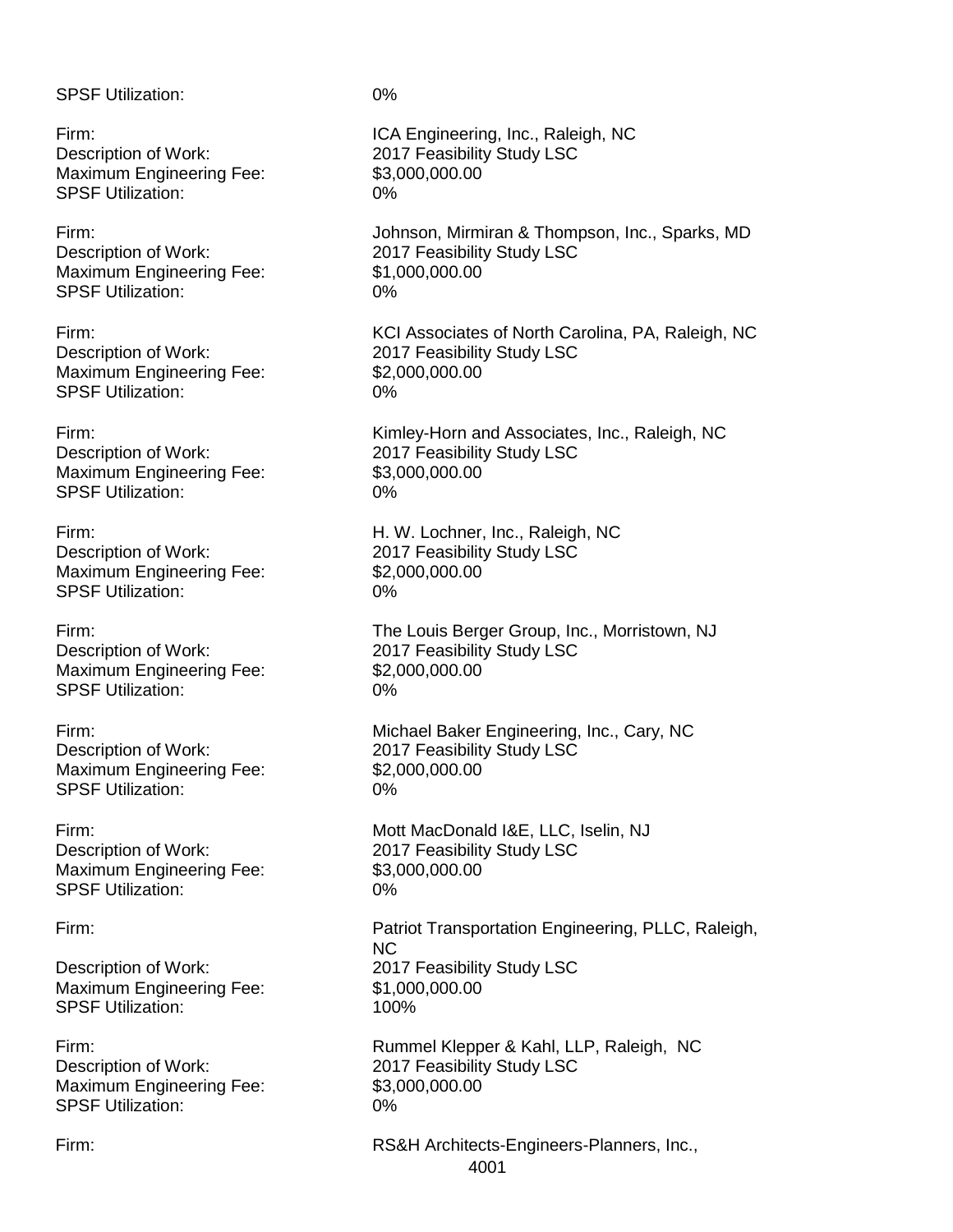SPSF Utilization: 0%

Firm: ICA Engineering, Inc., Raleigh, NC
Description of Work: 2017 Feasibility Study LSC
Maximum Engineering Fee: $3,000,000.00
SPSF Utilization: 0%

Firm: Johnson, Mirmiran & Thompson, Inc., Sparks, MD
Description of Work: 2017 Feasibility Study LSC
Maximum Engineering Fee: $1,000,000.00
SPSF Utilization: 0%

Firm: KCI Associates of North Carolina, PA, Raleigh, NC
Description of Work: 2017 Feasibility Study LSC
Maximum Engineering Fee: $2,000,000.00
SPSF Utilization: 0%

Firm: Kimley-Horn and Associates, Inc., Raleigh, NC
Description of Work: 2017 Feasibility Study LSC
Maximum Engineering Fee: $3,000,000.00
SPSF Utilization: 0%

Firm: H. W. Lochner, Inc., Raleigh, NC
Description of Work: 2017 Feasibility Study LSC
Maximum Engineering Fee: $2,000,000.00
SPSF Utilization: 0%

Firm: The Louis Berger Group, Inc., Morristown, NJ
Description of Work: 2017 Feasibility Study LSC
Maximum Engineering Fee: $2,000,000.00
SPSF Utilization: 0%

Firm: Michael Baker Engineering, Inc., Cary, NC
Description of Work: 2017 Feasibility Study LSC
Maximum Engineering Fee: $2,000,000.00
SPSF Utilization: 0%

Firm: Mott MacDonald I&E, LLC, Iselin, NJ
Description of Work: 2017 Feasibility Study LSC
Maximum Engineering Fee: $3,000,000.00
SPSF Utilization: 0%

Firm: Patriot Transportation Engineering, PLLC, Raleigh, NC
Description of Work: 2017 Feasibility Study LSC
Maximum Engineering Fee: $1,000,000.00
SPSF Utilization: 100%

Firm: Rummel Klepper & Kahl, LLP, Raleigh, NC
Description of Work: 2017 Feasibility Study LSC
Maximum Engineering Fee: $3,000,000.00
SPSF Utilization: 0%

Firm: RS&H Architects-Engineers-Planners, Inc.,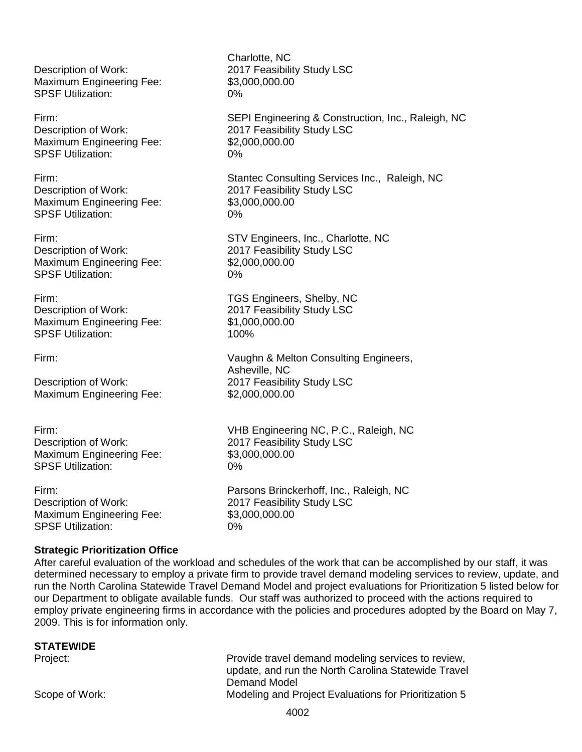Charlotte, NC

Description of Work: 2017 Feasibility Study LSC
Maximum Engineering Fee: $3,000,000.00
SPSF Utilization: 0%

Firm: SEPI Engineering & Construction, Inc., Raleigh, NC
Description of Work: 2017 Feasibility Study LSC
Maximum Engineering Fee: $2,000,000.00
SPSF Utilization: 0%

Firm: Stantec Consulting Services Inc., Raleigh, NC
Description of Work: 2017 Feasibility Study LSC
Maximum Engineering Fee: $3,000,000.00
SPSF Utilization: 0%

Firm: STV Engineers, Inc., Charlotte, NC
Description of Work: 2017 Feasibility Study LSC
Maximum Engineering Fee: $2,000,000.00
SPSF Utilization: 0%

Firm: TGS Engineers, Shelby, NC
Description of Work: 2017 Feasibility Study LSC
Maximum Engineering Fee: $1,000,000.00
SPSF Utilization: 100%

Firm: Vaughn & Melton Consulting Engineers, Asheville, NC
Description of Work: 2017 Feasibility Study LSC
Maximum Engineering Fee: $2,000,000.00

Firm: VHB Engineering NC, P.C., Raleigh, NC
Description of Work: 2017 Feasibility Study LSC
Maximum Engineering Fee: $3,000,000.00
SPSF Utilization: 0%

Firm: Parsons Brinckerhoff, Inc., Raleigh, NC
Description of Work: 2017 Feasibility Study LSC
Maximum Engineering Fee: $3,000,000.00
SPSF Utilization: 0%

**Strategic Prioritization Office**

After careful evaluation of the workload and schedules of the work that can be accomplished by our staff, it was determined necessary to employ a private firm to provide travel demand modeling services to review, update, and run the North Carolina Statewide Travel Demand Model and project evaluations for Prioritization 5 listed below for our Department to obligate available funds. Our staff was authorized to proceed with the actions required to employ private engineering firms in accordance with the policies and procedures adopted by the Board on May 7, 2009. This is for information only.

**STATEWIDE**

Project: Provide travel demand modeling services to review, update, and run the North Carolina Statewide Travel Demand Model
Scope of Work: Modeling and Project Evaluations for Prioritization 5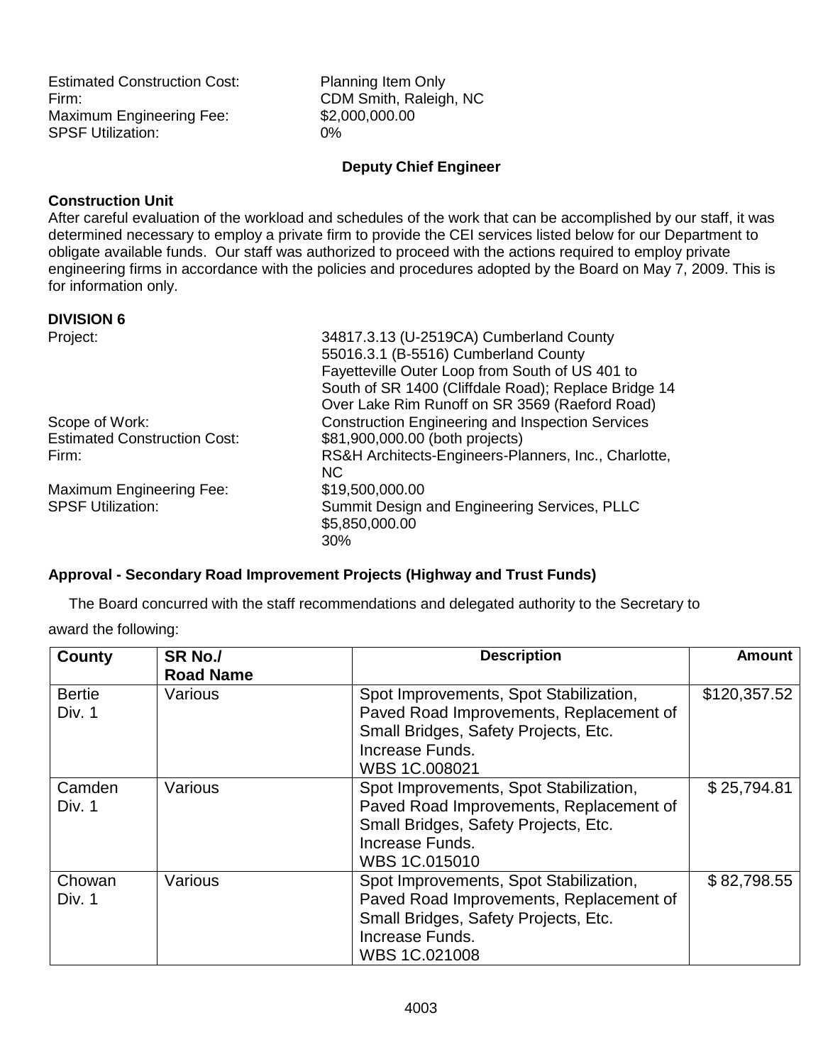Estimated Construction Cost: Planning Item Only
Firm: CDM Smith, Raleigh, NC
Maximum Engineering Fee: $2,000,000.00
SPSF Utilization: 0%

**Deputy Chief Engineer**

**Construction Unit**

After careful evaluation of the workload and schedules of the work that can be accomplished by our staff, it was determined necessary to employ a private firm to provide the CEI services listed below for our Department to obligate available funds. Our staff was authorized to proceed with the actions required to employ private engineering firms in accordance with the policies and procedures adopted by the Board on May 7, 2009. This is for information only.

**DIVISION 6**

Project: 34817.3.13 (U-2519CA) Cumberland County
55016.3.1 (B-5516) Cumberland County
Fayetteville Outer Loop from South of US 401 to South of SR 1400 (Cliffdale Road); Replace Bridge 14 Over Lake Rim Runoff on SR 3569 (Raeford Road)
Scope of Work: Construction Engineering and Inspection Services
Estimated Construction Cost: $81,900,000.00 (both projects)
Firm: RS&H Architects-Engineers-Planners, Inc., Charlotte, NC
Maximum Engineering Fee: $19,500,000.00
SPSF Utilization: Summit Design and Engineering Services, PLLC
$5,850,000.00
30%

**Approval - Secondary Road Improvement Projects (Highway and Trust Funds)**

The Board concurred with the staff recommendations and delegated authority to the Secretary to award the following:

| County | SR No./ Road Name | Description | Amount |
|---|---|---|---|
| Bertie Div. 1 | Various | Spot Improvements, Spot Stabilization, Paved Road Improvements, Replacement of Small Bridges, Safety Projects, Etc. Increase Funds. WBS 1C.008021 | $120,357.52 |
| Camden Div. 1 | Various | Spot Improvements, Spot Stabilization, Paved Road Improvements, Replacement of Small Bridges, Safety Projects, Etc. Increase Funds. WBS 1C.015010 | $ 25,794.81 |
| Chowan Div. 1 | Various | Spot Improvements, Spot Stabilization, Paved Road Improvements, Replacement of Small Bridges, Safety Projects, Etc. Increase Funds. WBS 1C.021008 | $ 82,798.55 |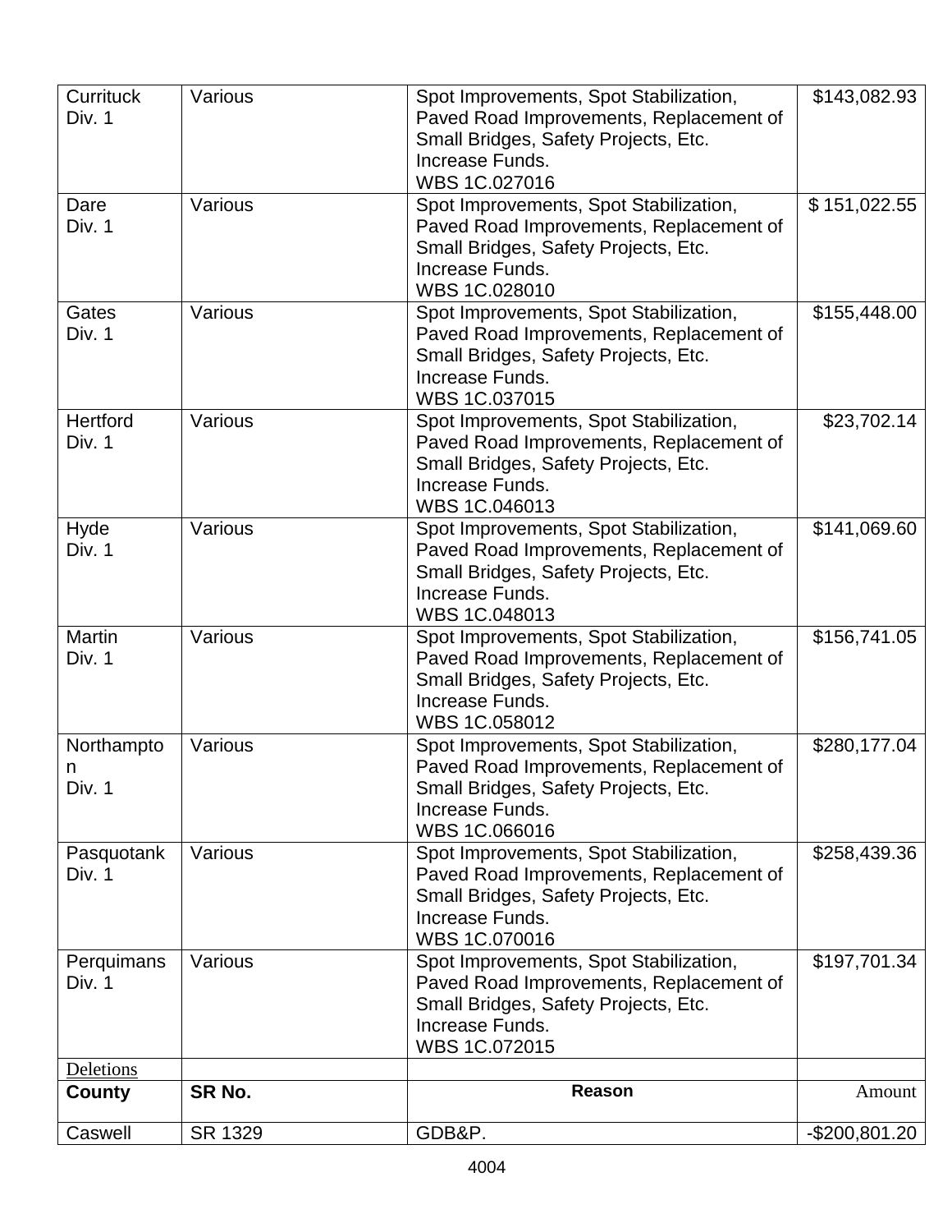| | | | |
|---|---|---|---|
| Currituck Div. 1 | Various | Spot Improvements, Spot Stabilization, Paved Road Improvements, Replacement of Small Bridges, Safety Projects, Etc. Increase Funds. WBS 1C.027016 | $143,082.93 |
| Dare Div. 1 | Various | Spot Improvements, Spot Stabilization, Paved Road Improvements, Replacement of Small Bridges, Safety Projects, Etc. Increase Funds. WBS 1C.028010 | $ 151,022.55 |
| Gates Div. 1 | Various | Spot Improvements, Spot Stabilization, Paved Road Improvements, Replacement of Small Bridges, Safety Projects, Etc. Increase Funds. WBS 1C.037015 | $155,448.00 |
| Hertford Div. 1 | Various | Spot Improvements, Spot Stabilization, Paved Road Improvements, Replacement of Small Bridges, Safety Projects, Etc. Increase Funds. WBS 1C.046013 | $23,702.14 |
| Hyde Div. 1 | Various | Spot Improvements, Spot Stabilization, Paved Road Improvements, Replacement of Small Bridges, Safety Projects, Etc. Increase Funds. WBS 1C.048013 | $141,069.60 |
| Martin Div. 1 | Various | Spot Improvements, Spot Stabilization, Paved Road Improvements, Replacement of Small Bridges, Safety Projects, Etc. Increase Funds. WBS 1C.058012 | $156,741.05 |
| Northampton Div. 1 | Various | Spot Improvements, Spot Stabilization, Paved Road Improvements, Replacement of Small Bridges, Safety Projects, Etc. Increase Funds. WBS 1C.066016 | $280,177.04 |
| Pasquotank Div. 1 | Various | Spot Improvements, Spot Stabilization, Paved Road Improvements, Replacement of Small Bridges, Safety Projects, Etc. Increase Funds. WBS 1C.070016 | $258,439.36 |
| Perquimans Div. 1 | Various | Spot Improvements, Spot Stabilization, Paved Road Improvements, Replacement of Small Bridges, Safety Projects, Etc. Increase Funds. WBS 1C.072015 | $197,701.34 |
| Deletions | | | |
| **County** | **SR No.** | **Reason** | Amount |
| Caswell | SR 1329 | GDB&P. | -$200,801.20 |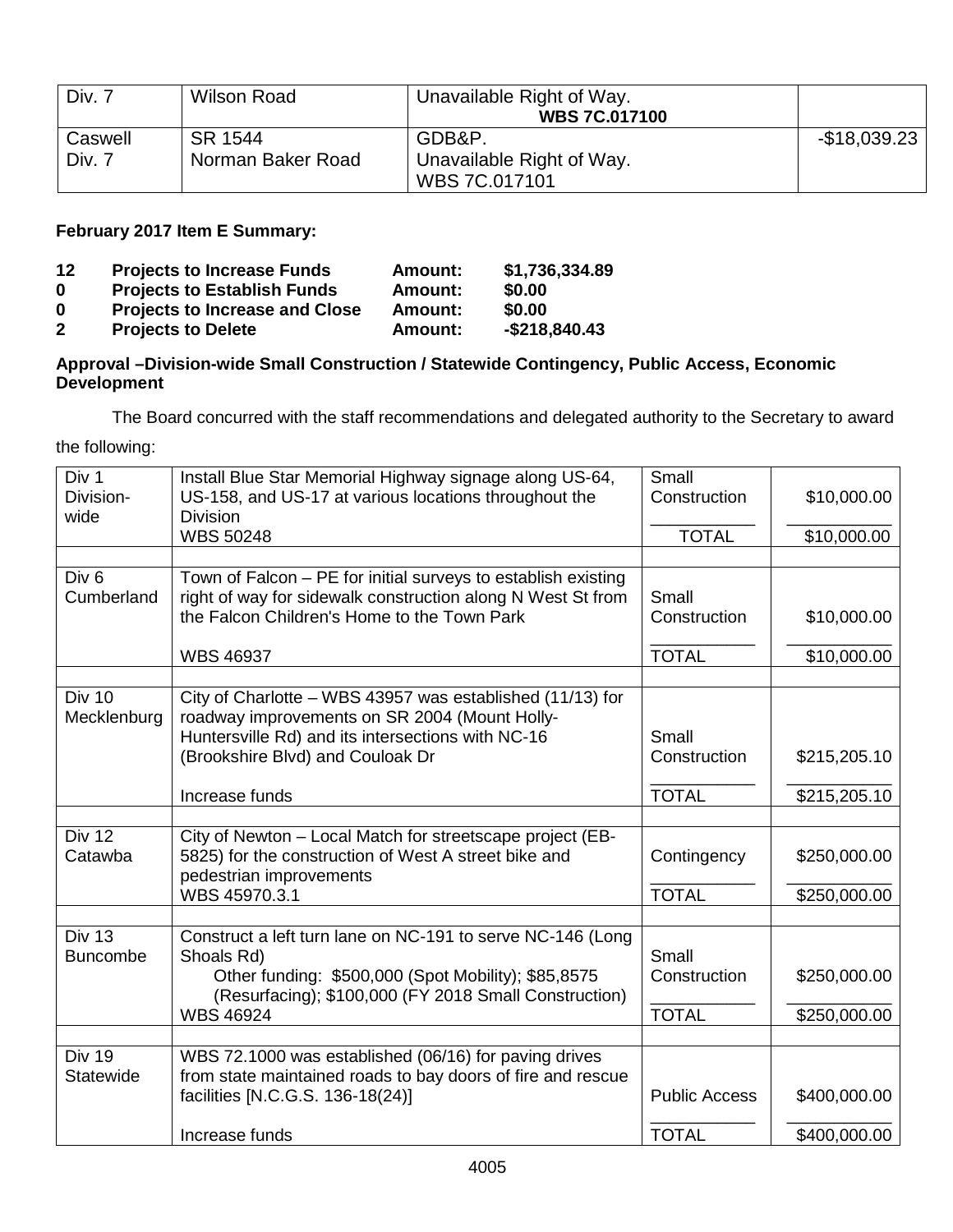| Div. 7 | Wilson Road | Unavailable Right of Way. **WBS 7C.017100** | |
|---|---|---|---|
| Caswell Div. 7 | SR 1544 Norman Baker Road | GDB&P. Unavailable Right of Way. WBS 7C.017101 | -$18,039.23 |

**February 2017 Item E Summary:**

| | | | |
|---|---|---|---|
| **12** | **Projects to Increase Funds** | **Amount:** | **$1,736,334.89** |
| **0** | **Projects to Establish Funds** | **Amount:** | **$0.00** |
| **0** | **Projects to Increase and Close** | **Amount:** | **$0.00** |
| **2** | **Projects to Delete** | **Amount:** | **-$218,840.43** |

**Approval –Division-wide Small Construction / Statewide Contingency, Public Access, Economic Development**

The Board concurred with the staff recommendations and delegated authority to the Secretary to award the following:

| | | | |
|---|---|---|---|
| Div 1 Division-wide | Install Blue Star Memorial Highway signage along US-64, US-158, and US-17 at various locations throughout the Division | Small Construction | $10,000.00 |
| | WBS 50248 | TOTAL | $10,000.00 |
| | | | |
| Div 6 Cumberland | Town of Falcon – PE for initial surveys to establish existing right of way for sidewalk construction along N West St from the Falcon Children's Home to the Town Park | Small Construction | $10,000.00 |
| | WBS 46937 | TOTAL | $10,000.00 |
| | | | |
| Div 10 Mecklenburg | City of Charlotte – WBS 43957 was established (11/13) for roadway improvements on SR 2004 (Mount Holly-Huntersville Rd) and its intersections with NC-16 (Brookshire Blvd) and Couloak Dr | Small Construction | $215,205.10 |
| | Increase funds | TOTAL | $215,205.10 |
| | | | |
| Div 12 Catawba | City of Newton – Local Match for streetscape project (EB-5825) for the construction of West A street bike and pedestrian improvements | Contingency | $250,000.00 |
| | WBS 45970.3.1 | TOTAL | $250,000.00 |
| | | | |
| Div 13 Buncombe | Construct a left turn lane on NC-191 to serve NC-146 (Long Shoals Rd)<br>Other funding: $500,000 (Spot Mobility); $85,8575 (Resurfacing); $100,000 (FY 2018 Small Construction) | Small Construction | $250,000.00 |
| | WBS 46924 | TOTAL | $250,000.00 |
| | | | |
| Div 19 Statewide | WBS 72.1000 was established (06/16) for paving drives from state maintained roads to bay doors of fire and rescue facilities [N.C.G.S. 136-18(24)] | Public Access | $400,000.00 |
| | Increase funds | TOTAL | $400,000.00 |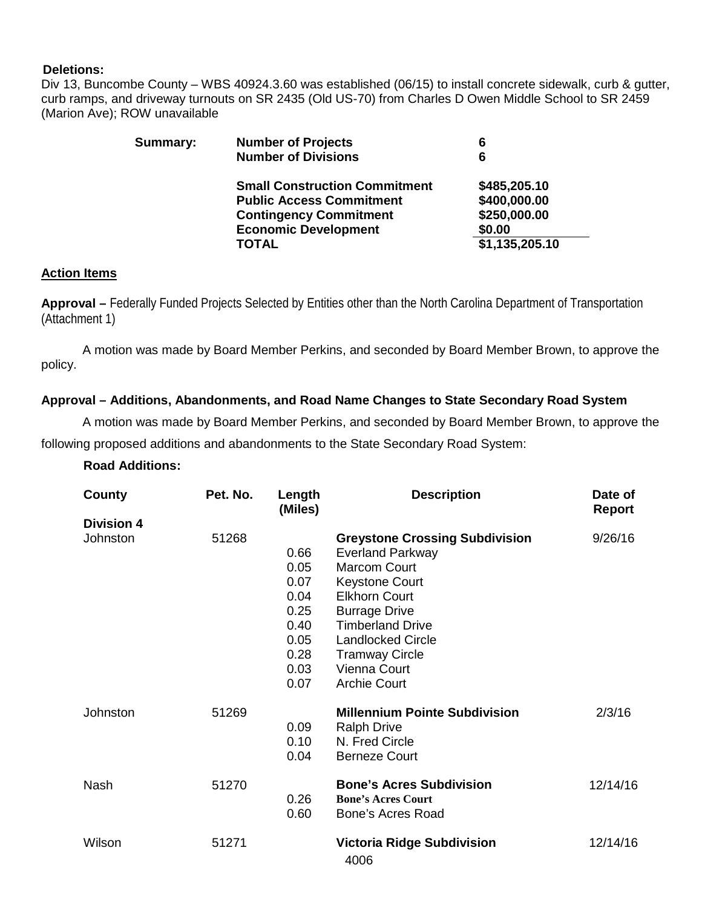**Deletions:**

Div 13, Buncombe County – WBS 40924.3.60 was established (06/15) to install concrete sidewalk, curb & gutter, curb ramps, and driveway turnouts on SR 2435 (Old US-70) from Charles D Owen Middle School to SR 2459 (Marion Ave); ROW unavailable

| **Summary:** | **Number of Projects** | **6** |
|---|---|---|
| | **Number of Divisions** | **6** |
| | **Small Construction Commitment** | **$485,205.10** |
| | **Public Access Commitment** | **$400,000.00** |
| | **Contingency Commitment** | **$250,000.00** |
| | **Economic Development** | **$0.00** |
| | **TOTAL** | **$1,135,205.10** |

## Action Items

**Approval –** Federally Funded Projects Selected by Entities other than the North Carolina Department of Transportation (Attachment 1)

A motion was made by Board Member Perkins, and seconded by Board Member Brown, to approve the policy.

**Approval – Additions, Abandonments, and Road Name Changes to State Secondary Road System**

A motion was made by Board Member Perkins, and seconded by Board Member Brown, to approve the following proposed additions and abandonments to the State Secondary Road System:

**Road Additions:**

| County | Pet. No. | Length (Miles) | Description | Date of Report |
|---|---|---|---|---|
| **Division 4** | | | | |
| Johnston | 51268 | | **Greystone Crossing Subdivision** | 9/26/16 |
| | | 0.66 | Everland Parkway | |
| | | 0.05 | Marcom Court | |
| | | 0.07 | Keystone Court | |
| | | 0.04 | Elkhorn Court | |
| | | 0.25 | Burrage Drive | |
| | | 0.40 | Timberland Drive | |
| | | 0.05 | Landlocked Circle | |
| | | 0.28 | Tramway Circle | |
| | | 0.03 | Vienna Court | |
| | | 0.07 | Archie Court | |
| Johnston | 51269 | | **Millennium Pointe Subdivision** | 2/3/16 |
| | | 0.09 | Ralph Drive | |
| | | 0.10 | N. Fred Circle | |
| | | 0.04 | Berneze Court | |
| Nash | 51270 | | **Bone's Acres Subdivision** | 12/14/16 |
| | | 0.26 | **Bone's Acres Court** | |
| | | 0.60 | Bone's Acres Road | |
| Wilson | 51271 | | **Victoria Ridge Subdivision** | 12/14/16 |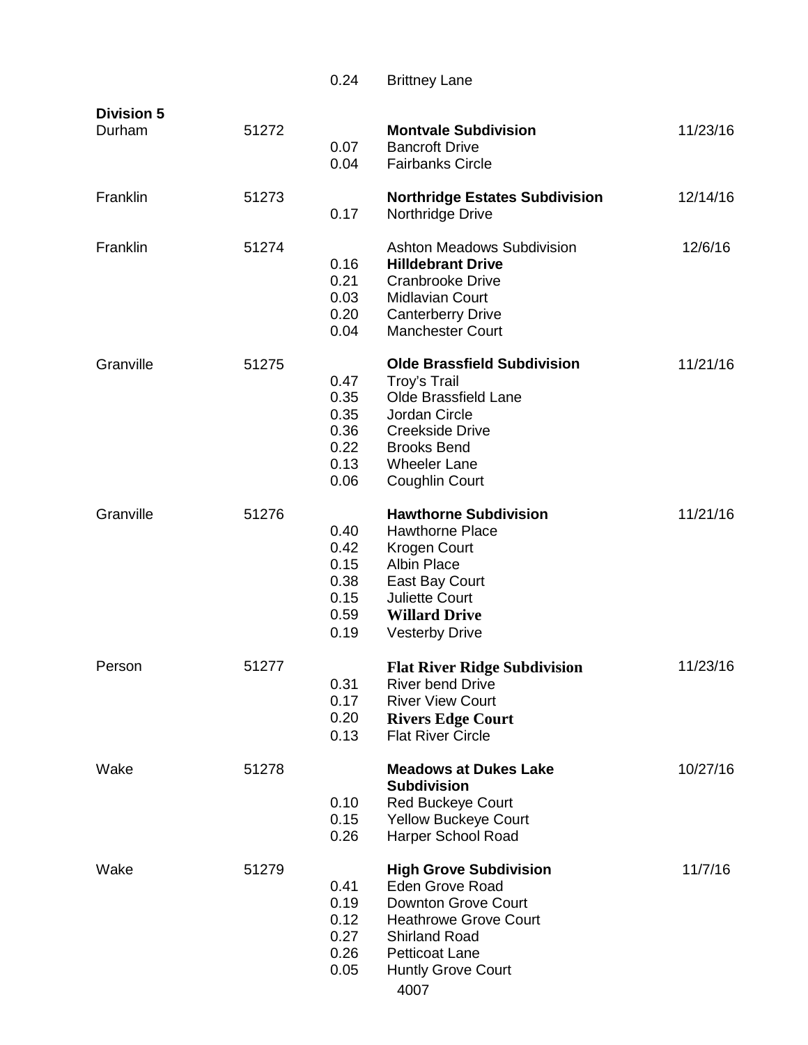| | | 0.24 | Brittney Lane | |
|---|---|---|---|---|
| **Division 5** | | | | |
| Durham | 51272 | | **Montvale Subdivision** | 11/23/16 |
| | | 0.07 | Bancroft Drive | |
| | | 0.04 | Fairbanks Circle | |
| Franklin | 51273 | | **Northridge Estates Subdivision** | 12/14/16 |
| | | 0.17 | Northridge Drive | |
| Franklin | 51274 | | Ashton Meadows Subdivision | 12/6/16 |
| | | 0.16 | **Hilldebrant Drive** | |
| | | 0.21 | Cranbrooke Drive | |
| | | 0.03 | Midlavian Court | |
| | | 0.20 | Canterberry Drive | |
| | | 0.04 | Manchester Court | |
| Granville | 51275 | | **Olde Brassfield Subdivision** | 11/21/16 |
| | | 0.47 | Troy's Trail | |
| | | 0.35 | Olde Brassfield Lane | |
| | | 0.35 | Jordan Circle | |
| | | 0.36 | Creekside Drive | |
| | | 0.22 | Brooks Bend | |
| | | 0.13 | Wheeler Lane | |
| | | 0.06 | Coughlin Court | |
| Granville | 51276 | | **Hawthorne Subdivision** | 11/21/16 |
| | | 0.40 | Hawthorne Place | |
| | | 0.42 | Krogen Court | |
| | | 0.15 | Albin Place | |
| | | 0.38 | East Bay Court | |
| | | 0.15 | Juliette Court | |
| | | 0.59 | **Willard Drive** | |
| | | 0.19 | Vesterby Drive | |
| Person | 51277 | | **Flat River Ridge Subdivision** | 11/23/16 |
| | | 0.31 | River bend Drive | |
| | | 0.17 | River View Court | |
| | | 0.20 | **Rivers Edge Court** | |
| | | 0.13 | Flat River Circle | |
| Wake | 51278 | | **Meadows at Dukes Lake Subdivision** | 10/27/16 |
| | | 0.10 | Red Buckeye Court | |
| | | 0.15 | Yellow Buckeye Court | |
| | | 0.26 | Harper School Road | |
| Wake | 51279 | | **High Grove Subdivision** | 11/7/16 |
| | | 0.41 | Eden Grove Road | |
| | | 0.19 | Downton Grove Court | |
| | | 0.12 | Heathrowe Grove Court | |
| | | 0.27 | Shirland Road | |
| | | 0.26 | Petticoat Lane | |
| | | 0.05 | Huntly Grove Court | |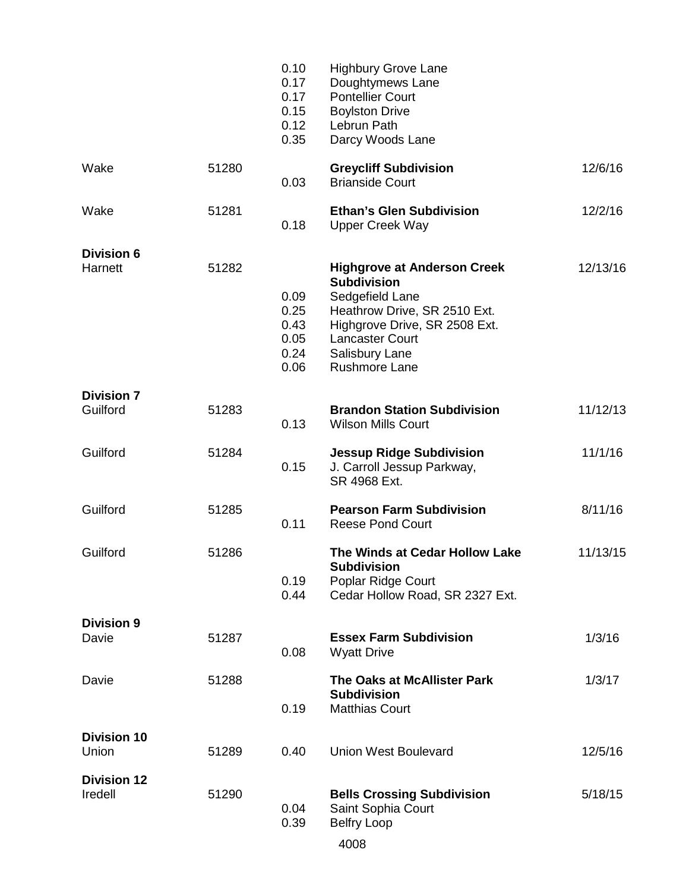| | | | | |
|---|---|---|---|---|
| | | 0.10 | Highbury Grove Lane | |
| | | 0.17 | Doughtymews Lane | |
| | | 0.17 | Pontellier Court | |
| | | 0.15 | Boylston Drive | |
| | | 0.12 | Lebrun Path | |
| | | 0.35 | Darcy Woods Lane | |
| Wake | 51280 | | **Greycliff Subdivision** | 12/6/16 |
| | | 0.03 | Brianside Court | |
| Wake | 51281 | | **Ethan's Glen Subdivision** | 12/2/16 |
| | | 0.18 | Upper Creek Way | |
| **Division 6** | | | | |
| Harnett | 51282 | | **Highgrove at Anderson Creek Subdivision** | 12/13/16 |
| | | 0.09 | Sedgefield Lane | |
| | | 0.25 | Heathrow Drive, SR 2510 Ext. | |
| | | 0.43 | Highgrove Drive, SR 2508 Ext. | |
| | | 0.05 | Lancaster Court | |
| | | 0.24 | Salisbury Lane | |
| | | 0.06 | Rushmore Lane | |
| **Division 7** | | | | |
| Guilford | 51283 | | **Brandon Station Subdivision** | 11/12/13 |
| | | 0.13 | Wilson Mills Court | |
| Guilford | 51284 | | **Jessup Ridge Subdivision** | 11/1/16 |
| | | 0.15 | J. Carroll Jessup Parkway, SR 4968 Ext. | |
| Guilford | 51285 | | **Pearson Farm Subdivision** | 8/11/16 |
| | | 0.11 | Reese Pond Court | |
| Guilford | 51286 | | **The Winds at Cedar Hollow Lake Subdivision** | 11/13/15 |
| | | 0.19 | Poplar Ridge Court | |
| | | 0.44 | Cedar Hollow Road, SR 2327 Ext. | |
| **Division 9** | | | | |
| Davie | 51287 | | **Essex Farm Subdivision** | 1/3/16 |
| | | 0.08 | Wyatt Drive | |
| Davie | 51288 | | **The Oaks at McAllister Park Subdivision** | 1/3/17 |
| | | 0.19 | Matthias Court | |
| **Division 10** | | | | |
| Union | 51289 | 0.40 | Union West Boulevard | 12/5/16 |
| **Division 12** | | | | |
| Iredell | 51290 | | **Bells Crossing Subdivision** | 5/18/15 |
| | | 0.04 | Saint Sophia Court | |
| | | 0.39 | Belfry Loop | |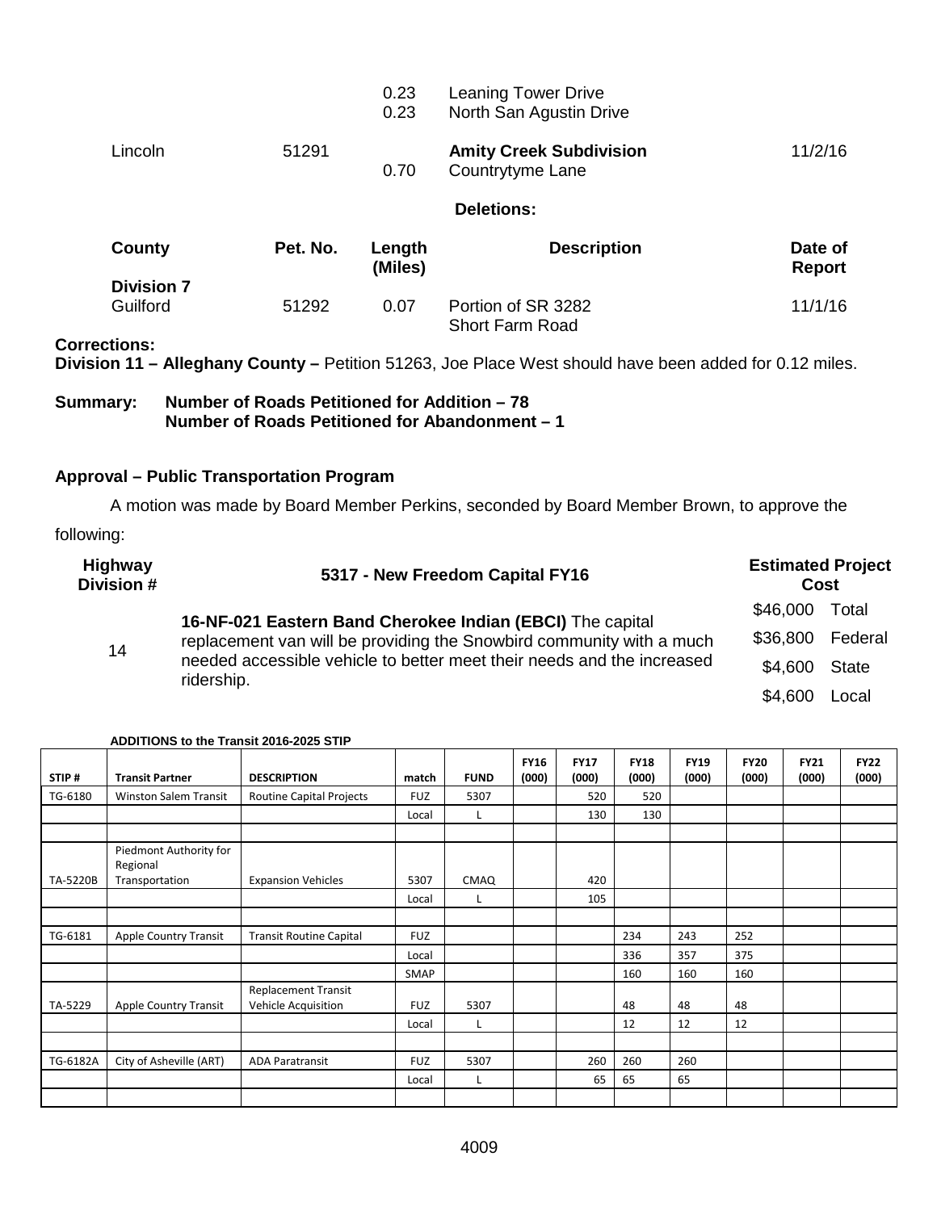| | | 0.23 | Leaning Tower Drive | |
|---|---|---|---|---|
| | | 0.23 | North San Agustin Drive | |
| Lincoln | 51291 | | **Amity Creek Subdivision** | 11/2/16 |
| | | 0.70 | Countrytyme Lane | |

**Deletions:**

| County | Pet. No. | Length (Miles) | Description | Date of Report |
|---|---|---|---|---|
| **Division 7** | | | | |
| Guilford | 51292 | 0.07 | Portion of SR 3282 Short Farm Road | 11/1/16 |

**Corrections:**

**Division 11 – Alleghany County –** Petition 51263, Joe Place West should have been added for 0.12 miles.

**Summary: Number of Roads Petitioned for Addition – 78**
**Number of Roads Petitioned for Abandonment – 1**

### Approval – Public Transportation Program

A motion was made by Board Member Perkins, seconded by Board Member Brown, to approve the following:

| Highway Division # | 5317 - New Freedom Capital FY16 | Estimated Project Cost |
|---|---|---|
| 14 | **16-NF-021 Eastern Band Cherokee Indian (EBCI)** The capital replacement van will be providing the Snowbird community with a much needed accessible vehicle to better meet their needs and the increased ridership. | $46,000 Total<br>$36,800 Federal<br>$4,600 State<br>$4,600 Local |

**ADDITIONS to the Transit 2016-2025 STIP**

| STIP # | Transit Partner | DESCRIPTION | match | FUND | FY16 (000) | FY17 (000) | FY18 (000) | FY19 (000) | FY20 (000) | FY21 (000) | FY22 (000) |
|---|---|---|---|---|---|---|---|---|---|---|---|
| TG-6180 | Winston Salem Transit | Routine Capital Projects | FUZ | 5307 | | 520 | 520 | | | | |
| | | | Local | L | | 130 | 130 | | | | |
| | | | | | | | | | | | |
| TA-5220B | Piedmont Authority for Regional Transportation | Expansion Vehicles | 5307 | CMAQ | | 420 | | | | | |
| | | | Local | L | | 105 | | | | | |
| | | | | | | | | | | | |
| TG-6181 | Apple Country Transit | Transit Routine Capital | FUZ | | | | 234 | 243 | 252 | | |
| | | | Local | | | | 336 | 357 | 375 | | |
| | | | SMAP | | | | 160 | 160 | 160 | | |
| TA-5229 | Apple Country Transit | Replacement Transit Vehicle Acquisition | FUZ | 5307 | | | 48 | 48 | 48 | | |
| | | | Local | L | | | 12 | 12 | 12 | | |
| | | | | | | | | | | | |
| TG-6182A | City of Asheville (ART) | ADA Paratransit | FUZ | 5307 | | 260 | 260 | 260 | | | |
| | | | Local | L | | 65 | 65 | 65 | | | |
| | | | | | | | | | | | |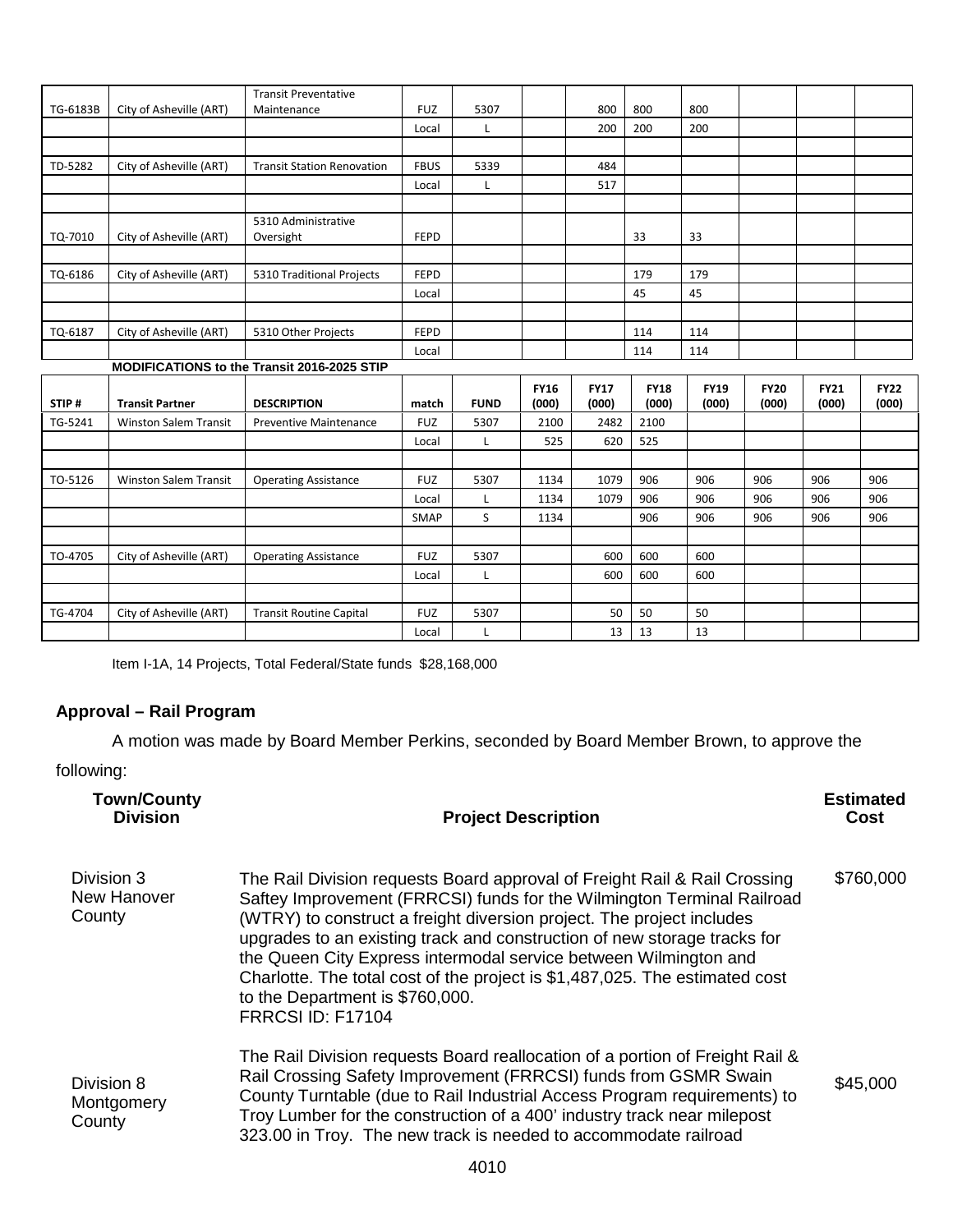| | | | | | | | | | | | |
|---|---|---|---|---|---|---|---|---|---|---|---|
| TG-6183B | City of Asheville (ART) | Transit Preventative Maintenance | FUZ | 5307 | | 800 | 800 | 800 | | | |
| | | | Local | L | | 200 | 200 | 200 | | | |
| | | | | | | | | | | | |
| TD-5282 | City of Asheville (ART) | Transit Station Renovation | FBUS | 5339 | | 484 | | | | | |
| | | | Local | L | | 517 | | | | | |
| | | | | | | | | | | | |
| TQ-7010 | City of Asheville (ART) | 5310 Administrative Oversight | FEPD | | | | 33 | 33 | | | |
| | | | | | | | | | | | |
| TQ-6186 | City of Asheville (ART) | 5310 Traditional Projects | FEPD | | | | 179 | 179 | | | |
| | | | Local | | | | 45 | 45 | | | |
| | | | | | | | | | | | |
| TQ-6187 | City of Asheville (ART) | 5310 Other Projects | FEPD | | | | 114 | 114 | | | |
| | | | Local | | | | 114 | 114 | | | |

**MODIFICATIONS to the Transit 2016-2025 STIP**

| STIP # | Transit Partner | DESCRIPTION | match | FUND | FY16 (000) | FY17 (000) | FY18 (000) | FY19 (000) | FY20 (000) | FY21 (000) | FY22 (000) |
|---|---|---|---|---|---|---|---|---|---|---|---|
| TG-5241 | Winston Salem Transit | Preventive Maintenance | FUZ | 5307 | 2100 | 2482 | 2100 | | | | |
| | | | Local | L | 525 | 620 | 525 | | | | |
| | | | | | | | | | | | |
| TO-5126 | Winston Salem Transit | Operating Assistance | FUZ | 5307 | 1134 | 1079 | 906 | 906 | 906 | 906 | 906 |
| | | | Local | L | 1134 | 1079 | 906 | 906 | 906 | 906 | 906 |
| | | | SMAP | S | 1134 | | 906 | 906 | 906 | 906 | 906 |
| | | | | | | | | | | | |
| TO-4705 | City of Asheville (ART) | Operating Assistance | FUZ | 5307 | | 600 | 600 | 600 | | | |
| | | | Local | L | | 600 | 600 | 600 | | | |
| | | | | | | | | | | | |
| TG-4704 | City of Asheville (ART) | Transit Routine Capital | FUZ | 5307 | | 50 | 50 | 50 | | | |
| | | | Local | L | | 13 | 13 | 13 | | | |

Item I-1A, 14 Projects, Total Federal/State funds $28,168,000

## Approval – Rail Program

A motion was made by Board Member Perkins, seconded by Board Member Brown, to approve the following:

| Town/County Division | Project Description | Estimated Cost |
|---|---|---|
| Division 3 New Hanover County | The Rail Division requests Board approval of Freight Rail & Rail Crossing Saftey Improvement (FRRCSI) funds for the Wilmington Terminal Railroad (WTRY) to construct a freight diversion project. The project includes upgrades to an existing track and construction of new storage tracks for the Queen City Express intermodal service between Wilmington and Charlotte. The total cost of the project is $1,487,025. The estimated cost to the Department is $760,000. FRRCSI ID: F17104 | $760,000 |
| Division 8 Montgomery County | The Rail Division requests Board reallocation of a portion of Freight Rail & Rail Crossing Safety Improvement (FRRCSI) funds from GSMR Swain County Turntable (due to Rail Industrial Access Program requirements) to Troy Lumber for the construction of a 400' industry track near milepost 323.00 in Troy. The new track is needed to accommodate railroad | $45,000 |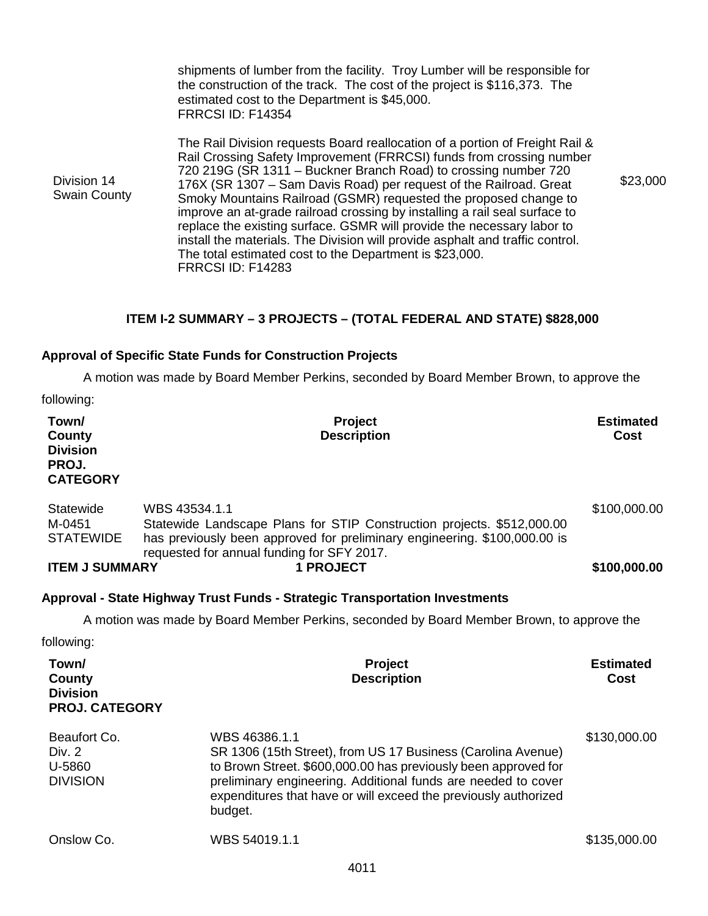| | | |
|---|---|---|
| | shipments of lumber from the facility. Troy Lumber will be responsible for the construction of the track. The cost of the project is $116,373. The estimated cost to the Department is $45,000.<br>FRRCSI ID: F14354 | |
| Division 14<br>Swain County | The Rail Division requests Board reallocation of a portion of Freight Rail & Rail Crossing Safety Improvement (FRRCSI) funds from crossing number 720 219G (SR 1311 – Buckner Branch Road) to crossing number 720 176X (SR 1307 – Sam Davis Road) per request of the Railroad. Great Smoky Mountains Railroad (GSMR) requested the proposed change to improve an at-grade railroad crossing by installing a rail seal surface to replace the existing surface. GSMR will provide the necessary labor to install the materials. The Division will provide asphalt and traffic control. The total estimated cost to the Department is $23,000.<br>FRRCSI ID: F14283 | $23,000 |

**ITEM I-2 SUMMARY – 3 PROJECTS – (TOTAL FEDERAL AND STATE) $828,000**

**Approval of Specific State Funds for Construction Projects**

A motion was made by Board Member Perkins, seconded by Board Member Brown, to approve the following:

| Town/ County Division PROJ. CATEGORY | Project Description | Estimated Cost |
|---|---|---|
| Statewide<br>M-0451<br>STATEWIDE | WBS 43534.1.1<br>Statewide Landscape Plans for STIP Construction projects. $512,000.00 has previously been approved for preliminary engineering. $100,000.00 is requested for annual funding for SFY 2017. | $100,000.00 |
| **ITEM J SUMMARY** | **1 PROJECT** | **$100,000.00** |

**Approval - State Highway Trust Funds - Strategic Transportation Investments**

A motion was made by Board Member Perkins, seconded by Board Member Brown, to approve the following:

| Town/ County Division PROJ. CATEGORY | Project Description | Estimated Cost |
|---|---|---|
| Beaufort Co.<br>Div. 2<br>U-5860<br>DIVISION | WBS 46386.1.1<br>SR 1306 (15th Street), from US 17 Business (Carolina Avenue) to Brown Street. $600,000.00 has previously been approved for preliminary engineering. Additional funds are needed to cover expenditures that have or will exceed the previously authorized budget. | $130,000.00 |
| Onslow Co. | WBS 54019.1.1 | $135,000.00 |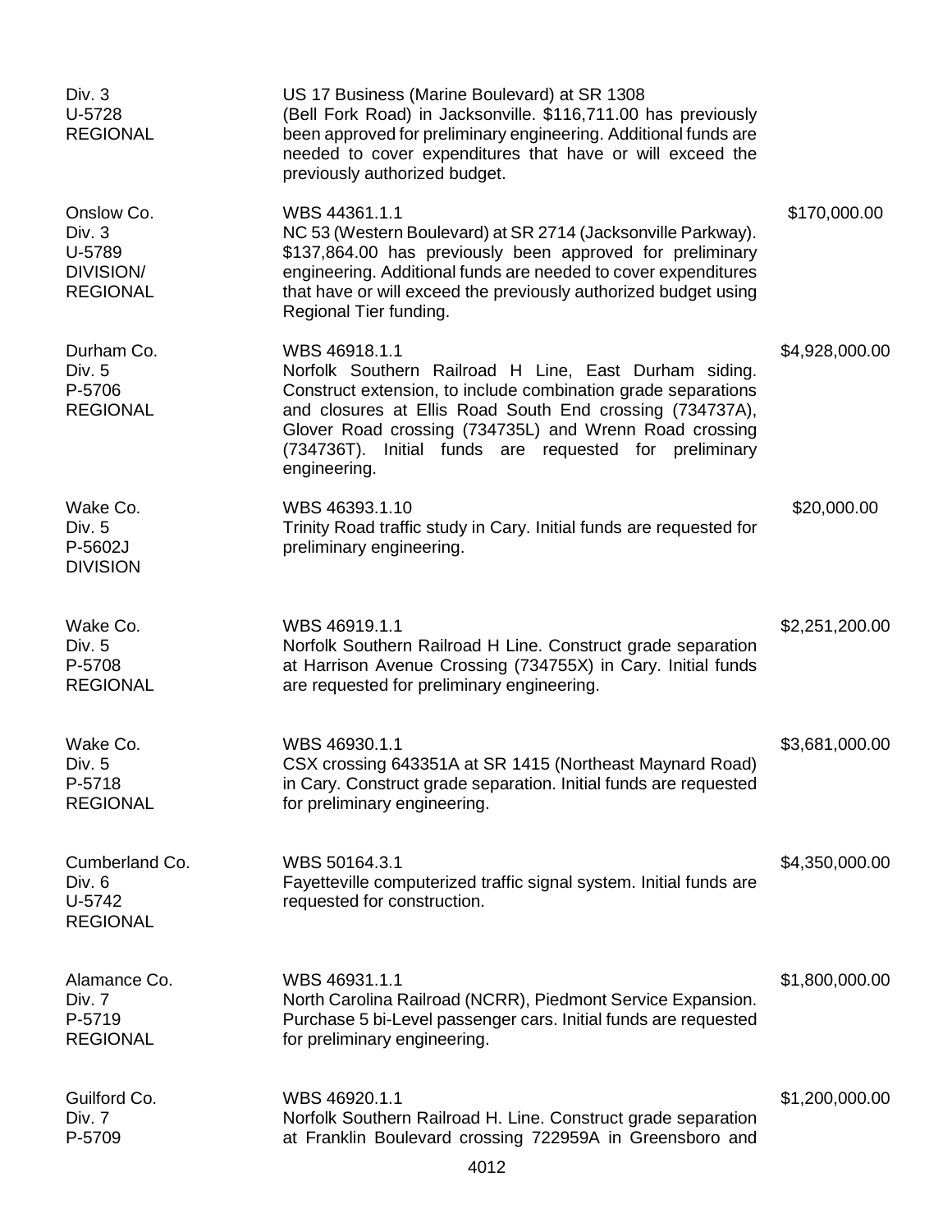| | | |
|---|---|---|
| Div. 3<br>U-5728<br>REGIONAL | US 17 Business (Marine Boulevard) at SR 1308 (Bell Fork Road) in Jacksonville. \$116,711.00 has previously been approved for preliminary engineering. Additional funds are needed to cover expenditures that have or will exceed the previously authorized budget. | |
| Onslow Co.<br>Div. 3<br>U-5789<br>DIVISION/<br>REGIONAL | WBS 44361.1.1<br>NC 53 (Western Boulevard) at SR 2714 (Jacksonville Parkway). \$137,864.00 has previously been approved for preliminary engineering. Additional funds are needed to cover expenditures that have or will exceed the previously authorized budget using Regional Tier funding. | \$170,000.00 |
| Durham Co.<br>Div. 5<br>P-5706<br>REGIONAL | WBS 46918.1.1<br>Norfolk Southern Railroad H Line, East Durham siding. Construct extension, to include combination grade separations and closures at Ellis Road South End crossing (734737A), Glover Road crossing (734735L) and Wrenn Road crossing (734736T). Initial funds are requested for preliminary engineering. | \$4,928,000.00 |
| Wake Co.<br>Div. 5<br>P-5602J<br>DIVISION | WBS 46393.1.10<br>Trinity Road traffic study in Cary. Initial funds are requested for preliminary engineering. | \$20,000.00 |
| Wake Co.<br>Div. 5<br>P-5708<br>REGIONAL | WBS 46919.1.1<br>Norfolk Southern Railroad H Line. Construct grade separation at Harrison Avenue Crossing (734755X) in Cary. Initial funds are requested for preliminary engineering. | \$2,251,200.00 |
| Wake Co.<br>Div. 5<br>P-5718<br>REGIONAL | WBS 46930.1.1<br>CSX crossing 643351A at SR 1415 (Northeast Maynard Road) in Cary. Construct grade separation. Initial funds are requested for preliminary engineering. | \$3,681,000.00 |
| Cumberland Co.<br>Div. 6<br>U-5742<br>REGIONAL | WBS 50164.3.1<br>Fayetteville computerized traffic signal system. Initial funds are requested for construction. | \$4,350,000.00 |
| Alamance Co.<br>Div. 7<br>P-5719<br>REGIONAL | WBS 46931.1.1<br>North Carolina Railroad (NCRR), Piedmont Service Expansion. Purchase 5 bi-Level passenger cars. Initial funds are requested for preliminary engineering. | \$1,800,000.00 |
| Guilford Co.<br>Div. 7<br>P-5709 | WBS 46920.1.1<br>Norfolk Southern Railroad H. Line. Construct grade separation at Franklin Boulevard crossing 722959A in Greensboro and | \$1,200,000.00 |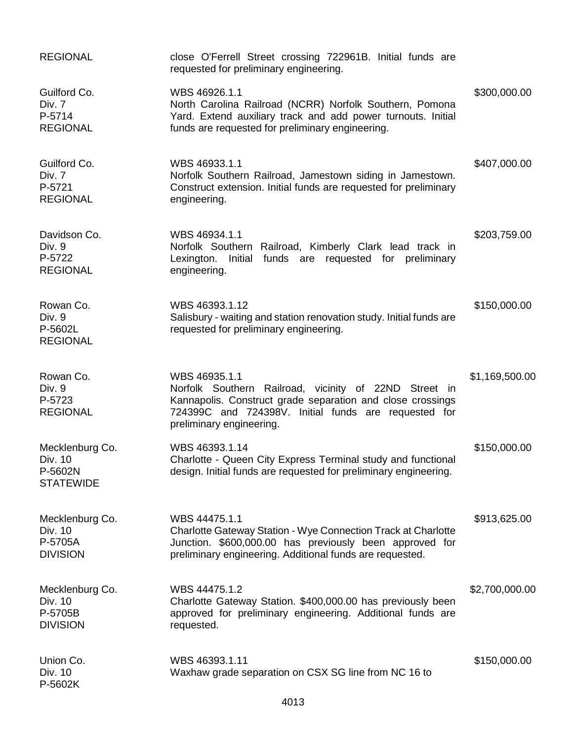| | | |
|---|---|---|
| REGIONAL | close O'Ferrell Street crossing 722961B. Initial funds are requested for preliminary engineering. | |
| Guilford Co.<br>Div. 7<br>P-5714<br>REGIONAL | WBS 46926.1.1<br>North Carolina Railroad (NCRR) Norfolk Southern, Pomona Yard. Extend auxiliary track and add power turnouts. Initial funds are requested for preliminary engineering. | \$300,000.00 |
| Guilford Co.<br>Div. 7<br>P-5721<br>REGIONAL | WBS 46933.1.1<br>Norfolk Southern Railroad, Jamestown siding in Jamestown. Construct extension. Initial funds are requested for preliminary engineering. | \$407,000.00 |
| Davidson Co.<br>Div. 9<br>P-5722<br>REGIONAL | WBS 46934.1.1<br>Norfolk Southern Railroad, Kimberly Clark lead track in Lexington. Initial funds are requested for preliminary engineering. | \$203,759.00 |
| Rowan Co.<br>Div. 9<br>P-5602L<br>REGIONAL | WBS 46393.1.12<br>Salisbury - waiting and station renovation study. Initial funds are requested for preliminary engineering. | \$150,000.00 |
| Rowan Co.<br>Div. 9<br>P-5723<br>REGIONAL | WBS 46935.1.1<br>Norfolk Southern Railroad, vicinity of 22ND Street in Kannapolis. Construct grade separation and close crossings 724399C and 724398V. Initial funds are requested for preliminary engineering. | \$1,169,500.00 |
| Mecklenburg Co.<br>Div. 10<br>P-5602N<br>STATEWIDE | WBS 46393.1.14<br>Charlotte - Queen City Express Terminal study and functional design. Initial funds are requested for preliminary engineering. | \$150,000.00 |
| Mecklenburg Co.<br>Div. 10<br>P-5705A<br>DIVISION | WBS 44475.1.1<br>Charlotte Gateway Station - Wye Connection Track at Charlotte Junction. \$600,000.00 has previously been approved for preliminary engineering. Additional funds are requested. | \$913,625.00 |
| Mecklenburg Co.<br>Div. 10<br>P-5705B<br>DIVISION | WBS 44475.1.2<br>Charlotte Gateway Station. \$400,000.00 has previously been approved for preliminary engineering. Additional funds are requested. | \$2,700,000.00 |
| Union Co.<br>Div. 10<br>P-5602K | WBS 46393.1.11<br>Waxhaw grade separation on CSX SG line from NC 16 to | \$150,000.00 |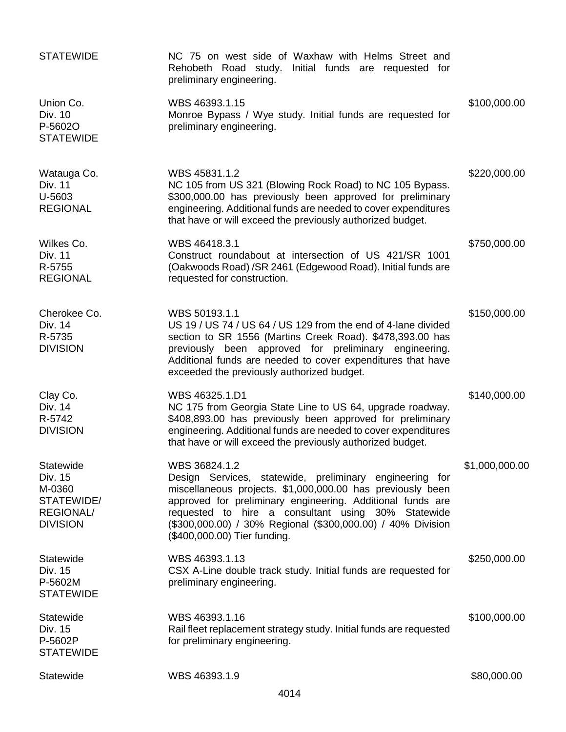| | | |
|---|---|---|
| STATEWIDE | NC 75 on west side of Waxhaw with Helms Street and Rehobeth Road study. Initial funds are requested for preliminary engineering. | |
| Union Co.<br>Div. 10<br>P-5602O<br>STATEWIDE | WBS 46393.1.15<br>Monroe Bypass / Wye study. Initial funds are requested for preliminary engineering. | $100,000.00 |
| Watauga Co.<br>Div. 11<br>U-5603<br>REGIONAL | WBS 45831.1.2<br>NC 105 from US 321 (Blowing Rock Road) to NC 105 Bypass. $300,000.00 has previously been approved for preliminary engineering. Additional funds are needed to cover expenditures that have or will exceed the previously authorized budget. | $220,000.00 |
| Wilkes Co.<br>Div. 11<br>R-5755<br>REGIONAL | WBS 46418.3.1<br>Construct roundabout at intersection of US 421/SR 1001 (Oakwoods Road) /SR 2461 (Edgewood Road). Initial funds are requested for construction. | $750,000.00 |
| Cherokee Co.<br>Div. 14<br>R-5735<br>DIVISION | WBS 50193.1.1<br>US 19 / US 74 / US 64 / US 129 from the end of 4-lane divided section to SR 1556 (Martins Creek Road). $478,393.00 has previously been approved for preliminary engineering. Additional funds are needed to cover expenditures that have exceeded the previously authorized budget. | $150,000.00 |
| Clay Co.<br>Div. 14<br>R-5742<br>DIVISION | WBS 46325.1.D1<br>NC 175 from Georgia State Line to US 64, upgrade roadway. $408,893.00 has previously been approved for preliminary engineering. Additional funds are needed to cover expenditures that have or will exceed the previously authorized budget. | $140,000.00 |
| Statewide<br>Div. 15<br>M-0360<br>STATEWIDE/<br>REGIONAL/<br>DIVISION | WBS 36824.1.2<br>Design Services, statewide, preliminary engineering for miscellaneous projects. $1,000,000.00 has previously been approved for preliminary engineering. Additional funds are requested to hire a consultant using 30% Statewide ($300,000.00) / 30% Regional ($300,000.00) / 40% Division ($400,000.00) Tier funding. | $1,000,000.00 |
| Statewide<br>Div. 15<br>P-5602M<br>STATEWIDE | WBS 46393.1.13<br>CSX A-Line double track study. Initial funds are requested for preliminary engineering. | $250,000.00 |
| Statewide<br>Div. 15<br>P-5602P<br>STATEWIDE | WBS 46393.1.16<br>Rail fleet replacement strategy study. Initial funds are requested for preliminary engineering. | $100,000.00 |
| Statewide | WBS 46393.1.9 | $80,000.00 |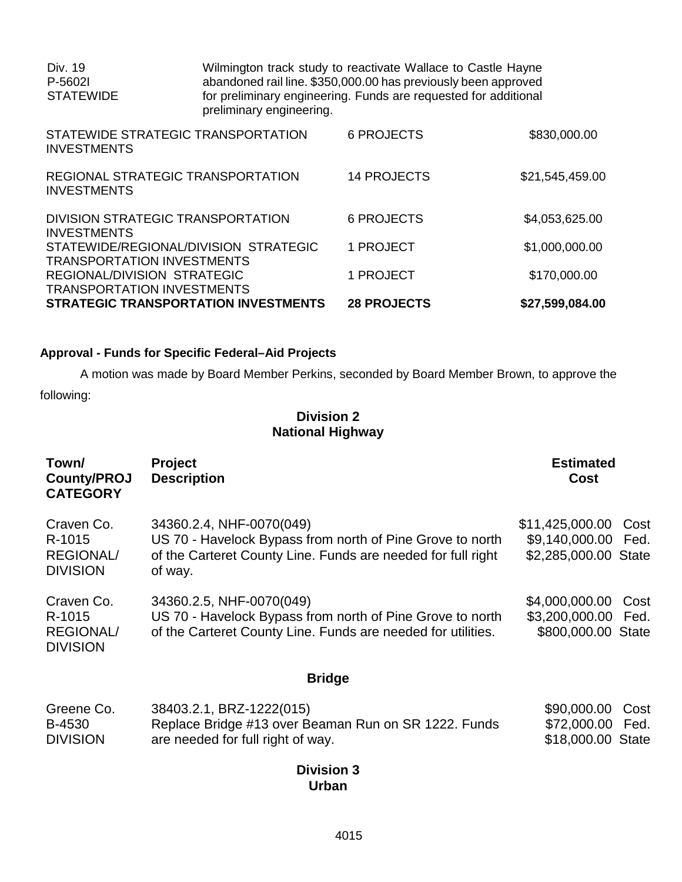| | | |
|---|---|---|
| Div. 19<br>P-5602I<br>STATEWIDE | Wilmington track study to reactivate Wallace to Castle Hayne abandoned rail line. $350,000.00 has previously been approved for preliminary engineering. Funds are requested for additional preliminary engineering. | |

| | | |
|---|---|---|
| STATEWIDE STRATEGIC TRANSPORTATION INVESTMENTS | 6 PROJECTS | $830,000.00 |
| REGIONAL STRATEGIC TRANSPORTATION INVESTMENTS | 14 PROJECTS | $21,545,459.00 |
| DIVISION STRATEGIC TRANSPORTATION INVESTMENTS | 6 PROJECTS | $4,053,625.00 |
| STATEWIDE/REGIONAL/DIVISION STRATEGIC TRANSPORTATION INVESTMENTS | 1 PROJECT | $1,000,000.00 |
| REGIONAL/DIVISION STRATEGIC TRANSPORTATION INVESTMENTS | 1 PROJECT | $170,000.00 |
| **STRATEGIC TRANSPORTATION INVESTMENTS** | **28 PROJECTS** | **$27,599,084.00** |

**Approval - Funds for Specific Federal–Aid Projects**

A motion was made by Board Member Perkins, seconded by Board Member Brown, to approve the following:

**Division 2**
**National Highway**

| Town/ County/PROJ CATEGORY | Project Description | Estimated Cost |
|---|---|---|
| Craven Co.<br>R-1015<br>REGIONAL/ DIVISION | 34360.2.4, NHF-0070(049)<br>US 70 - Havelock Bypass from north of Pine Grove to north of the Carteret County Line. Funds are needed for full right of way. | $11,425,000.00 Cost<br>$9,140,000.00 Fed.<br>$2,285,000.00 State |
| Craven Co.<br>R-1015<br>REGIONAL/ DIVISION | 34360.2.5, NHF-0070(049)<br>US 70 - Havelock Bypass from north of Pine Grove to north of the Carteret County Line. Funds are needed for utilities. | $4,000,000.00 Cost<br>$3,200,000.00 Fed.<br>$800,000.00 State |

**Bridge**

| | | |
|---|---|---|
| Greene Co.<br>B-4530<br>DIVISION | 38403.2.1, BRZ-1222(015)<br>Replace Bridge #13 over Beaman Run on SR 1222. Funds are needed for full right of way. | $90,000.00 Cost<br>$72,000.00 Fed.<br>$18,000.00 State |

**Division 3**
**Urban**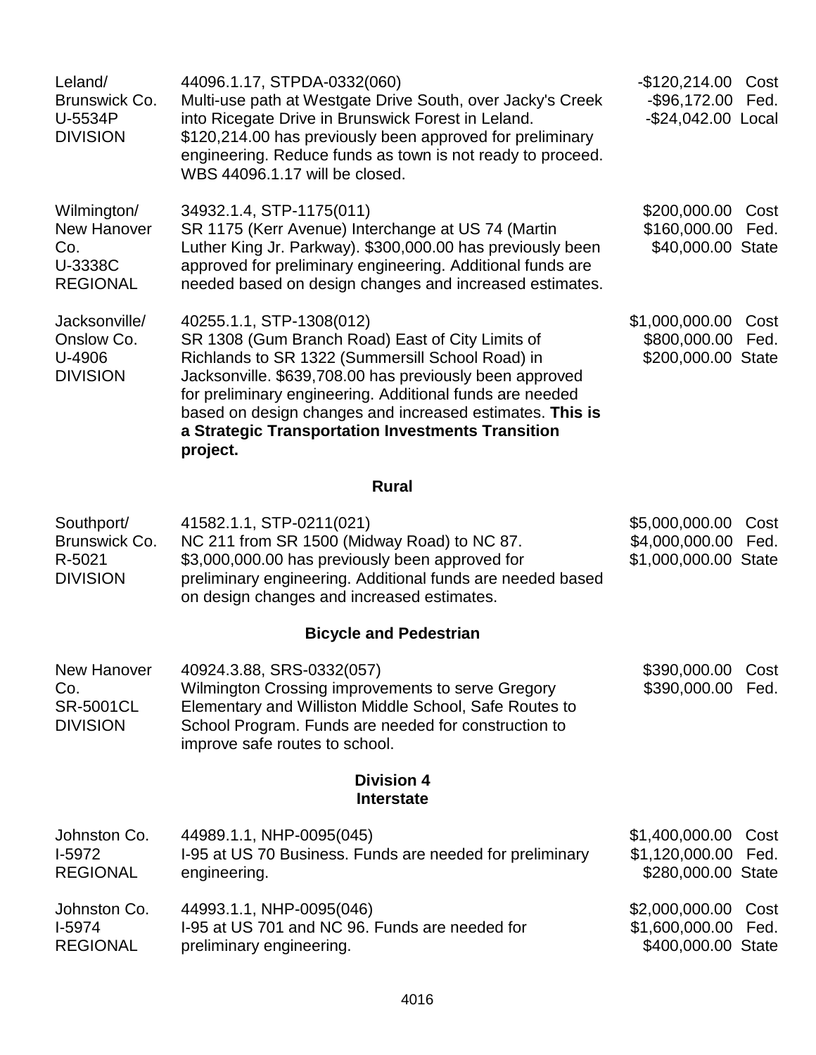| | | |
|---|---|---|
| Leland/ Brunswick Co. U-5534P DIVISION | 44096.1.17, STPDA-0332(060) Multi-use path at Westgate Drive South, over Jacky's Creek into Ricegate Drive in Brunswick Forest in Leland. $120,214.00 has previously been approved for preliminary engineering. Reduce funds as town is not ready to proceed. WBS 44096.1.17 will be closed. | -$120,214.00 Cost -$96,172.00 Fed. -$24,042.00 Local |
| Wilmington/ New Hanover Co. U-3338C REGIONAL | 34932.1.4, STP-1175(011) SR 1175 (Kerr Avenue) Interchange at US 74 (Martin Luther King Jr. Parkway). $300,000.00 has previously been approved for preliminary engineering. Additional funds are needed based on design changes and increased estimates. | $200,000.00 Cost $160,000.00 Fed. $40,000.00 State |
| Jacksonville/ Onslow Co. U-4906 DIVISION | 40255.1.1, STP-1308(012) SR 1308 (Gum Branch Road) East of City Limits of Richlands to SR 1322 (Summersill School Road) in Jacksonville. $639,708.00 has previously been approved for preliminary engineering. Additional funds are needed based on design changes and increased estimates. **This is a Strategic Transportation Investments Transition project.** | $1,000,000.00 Cost $800,000.00 Fed. $200,000.00 State |

**Rural**

| | | |
|---|---|---|
| Southport/ Brunswick Co. R-5021 DIVISION | 41582.1.1, STP-0211(021) NC 211 from SR 1500 (Midway Road) to NC 87. $3,000,000.00 has previously been approved for preliminary engineering. Additional funds are needed based on design changes and increased estimates. | $5,000,000.00 Cost $4,000,000.00 Fed. $1,000,000.00 State |

**Bicycle and Pedestrian**

| | | |
|---|---|---|
| New Hanover Co. SR-5001CL DIVISION | 40924.3.88, SRS-0332(057) Wilmington Crossing improvements to serve Gregory Elementary and Williston Middle School, Safe Routes to School Program. Funds are needed for construction to improve safe routes to school. | $390,000.00 Cost $390,000.00 Fed. |

**Division 4**
**Interstate**

| | | |
|---|---|---|
| Johnston Co. I-5972 REGIONAL | 44989.1.1, NHP-0095(045) I-95 at US 70 Business. Funds are needed for preliminary engineering. | $1,400,000.00 Cost $1,120,000.00 Fed. $280,000.00 State |
| Johnston Co. I-5974 REGIONAL | 44993.1.1, NHP-0095(046) I-95 at US 701 and NC 96. Funds are needed for preliminary engineering. | $2,000,000.00 Cost $1,600,000.00 Fed. $400,000.00 State |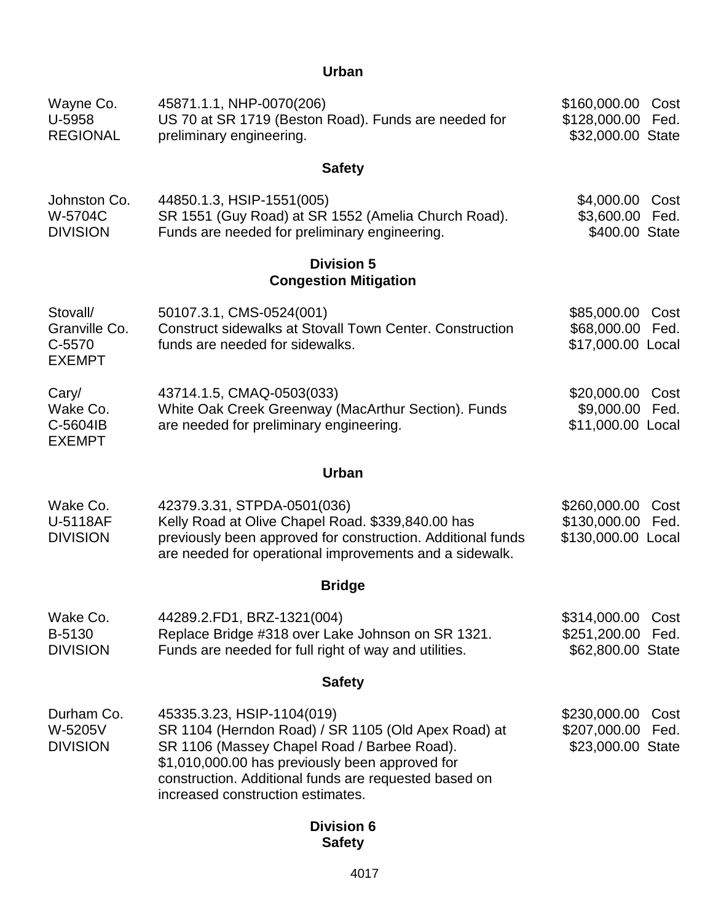## Urban

| | | |
|---|---|---|
| Wayne Co.<br>U-5958<br>REGIONAL | 45871.1.1, NHP-0070(206)<br>US 70 at SR 1719 (Beston Road). Funds are needed for preliminary engineering. | $160,000.00 Cost<br>$128,000.00 Fed.<br>$32,000.00 State |

## Safety

| | | |
|---|---|---|
| Johnston Co.<br>W-5704C<br>DIVISION | 44850.1.3, HSIP-1551(005)<br>SR 1551 (Guy Road) at SR 1552 (Amelia Church Road). Funds are needed for preliminary engineering. | $4,000.00 Cost<br>$3,600.00 Fed.<br>$400.00 State |

## Division 5
## Congestion Mitigation

| | | |
|---|---|---|
| Stovall/<br>Granville Co.<br>C-5570<br>EXEMPT | 50107.3.1, CMS-0524(001)<br>Construct sidewalks at Stovall Town Center. Construction funds are needed for sidewalks. | $85,000.00 Cost<br>$68,000.00 Fed.<br>$17,000.00 Local |
| Cary/<br>Wake Co.<br>C-5604IB<br>EXEMPT | 43714.1.5, CMAQ-0503(033)<br>White Oak Creek Greenway (MacArthur Section). Funds are needed for preliminary engineering. | $20,000.00 Cost<br>$9,000.00 Fed.<br>$11,000.00 Local |

## Urban

| | | |
|---|---|---|
| Wake Co.<br>U-5118AF<br>DIVISION | 42379.3.31, STPDA-0501(036)<br>Kelly Road at Olive Chapel Road. $339,840.00 has previously been approved for construction. Additional funds are needed for operational improvements and a sidewalk. | $260,000.00 Cost<br>$130,000.00 Fed.<br>$130,000.00 Local |

## Bridge

| | | |
|---|---|---|
| Wake Co.<br>B-5130<br>DIVISION | 44289.2.FD1, BRZ-1321(004)<br>Replace Bridge #318 over Lake Johnson on SR 1321. Funds are needed for full right of way and utilities. | $314,000.00 Cost<br>$251,200.00 Fed.<br>$62,800.00 State |

## Safety

| | | |
|---|---|---|
| Durham Co.<br>W-5205V<br>DIVISION | 45335.3.23, HSIP-1104(019)<br>SR 1104 (Herndon Road) / SR 1105 (Old Apex Road) at SR 1106 (Massey Chapel Road / Barbee Road). $1,010,000.00 has previously been approved for construction. Additional funds are requested based on increased construction estimates. | $230,000.00 Cost<br>$207,000.00 Fed.<br>$23,000.00 State |

## Division 6
## Safety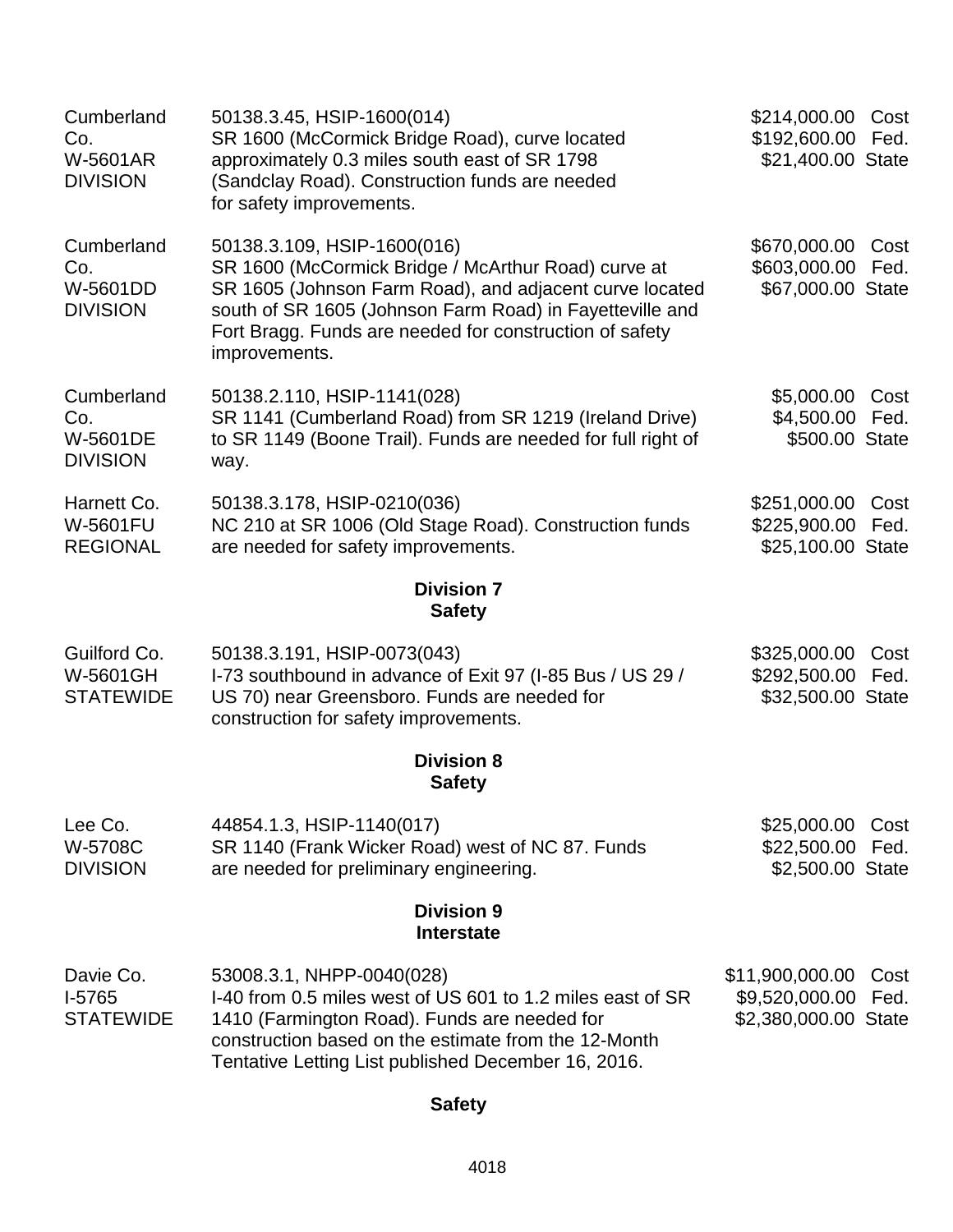| | | |
|---|---|---|
| Cumberland Co.<br>W-5601AR<br>DIVISION | 50138.3.45, HSIP-1600(014)<br>SR 1600 (McCormick Bridge Road), curve located approximately 0.3 miles south east of SR 1798 (Sandclay Road). Construction funds are needed for safety improvements. | $214,000.00 Cost<br>$192,600.00 Fed.<br>$21,400.00 State |
| Cumberland Co.<br>W-5601DD<br>DIVISION | 50138.3.109, HSIP-1600(016)<br>SR 1600 (McCormick Bridge / McArthur Road) curve at SR 1605 (Johnson Farm Road), and adjacent curve located south of SR 1605 (Johnson Farm Road) in Fayetteville and Fort Bragg. Funds are needed for construction of safety improvements. | $670,000.00 Cost<br>$603,000.00 Fed.<br>$67,000.00 State |
| Cumberland Co.<br>W-5601DE<br>DIVISION | 50138.2.110, HSIP-1141(028)<br>SR 1141 (Cumberland Road) from SR 1219 (Ireland Drive) to SR 1149 (Boone Trail). Funds are needed for full right of way. | $5,000.00 Cost<br>$4,500.00 Fed.<br>$500.00 State |
| Harnett Co.<br>W-5601FU<br>REGIONAL | 50138.3.178, HSIP-0210(036)<br>NC 210 at SR 1006 (Old Stage Road). Construction funds are needed for safety improvements. | $251,000.00 Cost<br>$225,900.00 Fed.<br>$25,100.00 State |

**Division 7**
**Safety**

| | | |
|---|---|---|
| Guilford Co.<br>W-5601GH<br>STATEWIDE | 50138.3.191, HSIP-0073(043)<br>I-73 southbound in advance of Exit 97 (I-85 Bus / US 29 / US 70) near Greensboro. Funds are needed for construction for safety improvements. | $325,000.00 Cost<br>$292,500.00 Fed.<br>$32,500.00 State |

**Division 8**
**Safety**

| | | |
|---|---|---|
| Lee Co.<br>W-5708C<br>DIVISION | 44854.1.3, HSIP-1140(017)<br>SR 1140 (Frank Wicker Road) west of NC 87. Funds are needed for preliminary engineering. | $25,000.00 Cost<br>$22,500.00 Fed.<br>$2,500.00 State |

**Division 9**
**Interstate**

| | | |
|---|---|---|
| Davie Co.<br>I-5765<br>STATEWIDE | 53008.3.1, NHPP-0040(028)<br>I-40 from 0.5 miles west of US 601 to 1.2 miles east of SR 1410 (Farmington Road). Funds are needed for construction based on the estimate from the 12-Month Tentative Letting List published December 16, 2016. | $11,900,000.00 Cost<br>$9,520,000.00 Fed.<br>$2,380,000.00 State |

**Safety**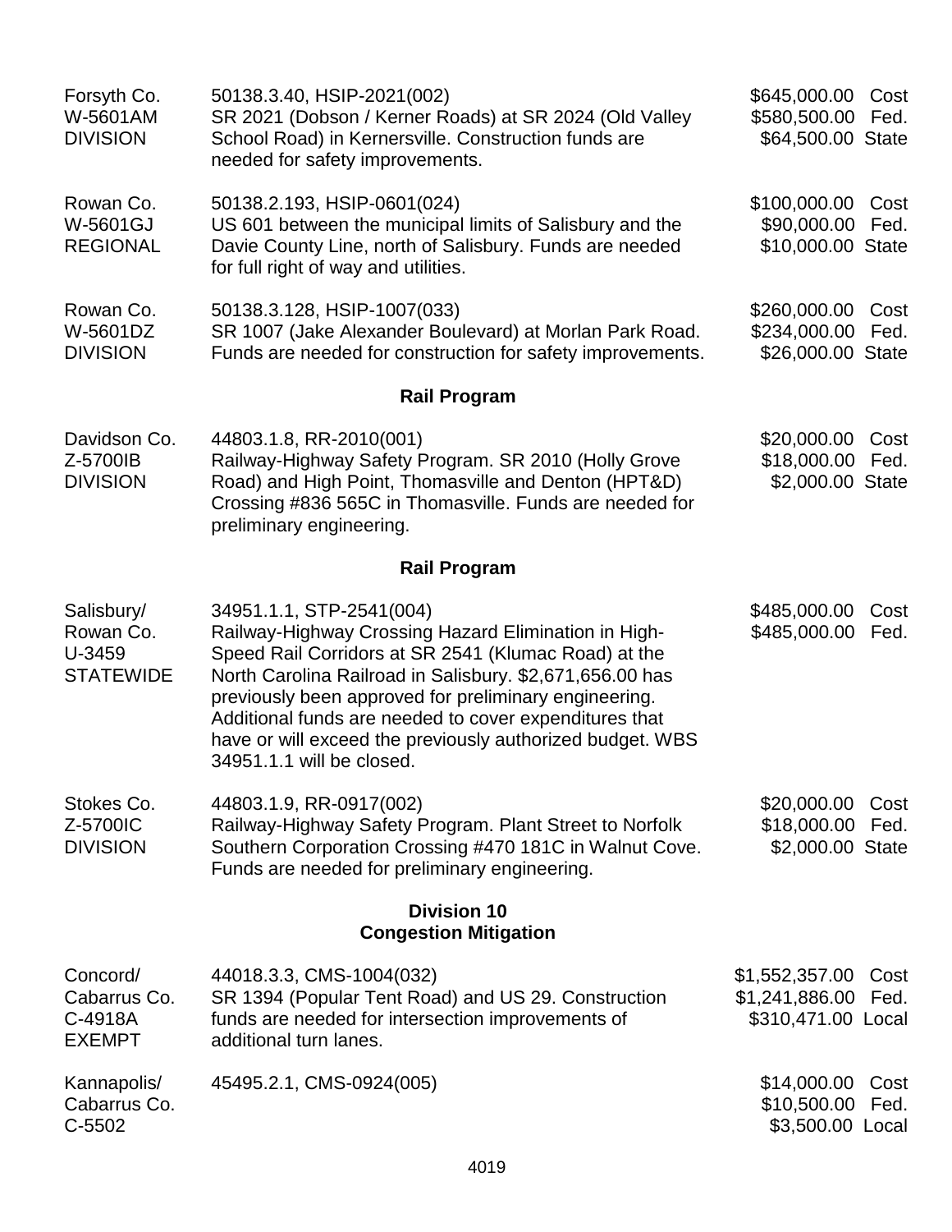| | | |
|---|---|---|
| Forsyth Co.<br>W-5601AM<br>DIVISION | 50138.3.40, HSIP-2021(002)<br>SR 2021 (Dobson / Kerner Roads) at SR 2024 (Old Valley School Road) in Kernersville. Construction funds are needed for safety improvements. | $645,000.00 Cost<br>$580,500.00 Fed.<br>$64,500.00 State |
| Rowan Co.<br>W-5601GJ<br>REGIONAL | 50138.2.193, HSIP-0601(024)<br>US 601 between the municipal limits of Salisbury and the Davie County Line, north of Salisbury. Funds are needed for full right of way and utilities. | $100,000.00 Cost<br>$90,000.00 Fed.<br>$10,000.00 State |
| Rowan Co.<br>W-5601DZ<br>DIVISION | 50138.3.128, HSIP-1007(033)<br>SR 1007 (Jake Alexander Boulevard) at Morlan Park Road. Funds are needed for construction for safety improvements. | $260,000.00 Cost<br>$234,000.00 Fed.<br>$26,000.00 State |

### Rail Program

| | | |
|---|---|---|
| Davidson Co.<br>Z-5700IB<br>DIVISION | 44803.1.8, RR-2010(001)<br>Railway-Highway Safety Program. SR 2010 (Holly Grove Road) and High Point, Thomasville and Denton (HPT&D) Crossing #836 565C in Thomasville. Funds are needed for preliminary engineering. | $20,000.00 Cost<br>$18,000.00 Fed.<br>$2,000.00 State |

### Rail Program

| | | |
|---|---|---|
| Salisbury/<br>Rowan Co.<br>U-3459<br>STATEWIDE | 34951.1.1, STP-2541(004)<br>Railway-Highway Crossing Hazard Elimination in High-Speed Rail Corridors at SR 2541 (Klumac Road) at the North Carolina Railroad in Salisbury. $2,671,656.00 has previously been approved for preliminary engineering. Additional funds are needed to cover expenditures that have or will exceed the previously authorized budget. WBS 34951.1.1 will be closed. | $485,000.00 Cost<br>$485,000.00 Fed. |
| Stokes Co.<br>Z-5700IC<br>DIVISION | 44803.1.9, RR-0917(002)<br>Railway-Highway Safety Program. Plant Street to Norfolk Southern Corporation Crossing #470 181C in Walnut Cove. Funds are needed for preliminary engineering. | $20,000.00 Cost<br>$18,000.00 Fed.<br>$2,000.00 State |

## Division 10
### Congestion Mitigation

| | | |
|---|---|---|
| Concord/<br>Cabarrus Co.<br>C-4918A<br>EXEMPT | 44018.3.3, CMS-1004(032)<br>SR 1394 (Popular Tent Road) and US 29. Construction funds are needed for intersection improvements of additional turn lanes. | $1,552,357.00 Cost<br>$1,241,886.00 Fed.<br>$310,471.00 Local |
| Kannapolis/<br>Cabarrus Co.<br>C-5502 | 45495.2.1, CMS-0924(005) | $14,000.00 Cost<br>$10,500.00 Fed.<br>$3,500.00 Local |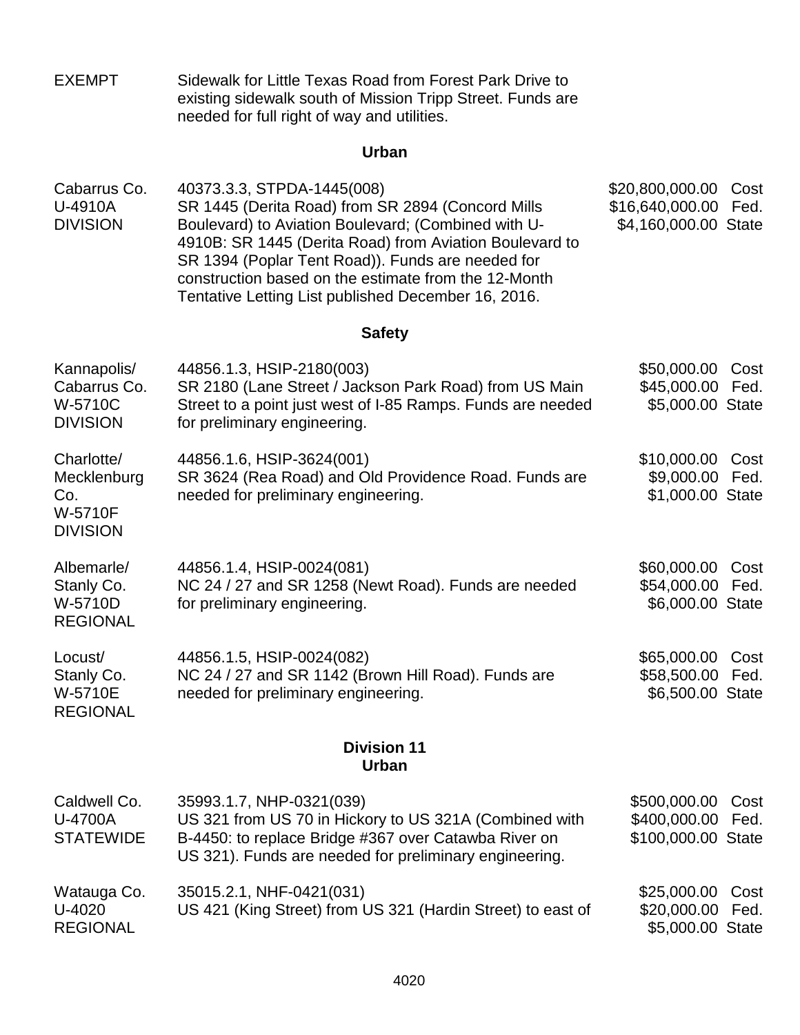| | | |
|---|---|---|
| EXEMPT | Sidewalk for Little Texas Road from Forest Park Drive to existing sidewalk south of Mission Tripp Street. Funds are needed for full right of way and utilities. | |

### Urban

| | | |
|---|---|---|
| Cabarrus Co.<br>U-4910A<br>DIVISION | 40373.3.3, STPDA-1445(008)<br>SR 1445 (Derita Road) from SR 2894 (Concord Mills Boulevard) to Aviation Boulevard; (Combined with U-4910B: SR 1445 (Derita Road) from Aviation Boulevard to SR 1394 (Poplar Tent Road)). Funds are needed for construction based on the estimate from the 12-Month Tentative Letting List published December 16, 2016. | \$20,800,000.00 Cost<br>\$16,640,000.00 Fed.<br>\$4,160,000.00 State |

### Safety

| | | |
|---|---|---|
| Kannapolis/<br>Cabarrus Co.<br>W-5710C<br>DIVISION | 44856.1.3, HSIP-2180(003)<br>SR 2180 (Lane Street / Jackson Park Road) from US Main Street to a point just west of I-85 Ramps. Funds are needed for preliminary engineering. | \$50,000.00 Cost<br>\$45,000.00 Fed.<br>\$5,000.00 State |
| Charlotte/<br>Mecklenburg Co.<br>W-5710F<br>DIVISION | 44856.1.6, HSIP-3624(001)<br>SR 3624 (Rea Road) and Old Providence Road. Funds are needed for preliminary engineering. | \$10,000.00 Cost<br>\$9,000.00 Fed.<br>\$1,000.00 State |
| Albemarle/<br>Stanly Co.<br>W-5710D<br>REGIONAL | 44856.1.4, HSIP-0024(081)<br>NC 24 / 27 and SR 1258 (Newt Road). Funds are needed for preliminary engineering. | \$60,000.00 Cost<br>\$54,000.00 Fed.<br>\$6,000.00 State |
| Locust/<br>Stanly Co.<br>W-5710E<br>REGIONAL | 44856.1.5, HSIP-0024(082)<br>NC 24 / 27 and SR 1142 (Brown Hill Road). Funds are needed for preliminary engineering. | \$65,000.00 Cost<br>\$58,500.00 Fed.<br>\$6,500.00 State |

## Division 11

### Urban

| | | |
|---|---|---|
| Caldwell Co.<br>U-4700A<br>STATEWIDE | 35993.1.7, NHP-0321(039)<br>US 321 from US 70 in Hickory to US 321A (Combined with B-4450: to replace Bridge #367 over Catawba River on US 321). Funds are needed for preliminary engineering. | \$500,000.00 Cost<br>\$400,000.00 Fed.<br>\$100,000.00 State |
| Watauga Co.<br>U-4020<br>REGIONAL | 35015.2.1, NHF-0421(031)<br>US 421 (King Street) from US 321 (Hardin Street) to east of | \$25,000.00 Cost<br>\$20,000.00 Fed.<br>\$5,000.00 State |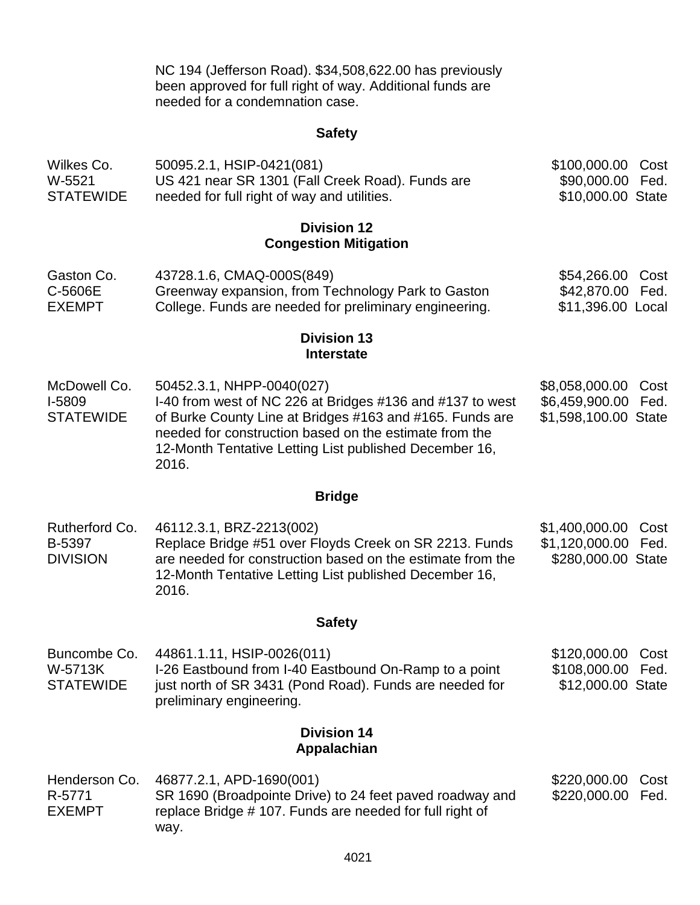NC 194 (Jefferson Road). $34,508,622.00 has previously been approved for full right of way. Additional funds are needed for a condemnation case.

**Safety**

| | | |
|---|---|---|
| Wilkes Co.<br>W-5521<br>STATEWIDE | 50095.2.1, HSIP-0421(081)<br>US 421 near SR 1301 (Fall Creek Road). Funds are needed for full right of way and utilities. | $100,000.00 Cost<br>$90,000.00 Fed.<br>$10,000.00 State |

**Division 12**
**Congestion Mitigation**

| | | |
|---|---|---|
| Gaston Co.<br>C-5606E<br>EXEMPT | 43728.1.6, CMAQ-000S(849)<br>Greenway expansion, from Technology Park to Gaston College. Funds are needed for preliminary engineering. | $54,266.00 Cost<br>$42,870.00 Fed.<br>$11,396.00 Local |

**Division 13**
**Interstate**

| | | |
|---|---|---|
| McDowell Co.<br>I-5809<br>STATEWIDE | 50452.3.1, NHPP-0040(027)<br>I-40 from west of NC 226 at Bridges #136 and #137 to west of Burke County Line at Bridges #163 and #165. Funds are needed for construction based on the estimate from the 12-Month Tentative Letting List published December 16, 2016. | $8,058,000.00 Cost<br>$6,459,900.00 Fed.<br>$1,598,100.00 State |

**Bridge**

| | | |
|---|---|---|
| Rutherford Co.<br>B-5397<br>DIVISION | 46112.3.1, BRZ-2213(002)<br>Replace Bridge #51 over Floyds Creek on SR 2213. Funds are needed for construction based on the estimate from the 12-Month Tentative Letting List published December 16, 2016. | $1,400,000.00 Cost<br>$1,120,000.00 Fed.<br>$280,000.00 State |

**Safety**

| | | |
|---|---|---|
| Buncombe Co.<br>W-5713K<br>STATEWIDE | 44861.1.11, HSIP-0026(011)<br>I-26 Eastbound from I-40 Eastbound On-Ramp to a point just north of SR 3431 (Pond Road). Funds are needed for preliminary engineering. | $120,000.00 Cost<br>$108,000.00 Fed.<br>$12,000.00 State |

**Division 14**
**Appalachian**

| | | |
|---|---|---|
| Henderson Co.<br>R-5771<br>EXEMPT | 46877.2.1, APD-1690(001)<br>SR 1690 (Broadpointe Drive) to 24 feet paved roadway and replace Bridge # 107. Funds are needed for full right of way. | $220,000.00 Cost<br>$220,000.00 Fed. |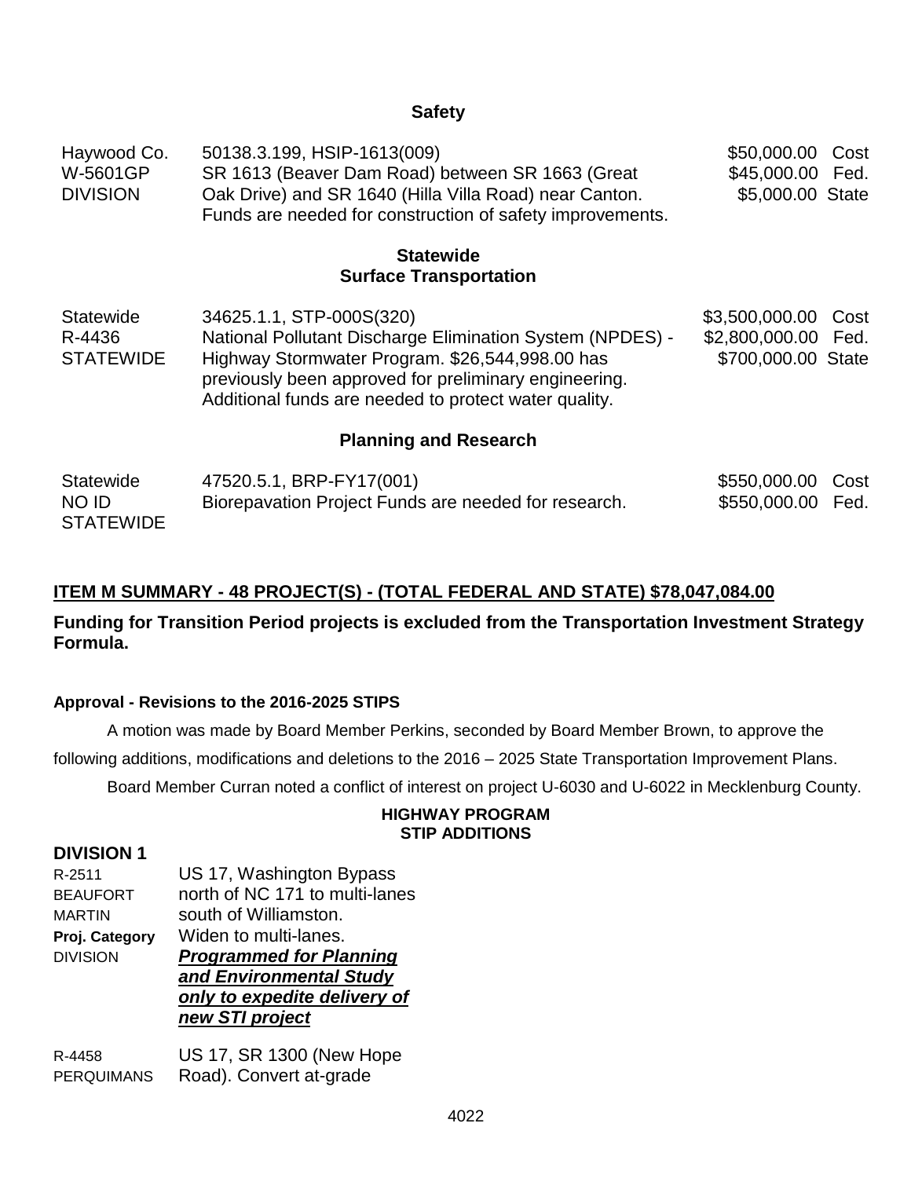### Safety

| | | |
|---|---|---|
| Haywood Co.<br>W-5601GP<br>DIVISION | 50138.3.199, HSIP-1613(009)<br>SR 1613 (Beaver Dam Road) between SR 1663 (Great Oak Drive) and SR 1640 (Hilla Villa Road) near Canton. Funds are needed for construction of safety improvements. | \$50,000.00 Cost<br>\$45,000.00 Fed.<br>\$5,000.00 State |

### Statewide
### Surface Transportation

| | | |
|---|---|---|
| Statewide<br>R-4436<br>STATEWIDE | 34625.1.1, STP-000S(320)<br>National Pollutant Discharge Elimination System (NPDES) - Highway Stormwater Program. \$26,544,998.00 has previously been approved for preliminary engineering. Additional funds are needed to protect water quality. | \$3,500,000.00 Cost<br>\$2,800,000.00 Fed.<br>\$700,000.00 State |

### Planning and Research

| | | |
|---|---|---|
| Statewide<br>NO ID<br>STATEWIDE | 47520.5.1, BRP-FY17(001)<br>Biorepavation Project Funds are needed for research. | \$550,000.00 Cost<br>\$550,000.00 Fed. |

**ITEM M SUMMARY - 48 PROJECT(S) - (TOTAL FEDERAL AND STATE) \$78,047,084.00**

**Funding for Transition Period projects is excluded from the Transportation Investment Strategy Formula.**

**Approval - Revisions to the 2016-2025 STIPS**

A motion was made by Board Member Perkins, seconded by Board Member Brown, to approve the following additions, modifications and deletions to the 2016 – 2025 State Transportation Improvement Plans.

Board Member Curran noted a conflict of interest on project U-6030 and U-6022 in Mecklenburg County.

**HIGHWAY PROGRAM**
**STIP ADDITIONS**

**DIVISION 1**

| | |
|---|---|
| R-2511<br>BEAUFORT<br>MARTIN<br>**Proj. Category**<br>DIVISION | US 17, Washington Bypass north of NC 171 to multi-lanes south of Williamston.<br>Widen to multi-lanes.<br>***Programmed for Planning and Environmental Study only to expedite delivery of new STI project*** |
| R-4458<br>PERQUIMANS | US 17, SR 1300 (New Hope Road). Convert at-grade |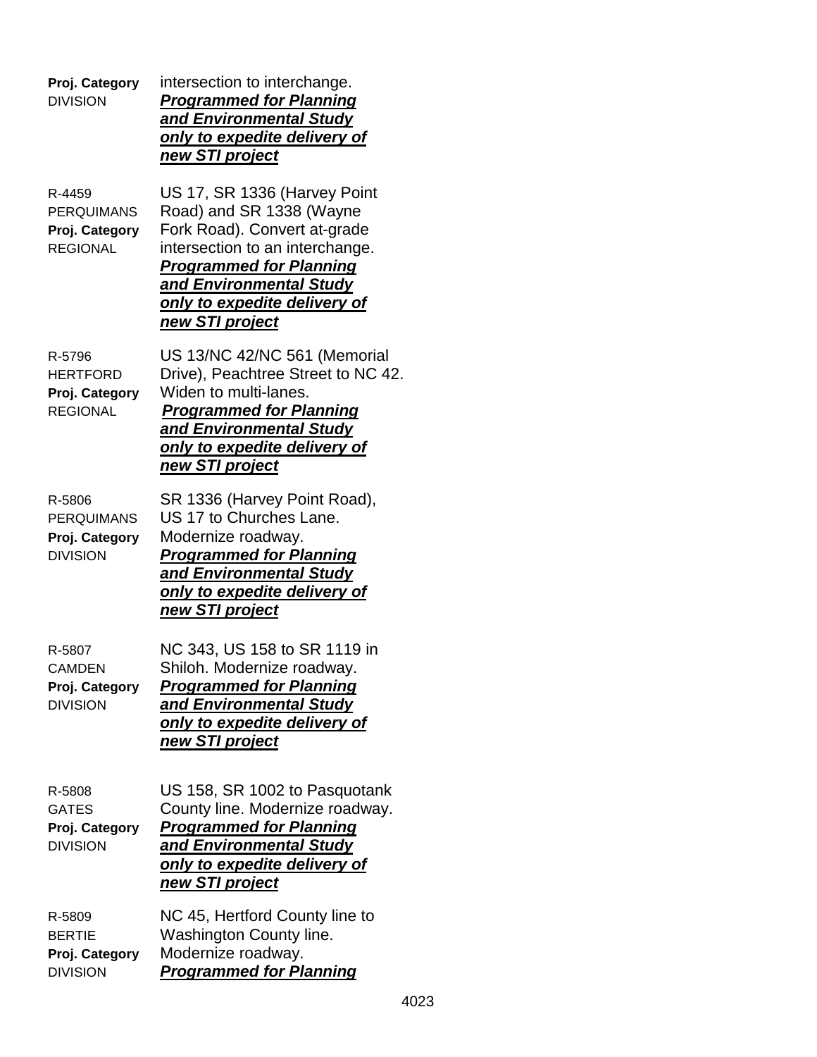| | |
|---|---|
| **Proj. Category**<br>DIVISION | intersection to interchange.<br>***Programmed for Planning and Environmental Study only to expedite delivery of new STI project*** |
| R-4459<br>PERQUIMANS<br>**Proj. Category**<br>REGIONAL | US 17, SR 1336 (Harvey Point Road) and SR 1338 (Wayne Fork Road). Convert at-grade intersection to an interchange.<br>***Programmed for Planning and Environmental Study only to expedite delivery of new STI project*** |
| R-5796<br>HERTFORD<br>**Proj. Category**<br>REGIONAL | US 13/NC 42/NC 561 (Memorial Drive), Peachtree Street to NC 42. Widen to multi-lanes.<br>***Programmed for Planning and Environmental Study only to expedite delivery of new STI project*** |
| R-5806<br>PERQUIMANS<br>**Proj. Category**<br>DIVISION | SR 1336 (Harvey Point Road), US 17 to Churches Lane. Modernize roadway.<br>***Programmed for Planning and Environmental Study only to expedite delivery of new STI project*** |
| R-5807<br>CAMDEN<br>**Proj. Category**<br>DIVISION | NC 343, US 158 to SR 1119 in Shiloh. Modernize roadway.<br>***Programmed for Planning and Environmental Study only to expedite delivery of new STI project*** |
| R-5808<br>GATES<br>**Proj. Category**<br>DIVISION | US 158, SR 1002 to Pasquotank County line. Modernize roadway.<br>***Programmed for Planning and Environmental Study only to expedite delivery of new STI project*** |
| R-5809<br>BERTIE<br>**Proj. Category**<br>DIVISION | NC 45, Hertford County line to Washington County line. Modernize roadway.<br>***Programmed for Planning*** |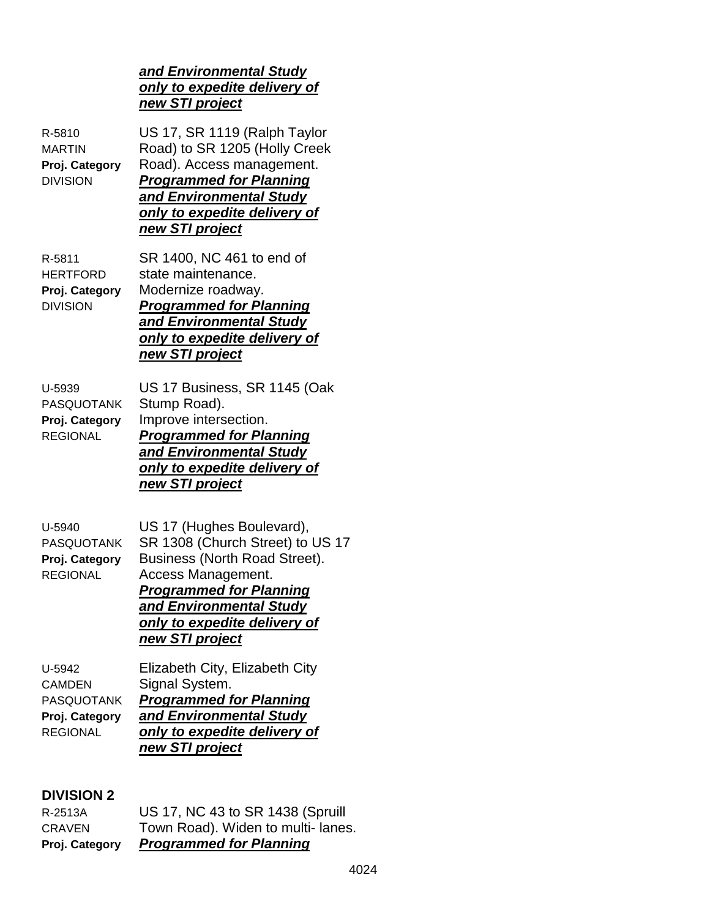***and Environmental Study only to expedite delivery of new STI project***

R-5810
MARTIN
**Proj. Category**
DIVISION

US 17, SR 1119 (Ralph Taylor Road) to SR 1205 (Holly Creek Road). Access management. ***Programmed for Planning and Environmental Study only to expedite delivery of new STI project***

R-5811
HERTFORD
**Proj. Category**
DIVISION

SR 1400, NC 461 to end of state maintenance. Modernize roadway. ***Programmed for Planning and Environmental Study only to expedite delivery of new STI project***

U-5939
PASQUOTANK
**Proj. Category**
REGIONAL

US 17 Business, SR 1145 (Oak Stump Road). Improve intersection. ***Programmed for Planning and Environmental Study only to expedite delivery of new STI project***

U-5940
PASQUOTANK
**Proj. Category**
REGIONAL

US 17 (Hughes Boulevard), SR 1308 (Church Street) to US 17 Business (North Road Street). Access Management. ***Programmed for Planning and Environmental Study only to expedite delivery of new STI project***

U-5942
CAMDEN
PASQUOTANK
**Proj. Category**
REGIONAL

Elizabeth City, Elizabeth City Signal System. ***Programmed for Planning and Environmental Study only to expedite delivery of new STI project***

## DIVISION 2

R-2513A
CRAVEN
**Proj. Category**

US 17, NC 43 to SR 1438 (Spruill Town Road). Widen to multi- lanes. ***Programmed for Planning***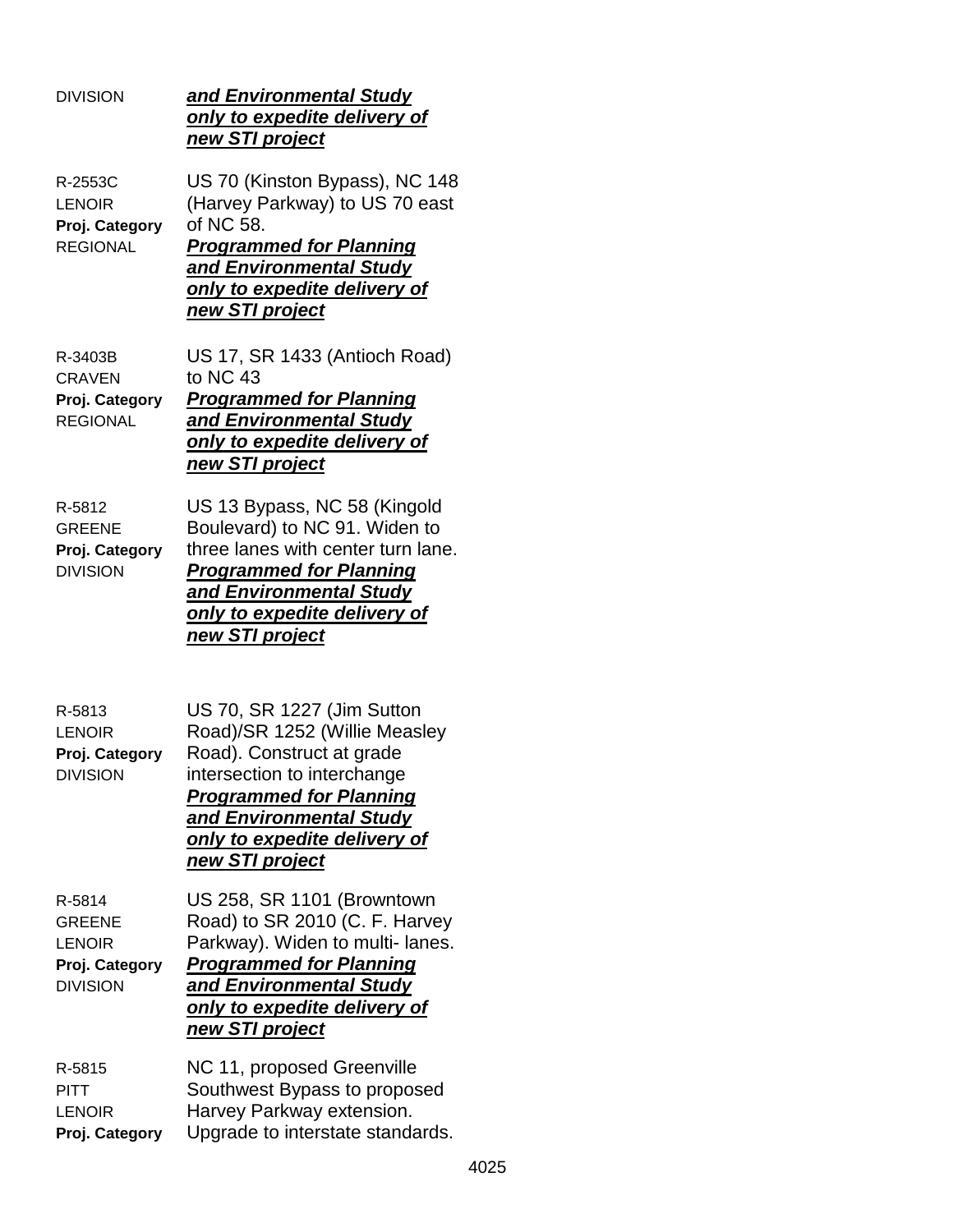DIVISION ***<u>and Environmental Study only to expedite delivery of new STI project</u>***

R-2553C
LENOIR
**Proj. Category**
REGIONAL

US 70 (Kinston Bypass), NC 148 (Harvey Parkway) to US 70 east of NC 58.
***<u>Programmed for Planning and Environmental Study only to expedite delivery of new STI project</u>***

R-3403B
CRAVEN
**Proj. Category**
REGIONAL

US 17, SR 1433 (Antioch Road) to NC 43
***<u>Programmed for Planning and Environmental Study only to expedite delivery of new STI project</u>***

R-5812
GREENE
**Proj. Category**
DIVISION

US 13 Bypass, NC 58 (Kingold Boulevard) to NC 91. Widen to three lanes with center turn lane.
***<u>Programmed for Planning and Environmental Study only to expedite delivery of new STI project</u>***

R-5813
LENOIR
**Proj. Category**
DIVISION

US 70, SR 1227 (Jim Sutton Road)/SR 1252 (Willie Measley Road). Construct at grade intersection to interchange
***<u>Programmed for Planning and Environmental Study only to expedite delivery of new STI project</u>***

R-5814
GREENE
LENOIR
**Proj. Category**
DIVISION

US 258, SR 1101 (Browntown Road) to SR 2010 (C. F. Harvey Parkway). Widen to multi- lanes.
***<u>Programmed for Planning and Environmental Study only to expedite delivery of new STI project</u>***

R-5815
PITT
LENOIR
**Proj. Category**

NC 11, proposed Greenville Southwest Bypass to proposed Harvey Parkway extension. Upgrade to interstate standards.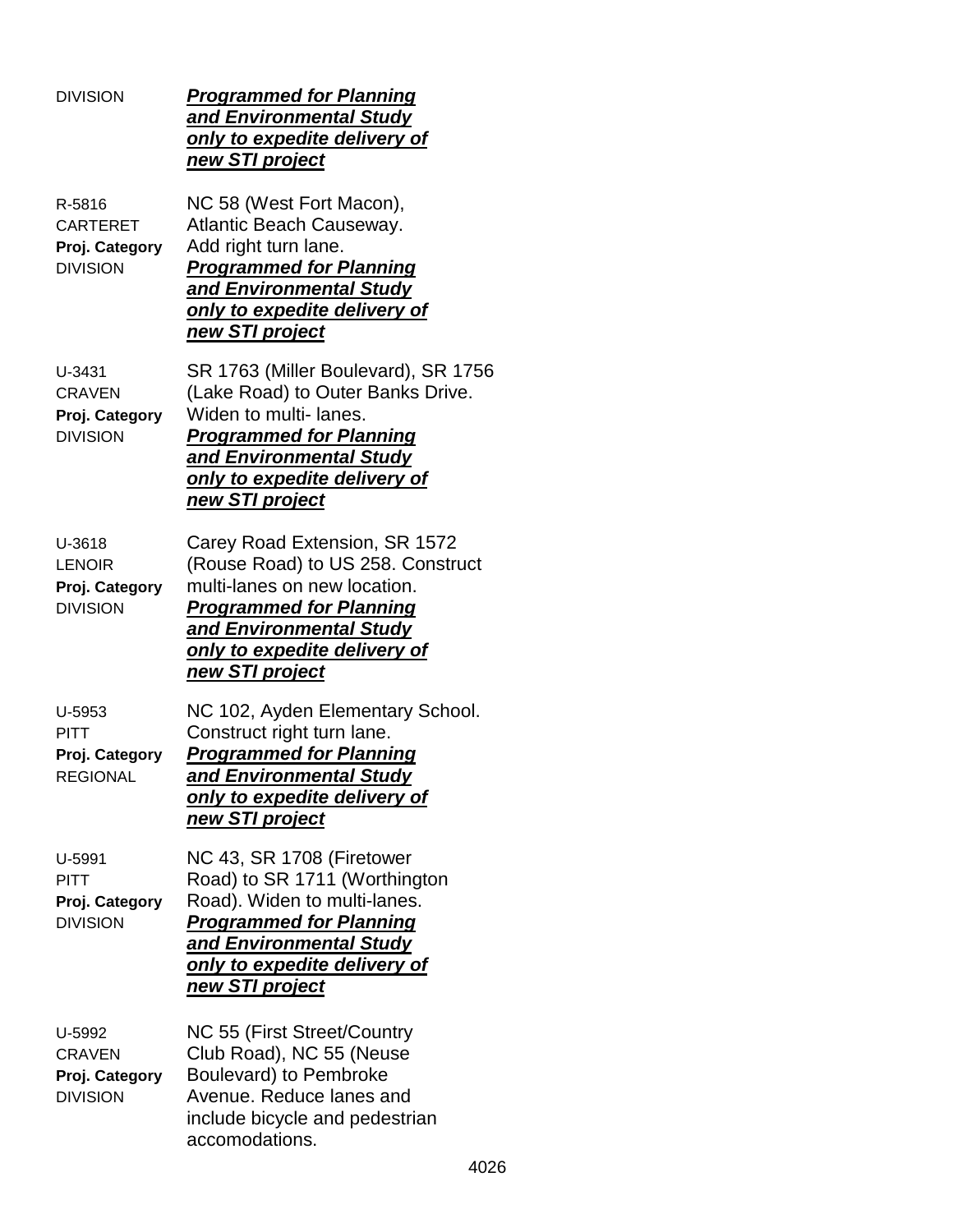DIVISION ***Programmed for Planning and Environmental Study only to expedite delivery of new STI project***

R-5816
CARTERET
**Proj. Category**
DIVISION

NC 58 (West Fort Macon), Atlantic Beach Causeway. Add right turn lane.
***Programmed for Planning and Environmental Study only to expedite delivery of new STI project***

U-3431
CRAVEN
**Proj. Category**
DIVISION

SR 1763 (Miller Boulevard), SR 1756 (Lake Road) to Outer Banks Drive. Widen to multi- lanes.
***Programmed for Planning and Environmental Study only to expedite delivery of new STI project***

U-3618
LENOIR
**Proj. Category**
DIVISION

Carey Road Extension, SR 1572 (Rouse Road) to US 258. Construct multi-lanes on new location.
***Programmed for Planning and Environmental Study only to expedite delivery of new STI project***

U-5953
PITT
**Proj. Category**
REGIONAL

NC 102, Ayden Elementary School. Construct right turn lane.
***Programmed for Planning and Environmental Study only to expedite delivery of new STI project***

U-5991
PITT
**Proj. Category**
DIVISION

NC 43, SR 1708 (Firetower Road) to SR 1711 (Worthington Road). Widen to multi-lanes.
***Programmed for Planning and Environmental Study only to expedite delivery of new STI project***

U-5992
CRAVEN
**Proj. Category**
DIVISION

NC 55 (First Street/Country Club Road), NC 55 (Neuse Boulevard) to Pembroke Avenue. Reduce lanes and include bicycle and pedestrian accomodations.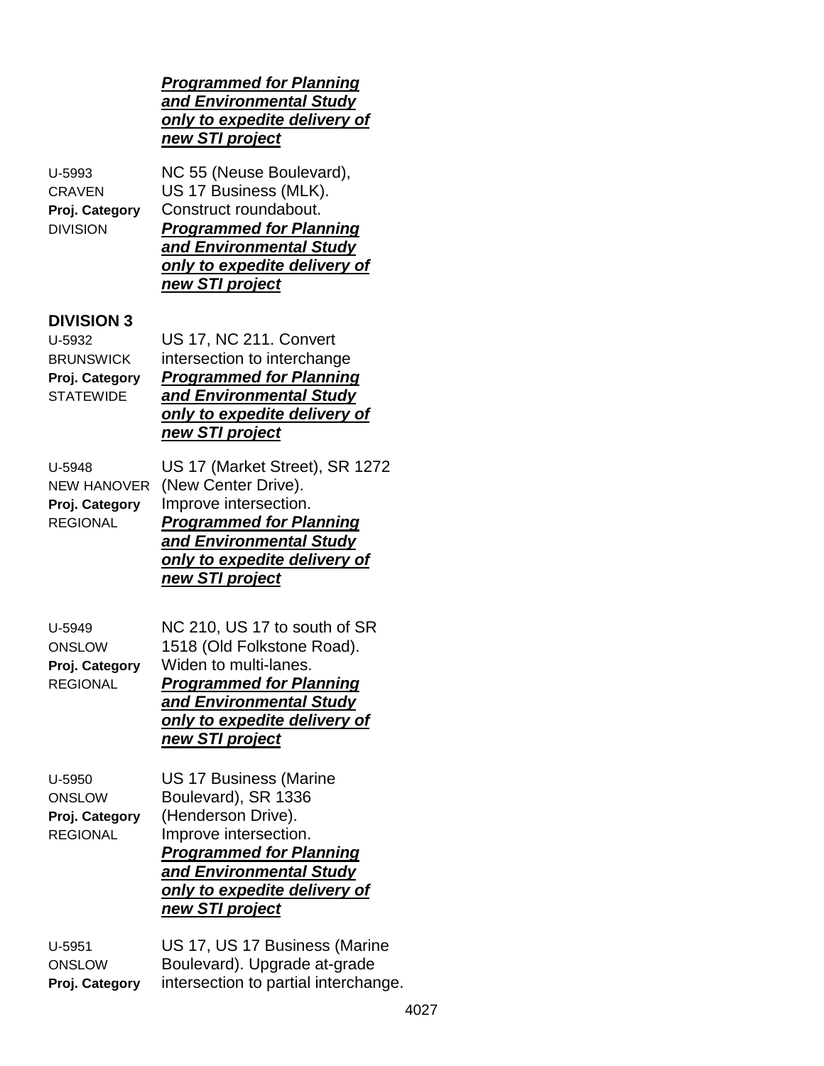***Programmed for Planning and Environmental Study only to expedite delivery of new STI project***

U-5993
CRAVEN
**Proj. Category**
DIVISION

NC 55 (Neuse Boulevard), US 17 Business (MLK). Construct roundabout.
***Programmed for Planning and Environmental Study only to expedite delivery of new STI project***

## DIVISION 3

U-5932
BRUNSWICK
**Proj. Category**
STATEWIDE

US 17, NC 211. Convert intersection to interchange
***Programmed for Planning and Environmental Study only to expedite delivery of new STI project***

U-5948
NEW HANOVER
**Proj. Category**
REGIONAL

US 17 (Market Street), SR 1272 (New Center Drive). Improve intersection.
***Programmed for Planning and Environmental Study only to expedite delivery of new STI project***

U-5949
ONSLOW
**Proj. Category**
REGIONAL

NC 210, US 17 to south of SR 1518 (Old Folkstone Road). Widen to multi-lanes.
***Programmed for Planning and Environmental Study only to expedite delivery of new STI project***

U-5950
ONSLOW
**Proj. Category**
REGIONAL

US 17 Business (Marine Boulevard), SR 1336 (Henderson Drive). Improve intersection.
***Programmed for Planning and Environmental Study only to expedite delivery of new STI project***

U-5951
ONSLOW
**Proj. Category**

US 17, US 17 Business (Marine Boulevard). Upgrade at-grade intersection to partial interchange.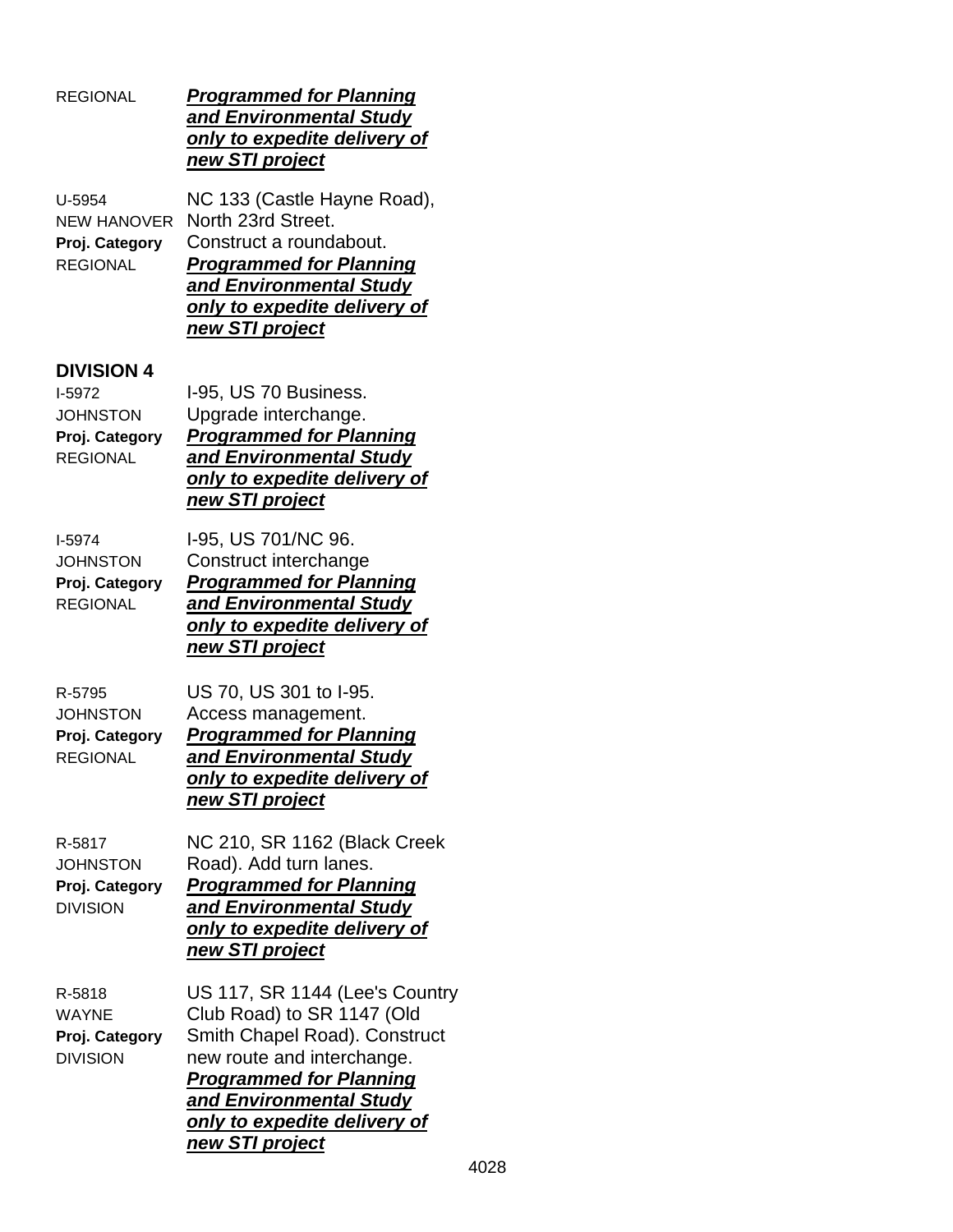REGIONAL ***<u>Programmed for Planning and Environmental Study only to expedite delivery of new STI project</u>***

U-5954
NEW HANOVER
**Proj. Category**
REGIONAL

NC 133 (Castle Hayne Road), North 23rd Street.
Construct a roundabout.
***<u>Programmed for Planning and Environmental Study only to expedite delivery of new STI project</u>***

**DIVISION 4**

I-5972
JOHNSTON
**Proj. Category**
REGIONAL

I-95, US 70 Business.
Upgrade interchange.
***<u>Programmed for Planning and Environmental Study only to expedite delivery of new STI project</u>***

I-5974
JOHNSTON
**Proj. Category**
REGIONAL

I-95, US 701/NC 96.
Construct interchange
***<u>Programmed for Planning and Environmental Study only to expedite delivery of new STI project</u>***

R-5795
JOHNSTON
**Proj. Category**
REGIONAL

US 70, US 301 to I-95.
Access management.
***<u>Programmed for Planning and Environmental Study only to expedite delivery of new STI project</u>***

R-5817
JOHNSTON
**Proj. Category**
DIVISION

NC 210, SR 1162 (Black Creek Road). Add turn lanes.
***<u>Programmed for Planning and Environmental Study only to expedite delivery of new STI project</u>***

R-5818
WAYNE
**Proj. Category**
DIVISION

US 117, SR 1144 (Lee's Country Club Road) to SR 1147 (Old Smith Chapel Road). Construct new route and interchange.
***<u>Programmed for Planning and Environmental Study only to expedite delivery of new STI project</u>***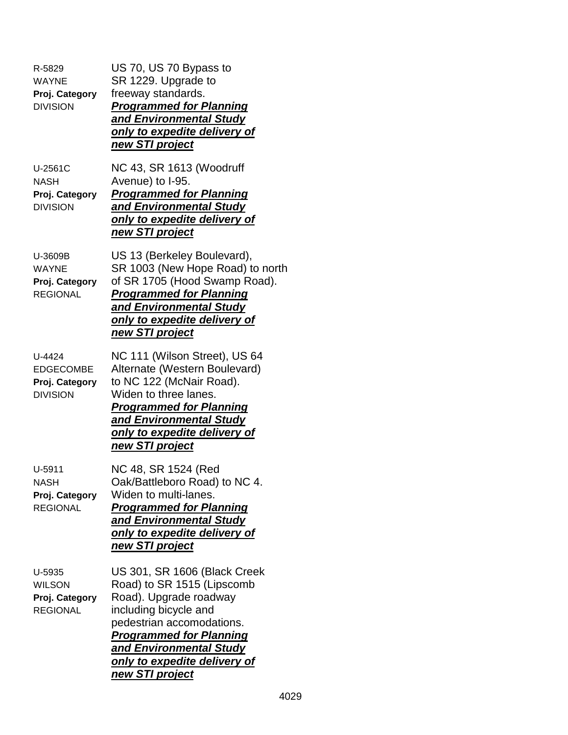R-5829
WAYNE
**Proj. Category**
DIVISION

US 70, US 70 Bypass to SR 1229. Upgrade to freeway standards.
***<u>Programmed for Planning and Environmental Study only to expedite delivery of new STI project</u>***

U-2561C
NASH
**Proj. Category**
DIVISION

NC 43, SR 1613 (Woodruff Avenue) to I-95.
***<u>Programmed for Planning and Environmental Study only to expedite delivery of new STI project</u>***

U-3609B
WAYNE
**Proj. Category**
REGIONAL

US 13 (Berkeley Boulevard), SR 1003 (New Hope Road) to north of SR 1705 (Hood Swamp Road).
***<u>Programmed for Planning and Environmental Study only to expedite delivery of new STI project</u>***

U-4424
EDGECOMBE
**Proj. Category**
DIVISION

NC 111 (Wilson Street), US 64 Alternate (Western Boulevard) to NC 122 (McNair Road). Widen to three lanes.
***<u>Programmed for Planning and Environmental Study only to expedite delivery of new STI project</u>***

U-5911
NASH
**Proj. Category**
REGIONAL

NC 48, SR 1524 (Red Oak/Battleboro Road) to NC 4. Widen to multi-lanes.
***<u>Programmed for Planning and Environmental Study only to expedite delivery of new STI project</u>***

U-5935
WILSON
**Proj. Category**
REGIONAL

US 301, SR 1606 (Black Creek Road) to SR 1515 (Lipscomb Road). Upgrade roadway including bicycle and pedestrian accomodations.
***<u>Programmed for Planning and Environmental Study only to expedite delivery of new STI project</u>***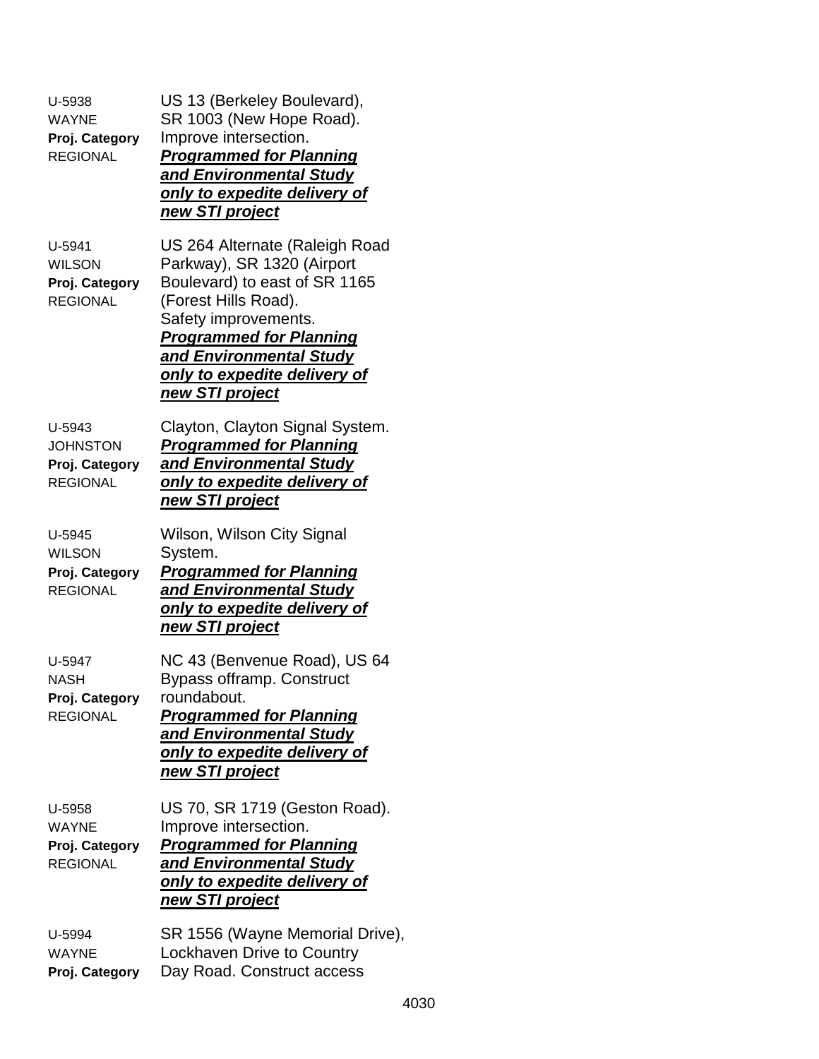U-5938
WAYNE
**Proj. Category**
REGIONAL

US 13 (Berkeley Boulevard), SR 1003 (New Hope Road). Improve intersection.
***Programmed for Planning and Environmental Study only to expedite delivery of new STI project***

U-5941
WILSON
**Proj. Category**
REGIONAL

US 264 Alternate (Raleigh Road Parkway), SR 1320 (Airport Boulevard) to east of SR 1165 (Forest Hills Road). Safety improvements.
***Programmed for Planning and Environmental Study only to expedite delivery of new STI project***

U-5943
JOHNSTON
**Proj. Category**
REGIONAL

Clayton, Clayton Signal System.
***Programmed for Planning and Environmental Study only to expedite delivery of new STI project***

U-5945
WILSON
**Proj. Category**
REGIONAL

Wilson, Wilson City Signal System.
***Programmed for Planning and Environmental Study only to expedite delivery of new STI project***

U-5947
NASH
**Proj. Category**
REGIONAL

NC 43 (Benvenue Road), US 64 Bypass offramp. Construct roundabout.
***Programmed for Planning and Environmental Study only to expedite delivery of new STI project***

U-5958
WAYNE
**Proj. Category**
REGIONAL

US 70, SR 1719 (Geston Road). Improve intersection.
***Programmed for Planning and Environmental Study only to expedite delivery of new STI project***

U-5994
WAYNE
**Proj. Category**

SR 1556 (Wayne Memorial Drive), Lockhaven Drive to Country Day Road. Construct access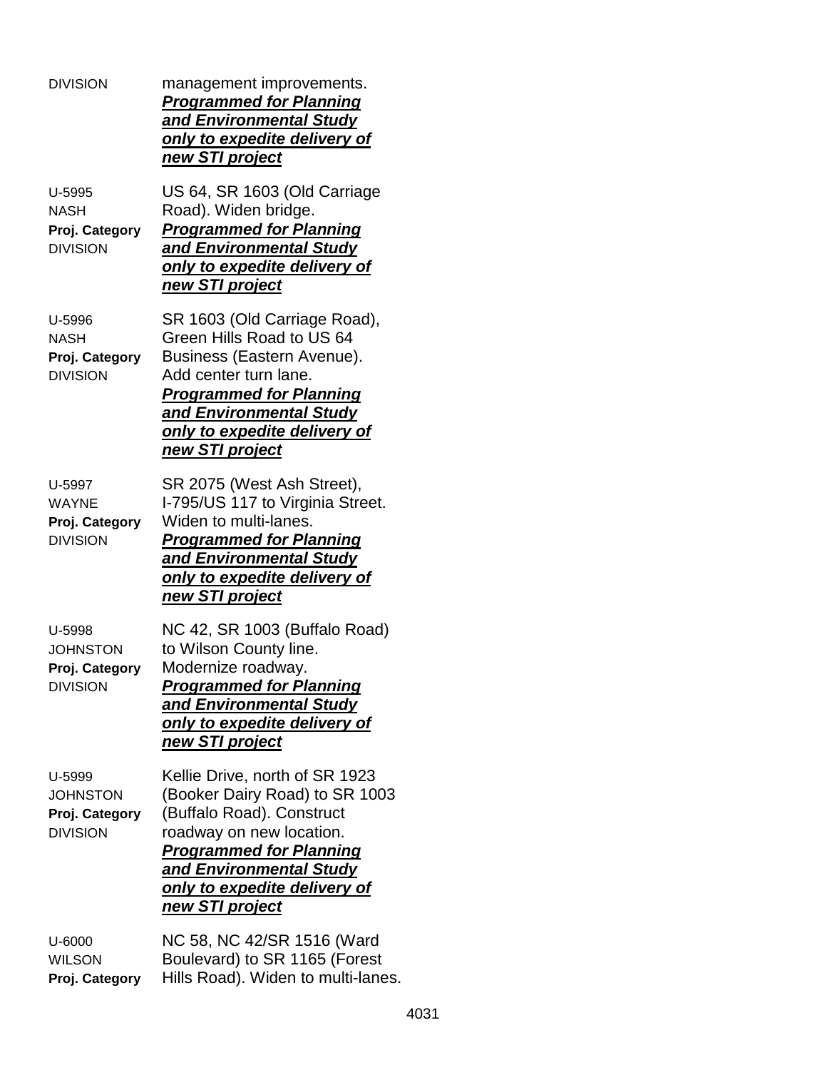| | |
|---|---|
| DIVISION | management improvements. ***Programmed for Planning and Environmental Study only to expedite delivery of new STI project*** |
| U-5995<br>NASH<br>**Proj. Category**<br>DIVISION | US 64, SR 1603 (Old Carriage Road). Widen bridge. ***Programmed for Planning and Environmental Study only to expedite delivery of new STI project*** |
| U-5996<br>NASH<br>**Proj. Category**<br>DIVISION | SR 1603 (Old Carriage Road), Green Hills Road to US 64 Business (Eastern Avenue). Add center turn lane. ***Programmed for Planning and Environmental Study only to expedite delivery of new STI project*** |
| U-5997<br>WAYNE<br>**Proj. Category**<br>DIVISION | SR 2075 (West Ash Street), I-795/US 117 to Virginia Street. Widen to multi-lanes. ***Programmed for Planning and Environmental Study only to expedite delivery of new STI project*** |
| U-5998<br>JOHNSTON<br>**Proj. Category**<br>DIVISION | NC 42, SR 1003 (Buffalo Road) to Wilson County line. Modernize roadway. ***Programmed for Planning and Environmental Study only to expedite delivery of new STI project*** |
| U-5999<br>JOHNSTON<br>**Proj. Category**<br>DIVISION | Kellie Drive, north of SR 1923 (Booker Dairy Road) to SR 1003 (Buffalo Road). Construct roadway on new location. ***Programmed for Planning and Environmental Study only to expedite delivery of new STI project*** |
| U-6000<br>WILSON<br>**Proj. Category** | NC 58, NC 42/SR 1516 (Ward Boulevard) to SR 1165 (Forest Hills Road). Widen to multi-lanes. |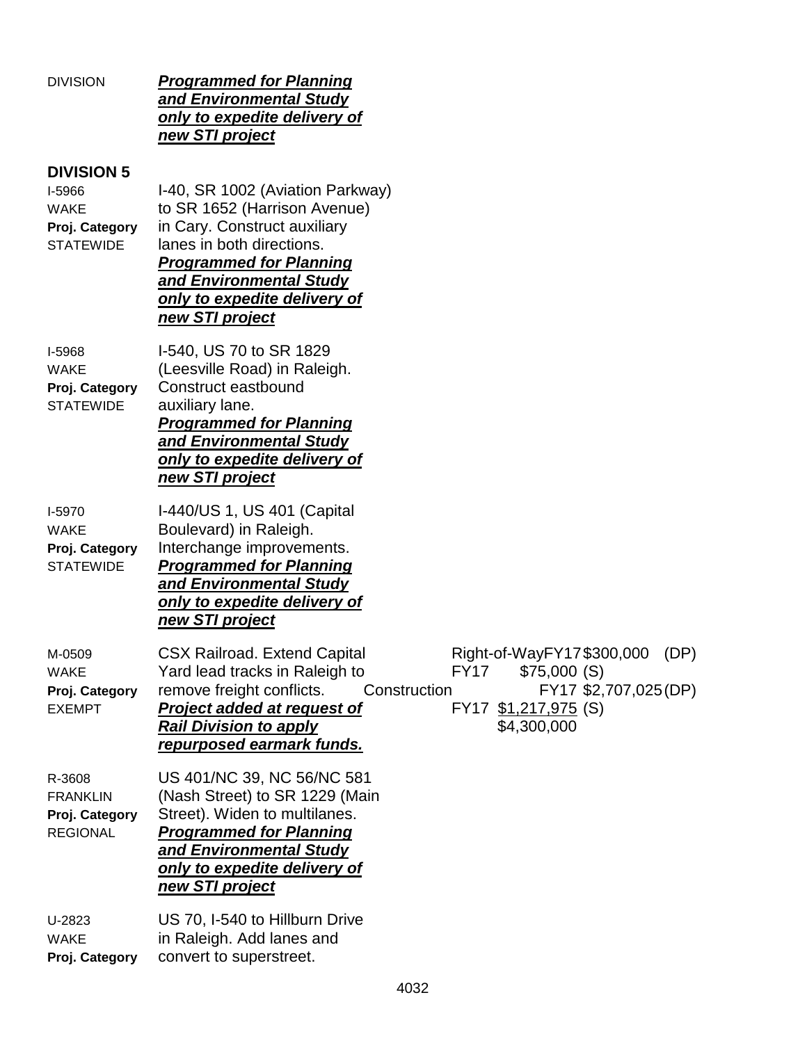DIVISION ***Programmed for Planning and Environmental Study only to expedite delivery of new STI project***

## DIVISION 5

I-5966
WAKE
**Proj. Category**
STATEWIDE

I-40, SR 1002 (Aviation Parkway) to SR 1652 (Harrison Avenue) in Cary. Construct auxiliary lanes in both directions.
***Programmed for Planning and Environmental Study only to expedite delivery of new STI project***

I-5968
WAKE
**Proj. Category**
STATEWIDE

I-540, US 70 to SR 1829 (Leesville Road) in Raleigh. Construct eastbound auxiliary lane.
***Programmed for Planning and Environmental Study only to expedite delivery of new STI project***

I-5970
WAKE
**Proj. Category**
STATEWIDE

I-440/US 1, US 401 (Capital Boulevard) in Raleigh. Interchange improvements.
***Programmed for Planning and Environmental Study only to expedite delivery of new STI project***

M-0509
WAKE
**Proj. Category**
EXEMPT

CSX Railroad. Extend Capital Yard lead tracks in Raleigh to remove freight conflicts.
***Project added at request of Rail Division to apply repurposed earmark funds.***

| | | | |
|---|---|---|---|
| Right-of-Way | FY17 | $300,000 | (DP) |
| | FY17 | $75,000 | (S) |
| Construction | FY17 | $2,707,025 | (DP) |
| | FY17 | $1,217,975 | (S) |
| | | $4,300,000 | |

R-3608
FRANKLIN
**Proj. Category**
REGIONAL

US 401/NC 39, NC 56/NC 581 (Nash Street) to SR 1229 (Main Street). Widen to multilanes.
***Programmed for Planning and Environmental Study only to expedite delivery of new STI project***

U-2823
WAKE
**Proj. Category**

US 70, I-540 to Hillburn Drive in Raleigh. Add lanes and convert to superstreet.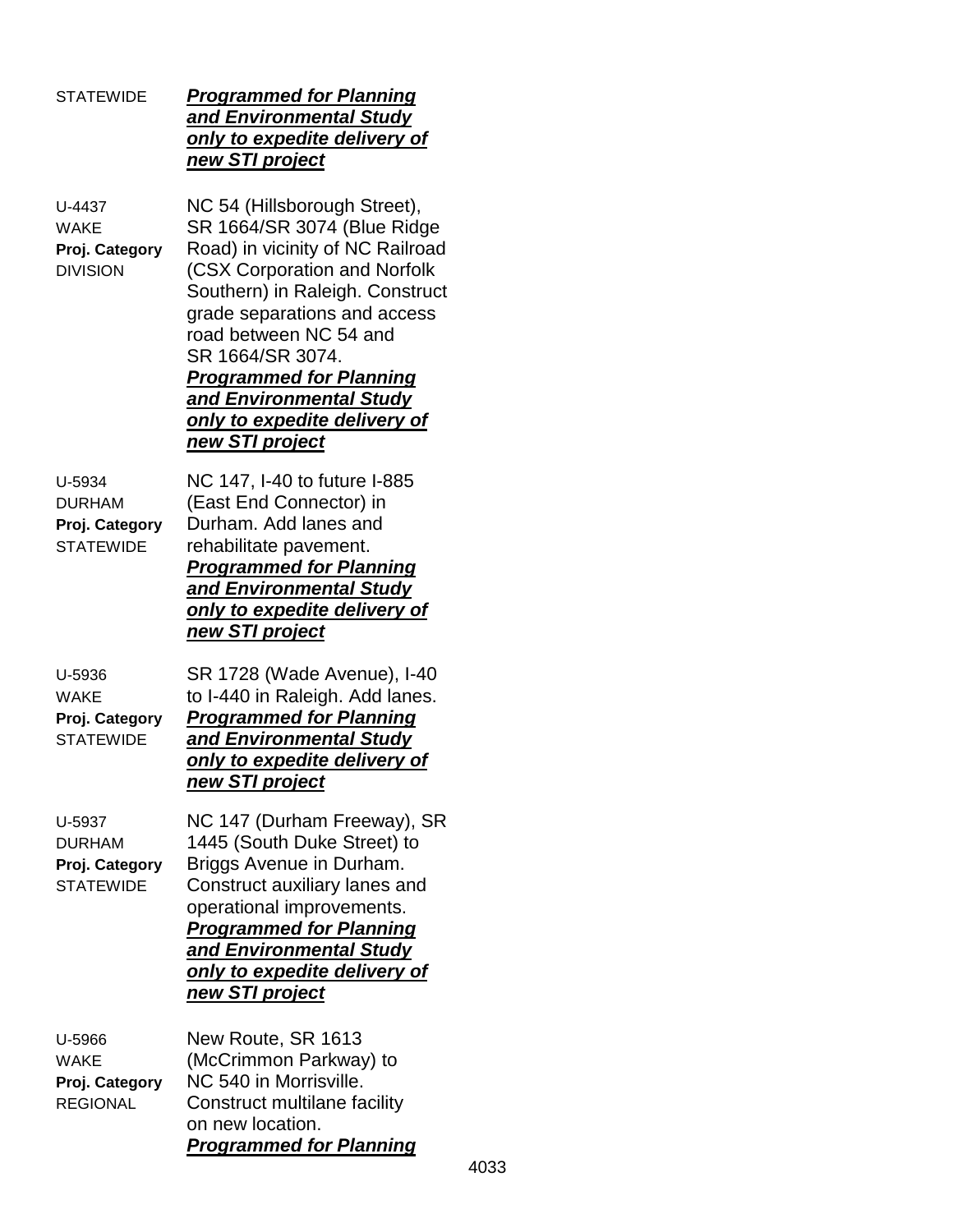STATEWIDE ***Programmed for Planning and Environmental Study only to expedite delivery of new STI project***

U-4437
WAKE
**Proj. Category**
DIVISION

NC 54 (Hillsborough Street), SR 1664/SR 3074 (Blue Ridge Road) in vicinity of NC Railroad (CSX Corporation and Norfolk Southern) in Raleigh. Construct grade separations and access road between NC 54 and SR 1664/SR 3074.
***Programmed for Planning and Environmental Study only to expedite delivery of new STI project***

U-5934
DURHAM
**Proj. Category**
STATEWIDE

NC 147, I-40 to future I-885 (East End Connector) in Durham. Add lanes and rehabilitate pavement.
***Programmed for Planning and Environmental Study only to expedite delivery of new STI project***

U-5936
WAKE
**Proj. Category**
STATEWIDE

SR 1728 (Wade Avenue), I-40 to I-440 in Raleigh. Add lanes.
***Programmed for Planning and Environmental Study only to expedite delivery of new STI project***

U-5937
DURHAM
**Proj. Category**
STATEWIDE

NC 147 (Durham Freeway), SR 1445 (South Duke Street) to Briggs Avenue in Durham. Construct auxiliary lanes and operational improvements.
***Programmed for Planning and Environmental Study only to expedite delivery of new STI project***

U-5966
WAKE
**Proj. Category**
REGIONAL

New Route, SR 1613 (McCrimmon Parkway) to NC 540 in Morrisville. Construct multilane facility on new location.
***Programmed for Planning***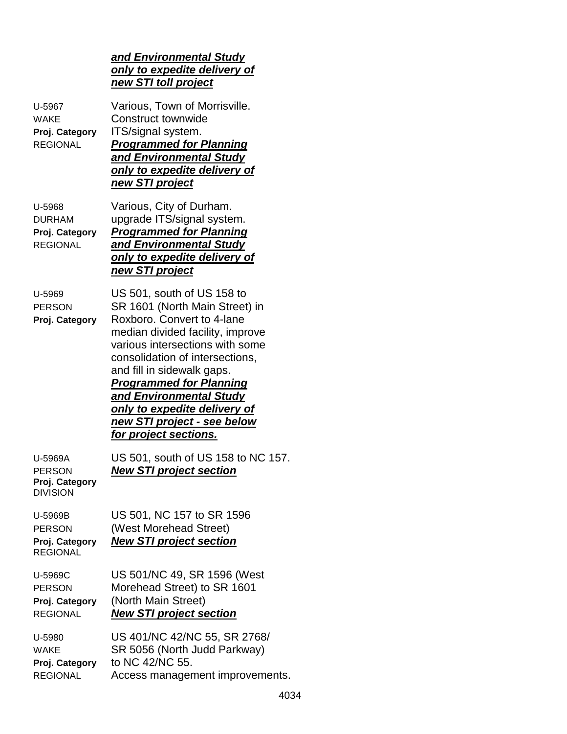***and Environmental Study only to expedite delivery of new STI toll project***

| | |
|---|---|
| U-5967<br>WAKE<br>**Proj. Category**<br>REGIONAL | Various, Town of Morrisville. Construct townwide ITS/signal system. ***Programmed for Planning and Environmental Study only to expedite delivery of new STI project*** |
| U-5968<br>DURHAM<br>**Proj. Category**<br>REGIONAL | Various, City of Durham. upgrade ITS/signal system. ***Programmed for Planning and Environmental Study only to expedite delivery of new STI project*** |
| U-5969<br>PERSON<br>**Proj. Category** | US 501, south of US 158 to SR 1601 (North Main Street) in Roxboro. Convert to 4-lane median divided facility, improve various intersections with some consolidation of intersections, and fill in sidewalk gaps. ***Programmed for Planning and Environmental Study only to expedite delivery of new STI project - see below for project sections.*** |
| U-5969A<br>PERSON<br>**Proj. Category**<br>DIVISION | US 501, south of US 158 to NC 157. ***New STI project section*** |
| U-5969B<br>PERSON<br>**Proj. Category**<br>REGIONAL | US 501, NC 157 to SR 1596 (West Morehead Street) ***New STI project section*** |
| U-5969C<br>PERSON<br>**Proj. Category**<br>REGIONAL | US 501/NC 49, SR 1596 (West Morehead Street) to SR 1601 (North Main Street) ***New STI project section*** |
| U-5980<br>WAKE<br>**Proj. Category**<br>REGIONAL | US 401/NC 42/NC 55, SR 2768/ SR 5056 (North Judd Parkway) to NC 42/NC 55. Access management improvements. |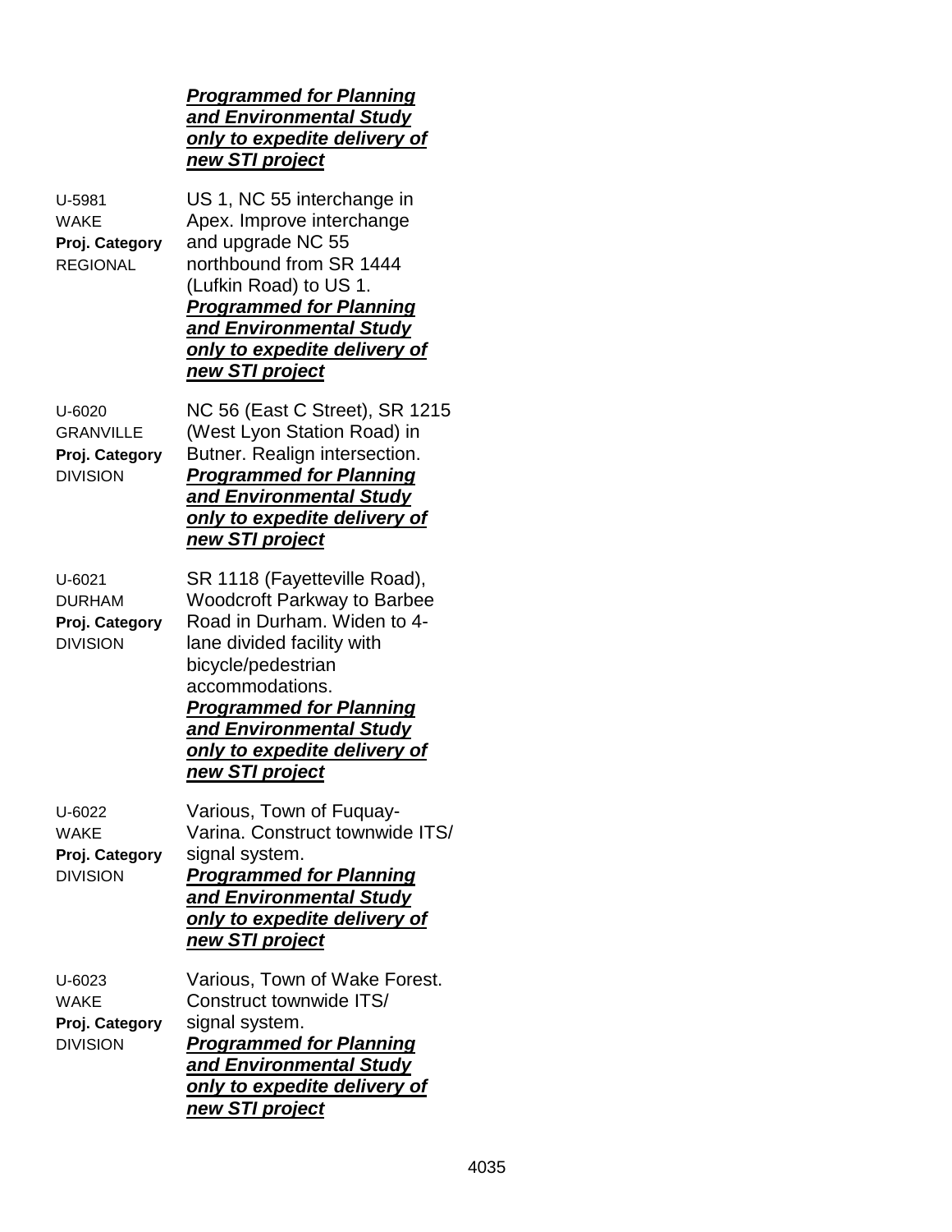***<u>Programmed for Planning and Environmental Study only to expedite delivery of new STI project</u>***

U-5981
WAKE
**Proj. Category**
REGIONAL

US 1, NC 55 interchange in Apex. Improve interchange and upgrade NC 55 northbound from SR 1444 (Lufkin Road) to US 1.
***<u>Programmed for Planning and Environmental Study only to expedite delivery of new STI project</u>***

U-6020
GRANVILLE
**Proj. Category**
DIVISION

NC 56 (East C Street), SR 1215 (West Lyon Station Road) in Butner. Realign intersection.
***<u>Programmed for Planning and Environmental Study only to expedite delivery of new STI project</u>***

U-6021
DURHAM
**Proj. Category**
DIVISION

SR 1118 (Fayetteville Road), Woodcroft Parkway to Barbee Road in Durham. Widen to 4-lane divided facility with bicycle/pedestrian accommodations.
***<u>Programmed for Planning and Environmental Study only to expedite delivery of new STI project</u>***

U-6022
WAKE
**Proj. Category**
DIVISION

Various, Town of Fuquay-Varina. Construct townwide ITS/ signal system.
***<u>Programmed for Planning and Environmental Study only to expedite delivery of new STI project</u>***

U-6023
WAKE
**Proj. Category**
DIVISION

Various, Town of Wake Forest. Construct townwide ITS/ signal system.
***<u>Programmed for Planning and Environmental Study only to expedite delivery of new STI project</u>***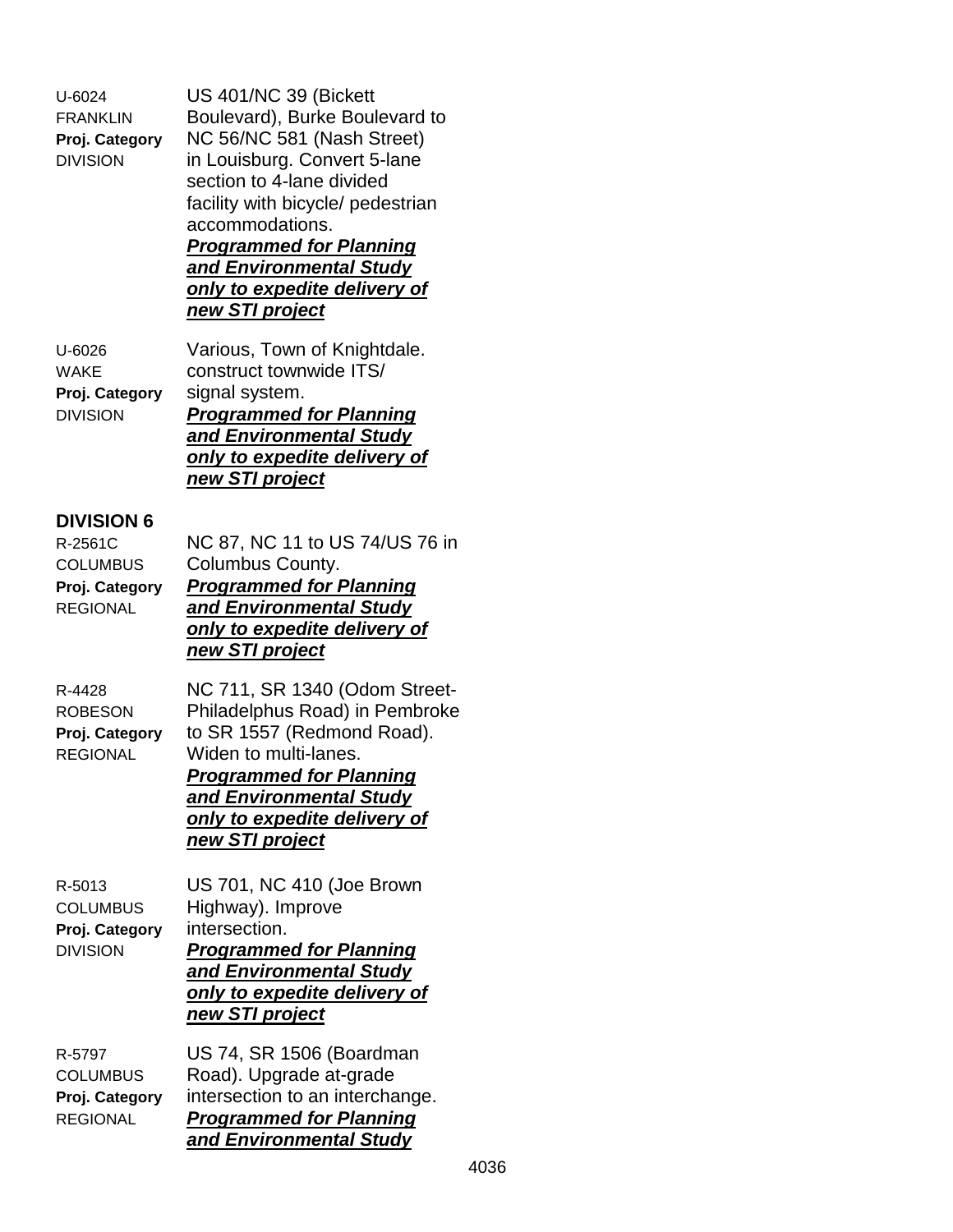U-6024
FRANKLIN
**Proj. Category**
DIVISION

US 401/NC 39 (Bickett Boulevard), Burke Boulevard to NC 56/NC 581 (Nash Street) in Louisburg. Convert 5-lane section to 4-lane divided facility with bicycle/ pedestrian accommodations.
***Programmed for Planning and Environmental Study only to expedite delivery of new STI project***

U-6026
WAKE
**Proj. Category**
DIVISION

Various, Town of Knightdale. construct townwide ITS/ signal system.
***Programmed for Planning and Environmental Study only to expedite delivery of new STI project***

## DIVISION 6

R-2561C
COLUMBUS
**Proj. Category**
REGIONAL

NC 87, NC 11 to US 74/US 76 in Columbus County.
***Programmed for Planning and Environmental Study only to expedite delivery of new STI project***

R-4428
ROBESON
**Proj. Category**
REGIONAL

NC 711, SR 1340 (Odom Street-Philadelphus Road) in Pembroke to SR 1557 (Redmond Road). Widen to multi-lanes.
***Programmed for Planning and Environmental Study only to expedite delivery of new STI project***

R-5013
COLUMBUS
**Proj. Category**
DIVISION

US 701, NC 410 (Joe Brown Highway). Improve intersection.
***Programmed for Planning and Environmental Study only to expedite delivery of new STI project***

R-5797
COLUMBUS
**Proj. Category**
REGIONAL

US 74, SR 1506 (Boardman Road). Upgrade at-grade intersection to an interchange.
***Programmed for Planning and Environmental Study***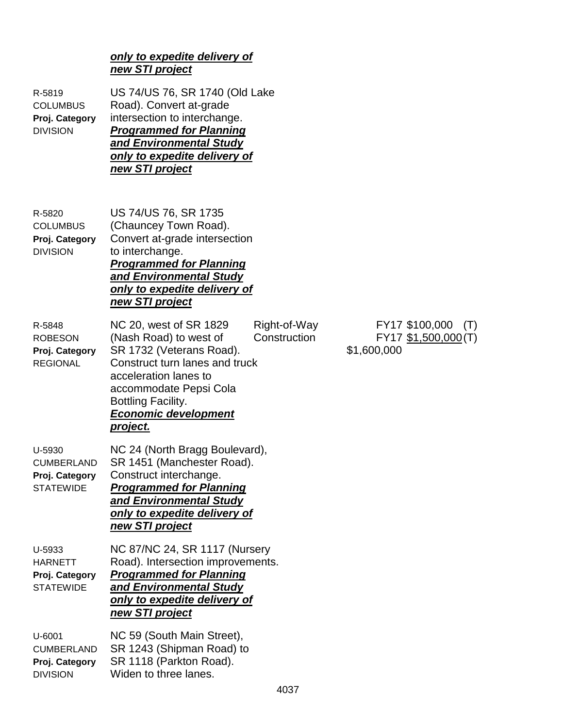***only to expedite delivery of new STI project***

| Project | Description | Work Type | Cost |
|---|---|---|---|
| R-5819<br>COLUMBUS<br>**Proj. Category**<br>DIVISION | US 74/US 76, SR 1740 (Old Lake Road). Convert at-grade intersection to interchange.<br>***Programmed for Planning and Environmental Study only to expedite delivery of new STI project*** | | |
| R-5820<br>COLUMBUS<br>**Proj. Category**<br>DIVISION | US 74/US 76, SR 1735 (Chauncey Town Road). Convert at-grade intersection to interchange.<br>***Programmed for Planning and Environmental Study only to expedite delivery of new STI project*** | | |
| R-5848<br>ROBESON<br>**Proj. Category**<br>REGIONAL | NC 20, west of SR 1829 (Nash Road) to west of SR 1732 (Veterans Road). Construct turn lanes and truck acceleration lanes to accommodate Pepsi Cola Bottling Facility.<br>***Economic development project.*** | Right-of-Way<br>Construction | FY17 $100,000 (T)<br>FY17 $1,500,000 (T)<br>$1,600,000 |
| U-5930<br>CUMBERLAND<br>**Proj. Category**<br>STATEWIDE | NC 24 (North Bragg Boulevard), SR 1451 (Manchester Road). Construct interchange.<br>***Programmed for Planning and Environmental Study only to expedite delivery of new STI project*** | | |
| U-5933<br>HARNETT<br>**Proj. Category**<br>STATEWIDE | NC 87/NC 24, SR 1117 (Nursery Road). Intersection improvements.<br>***Programmed for Planning and Environmental Study only to expedite delivery of new STI project*** | | |
| U-6001<br>CUMBERLAND<br>**Proj. Category**<br>DIVISION | NC 59 (South Main Street), SR 1243 (Shipman Road) to SR 1118 (Parkton Road). Widen to three lanes. | | |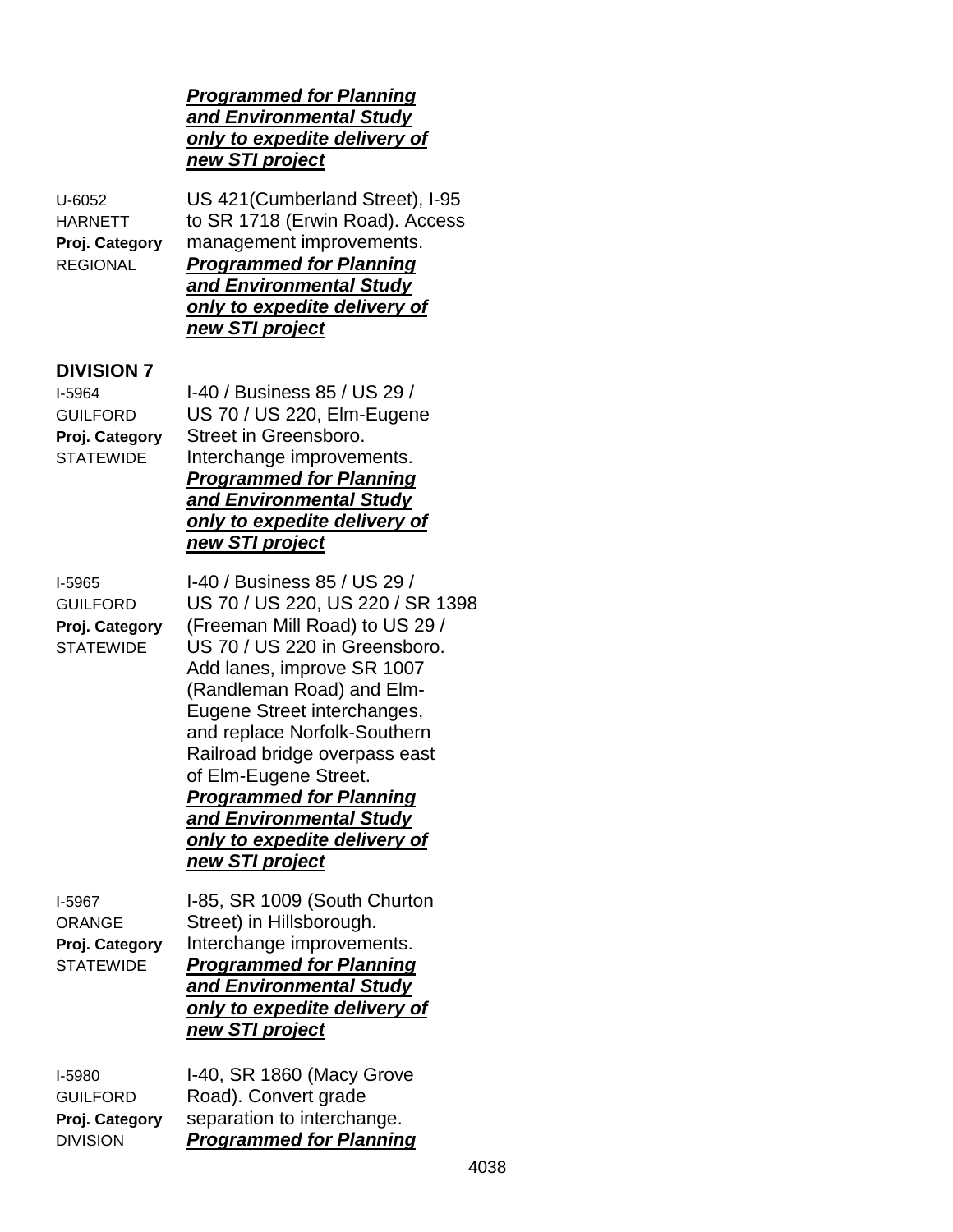***Programmed for Planning and Environmental Study only to expedite delivery of new STI project***

U-6052
HARNETT
**Proj. Category**
REGIONAL

US 421(Cumberland Street), I-95 to SR 1718 (Erwin Road). Access management improvements.
***Programmed for Planning and Environmental Study only to expedite delivery of new STI project***

**DIVISION 7**

I-5964
GUILFORD
**Proj. Category**
STATEWIDE

I-40 / Business 85 / US 29 / US 70 / US 220, Elm-Eugene Street in Greensboro. Interchange improvements.
***Programmed for Planning and Environmental Study only to expedite delivery of new STI project***

I-5965
GUILFORD
**Proj. Category**
STATEWIDE

I-40 / Business 85 / US 29 / US 70 / US 220, US 220 / SR 1398 (Freeman Mill Road) to US 29 / US 70 / US 220 in Greensboro. Add lanes, improve SR 1007 (Randleman Road) and Elm-Eugene Street interchanges, and replace Norfolk-Southern Railroad bridge overpass east of Elm-Eugene Street.
***Programmed for Planning and Environmental Study only to expedite delivery of new STI project***

I-5967
ORANGE
**Proj. Category**
STATEWIDE

I-85, SR 1009 (South Churton Street) in Hillsborough. Interchange improvements.
***Programmed for Planning and Environmental Study only to expedite delivery of new STI project***

I-5980
GUILFORD
**Proj. Category**
DIVISION

I-40, SR 1860 (Macy Grove Road). Convert grade separation to interchange.
***Programmed for Planning***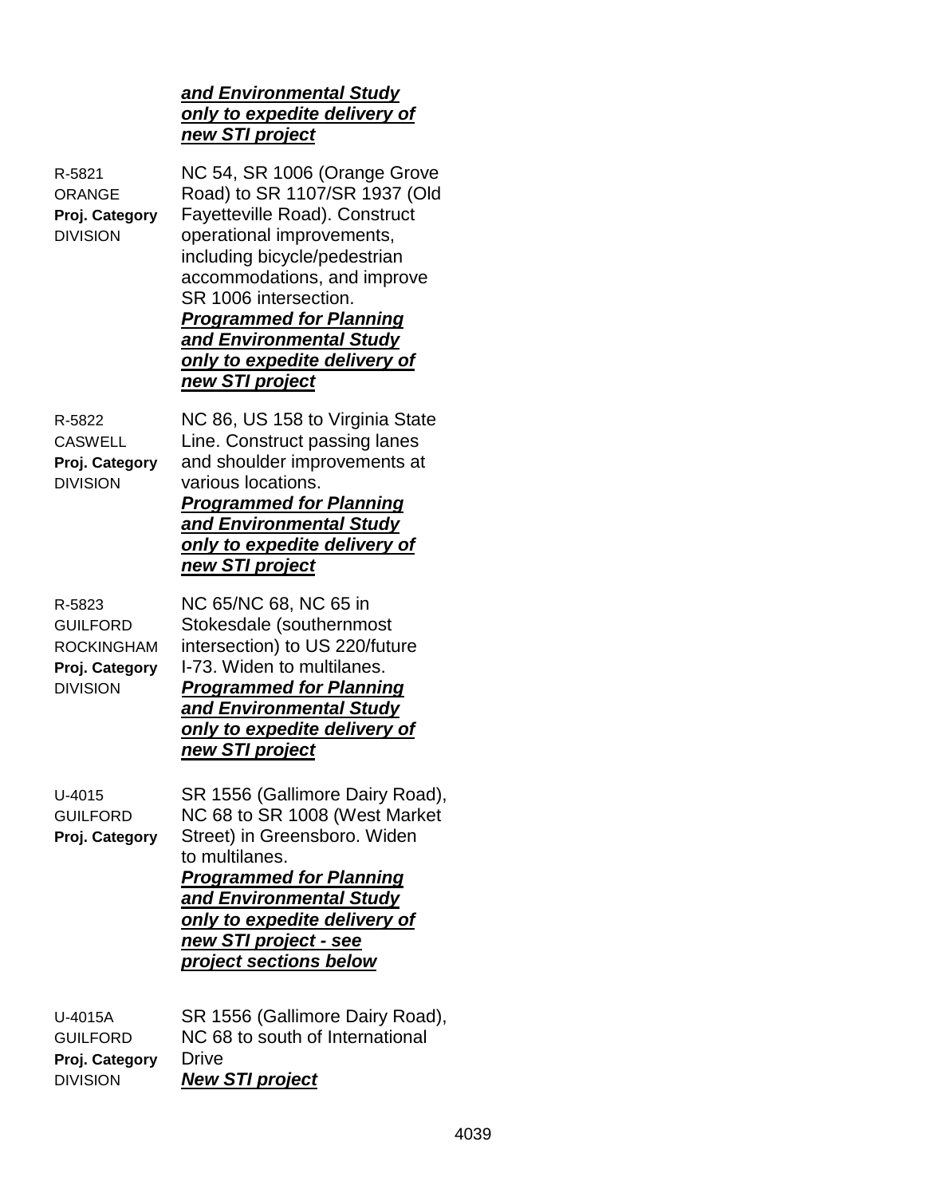***and Environmental Study only to expedite delivery of new STI project***

R-5821
ORANGE
**Proj. Category**
DIVISION

NC 54, SR 1006 (Orange Grove Road) to SR 1107/SR 1937 (Old Fayetteville Road). Construct operational improvements, including bicycle/pedestrian accommodations, and improve SR 1006 intersection.
***Programmed for Planning and Environmental Study only to expedite delivery of new STI project***

R-5822
CASWELL
**Proj. Category**
DIVISION

NC 86, US 158 to Virginia State Line. Construct passing lanes and shoulder improvements at various locations.
***Programmed for Planning and Environmental Study only to expedite delivery of new STI project***

R-5823
GUILFORD
ROCKINGHAM
**Proj. Category**
DIVISION

NC 65/NC 68, NC 65 in Stokesdale (southernmost intersection) to US 220/future I-73. Widen to multilanes.
***Programmed for Planning and Environmental Study only to expedite delivery of new STI project***

U-4015
GUILFORD
**Proj. Category**

SR 1556 (Gallimore Dairy Road), NC 68 to SR 1008 (West Market Street) in Greensboro. Widen to multilanes.
***Programmed for Planning and Environmental Study only to expedite delivery of new STI project - see project sections below***

U-4015A
GUILFORD
**Proj. Category**
DIVISION

SR 1556 (Gallimore Dairy Road), NC 68 to south of International Drive
***New STI project***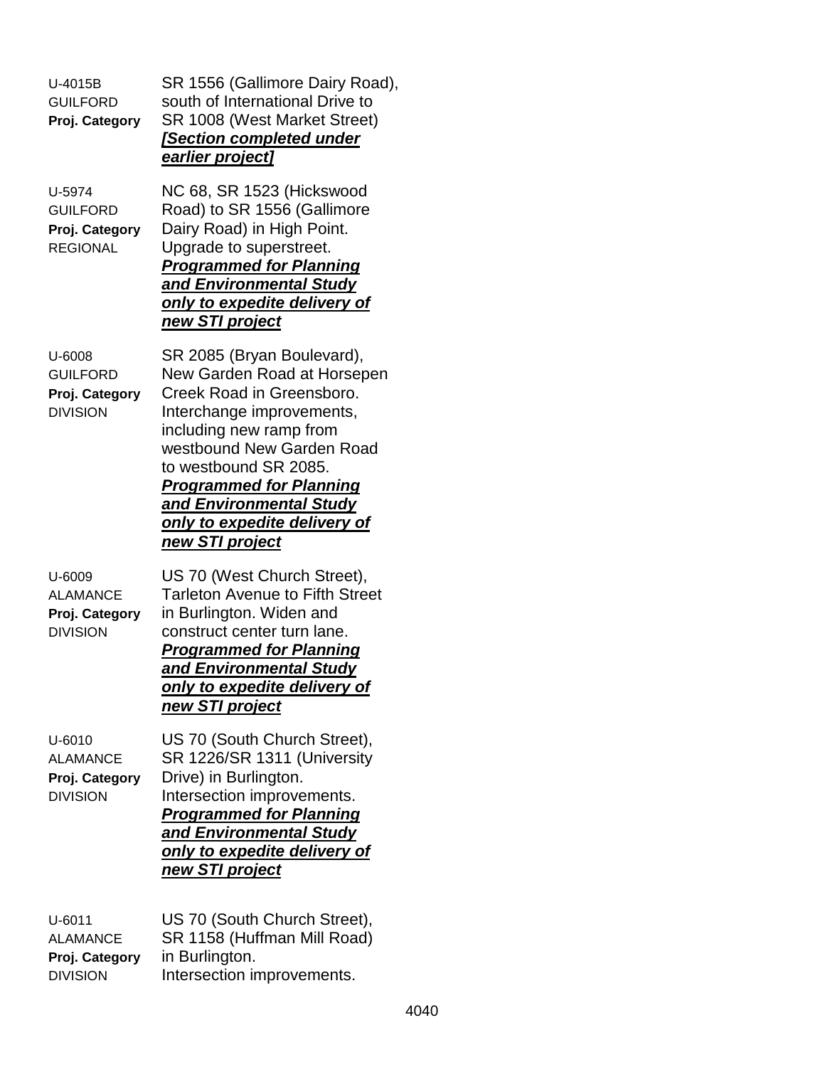U-4015B
GUILFORD
**Proj. Category**

SR 1556 (Gallimore Dairy Road), south of International Drive to SR 1008 (West Market Street) ***[Section completed under earlier project]***

U-5974
GUILFORD
**Proj. Category**
REGIONAL

NC 68, SR 1523 (Hickswood Road) to SR 1556 (Gallimore Dairy Road) in High Point. Upgrade to superstreet. ***Programmed for Planning and Environmental Study only to expedite delivery of new STI project***

U-6008
GUILFORD
**Proj. Category**
DIVISION

SR 2085 (Bryan Boulevard), New Garden Road at Horsepen Creek Road in Greensboro. Interchange improvements, including new ramp from westbound New Garden Road to westbound SR 2085. ***Programmed for Planning and Environmental Study only to expedite delivery of new STI project***

U-6009
ALAMANCE
**Proj. Category**
DIVISION

US 70 (West Church Street), Tarleton Avenue to Fifth Street in Burlington. Widen and construct center turn lane. ***Programmed for Planning and Environmental Study only to expedite delivery of new STI project***

U-6010
ALAMANCE
**Proj. Category**
DIVISION

US 70 (South Church Street), SR 1226/SR 1311 (University Drive) in Burlington. Intersection improvements. ***Programmed for Planning and Environmental Study only to expedite delivery of new STI project***

U-6011
ALAMANCE
**Proj. Category**
DIVISION

US 70 (South Church Street), SR 1158 (Huffman Mill Road) in Burlington. Intersection improvements.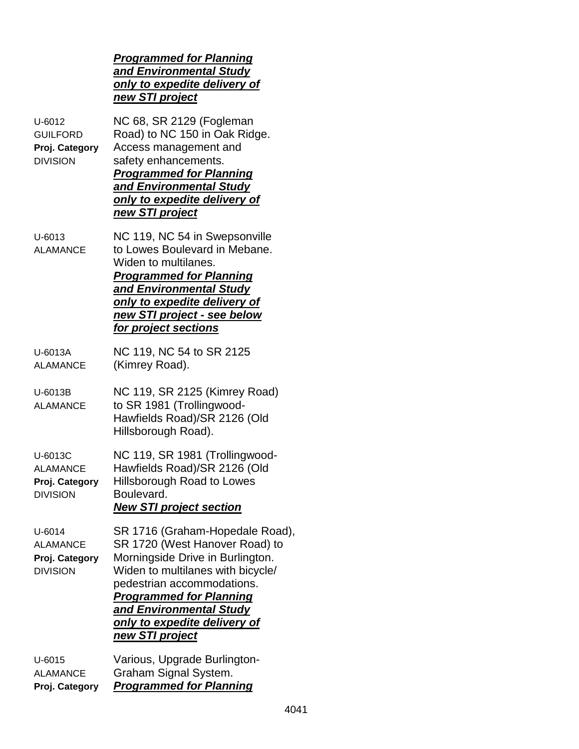***Programmed for Planning and Environmental Study only to expedite delivery of new STI project***

| | |
|---|---|
| U-6012<br>GUILFORD<br>**Proj. Category**<br>DIVISION | NC 68, SR 2129 (Fogleman Road) to NC 150 in Oak Ridge. Access management and safety enhancements.<br>***Programmed for Planning and Environmental Study only to expedite delivery of new STI project*** |
| U-6013<br>ALAMANCE | NC 119, NC 54 in Swepsonville to Lowes Boulevard in Mebane. Widen to multilanes.<br>***Programmed for Planning and Environmental Study only to expedite delivery of new STI project - see below for project sections*** |
| U-6013A<br>ALAMANCE | NC 119, NC 54 to SR 2125 (Kimrey Road). |
| U-6013B<br>ALAMANCE | NC 119, SR 2125 (Kimrey Road) to SR 1981 (Trollingwood-Hawfields Road)/SR 2126 (Old Hillsborough Road). |
| U-6013C<br>ALAMANCE<br>**Proj. Category**<br>DIVISION | NC 119, SR 1981 (Trollingwood-Hawfields Road)/SR 2126 (Old Hillsborough Road to Lowes Boulevard.<br>***New STI project section*** |
| U-6014<br>ALAMANCE<br>**Proj. Category**<br>DIVISION | SR 1716 (Graham-Hopedale Road), SR 1720 (West Hanover Road) to Morningside Drive in Burlington. Widen to multilanes with bicycle/pedestrian accommodations.<br>***Programmed for Planning and Environmental Study only to expedite delivery of new STI project*** |
| U-6015<br>ALAMANCE<br>**Proj. Category** | Various, Upgrade Burlington-Graham Signal System.<br>***Programmed for Planning*** |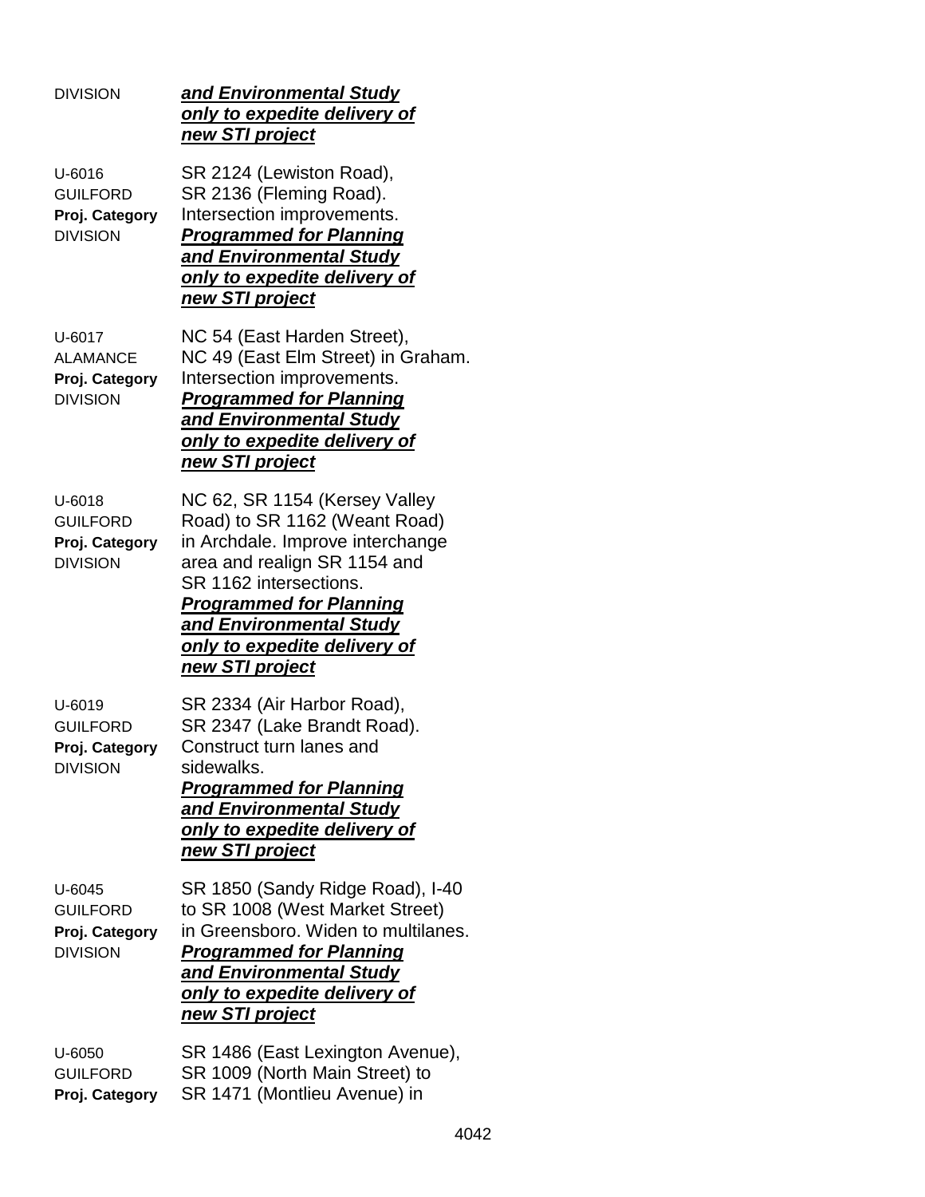DIVISION ***and Environmental Study only to expedite delivery of new STI project***

U-6016
GUILFORD
**Proj. Category**
DIVISION

SR 2124 (Lewiston Road), SR 2136 (Fleming Road). Intersection improvements. ***Programmed for Planning and Environmental Study only to expedite delivery of new STI project***

U-6017
ALAMANCE
**Proj. Category**
DIVISION

NC 54 (East Harden Street), NC 49 (East Elm Street) in Graham. Intersection improvements. ***Programmed for Planning and Environmental Study only to expedite delivery of new STI project***

U-6018
GUILFORD
**Proj. Category**
DIVISION

NC 62, SR 1154 (Kersey Valley Road) to SR 1162 (Weant Road) in Archdale. Improve interchange area and realign SR 1154 and SR 1162 intersections. ***Programmed for Planning and Environmental Study only to expedite delivery of new STI project***

U-6019
GUILFORD
**Proj. Category**
DIVISION

SR 2334 (Air Harbor Road), SR 2347 (Lake Brandt Road). Construct turn lanes and sidewalks. ***Programmed for Planning and Environmental Study only to expedite delivery of new STI project***

U-6045
GUILFORD
**Proj. Category**
DIVISION

SR 1850 (Sandy Ridge Road), I-40 to SR 1008 (West Market Street) in Greensboro. Widen to multilanes. ***Programmed for Planning and Environmental Study only to expedite delivery of new STI project***

U-6050
GUILFORD
**Proj. Category**

SR 1486 (East Lexington Avenue), SR 1009 (North Main Street) to SR 1471 (Montlieu Avenue) in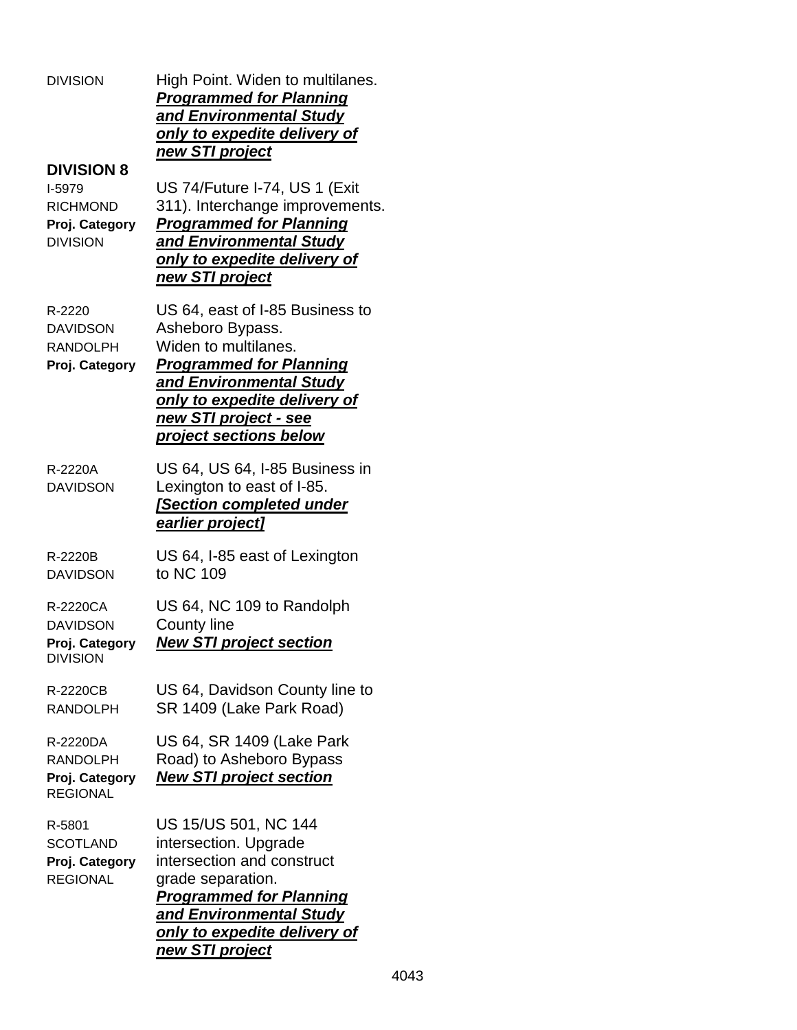| | |
|---|---|
| DIVISION | High Point. Widen to multilanes. ***Programmed for Planning and Environmental Study only to expedite delivery of new STI project*** |

**DIVISION 8**

| | |
|---|---|
| I-5979<br>RICHMOND<br>**Proj. Category**<br>DIVISION | US 74/Future I-74, US 1 (Exit 311). Interchange improvements. ***Programmed for Planning and Environmental Study only to expedite delivery of new STI project*** |
| R-2220<br>DAVIDSON<br>RANDOLPH<br>**Proj. Category** | US 64, east of I-85 Business to Asheboro Bypass.<br>Widen to multilanes.<br>***Programmed for Planning and Environmental Study only to expedite delivery of new STI project - see project sections below*** |
| R-2220A<br>DAVIDSON | US 64, US 64, I-85 Business in Lexington to east of I-85.<br>***[Section completed under earlier project]*** |
| R-2220B<br>DAVIDSON | US 64, I-85 east of Lexington to NC 109 |
| R-2220CA<br>DAVIDSON<br>**Proj. Category**<br>DIVISION | US 64, NC 109 to Randolph County line<br>***New STI project section*** |
| R-2220CB<br>RANDOLPH | US 64, Davidson County line to SR 1409 (Lake Park Road) |
| R-2220DA<br>RANDOLPH<br>**Proj. Category**<br>REGIONAL | US 64, SR 1409 (Lake Park Road) to Asheboro Bypass<br>***New STI project section*** |
| R-5801<br>SCOTLAND<br>**Proj. Category**<br>REGIONAL | US 15/US 501, NC 144 intersection. Upgrade intersection and construct grade separation.<br>***Programmed for Planning and Environmental Study only to expedite delivery of new STI project*** |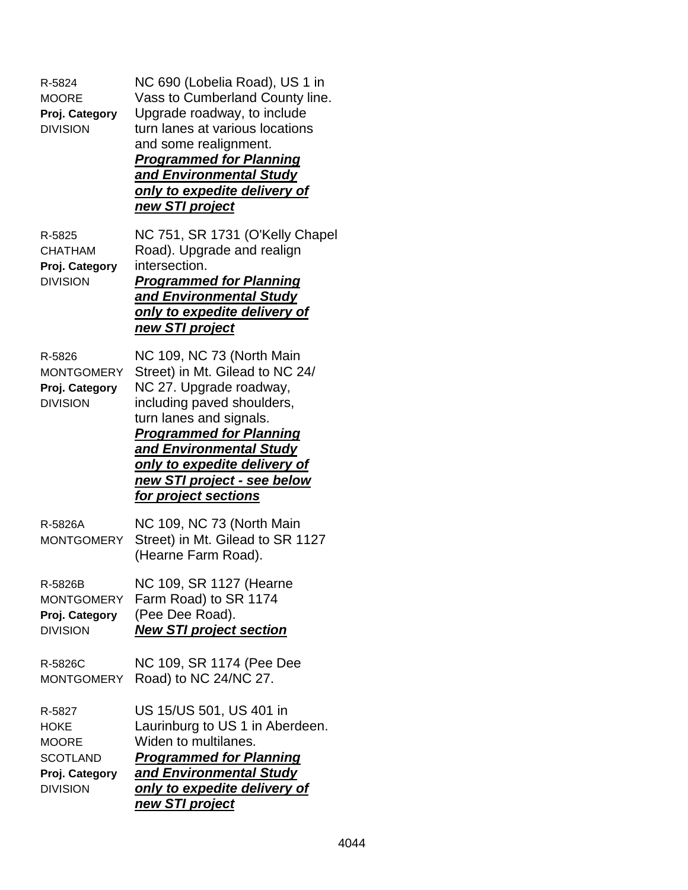| | |
|---|---|
| R-5824<br>MOORE<br>**Proj. Category**<br>DIVISION | NC 690 (Lobelia Road), US 1 in Vass to Cumberland County line. Upgrade roadway, to include turn lanes at various locations and some realignment.<br>***Programmed for Planning and Environmental Study only to expedite delivery of new STI project*** |
| R-5825<br>CHATHAM<br>**Proj. Category**<br>DIVISION | NC 751, SR 1731 (O'Kelly Chapel Road). Upgrade and realign intersection.<br>***Programmed for Planning and Environmental Study only to expedite delivery of new STI project*** |
| R-5826<br>MONTGOMERY<br>**Proj. Category**<br>DIVISION | NC 109, NC 73 (North Main Street) in Mt. Gilead to NC 24/ NC 27. Upgrade roadway, including paved shoulders, turn lanes and signals.<br>***Programmed for Planning and Environmental Study only to expedite delivery of new STI project - see below for project sections*** |
| R-5826A<br>MONTGOMERY | NC 109, NC 73 (North Main Street) in Mt. Gilead to SR 1127 (Hearne Farm Road). |
| R-5826B<br>MONTGOMERY<br>**Proj. Category**<br>DIVISION | NC 109, SR 1127 (Hearne Farm Road) to SR 1174 (Pee Dee Road).<br>***New STI project section*** |
| R-5826C<br>MONTGOMERY | NC 109, SR 1174 (Pee Dee Road) to NC 24/NC 27. |
| R-5827<br>HOKE<br>MOORE<br>SCOTLAND<br>**Proj. Category**<br>DIVISION | US 15/US 501, US 401 in Laurinburg to US 1 in Aberdeen. Widen to multilanes.<br>***Programmed for Planning and Environmental Study only to expedite delivery of new STI project*** |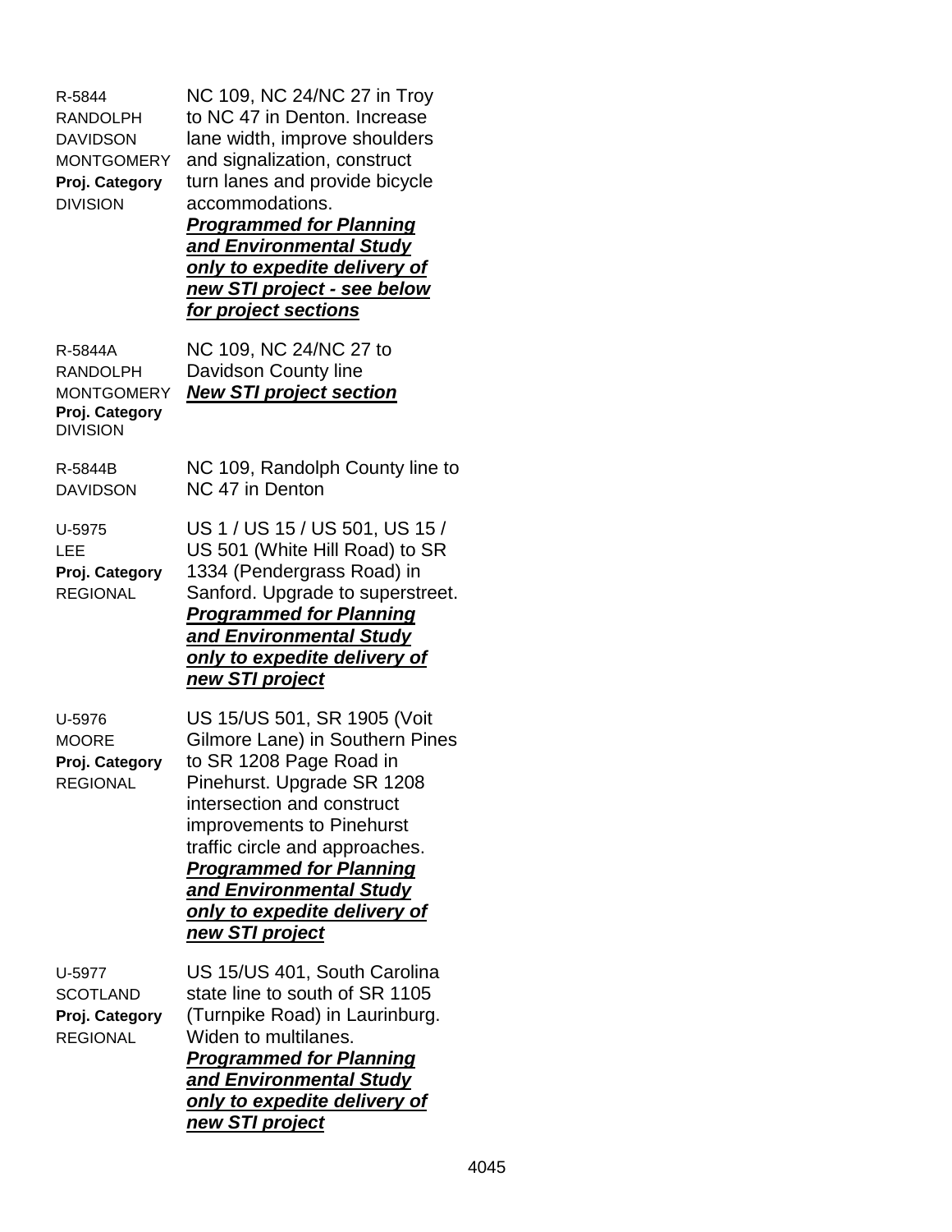| | |
|---|---|
| R-5844<br>RANDOLPH<br>DAVIDSON<br>MONTGOMERY<br>**Proj. Category**<br>DIVISION | NC 109, NC 24/NC 27 in Troy to NC 47 in Denton. Increase lane width, improve shoulders and signalization, construct turn lanes and provide bicycle accommodations.<br>***Programmed for Planning and Environmental Study only to expedite delivery of new STI project - see below for project sections*** |
| R-5844A<br>RANDOLPH<br>MONTGOMERY<br>**Proj. Category**<br>DIVISION | NC 109, NC 24/NC 27 to Davidson County line<br>***New STI project section*** |
| R-5844B<br>DAVIDSON | NC 109, Randolph County line to NC 47 in Denton |
| U-5975<br>LEE<br>**Proj. Category**<br>REGIONAL | US 1 / US 15 / US 501, US 15 / US 501 (White Hill Road) to SR 1334 (Pendergrass Road) in Sanford. Upgrade to superstreet.<br>***Programmed for Planning and Environmental Study only to expedite delivery of new STI project*** |
| U-5976<br>MOORE<br>**Proj. Category**<br>REGIONAL | US 15/US 501, SR 1905 (Voit Gilmore Lane) in Southern Pines to SR 1208 Page Road in Pinehurst. Upgrade SR 1208 intersection and construct improvements to Pinehurst traffic circle and approaches.<br>***Programmed for Planning and Environmental Study only to expedite delivery of new STI project*** |
| U-5977<br>SCOTLAND<br>**Proj. Category**<br>REGIONAL | US 15/US 401, South Carolina state line to south of SR 1105 (Turnpike Road) in Laurinburg. Widen to multilanes.<br>***Programmed for Planning and Environmental Study only to expedite delivery of new STI project*** |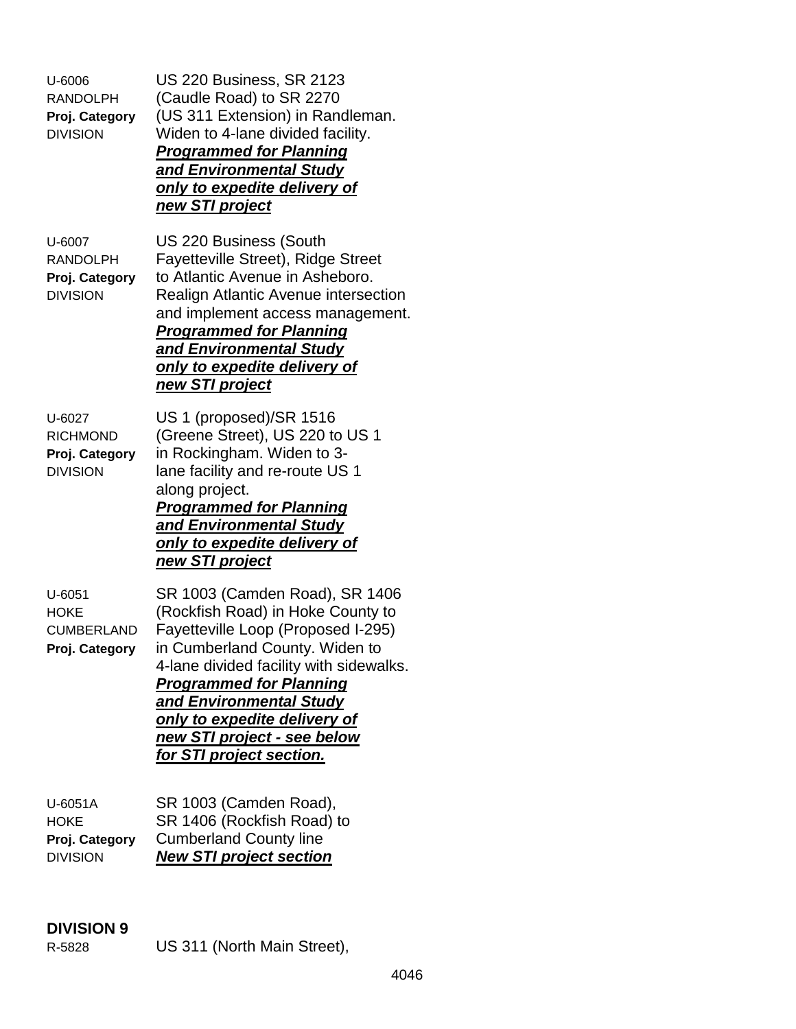U-6006
RANDOLPH
**Proj. Category**
DIVISION

US 220 Business, SR 2123 (Caudle Road) to SR 2270 (US 311 Extension) in Randleman. Widen to 4-lane divided facility.
***Programmed for Planning and Environmental Study only to expedite delivery of new STI project***

U-6007
RANDOLPH
**Proj. Category**
DIVISION

US 220 Business (South Fayetteville Street), Ridge Street to Atlantic Avenue in Asheboro. Realign Atlantic Avenue intersection and implement access management.
***Programmed for Planning and Environmental Study only to expedite delivery of new STI project***

U-6027
RICHMOND
**Proj. Category**
DIVISION

US 1 (proposed)/SR 1516 (Greene Street), US 220 to US 1 in Rockingham. Widen to 3-lane facility and re-route US 1 along project.
***Programmed for Planning and Environmental Study only to expedite delivery of new STI project***

U-6051
HOKE
CUMBERLAND
**Proj. Category**

SR 1003 (Camden Road), SR 1406 (Rockfish Road) in Hoke County to Fayetteville Loop (Proposed I-295) in Cumberland County. Widen to 4-lane divided facility with sidewalks.
***Programmed for Planning and Environmental Study only to expedite delivery of new STI project - see below for STI project section.***

U-6051A
HOKE
**Proj. Category**
DIVISION

SR 1003 (Camden Road), SR 1406 (Rockfish Road) to Cumberland County line
***New STI project section***

**DIVISION 9**

R-5828

US 311 (North Main Street),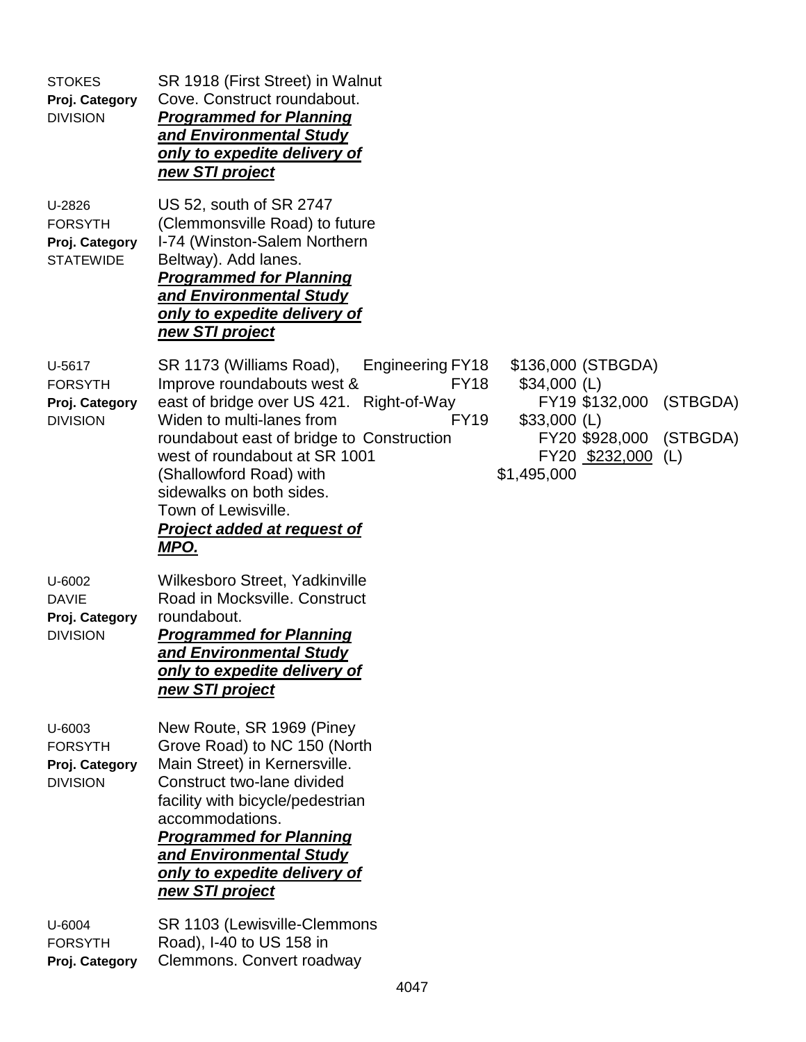STOKES
**Proj. Category**
DIVISION

SR 1918 (First Street) in Walnut Cove. Construct roundabout.
***Programmed for Planning and Environmental Study only to expedite delivery of new STI project***

U-2826
FORSYTH
**Proj. Category**
STATEWIDE

US 52, south of SR 2747 (Clemmonsville Road) to future I-74 (Winston-Salem Northern Beltway). Add lanes.
***Programmed for Planning and Environmental Study only to expedite delivery of new STI project***

U-5617
FORSYTH
**Proj. Category**
DIVISION

SR 1173 (Williams Road), Improve roundabouts west & east of bridge over US 421. Widen to multi-lanes from roundabout east of bridge to west of roundabout at SR 1001 (Shallowford Road) with sidewalks on both sides. Town of Lewisville.
***Project added at request of MPO.***

| Phase | FY | Amount | Source |
|---|---|---|---|
| Engineering | FY18 | $136,000 | (STBGDA) |
| | FY18 | $34,000 | (L) |
| Right-of-Way | FY19 | $132,000 | (STBGDA) |
| | FY19 | $33,000 | (L) |
| Construction | FY20 | $928,000 | (STBGDA) |
| | FY20 | $232,000 | (L) |
| | | $1,495,000 | |

U-6002
DAVIE
**Proj. Category**
DIVISION

Wilkesboro Street, Yadkinville Road in Mocksville. Construct roundabout.
***Programmed for Planning and Environmental Study only to expedite delivery of new STI project***

U-6003
FORSYTH
**Proj. Category**
DIVISION

New Route, SR 1969 (Piney Grove Road) to NC 150 (North Main Street) in Kernersville. Construct two-lane divided facility with bicycle/pedestrian accommodations.
***Programmed for Planning and Environmental Study only to expedite delivery of new STI project***

U-6004
FORSYTH
**Proj. Category**

SR 1103 (Lewisville-Clemmons Road), I-40 to US 158 in Clemmons. Convert roadway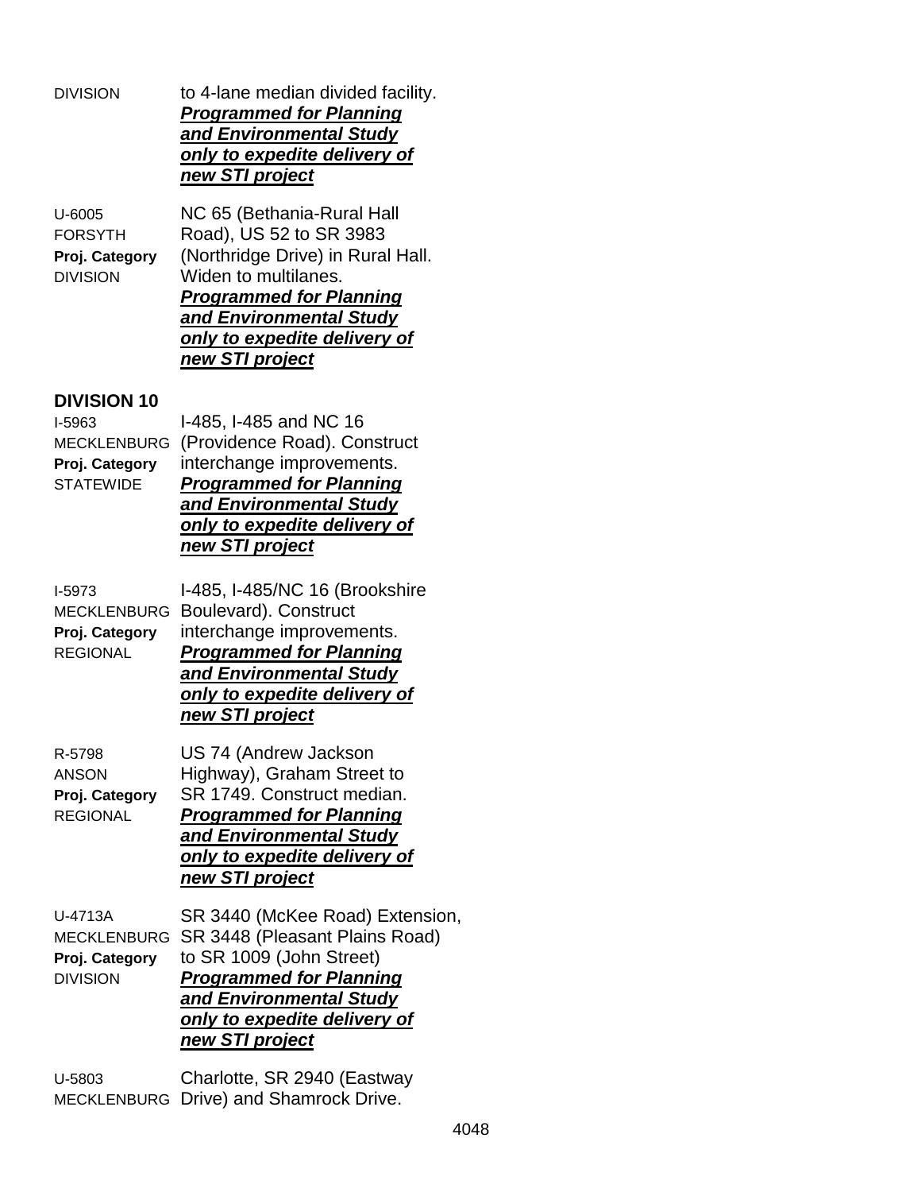DIVISION to 4-lane median divided facility. ***Programmed for Planning and Environmental Study only to expedite delivery of new STI project***

U-6005
FORSYTH
**Proj. Category**
DIVISION

NC 65 (Bethania-Rural Hall Road), US 52 to SR 3983 (Northridge Drive) in Rural Hall. Widen to multilanes. ***Programmed for Planning and Environmental Study only to expedite delivery of new STI project***

**DIVISION 10**

I-5963
MECKLENBURG
**Proj. Category**
STATEWIDE

I-485, I-485 and NC 16 (Providence Road). Construct interchange improvements. ***Programmed for Planning and Environmental Study only to expedite delivery of new STI project***

I-5973
MECKLENBURG
**Proj. Category**
REGIONAL

I-485, I-485/NC 16 (Brookshire Boulevard). Construct interchange improvements. ***Programmed for Planning and Environmental Study only to expedite delivery of new STI project***

R-5798
ANSON
**Proj. Category**
REGIONAL

US 74 (Andrew Jackson Highway), Graham Street to SR 1749. Construct median. ***Programmed for Planning and Environmental Study only to expedite delivery of new STI project***

U-4713A
MECKLENBURG
**Proj. Category**
DIVISION

SR 3440 (McKee Road) Extension, SR 3448 (Pleasant Plains Road) to SR 1009 (John Street) ***Programmed for Planning and Environmental Study only to expedite delivery of new STI project***

U-5803
MECKLENBURG

Charlotte, SR 2940 (Eastway Drive) and Shamrock Drive.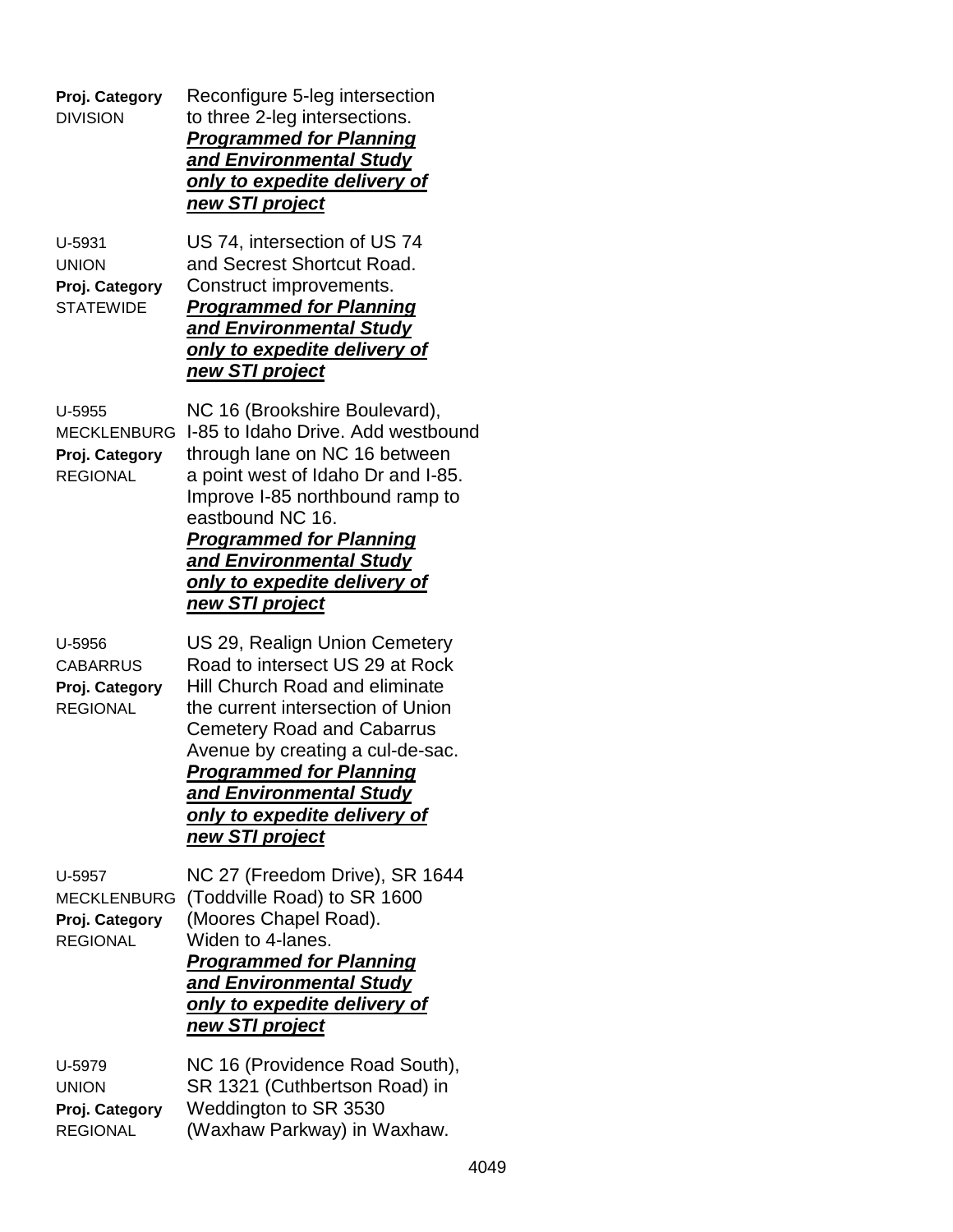**Proj. Category**
DIVISION

Reconfigure 5-leg intersection to three 2-leg intersections.
***Programmed for Planning and Environmental Study only to expedite delivery of new STI project***

U-5931
UNION
**Proj. Category**
STATEWIDE

US 74, intersection of US 74 and Secrest Shortcut Road. Construct improvements.
***Programmed for Planning and Environmental Study only to expedite delivery of new STI project***

U-5955
MECKLENBURG
**Proj. Category**
REGIONAL

NC 16 (Brookshire Boulevard), I-85 to Idaho Drive. Add westbound through lane on NC 16 between a point west of Idaho Dr and I-85. Improve I-85 northbound ramp to eastbound NC 16.
***Programmed for Planning and Environmental Study only to expedite delivery of new STI project***

U-5956
CABARRUS
**Proj. Category**
REGIONAL

US 29, Realign Union Cemetery Road to intersect US 29 at Rock Hill Church Road and eliminate the current intersection of Union Cemetery Road and Cabarrus Avenue by creating a cul-de-sac.
***Programmed for Planning and Environmental Study only to expedite delivery of new STI project***

U-5957
MECKLENBURG
**Proj. Category**
REGIONAL

NC 27 (Freedom Drive), SR 1644 (Toddville Road) to SR 1600 (Moores Chapel Road). Widen to 4-lanes.
***Programmed for Planning and Environmental Study only to expedite delivery of new STI project***

U-5979
UNION
**Proj. Category**
REGIONAL

NC 16 (Providence Road South), SR 1321 (Cuthbertson Road) in Weddington to SR 3530 (Waxhaw Parkway) in Waxhaw.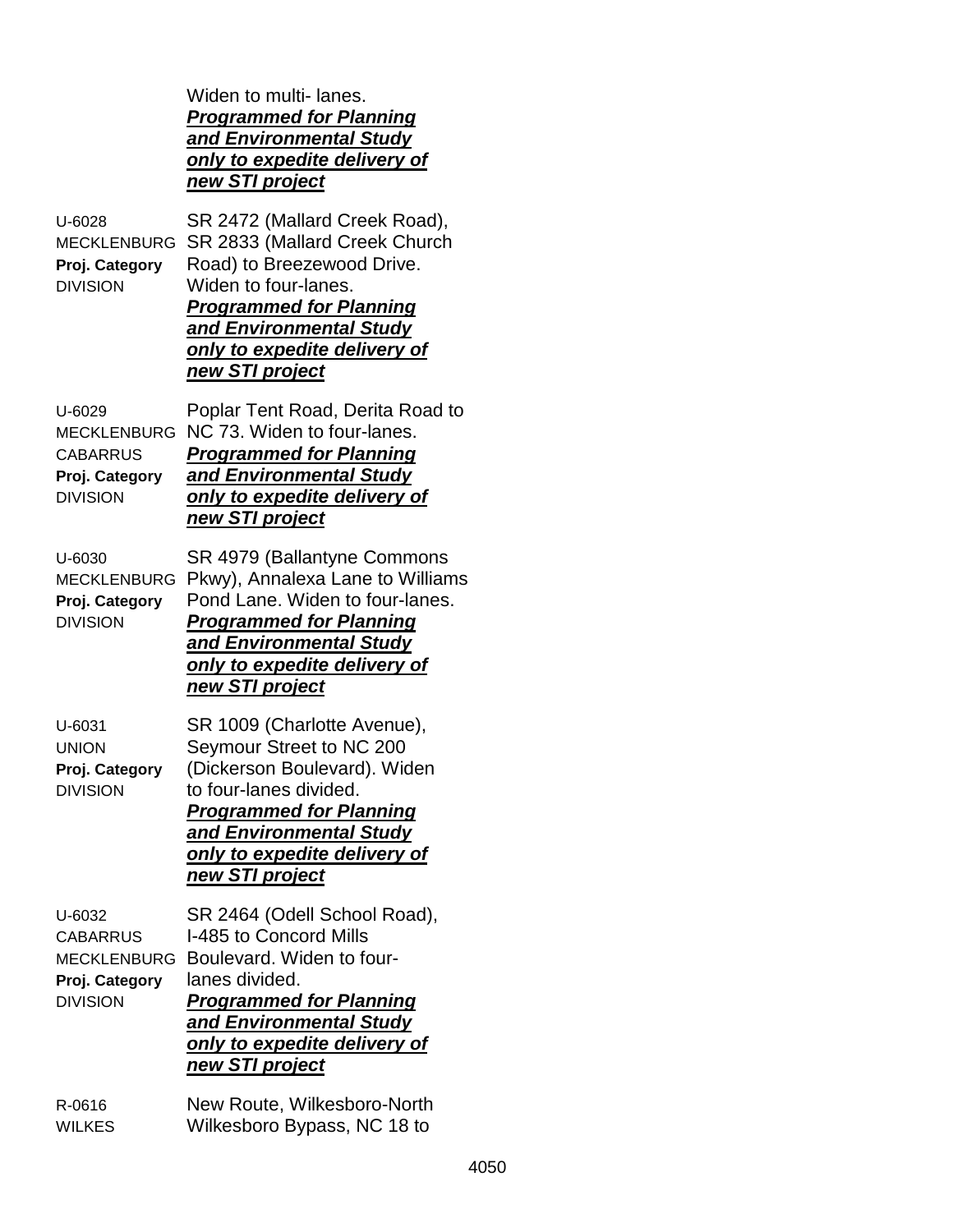Widen to multi- lanes.
***Programmed for Planning and Environmental Study only to expedite delivery of new STI project***

U-6028
MECKLENBURG
**Proj. Category**
DIVISION

SR 2472 (Mallard Creek Road), SR 2833 (Mallard Creek Church Road) to Breezewood Drive. Widen to four-lanes.
***Programmed for Planning and Environmental Study only to expedite delivery of new STI project***

U-6029
MECKLENBURG
CABARRUS
**Proj. Category**
DIVISION

Poplar Tent Road, Derita Road to NC 73. Widen to four-lanes.
***Programmed for Planning and Environmental Study only to expedite delivery of new STI project***

U-6030
MECKLENBURG
**Proj. Category**
DIVISION

SR 4979 (Ballantyne Commons Pkwy), Annalexa Lane to Williams Pond Lane. Widen to four-lanes.
***Programmed for Planning and Environmental Study only to expedite delivery of new STI project***

U-6031
UNION
**Proj. Category**
DIVISION

SR 1009 (Charlotte Avenue), Seymour Street to NC 200 (Dickerson Boulevard). Widen to four-lanes divided.
***Programmed for Planning and Environmental Study only to expedite delivery of new STI project***

U-6032
CABARRUS
MECKLENBURG
**Proj. Category**
DIVISION

SR 2464 (Odell School Road), I-485 to Concord Mills Boulevard. Widen to four-lanes divided.
***Programmed for Planning and Environmental Study only to expedite delivery of new STI project***

R-0616
WILKES

New Route, Wilkesboro-North Wilkesboro Bypass, NC 18 to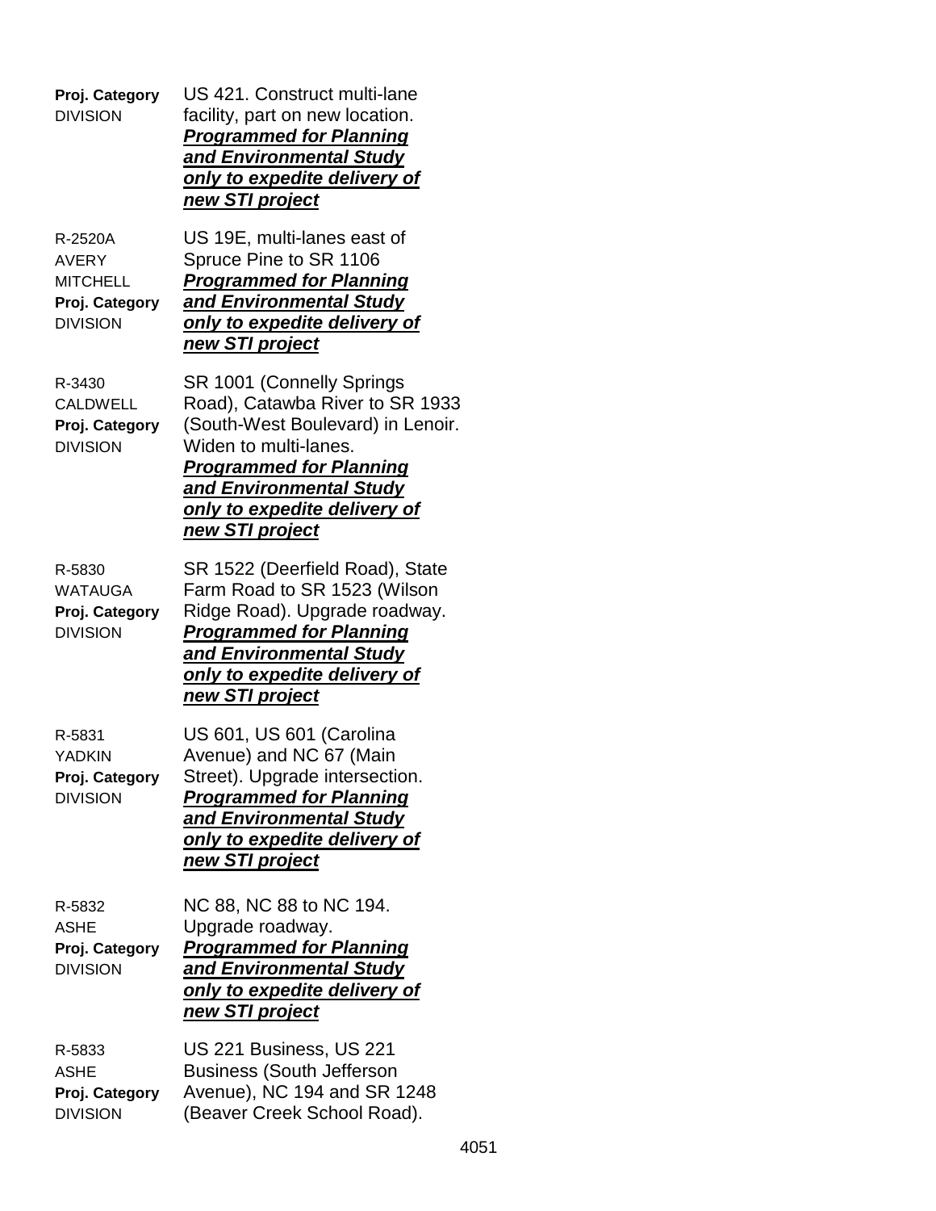**Proj. Category**
DIVISION

US 421. Construct multi-lane facility, part on new location. ***Programmed for Planning and Environmental Study only to expedite delivery of new STI project***

R-2520A
AVERY
MITCHELL
**Proj. Category**
DIVISION

US 19E, multi-lanes east of Spruce Pine to SR 1106 ***Programmed for Planning and Environmental Study only to expedite delivery of new STI project***

R-3430
CALDWELL
**Proj. Category**
DIVISION

SR 1001 (Connelly Springs Road), Catawba River to SR 1933 (South-West Boulevard) in Lenoir. Widen to multi-lanes. ***Programmed for Planning and Environmental Study only to expedite delivery of new STI project***

R-5830
WATAUGA
**Proj. Category**
DIVISION

SR 1522 (Deerfield Road), State Farm Road to SR 1523 (Wilson Ridge Road). Upgrade roadway. ***Programmed for Planning and Environmental Study only to expedite delivery of new STI project***

R-5831
YADKIN
**Proj. Category**
DIVISION

US 601, US 601 (Carolina Avenue) and NC 67 (Main Street). Upgrade intersection. ***Programmed for Planning and Environmental Study only to expedite delivery of new STI project***

R-5832
ASHE
**Proj. Category**
DIVISION

NC 88, NC 88 to NC 194. Upgrade roadway. ***Programmed for Planning and Environmental Study only to expedite delivery of new STI project***

R-5833
ASHE
**Proj. Category**
DIVISION

US 221 Business, US 221 Business (South Jefferson Avenue), NC 194 and SR 1248 (Beaver Creek School Road).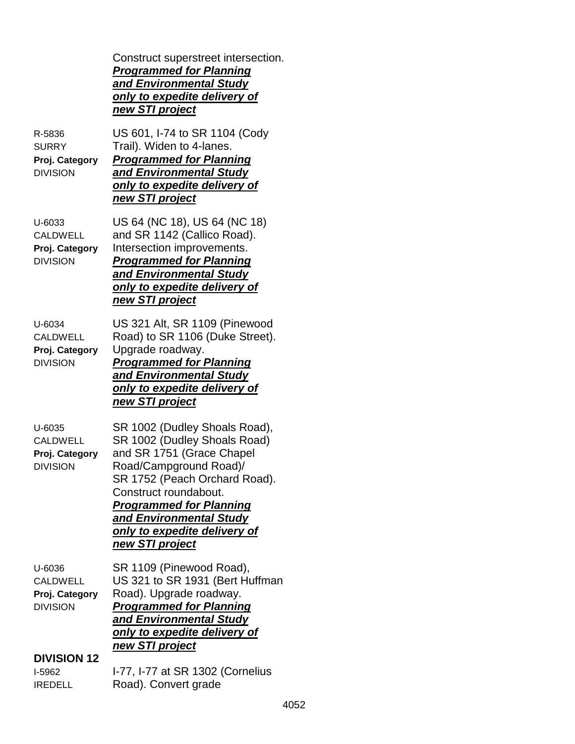Construct superstreet intersection.
***Programmed for Planning and Environmental Study only to expedite delivery of new STI project***

R-5836
SURRY
**Proj. Category**
DIVISION

US 601, I-74 to SR 1104 (Cody Trail). Widen to 4-lanes.
***Programmed for Planning and Environmental Study only to expedite delivery of new STI project***

U-6033
CALDWELL
**Proj. Category**
DIVISION

US 64 (NC 18), US 64 (NC 18) and SR 1142 (Callico Road). Intersection improvements.
***Programmed for Planning and Environmental Study only to expedite delivery of new STI project***

U-6034
CALDWELL
**Proj. Category**
DIVISION

US 321 Alt, SR 1109 (Pinewood Road) to SR 1106 (Duke Street). Upgrade roadway.
***Programmed for Planning and Environmental Study only to expedite delivery of new STI project***

U-6035
CALDWELL
**Proj. Category**
DIVISION

SR 1002 (Dudley Shoals Road), SR 1002 (Dudley Shoals Road) and SR 1751 (Grace Chapel Road/Campground Road)/ SR 1752 (Peach Orchard Road). Construct roundabout.
***Programmed for Planning and Environmental Study only to expedite delivery of new STI project***

U-6036
CALDWELL
**Proj. Category**
DIVISION

SR 1109 (Pinewood Road), US 321 to SR 1931 (Bert Huffman Road). Upgrade roadway.
***Programmed for Planning and Environmental Study only to expedite delivery of new STI project***

**DIVISION 12**

I-5962
IREDELL

I-77, I-77 at SR 1302 (Cornelius Road). Convert grade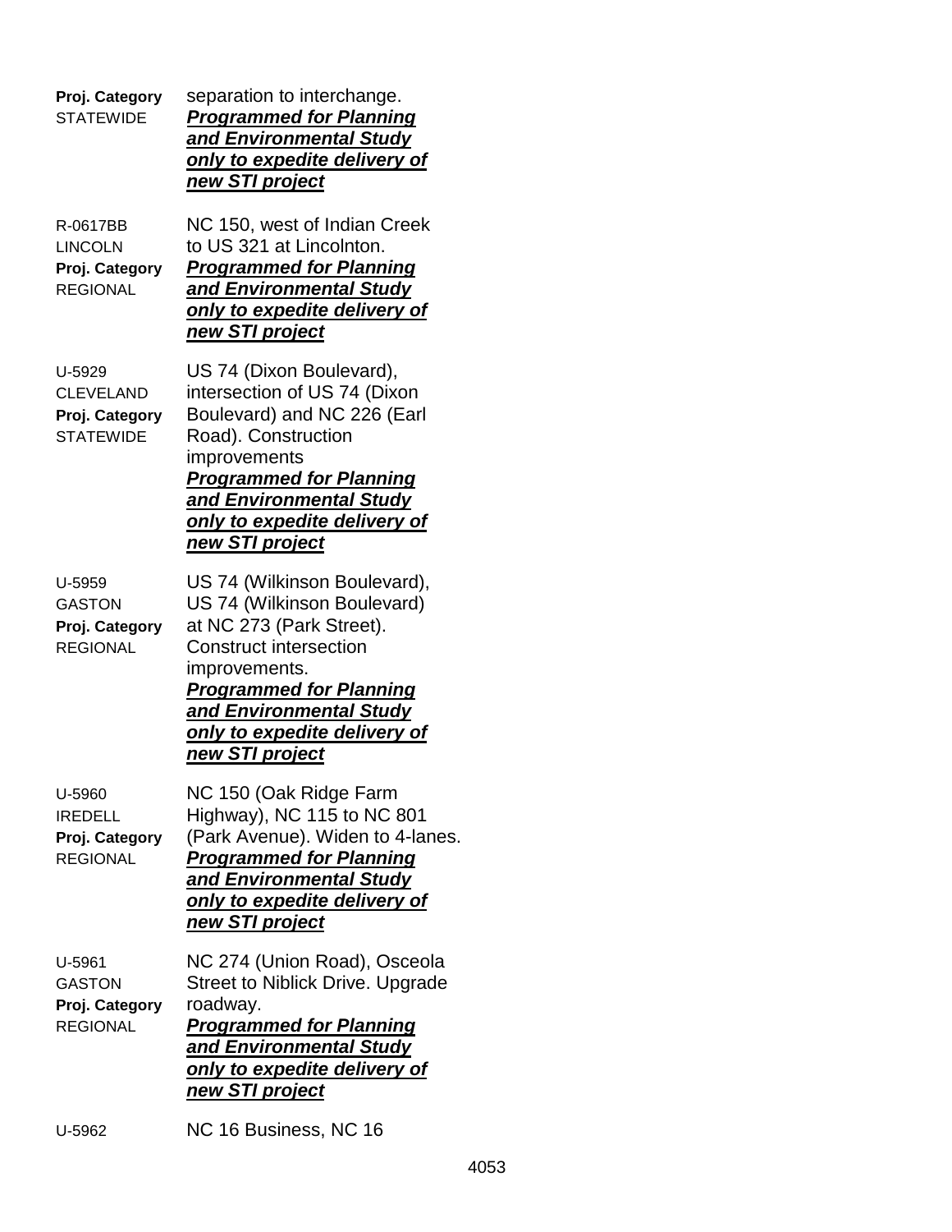| | |
|---|---|
| **Proj. Category**<br>STATEWIDE | separation to interchange.<br>***Programmed for Planning and Environmental Study only to expedite delivery of new STI project*** |
| R-0617BB<br>LINCOLN<br>**Proj. Category**<br>REGIONAL | NC 150, west of Indian Creek to US 321 at Lincolnton.<br>***Programmed for Planning and Environmental Study only to expedite delivery of new STI project*** |
| U-5929<br>CLEVELAND<br>**Proj. Category**<br>STATEWIDE | US 74 (Dixon Boulevard), intersection of US 74 (Dixon Boulevard) and NC 226 (Earl Road). Construction improvements<br>***Programmed for Planning and Environmental Study only to expedite delivery of new STI project*** |
| U-5959<br>GASTON<br>**Proj. Category**<br>REGIONAL | US 74 (Wilkinson Boulevard), US 74 (Wilkinson Boulevard) at NC 273 (Park Street). Construct intersection improvements.<br>***Programmed for Planning and Environmental Study only to expedite delivery of new STI project*** |
| U-5960<br>IREDELL<br>**Proj. Category**<br>REGIONAL | NC 150 (Oak Ridge Farm Highway), NC 115 to NC 801 (Park Avenue). Widen to 4-lanes.<br>***Programmed for Planning and Environmental Study only to expedite delivery of new STI project*** |
| U-5961<br>GASTON<br>**Proj. Category**<br>REGIONAL | NC 274 (Union Road), Osceola Street to Niblick Drive. Upgrade roadway.<br>***Programmed for Planning and Environmental Study only to expedite delivery of new STI project*** |
| U-5962 | NC 16 Business, NC 16 |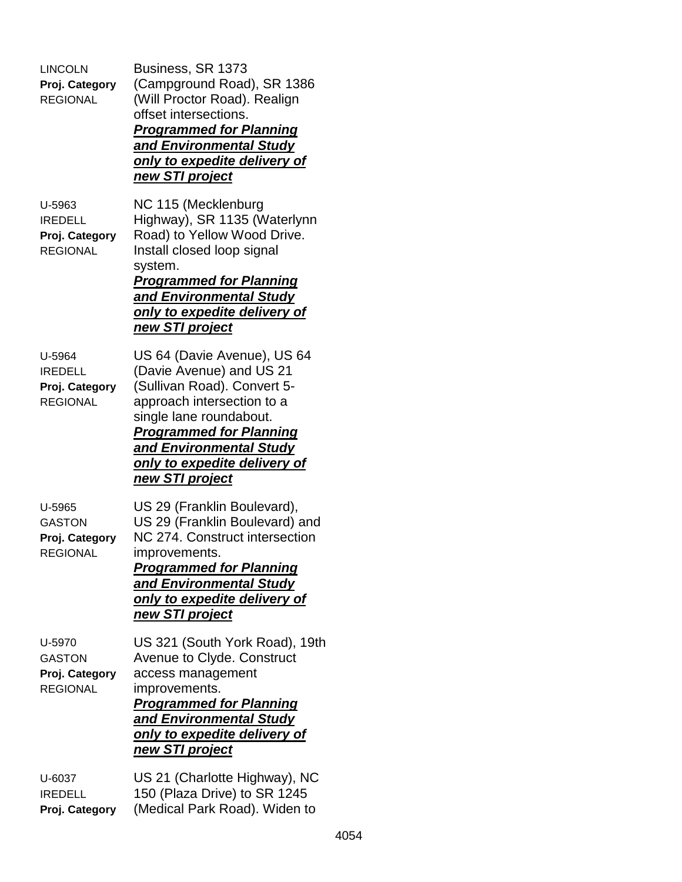LINCOLN
**Proj. Category**
REGIONAL

Business, SR 1373 (Campground Road), SR 1386 (Will Proctor Road). Realign offset intersections.
***Programmed for Planning and Environmental Study only to expedite delivery of new STI project***

U-5963
IREDELL
**Proj. Category**
REGIONAL

NC 115 (Mecklenburg Highway), SR 1135 (Waterlynn Road) to Yellow Wood Drive. Install closed loop signal system.
***Programmed for Planning and Environmental Study only to expedite delivery of new STI project***

U-5964
IREDELL
**Proj. Category**
REGIONAL

US 64 (Davie Avenue), US 64 (Davie Avenue) and US 21 (Sullivan Road). Convert 5-approach intersection to a single lane roundabout.
***Programmed for Planning and Environmental Study only to expedite delivery of new STI project***

U-5965
GASTON
**Proj. Category**
REGIONAL

US 29 (Franklin Boulevard), US 29 (Franklin Boulevard) and NC 274. Construct intersection improvements.
***Programmed for Planning and Environmental Study only to expedite delivery of new STI project***

U-5970
GASTON
**Proj. Category**
REGIONAL

US 321 (South York Road), 19th Avenue to Clyde. Construct access management improvements.
***Programmed for Planning and Environmental Study only to expedite delivery of new STI project***

U-6037
IREDELL
**Proj. Category**

US 21 (Charlotte Highway), NC 150 (Plaza Drive) to SR 1245 (Medical Park Road). Widen to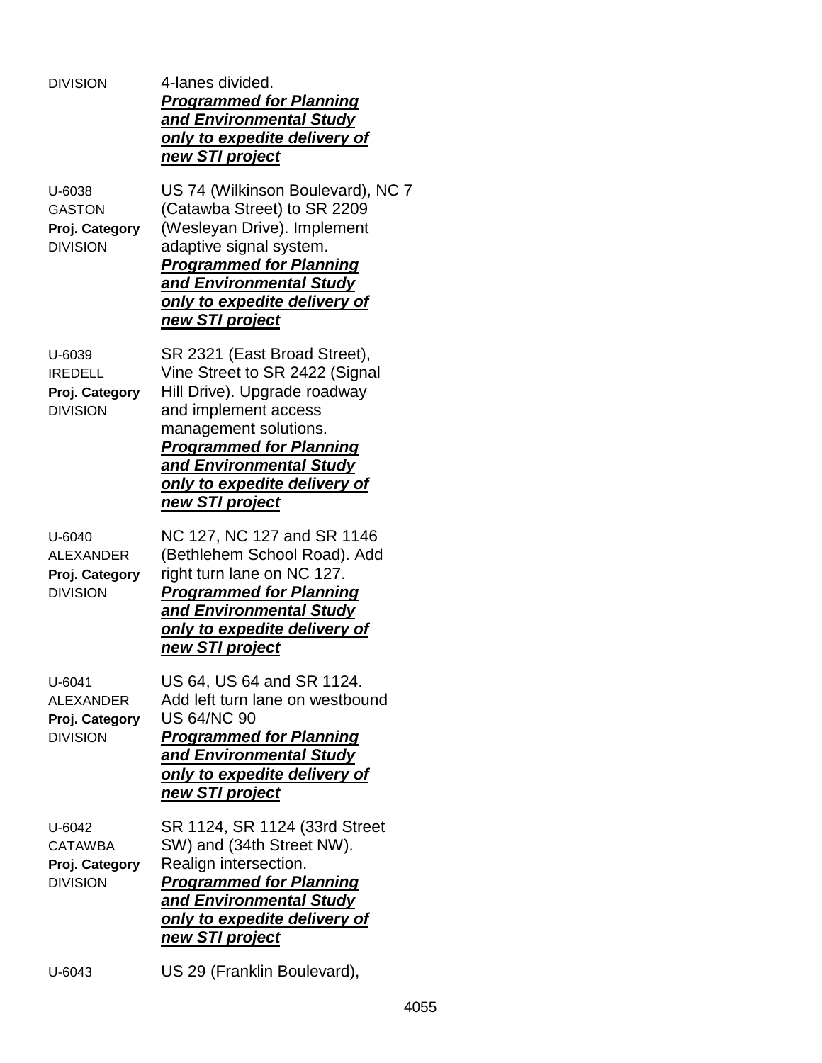DIVISION 4-lanes divided.
***Programmed for Planning and Environmental Study only to expedite delivery of new STI project***

U-6038
GASTON
**Proj. Category**
DIVISION

US 74 (Wilkinson Boulevard), NC 7 (Catawba Street) to SR 2209 (Wesleyan Drive). Implement adaptive signal system.
***Programmed for Planning and Environmental Study only to expedite delivery of new STI project***

U-6039
IREDELL
**Proj. Category**
DIVISION

SR 2321 (East Broad Street), Vine Street to SR 2422 (Signal Hill Drive). Upgrade roadway and implement access management solutions.
***Programmed for Planning and Environmental Study only to expedite delivery of new STI project***

U-6040
ALEXANDER
**Proj. Category**
DIVISION

NC 127, NC 127 and SR 1146 (Bethlehem School Road). Add right turn lane on NC 127.
***Programmed for Planning and Environmental Study only to expedite delivery of new STI project***

U-6041
ALEXANDER
**Proj. Category**
DIVISION

US 64, US 64 and SR 1124. Add left turn lane on westbound US 64/NC 90
***Programmed for Planning and Environmental Study only to expedite delivery of new STI project***

U-6042
CATAWBA
**Proj. Category**
DIVISION

SR 1124, SR 1124 (33rd Street SW) and (34th Street NW). Realign intersection.
***Programmed for Planning and Environmental Study only to expedite delivery of new STI project***

U-6043

US 29 (Franklin Boulevard),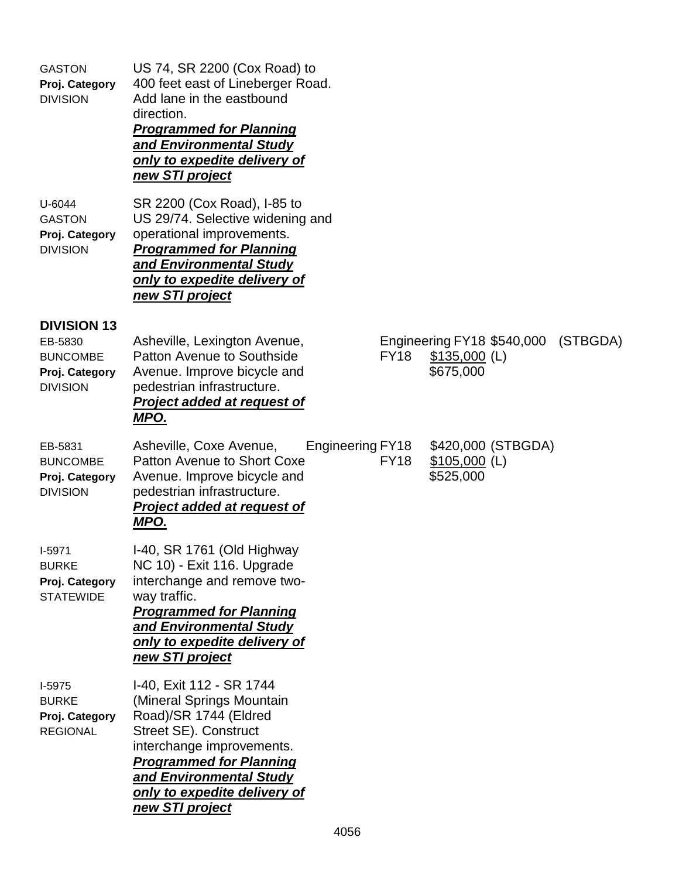GASTON
**Proj. Category**
DIVISION

US 74, SR 2200 (Cox Road) to 400 feet east of Lineberger Road. Add lane in the eastbound direction.
***Programmed for Planning and Environmental Study only to expedite delivery of new STI project***

U-6044
GASTON
**Proj. Category**
DIVISION

SR 2200 (Cox Road), I-85 to US 29/74. Selective widening and operational improvements.
***Programmed for Planning and Environmental Study only to expedite delivery of new STI project***

## DIVISION 13

EB-5830
BUNCOMBE
**Proj. Category**
DIVISION

Asheville, Lexington Avenue, Patton Avenue to Southside Avenue. Improve bicycle and pedestrian infrastructure.
***Project added at request of MPO.***

| | | | |
|---|---|---|---|
| Engineering | FY18 | $540,000 | (STBGDA) |
| | FY18 | $135,000 | (L) |
| | | $675,000 | |

EB-5831
BUNCOMBE
**Proj. Category**
DIVISION

Asheville, Coxe Avenue, Patton Avenue to Short Coxe Avenue. Improve bicycle and pedestrian infrastructure.
***Project added at request of MPO.***

| | | | |
|---|---|---|---|
| Engineering | FY18 | $420,000 | (STBGDA) |
| | FY18 | $105,000 | (L) |
| | | $525,000 | |

I-5971
BURKE
**Proj. Category**
STATEWIDE

I-40, SR 1761 (Old Highway NC 10) - Exit 116. Upgrade interchange and remove two-way traffic.
***Programmed for Planning and Environmental Study only to expedite delivery of new STI project***

I-5975
BURKE
**Proj. Category**
REGIONAL

I-40, Exit 112 - SR 1744 (Mineral Springs Mountain Road)/SR 1744 (Eldred Street SE). Construct interchange improvements.
***Programmed for Planning and Environmental Study only to expedite delivery of new STI project***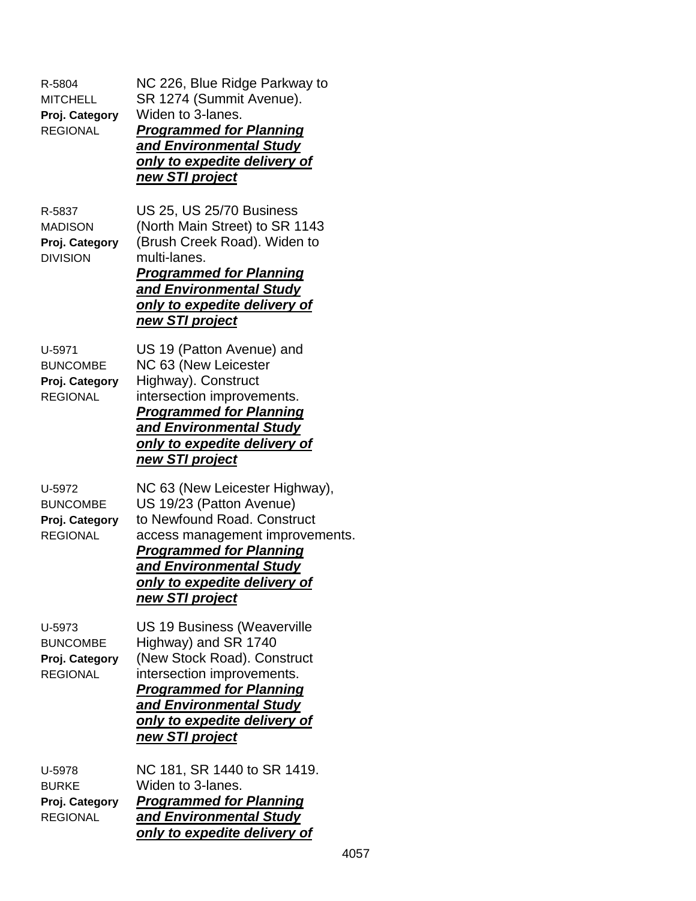R-5804
MITCHELL
**Proj. Category**
REGIONAL

NC 226, Blue Ridge Parkway to SR 1274 (Summit Avenue). Widen to 3-lanes.
***Programmed for Planning and Environmental Study only to expedite delivery of new STI project***

R-5837
MADISON
**Proj. Category**
DIVISION

US 25, US 25/70 Business (North Main Street) to SR 1143 (Brush Creek Road). Widen to multi-lanes.
***Programmed for Planning and Environmental Study only to expedite delivery of new STI project***

U-5971
BUNCOMBE
**Proj. Category**
REGIONAL

US 19 (Patton Avenue) and NC 63 (New Leicester Highway). Construct intersection improvements.
***Programmed for Planning and Environmental Study only to expedite delivery of new STI project***

U-5972
BUNCOMBE
**Proj. Category**
REGIONAL

NC 63 (New Leicester Highway), US 19/23 (Patton Avenue) to Newfound Road. Construct access management improvements.
***Programmed for Planning and Environmental Study only to expedite delivery of new STI project***

U-5973
BUNCOMBE
**Proj. Category**
REGIONAL

US 19 Business (Weaverville Highway) and SR 1740 (New Stock Road). Construct intersection improvements.
***Programmed for Planning and Environmental Study only to expedite delivery of new STI project***

U-5978
BURKE
**Proj. Category**
REGIONAL

NC 181, SR 1440 to SR 1419. Widen to 3-lanes.
***Programmed for Planning and Environmental Study only to expedite delivery of***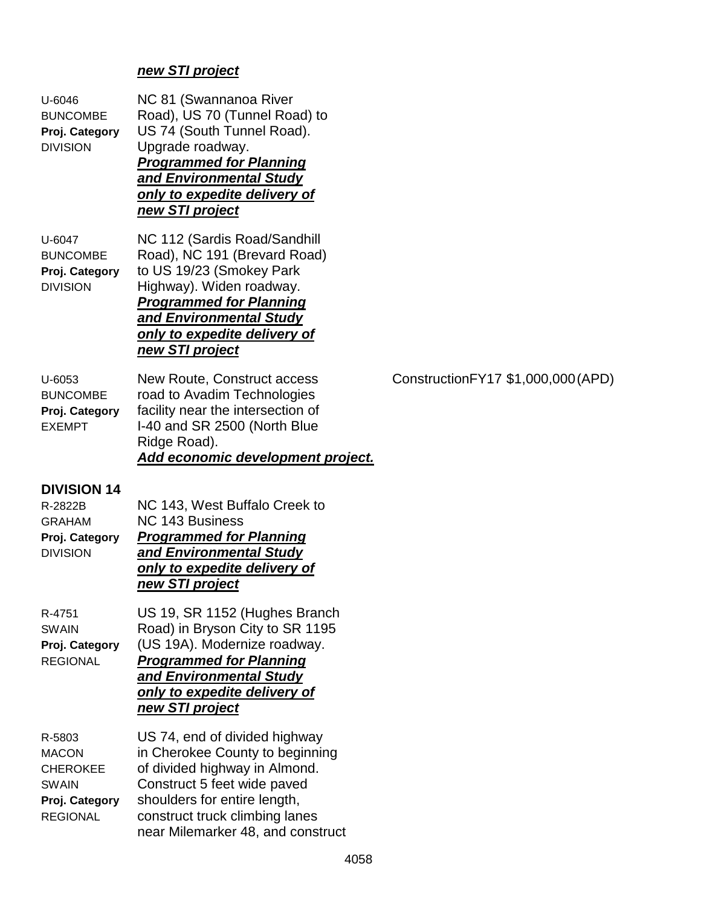***new STI project***

U-6046
BUNCOMBE
**Proj. Category**
DIVISION

NC 81 (Swannanoa River Road), US 70 (Tunnel Road) to US 74 (South Tunnel Road). Upgrade roadway.
***Programmed for Planning and Environmental Study only to expedite delivery of new STI project***

U-6047
BUNCOMBE
**Proj. Category**
DIVISION

NC 112 (Sardis Road/Sandhill Road), NC 191 (Brevard Road) to US 19/23 (Smokey Park Highway). Widen roadway.
***Programmed for Planning and Environmental Study only to expedite delivery of new STI project***

U-6053
BUNCOMBE
**Proj. Category**
EXEMPT

New Route, Construct access road to Avadim Technologies facility near the intersection of I-40 and SR 2500 (North Blue Ridge Road).
***Add economic development project.***

Construction FY17 $1,000,000 (APD)

## DIVISION 14

R-2822B
GRAHAM
**Proj. Category**
DIVISION

NC 143, West Buffalo Creek to NC 143 Business
***Programmed for Planning and Environmental Study only to expedite delivery of new STI project***

R-4751
SWAIN
**Proj. Category**
REGIONAL

US 19, SR 1152 (Hughes Branch Road) in Bryson City to SR 1195 (US 19A). Modernize roadway.
***Programmed for Planning and Environmental Study only to expedite delivery of new STI project***

R-5803
MACON
CHEROKEE
SWAIN
**Proj. Category**
REGIONAL

US 74, end of divided highway in Cherokee County to beginning of divided highway in Almond. Construct 5 feet wide paved shoulders for entire length, construct truck climbing lanes near Milemarker 48, and construct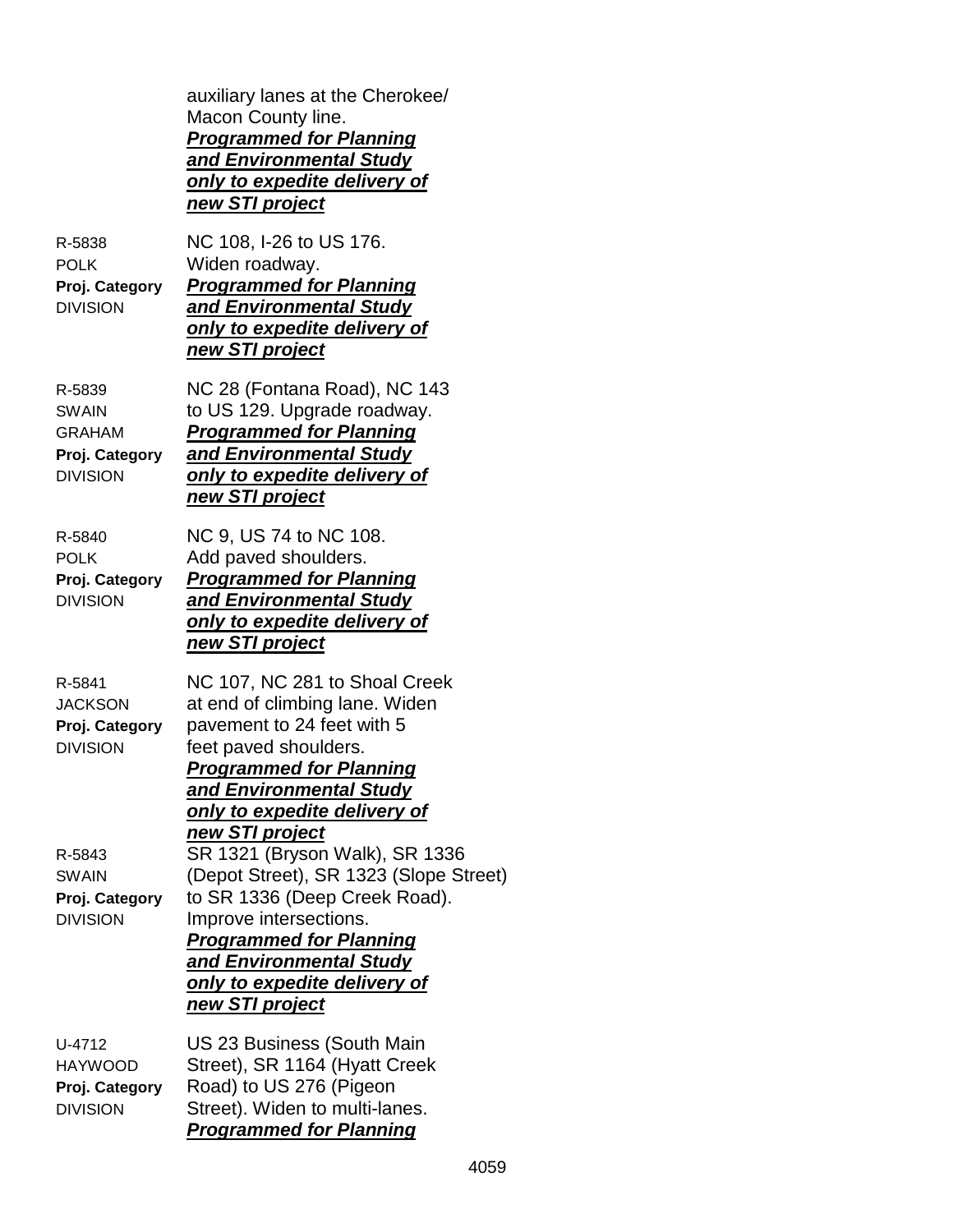auxiliary lanes at the Cherokee/ Macon County line. ***Programmed for Planning and Environmental Study only to expedite delivery of new STI project***

| | |
|---|---|
| R-5838<br>POLK<br>**Proj. Category**<br>DIVISION | NC 108, I-26 to US 176. Widen roadway. ***Programmed for Planning and Environmental Study only to expedite delivery of new STI project*** |
| R-5839<br>SWAIN<br>GRAHAM<br>**Proj. Category**<br>DIVISION | NC 28 (Fontana Road), NC 143 to US 129. Upgrade roadway. ***Programmed for Planning and Environmental Study only to expedite delivery of new STI project*** |
| R-5840<br>POLK<br>**Proj. Category**<br>DIVISION | NC 9, US 74 to NC 108. Add paved shoulders. ***Programmed for Planning and Environmental Study only to expedite delivery of new STI project*** |
| R-5841<br>JACKSON<br>**Proj. Category**<br>DIVISION | NC 107, NC 281 to Shoal Creek at end of climbing lane. Widen pavement to 24 feet with 5 feet paved shoulders. ***Programmed for Planning and Environmental Study only to expedite delivery of new STI project*** |
| R-5843<br>SWAIN<br>**Proj. Category**<br>DIVISION | SR 1321 (Bryson Walk), SR 1336 (Depot Street), SR 1323 (Slope Street) to SR 1336 (Deep Creek Road). Improve intersections. ***Programmed for Planning and Environmental Study only to expedite delivery of new STI project*** |
| U-4712<br>HAYWOOD<br>**Proj. Category**<br>DIVISION | US 23 Business (South Main Street), SR 1164 (Hyatt Creek Road) to US 276 (Pigeon Street). Widen to multi-lanes. ***Programmed for Planning*** |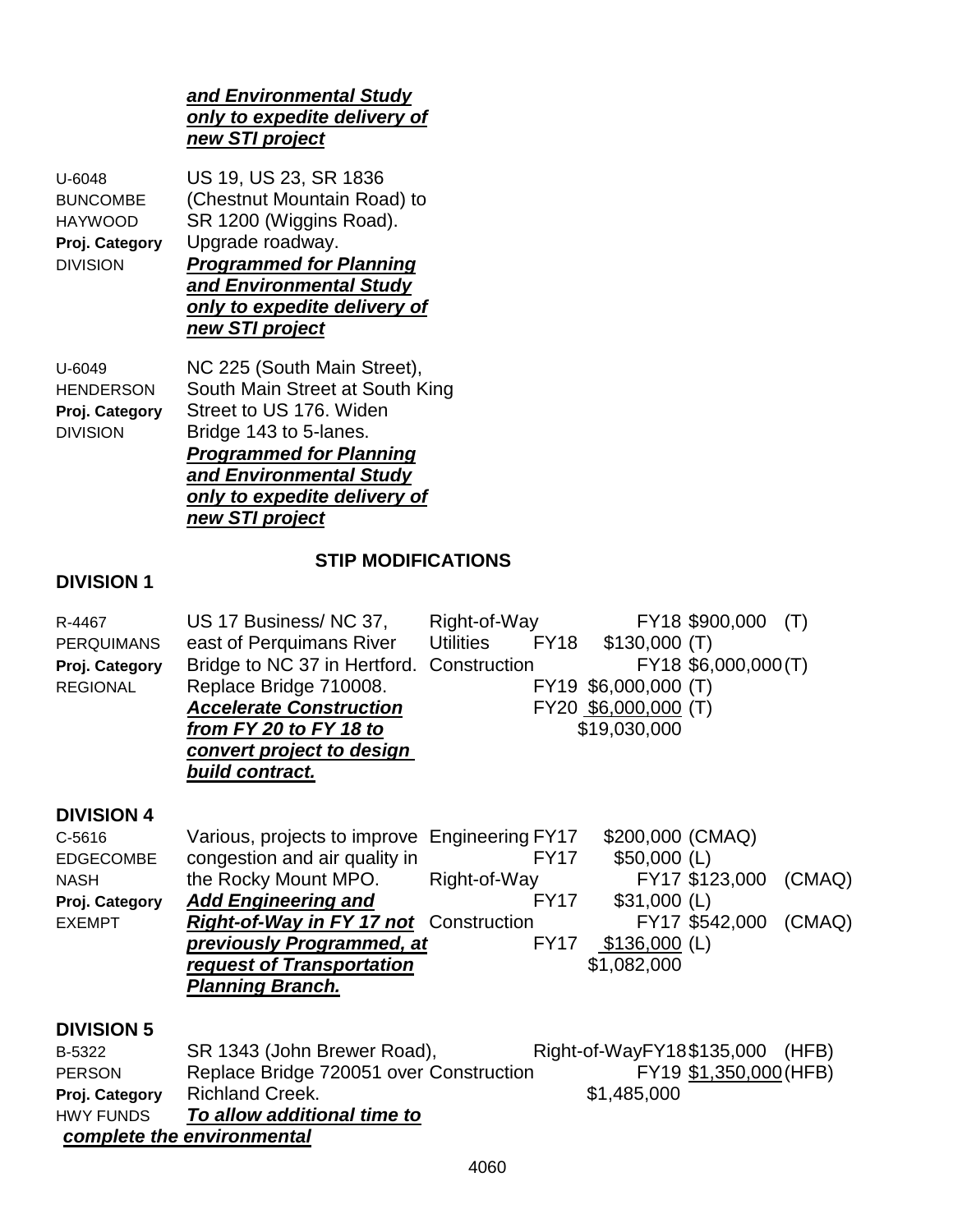***and Environmental Study only to expedite delivery of new STI project***

U-6048
BUNCOMBE
HAYWOOD
**Proj. Category**
DIVISION

US 19, US 23, SR 1836 (Chestnut Mountain Road) to SR 1200 (Wiggins Road). Upgrade roadway.
***Programmed for Planning and Environmental Study only to expedite delivery of new STI project***

U-6049
HENDERSON
**Proj. Category**
DIVISION

NC 225 (South Main Street), South Main Street at South King Street to US 176. Widen Bridge 143 to 5-lanes.
***Programmed for Planning and Environmental Study only to expedite delivery of new STI project***

## STIP MODIFICATIONS

### DIVISION 1

| Project | Description | Phase | Year | Amount |
|---|---|---|---|---|
| R-4467<br>PERQUIMANS<br>**Proj. Category**<br>REGIONAL | US 17 Business/ NC 37, east of Perquimans River Bridge to NC 37 in Hertford. Replace Bridge 710008.<br>***Accelerate Construction from FY 20 to FY 18 to convert project to design build contract.*** | Right-of-Way | FY18 | $900,000 (T) |
| | | Utilities | FY18 | $130,000 (T) |
| | | Construction | FY18 | $6,000,000 (T) |
| | | | FY19 | $6,000,000 (T) |
| | | | FY20 | $6,000,000 (T) |
| | | | | $19,030,000 |

### DIVISION 4

| Project | Description | Phase | Year | Amount |
|---|---|---|---|---|
| C-5616<br>EDGECOMBE<br>NASH<br>**Proj. Category**<br>EXEMPT | Various, projects to improve congestion and air quality in the Rocky Mount MPO.<br>***Add Engineering and Right-of-Way in FY 17 not previously Programmed, at request of Transportation Planning Branch.*** | Engineering | FY17 | $200,000 (CMAQ) |
| | | | FY17 | $50,000 (L) |
| | | Right-of-Way | FY17 | $123,000 (CMAQ) |
| | | | FY17 | $31,000 (L) |
| | | Construction | FY17 | $542,000 (CMAQ) |
| | | | FY17 | $136,000 (L) |
| | | | | $1,082,000 |

### DIVISION 5

| Project | Description | Phase | Year | Amount |
|---|---|---|---|---|
| B-5322<br>PERSON<br>**Proj. Category**<br>HWY FUNDS | SR 1343 (John Brewer Road), Replace Bridge 720051 over Richland Creek.<br>***To allow additional time to complete the environmental*** | Right-of-Way | FY18 | $135,000 (HFB) |
| | | Construction | FY19 | $1,350,000 (HFB) |
| | | | | $1,485,000 |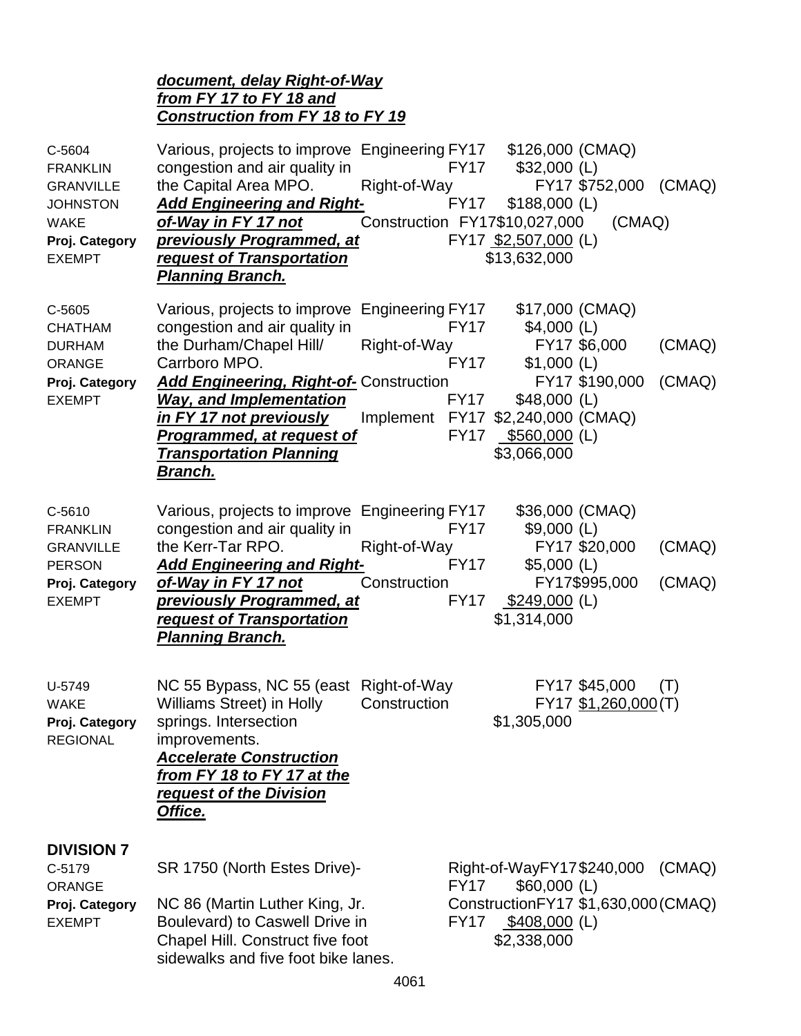***document, delay Right-of-Way from FY 17 to FY 18 and Construction from FY 18 to FY 19***

| Project | Description | Phase | FY | Amount | Fund |
|---|---|---|---|---|---|
| C-5604<br>FRANKLIN<br>GRANVILLE<br>JOHNSTON<br>WAKE<br>**Proj. Category**<br>EXEMPT | Various, projects to improve congestion and air quality in the Capital Area MPO.<br>***Add Engineering and Right-of-Way in FY 17 not previously Programmed, at request of Transportation Planning Branch.*** | Engineering | FY17 | $126,000 | (CMAQ) |
| | | | FY17 | $32,000 | (L) |
| | | Right-of-Way | FY17 | $752,000 | (CMAQ) |
| | | | FY17 | $188,000 | (L) |
| | | Construction | FY17 | $10,027,000 | (CMAQ) |
| | | | FY17 | $2,507,000 | (L) |
| | | | | $13,632,000 | |
| C-5605<br>CHATHAM<br>DURHAM<br>ORANGE<br>**Proj. Category**<br>EXEMPT | Various, projects to improve congestion and air quality in the Durham/Chapel Hill/ Carrboro MPO.<br>***Add Engineering, Right-of-Way, and Implementation in FY 17 not previously Programmed, at request of Transportation Planning Branch.*** | Engineering | FY17 | $17,000 | (CMAQ) |
| | | | FY17 | $4,000 | (L) |
| | | Right-of-Way | FY17 | $6,000 | (CMAQ) |
| | | | FY17 | $1,000 | (L) |
| | | Construction | FY17 | $190,000 | (CMAQ) |
| | | | FY17 | $48,000 | (L) |
| | | Implement | FY17 | $2,240,000 | (CMAQ) |
| | | | FY17 | $560,000 | (L) |
| | | | | $3,066,000 | |
| C-5610<br>FRANKLIN<br>GRANVILLE<br>PERSON<br>**Proj. Category**<br>EXEMPT | Various, projects to improve congestion and air quality in the Kerr-Tar RPO.<br>***Add Engineering and Right-of-Way in FY 17 not previously Programmed, at request of Transportation Planning Branch.*** | Engineering | FY17 | $36,000 | (CMAQ) |
| | | | FY17 | $9,000 | (L) |
| | | Right-of-Way | FY17 | $20,000 | (CMAQ) |
| | | | FY17 | $5,000 | (L) |
| | | Construction | FY17 | $995,000 | (CMAQ) |
| | | | FY17 | $249,000 | (L) |
| | | | | $1,314,000 | |
| U-5749<br>WAKE<br>**Proj. Category**<br>REGIONAL | NC 55 Bypass, NC 55 (east Williams Street) in Holly springs. Intersection improvements.<br>***Accelerate Construction from FY 18 to FY 17 at the request of the Division Office.*** | Right-of-Way | FY17 | $45,000 | (T) |
| | | Construction | FY17 | $1,260,000 | (T) |
| | | | | $1,305,000 | |

**DIVISION 7**

| Project | Description | Phase | FY | Amount | Fund |
|---|---|---|---|---|---|
| C-5179<br>ORANGE<br>**Proj. Category**<br>EXEMPT | SR 1750 (North Estes Drive)- NC 86 (Martin Luther King, Jr. Boulevard) to Caswell Drive in Chapel Hill. Construct five foot sidewalks and five foot bike lanes. | Right-of-Way | FY17 | $240,000 | (CMAQ) |
| | | | FY17 | $60,000 | (L) |
| | | Construction | FY17 | $1,630,000 | (CMAQ) |
| | | | FY17 | $408,000 | (L) |
| | | | | $2,338,000 | |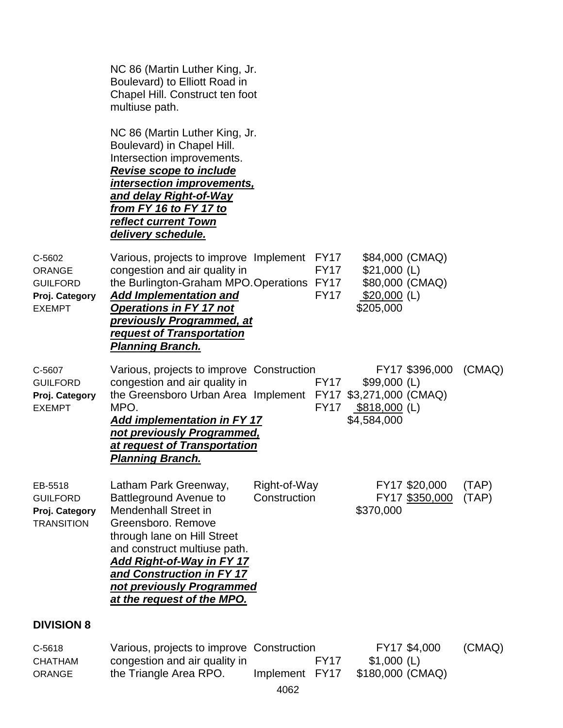| | | | | | |
|---|---|---|---|---|---|
| | NC 86 (Martin Luther King, Jr. Boulevard) to Elliott Road in Chapel Hill. Construct ten foot multiuse path. | | | | |
| | NC 86 (Martin Luther King, Jr. Boulevard) in Chapel Hill. Intersection improvements. ***Revise scope to include intersection improvements, and delay Right-of-Way from FY 16 to FY 17 to reflect current Town delivery schedule.*** | | | | |
| C-5602<br>ORANGE<br>GUILFORD<br>**Proj. Category**<br>EXEMPT | Various, projects to improve congestion and air quality in the Burlington-Graham MPO. ***Add Implementation and Operations in FY 17 not previously Programmed, at request of Transportation Planning Branch.*** | Implement<br><br>Operations | FY17<br>FY17<br>FY17<br>FY17 | \$84,000<br>\$21,000<br>\$80,000<br>\$20,000<br>\$205,000 | (CMAQ)<br>(L)<br>(CMAQ)<br>(L) |
| C-5607<br>GUILFORD<br>**Proj. Category**<br>EXEMPT | Various, projects to improve congestion and air quality in the Greensboro Urban Area MPO. ***Add implementation in FY 17 not previously Programmed, at request of Transportation Planning Branch.*** | Construction<br><br>Implement | FY17<br>FY17<br>FY17<br>FY17 | \$396,000<br>\$99,000<br>\$3,271,000<br>\$818,000<br>\$4,584,000 | (CMAQ)<br>(L)<br>(CMAQ)<br>(L) |
| EB-5518<br>GUILFORD<br>**Proj. Category**<br>TRANSITION | Latham Park Greenway, Battleground Avenue to Mendenhall Street in Greensboro. Remove through lane on Hill Street and construct multiuse path. ***Add Right-of-Way in FY 17 and Construction in FY 17 not previously Programmed at the request of the MPO.*** | Right-of-Way<br>Construction | FY17<br>FY17 | \$20,000<br>\$350,000<br>\$370,000 | (TAP)<br>(TAP) |

**DIVISION 8**

| | | | | | |
|---|---|---|---|---|---|
| C-5618<br>CHATHAM<br>ORANGE | Various, projects to improve congestion and air quality in the Triangle Area RPO. | Construction<br><br>Implement | FY17<br>FY17<br>FY17 | \$4,000<br>\$1,000<br>\$180,000 | (CMAQ)<br>(L)<br>(CMAQ) |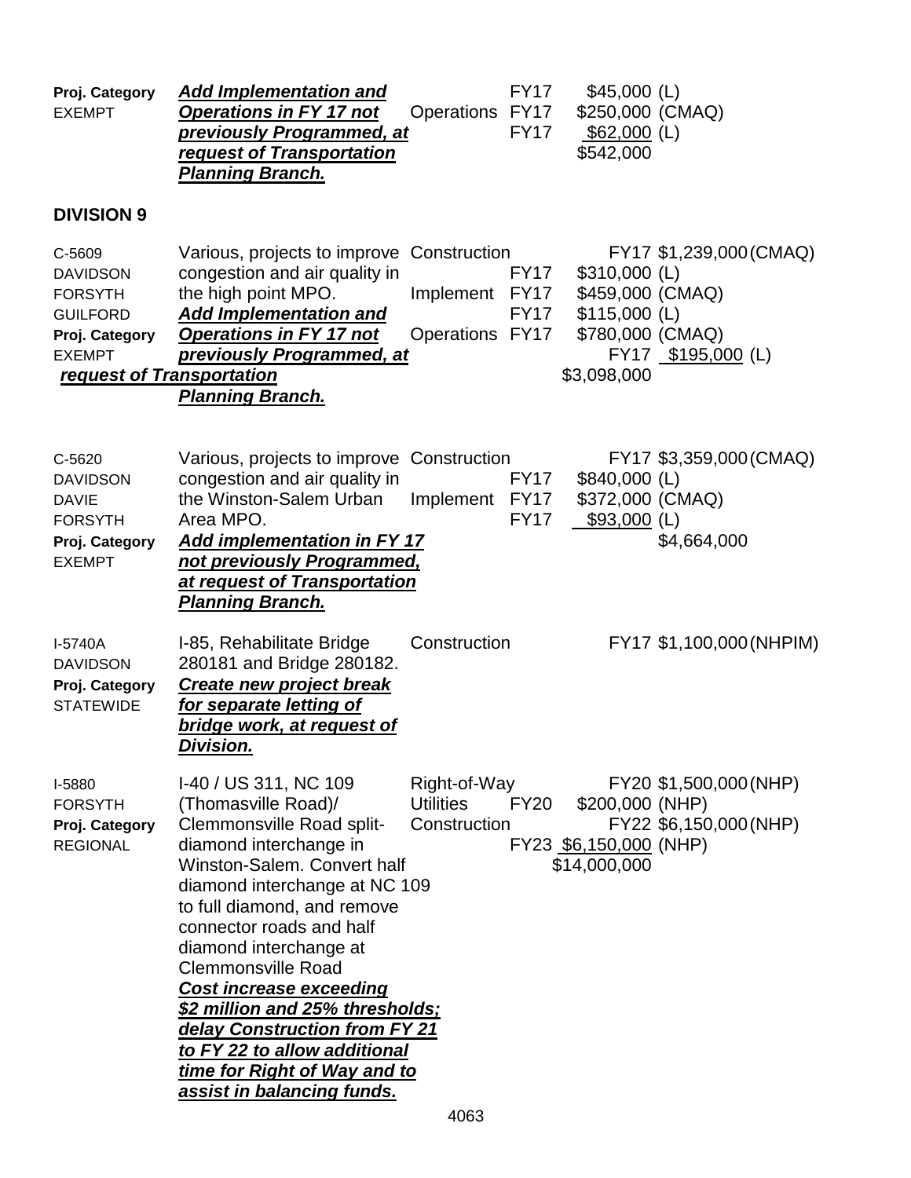| | | | | |
|---|---|---|---|---|
| Proj. Category<br>EXEMPT | ***Add Implementation and Operations in FY 17 not previously Programmed, at request of Transportation Planning Branch.*** | Operations | FY17<br>FY17<br>FY17 | $45,000 (L)<br>$250,000 (CMAQ)<br>$62,000 (L)<br>$542,000 |

## DIVISION 9

| | | | | |
|---|---|---|---|---|
| C-5609<br>DAVIDSON<br>FORSYTH<br>GUILFORD<br>Proj. Category<br>EXEMPT | Various, projects to improve congestion and air quality in the high point MPO.<br>***Add Implementation and Operations in FY 17 not previously Programmed, at request of Transportation Planning Branch.*** | Construction<br><br>Implement<br><br>Operations | FY17<br>FY17<br>FY17<br>FY17<br>FY17<br>FY17 | $1,239,000 (CMAQ)<br>$310,000 (L)<br>$459,000 (CMAQ)<br>$115,000 (L)<br>$780,000 (CMAQ)<br>$195,000 (L)<br>$3,098,000 |
| C-5620<br>DAVIDSON<br>DAVIE<br>FORSYTH<br>Proj. Category<br>EXEMPT | Various, projects to improve congestion and air quality in the Winston-Salem Urban Area MPO.<br>***Add implementation in FY 17 not previously Programmed, at request of Transportation Planning Branch.*** | Construction<br><br>Implement | FY17<br>FY17<br>FY17<br>FY17 | $3,359,000 (CMAQ)<br>$840,000 (L)<br>$372,000 (CMAQ)<br>$93,000 (L)<br>$4,664,000 |
| I-5740A<br>DAVIDSON<br>Proj. Category<br>STATEWIDE | I-85, Rehabilitate Bridge 280181 and Bridge 280182.<br>***Create new project break for separate letting of bridge work, at request of Division.*** | Construction | FY17 | $1,100,000 (NHPIM) |
| I-5880<br>FORSYTH<br>Proj. Category<br>REGIONAL | I-40 / US 311, NC 109 (Thomasville Road)/ Clemmonsville Road split-diamond interchange in Winston-Salem. Convert half diamond interchange at NC 109 to full diamond, and remove connector roads and half diamond interchange at Clemmonsville Road<br>***Cost increase exceeding $2 million and 25% thresholds; delay Construction from FY 21 to FY 22 to allow additional time for Right of Way and to assist in balancing funds.*** | Right-of-Way<br>Utilities<br>Construction | FY20<br>FY20<br>FY22<br>FY23 | $1,500,000 (NHP)<br>$200,000 (NHP)<br>$6,150,000 (NHP)<br>$6,150,000 (NHP)<br>$14,000,000 |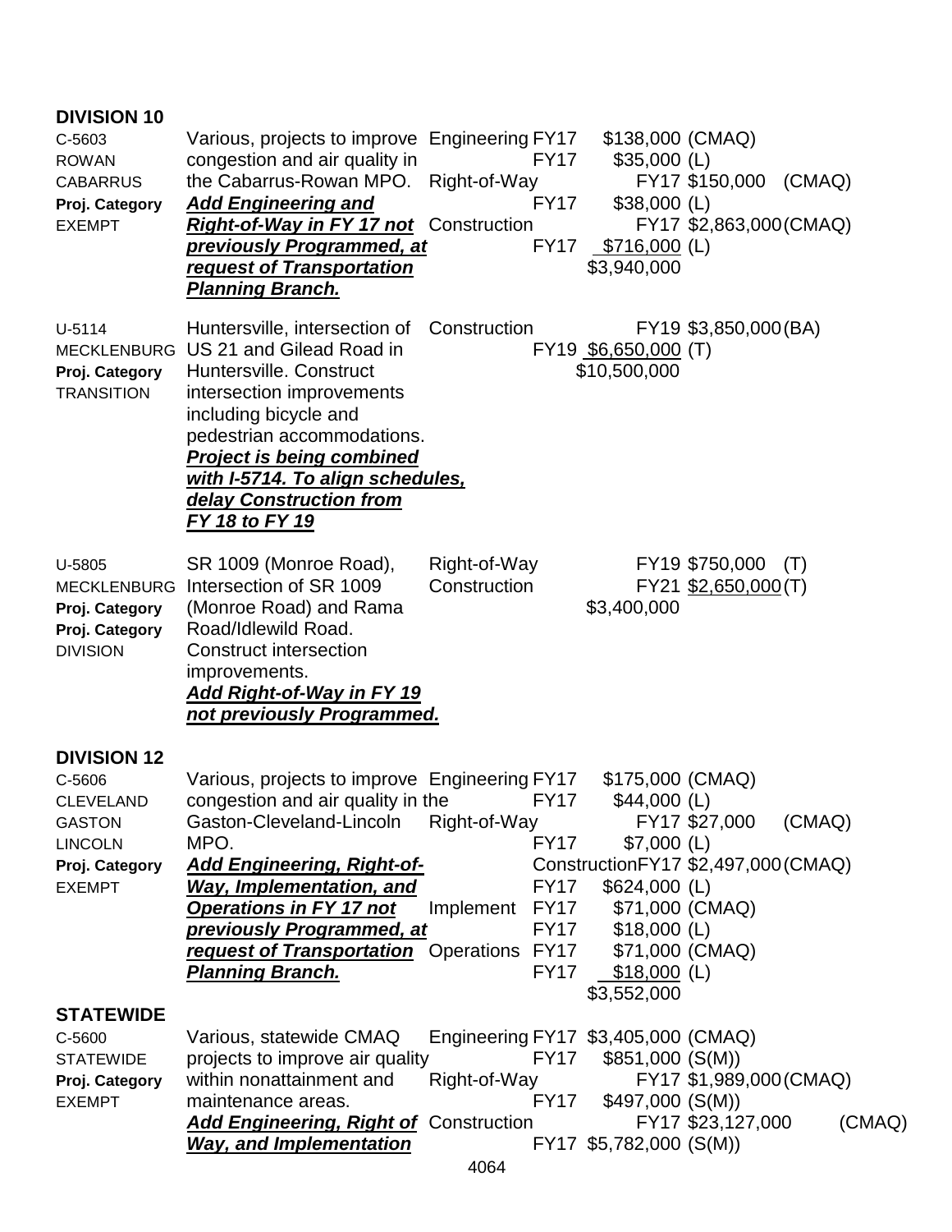**DIVISION 10**

| Project | Description | Phase | Fiscal Year | Amount | Source |
|---|---|---|---|---|---|
| C-5603<br>ROWAN<br>CABARRUS<br>**Proj. Category**<br>EXEMPT | Various, projects to improve congestion and air quality in the Cabarrus-Rowan MPO.<br>***Add Engineering and Right-of-Way in FY 17 not previously Programmed, at request of Transportation Planning Branch.*** | Engineering | FY17 | $138,000 | (CMAQ) |
| | | | FY17 | $35,000 | (L) |
| | | Right-of-Way | FY17 | $150,000 | (CMAQ) |
| | | | FY17 | $38,000 | (L) |
| | | Construction | FY17 | $2,863,000 | (CMAQ) |
| | | | FY17 | $716,000 | (L) |
| | | | | $3,940,000 | |
| U-5114<br>MECKLENBURG<br>**Proj. Category**<br>TRANSITION | Huntersville, intersection of US 21 and Gilead Road in Huntersville. Construct intersection improvements including bicycle and pedestrian accommodations.<br>***Project is being combined with I-5714. To align schedules, delay Construction from FY 18 to FY 19*** | Construction | FY19 | $3,850,000 | (BA) |
| | | | FY19 | $6,650,000 | (T) |
| | | | | $10,500,000 | |
| U-5805<br>MECKLENBURG<br>**Proj. Category**<br>**Proj. Category**<br>DIVISION | SR 1009 (Monroe Road), Intersection of SR 1009 (Monroe Road) and Rama Road/Idlewild Road. Construct intersection improvements.<br>***Add Right-of-Way in FY 19 not previously Programmed.*** | Right-of-Way | FY19 | $750,000 | (T) |
| | | Construction | FY21 | $2,650,000 | (T) |
| | | | | $3,400,000 | |

**DIVISION 12**

| Project | Description | Phase | Fiscal Year | Amount | Source |
|---|---|---|---|---|---|
| C-5606<br>CLEVELAND<br>GASTON<br>LINCOLN<br>**Proj. Category**<br>EXEMPT | Various, projects to improve congestion and air quality in the Gaston-Cleveland-Lincoln MPO.<br>***Add Engineering, Right-of-Way, Implementation, and Operations in FY 17 not previously Programmed, at request of Transportation Planning Branch.*** | Engineering | FY17 | $175,000 | (CMAQ) |
| | | | FY17 | $44,000 | (L) |
| | | Right-of-Way | FY17 | $27,000 | (CMAQ) |
| | | | FY17 | $7,000 | (L) |
| | | Construction | FY17 | $2,497,000 | (CMAQ) |
| | | | FY17 | $624,000 | (L) |
| | | Implement | FY17 | $71,000 | (CMAQ) |
| | | | FY17 | $18,000 | (L) |
| | | Operations | FY17 | $71,000 | (CMAQ) |
| | | | FY17 | $18,000 | (L) |
| | | | | $3,552,000 | |

**STATEWIDE**

| Project | Description | Phase | Fiscal Year | Amount | Source |
|---|---|---|---|---|---|
| C-5600<br>STATEWIDE<br>**Proj. Category**<br>EXEMPT | Various, statewide CMAQ projects to improve air quality within nonattainment and maintenance areas.<br>***Add Engineering, Right of Way, and Implementation*** | Engineering | FY17 | $3,405,000 | (CMAQ) |
| | | | FY17 | $851,000 | (S(M)) |
| | | Right-of-Way | FY17 | $1,989,000 | (CMAQ) |
| | | | FY17 | $497,000 | (S(M)) |
| | | Construction | FY17 | $23,127,000 | (CMAQ) |
| | | | FY17 | $5,782,000 | (S(M)) |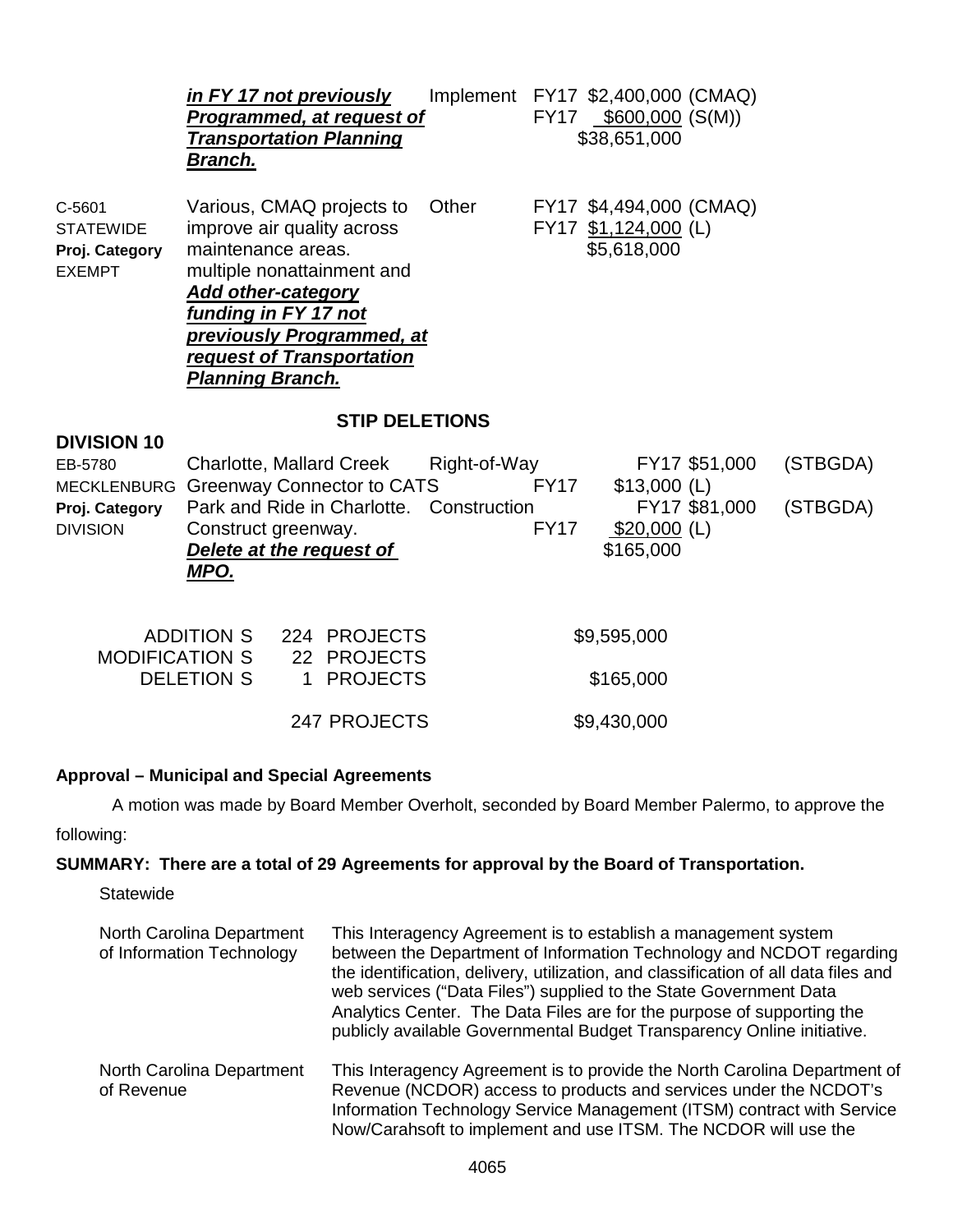| | | | |
|---|---|---|---|
| | ***in FY 17 not previously Programmed, at request of Transportation Planning Branch.*** | Implement | FY17 $2,400,000 (CMAQ)<br>FY17 $600,000 (S(M))<br>$38,651,000 |
| C-5601<br>STATEWIDE<br>**Proj. Category**<br>EXEMPT | Various, CMAQ projects to improve air quality across maintenance areas. multiple nonattainment and<br>***Add other-category funding in FY 17 not previously Programmed, at request of Transportation Planning Branch.*** | Other | FY17 $4,494,000 (CMAQ)<br>FY17 $1,124,000 (L)<br>$5,618,000 |

## STIP DELETIONS

**DIVISION 10**

| | | | |
|---|---|---|---|
| EB-5780<br>MECKLENBURG<br>**Proj. Category**<br>DIVISION | Charlotte, Mallard Creek Greenway Connector to CATS Park and Ride in Charlotte. Construct greenway.<br>***Delete at the request of MPO.*** | Right-of-Way<br><br>Construction | FY17 $51,000 (STBGDA)<br>FY17 $13,000 (L)<br>FY17 $81,000 (STBGDA)<br>FY17 $20,000 (L)<br>$165,000 |

| | | |
|---|---|---|
| ADDITION S | 224 PROJECTS | $9,595,000 |
| MODIFICATION S | 22 PROJECTS | |
| DELETION S | 1 PROJECTS | $165,000 |
| | 247 PROJECTS | $9,430,000 |

### Approval – Municipal and Special Agreements

A motion was made by Board Member Overholt, seconded by Board Member Palermo, to approve the following:

**SUMMARY: There are a total of 29 Agreements for approval by the Board of Transportation.**

Statewide

| | |
|---|---|
| North Carolina Department of Information Technology | This Interagency Agreement is to establish a management system between the Department of Information Technology and NCDOT regarding the identification, delivery, utilization, and classification of all data files and web services ("Data Files") supplied to the State Government Data Analytics Center. The Data Files are for the purpose of supporting the publicly available Governmental Budget Transparency Online initiative. |
| North Carolina Department of Revenue | This Interagency Agreement is to provide the North Carolina Department of Revenue (NCDOR) access to products and services under the NCDOT's Information Technology Service Management (ITSM) contract with Service Now/Carahsoft to implement and use ITSM. The NCDOR will use the |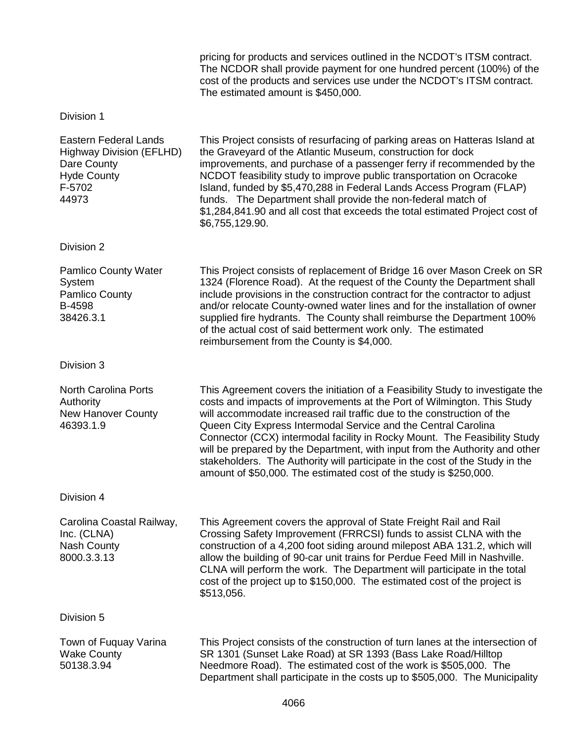pricing for products and services outlined in the NCDOT's ITSM contract. The NCDOR shall provide payment for one hundred percent (100%) of the cost of the products and services use under the NCDOT's ITSM contract. The estimated amount is $450,000.

Division 1

| | |
|---|---|
| Eastern Federal Lands Highway Division (EFLHD)<br>Dare County<br>Hyde County<br>F-5702<br>44973 | This Project consists of resurfacing of parking areas on Hatteras Island at the Graveyard of the Atlantic Museum, construction for dock improvements, and purchase of a passenger ferry if recommended by the NCDOT feasibility study to improve public transportation on Ocracoke Island, funded by $5,470,288 in Federal Lands Access Program (FLAP) funds. The Department shall provide the non-federal match of $1,284,841.90 and all cost that exceeds the total estimated Project cost of $6,755,129.90. |

Division 2

| | |
|---|---|
| Pamlico County Water System<br>Pamlico County<br>B-4598<br>38426.3.1 | This Project consists of replacement of Bridge 16 over Mason Creek on SR 1324 (Florence Road). At the request of the County the Department shall include provisions in the construction contract for the contractor to adjust and/or relocate County-owned water lines and for the installation of owner supplied fire hydrants. The County shall reimburse the Department 100% of the actual cost of said betterment work only. The estimated reimbursement from the County is $4,000. |

Division 3

| | |
|---|---|
| North Carolina Ports Authority<br>New Hanover County<br>46393.1.9 | This Agreement covers the initiation of a Feasibility Study to investigate the costs and impacts of improvements at the Port of Wilmington. This Study will accommodate increased rail traffic due to the construction of the Queen City Express Intermodal Service and the Central Carolina Connector (CCX) intermodal facility in Rocky Mount. The Feasibility Study will be prepared by the Department, with input from the Authority and other stakeholders. The Authority will participate in the cost of the Study in the amount of $50,000. The estimated cost of the study is $250,000. |

Division 4

| | |
|---|---|
| Carolina Coastal Railway, Inc. (CLNA)<br>Nash County<br>8000.3.3.13 | This Agreement covers the approval of State Freight Rail and Rail Crossing Safety Improvement (FRRCSI) funds to assist CLNA with the construction of a 4,200 foot siding around milepost ABA 131.2, which will allow the building of 90-car unit trains for Perdue Feed Mill in Nashville. CLNA will perform the work. The Department will participate in the total cost of the project up to $150,000. The estimated cost of the project is $513,056. |

Division 5

| | |
|---|---|
| Town of Fuquay Varina<br>Wake County<br>50138.3.94 | This Project consists of the construction of turn lanes at the intersection of SR 1301 (Sunset Lake Road) at SR 1393 (Bass Lake Road/Hilltop Needmore Road). The estimated cost of the work is $505,000. The Department shall participate in the costs up to $505,000. The Municipality |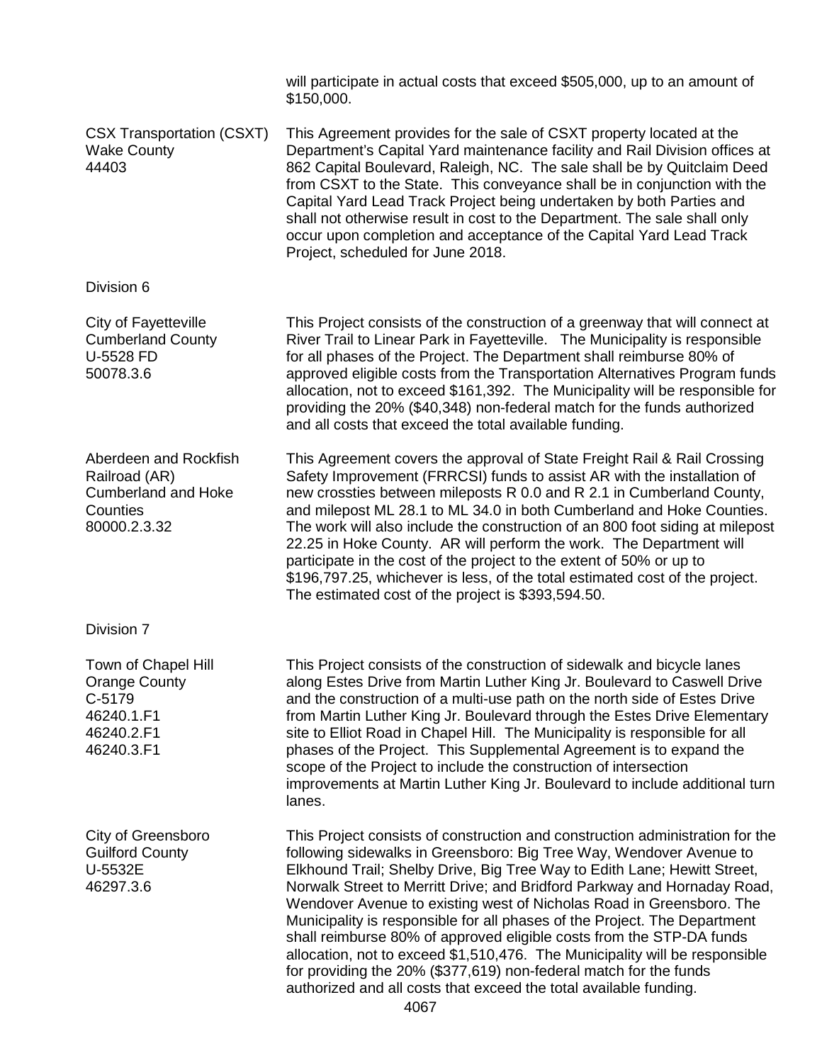will participate in actual costs that exceed $505,000, up to an amount of $150,000.

| | |
|---|---|
| CSX Transportation (CSXT)<br>Wake County<br>44403 | This Agreement provides for the sale of CSXT property located at the Department's Capital Yard maintenance facility and Rail Division offices at 862 Capital Boulevard, Raleigh, NC. The sale shall be by Quitclaim Deed from CSXT to the State. This conveyance shall be in conjunction with the Capital Yard Lead Track Project being undertaken by both Parties and shall not otherwise result in cost to the Department. The sale shall only occur upon completion and acceptance of the Capital Yard Lead Track Project, scheduled for June 2018. |

Division 6

| | |
|---|---|
| City of Fayetteville<br>Cumberland County<br>U-5528 FD<br>50078.3.6 | This Project consists of the construction of a greenway that will connect at River Trail to Linear Park in Fayetteville. The Municipality is responsible for all phases of the Project. The Department shall reimburse 80% of approved eligible costs from the Transportation Alternatives Program funds allocation, not to exceed $161,392. The Municipality will be responsible for providing the 20% ($40,348) non-federal match for the funds authorized and all costs that exceed the total available funding. |
| Aberdeen and Rockfish Railroad (AR)<br>Cumberland and Hoke Counties<br>80000.2.3.32 | This Agreement covers the approval of State Freight Rail & Rail Crossing Safety Improvement (FRRCSI) funds to assist AR with the installation of new crossties between mileposts R 0.0 and R 2.1 in Cumberland County, and milepost ML 28.1 to ML 34.0 in both Cumberland and Hoke Counties. The work will also include the construction of an 800 foot siding at milepost 22.25 in Hoke County. AR will perform the work. The Department will participate in the cost of the project to the extent of 50% or up to $196,797.25, whichever is less, of the total estimated cost of the project. The estimated cost of the project is $393,594.50. |

Division 7

| | |
|---|---|
| Town of Chapel Hill<br>Orange County<br>C-5179<br>46240.1.F1<br>46240.2.F1<br>46240.3.F1 | This Project consists of the construction of sidewalk and bicycle lanes along Estes Drive from Martin Luther King Jr. Boulevard to Caswell Drive and the construction of a multi-use path on the north side of Estes Drive from Martin Luther King Jr. Boulevard through the Estes Drive Elementary site to Elliot Road in Chapel Hill. The Municipality is responsible for all phases of the Project. This Supplemental Agreement is to expand the scope of the Project to include the construction of intersection improvements at Martin Luther King Jr. Boulevard to include additional turn lanes. |
| City of Greensboro<br>Guilford County<br>U-5532E<br>46297.3.6 | This Project consists of construction and construction administration for the following sidewalks in Greensboro: Big Tree Way, Wendover Avenue to Elkhound Trail; Shelby Drive, Big Tree Way to Edith Lane; Hewitt Street, Norwalk Street to Merritt Drive; and Bridford Parkway and Hornaday Road, Wendover Avenue to existing west of Nicholas Road in Greensboro. The Municipality is responsible for all phases of the Project. The Department shall reimburse 80% of approved eligible costs from the STP-DA funds allocation, not to exceed $1,510,476. The Municipality will be responsible for providing the 20% ($377,619) non-federal match for the funds authorized and all costs that exceed the total available funding. |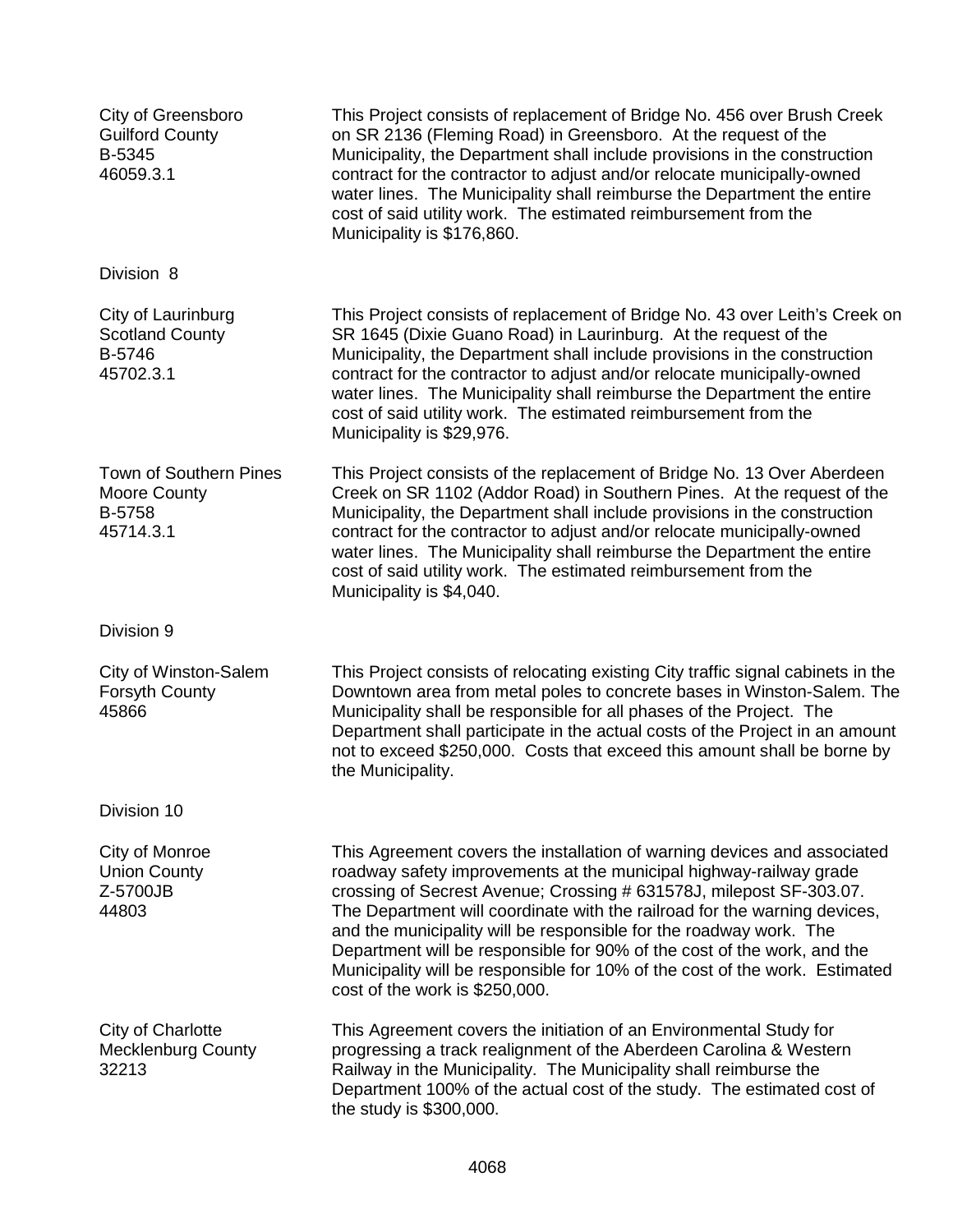City of Greensboro
Guilford County
B-5345
46059.3.1

This Project consists of replacement of Bridge No. 456 over Brush Creek on SR 2136 (Fleming Road) in Greensboro. At the request of the Municipality, the Department shall include provisions in the construction contract for the contractor to adjust and/or relocate municipally-owned water lines. The Municipality shall reimburse the Department the entire cost of said utility work. The estimated reimbursement from the Municipality is $176,860.

Division 8

City of Laurinburg
Scotland County
B-5746
45702.3.1

This Project consists of replacement of Bridge No. 43 over Leith's Creek on SR 1645 (Dixie Guano Road) in Laurinburg. At the request of the Municipality, the Department shall include provisions in the construction contract for the contractor to adjust and/or relocate municipally-owned water lines. The Municipality shall reimburse the Department the entire cost of said utility work. The estimated reimbursement from the Municipality is $29,976.

Town of Southern Pines
Moore County
B-5758
45714.3.1

This Project consists of the replacement of Bridge No. 13 Over Aberdeen Creek on SR 1102 (Addor Road) in Southern Pines. At the request of the Municipality, the Department shall include provisions in the construction contract for the contractor to adjust and/or relocate municipally-owned water lines. The Municipality shall reimburse the Department the entire cost of said utility work. The estimated reimbursement from the Municipality is $4,040.

Division 9

City of Winston-Salem
Forsyth County
45866

This Project consists of relocating existing City traffic signal cabinets in the Downtown area from metal poles to concrete bases in Winston-Salem. The Municipality shall be responsible for all phases of the Project. The Department shall participate in the actual costs of the Project in an amount not to exceed $250,000. Costs that exceed this amount shall be borne by the Municipality.

Division 10

City of Monroe
Union County
Z-5700JB
44803

This Agreement covers the installation of warning devices and associated roadway safety improvements at the municipal highway-railway grade crossing of Secrest Avenue; Crossing # 631578J, milepost SF-303.07. The Department will coordinate with the railroad for the warning devices, and the municipality will be responsible for the roadway work. The Department will be responsible for 90% of the cost of the work, and the Municipality will be responsible for 10% of the cost of the work. Estimated cost of the work is $250,000.

City of Charlotte
Mecklenburg County
32213

This Agreement covers the initiation of an Environmental Study for progressing a track realignment of the Aberdeen Carolina & Western Railway in the Municipality. The Municipality shall reimburse the Department 100% of the actual cost of the study. The estimated cost of the study is $300,000.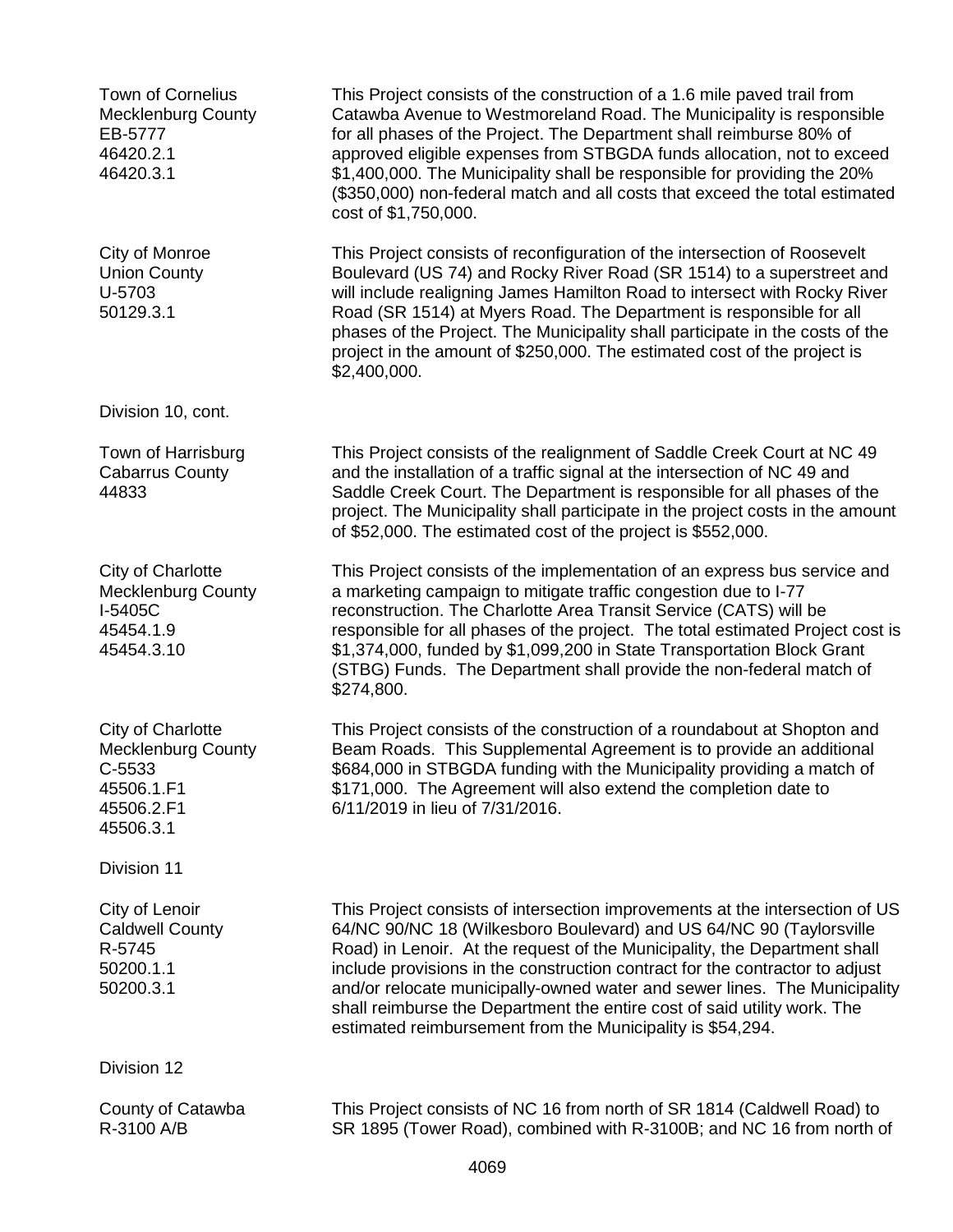| | |
|---|---|
| Town of Cornelius<br>Mecklenburg County<br>EB-5777<br>46420.2.1<br>46420.3.1 | This Project consists of the construction of a 1.6 mile paved trail from Catawba Avenue to Westmoreland Road. The Municipality is responsible for all phases of the Project. The Department shall reimburse 80% of approved eligible expenses from STBGDA funds allocation, not to exceed \$1,400,000. The Municipality shall be responsible for providing the 20% (\$350,000) non-federal match and all costs that exceed the total estimated cost of \$1,750,000. |
| City of Monroe<br>Union County<br>U-5703<br>50129.3.1 | This Project consists of reconfiguration of the intersection of Roosevelt Boulevard (US 74) and Rocky River Road (SR 1514) to a superstreet and will include realigning James Hamilton Road to intersect with Rocky River Road (SR 1514) at Myers Road. The Department is responsible for all phases of the Project. The Municipality shall participate in the costs of the project in the amount of \$250,000. The estimated cost of the project is \$2,400,000. |

Division 10, cont.

| | |
|---|---|
| Town of Harrisburg<br>Cabarrus County<br>44833 | This Project consists of the realignment of Saddle Creek Court at NC 49 and the installation of a traffic signal at the intersection of NC 49 and Saddle Creek Court. The Department is responsible for all phases of the project. The Municipality shall participate in the project costs in the amount of \$52,000. The estimated cost of the project is \$552,000. |
| City of Charlotte<br>Mecklenburg County<br>I-5405C<br>45454.1.9<br>45454.3.10 | This Project consists of the implementation of an express bus service and a marketing campaign to mitigate traffic congestion due to I-77 reconstruction. The Charlotte Area Transit Service (CATS) will be responsible for all phases of the project. The total estimated Project cost is \$1,374,000, funded by \$1,099,200 in State Transportation Block Grant (STBG) Funds. The Department shall provide the non-federal match of \$274,800. |
| City of Charlotte<br>Mecklenburg County<br>C-5533<br>45506.1.F1<br>45506.2.F1<br>45506.3.1 | This Project consists of the construction of a roundabout at Shopton and Beam Roads. This Supplemental Agreement is to provide an additional \$684,000 in STBGDA funding with the Municipality providing a match of \$171,000. The Agreement will also extend the completion date to 6/11/2019 in lieu of 7/31/2016. |

Division 11

| | |
|---|---|
| City of Lenoir<br>Caldwell County<br>R-5745<br>50200.1.1<br>50200.3.1 | This Project consists of intersection improvements at the intersection of US 64/NC 90/NC 18 (Wilkesboro Boulevard) and US 64/NC 90 (Taylorsville Road) in Lenoir. At the request of the Municipality, the Department shall include provisions in the construction contract for the contractor to adjust and/or relocate municipally-owned water and sewer lines. The Municipality shall reimburse the Department the entire cost of said utility work. The estimated reimbursement from the Municipality is \$54,294. |

Division 12

| | |
|---|---|
| County of Catawba<br>R-3100 A/B | This Project consists of NC 16 from north of SR 1814 (Caldwell Road) to SR 1895 (Tower Road), combined with R-3100B; and NC 16 from north of |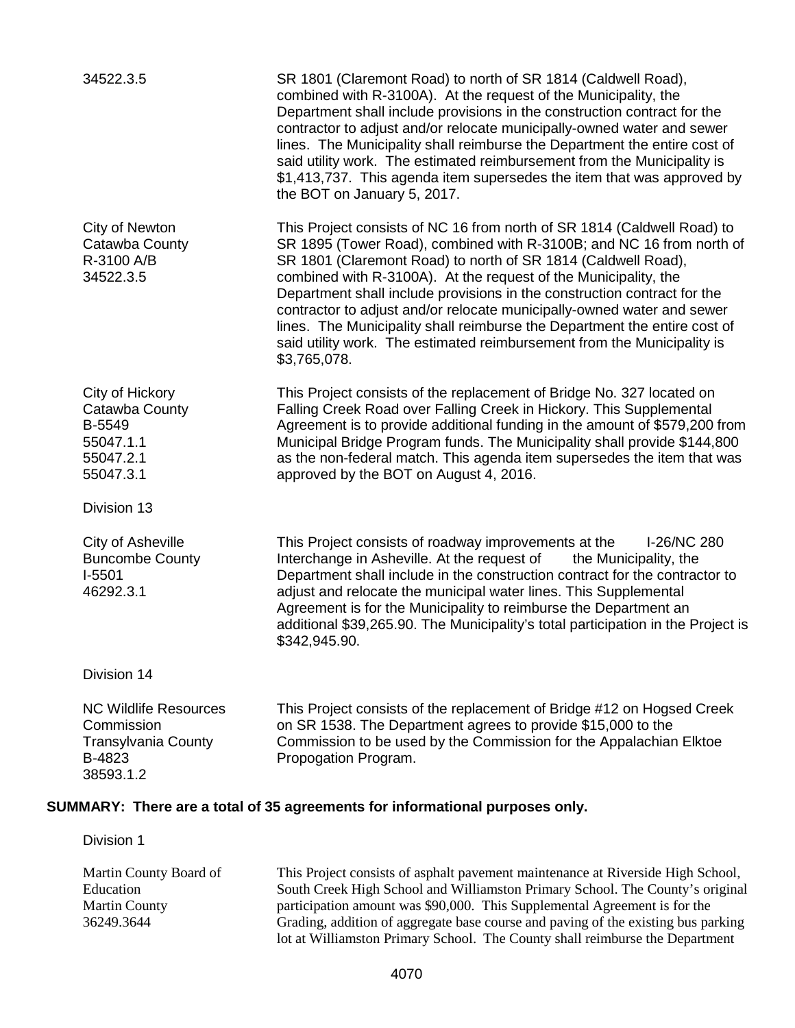| | |
|---|---|
| 34522.3.5 | SR 1801 (Claremont Road) to north of SR 1814 (Caldwell Road), combined with R-3100A). At the request of the Municipality, the Department shall include provisions in the construction contract for the contractor to adjust and/or relocate municipally-owned water and sewer lines. The Municipality shall reimburse the Department the entire cost of said utility work. The estimated reimbursement from the Municipality is $1,413,737. This agenda item supersedes the item that was approved by the BOT on January 5, 2017. |
| City of Newton<br>Catawba County<br>R-3100 A/B<br>34522.3.5 | This Project consists of NC 16 from north of SR 1814 (Caldwell Road) to SR 1895 (Tower Road), combined with R-3100B; and NC 16 from north of SR 1801 (Claremont Road) to north of SR 1814 (Caldwell Road), combined with R-3100A). At the request of the Municipality, the Department shall include provisions in the construction contract for the contractor to adjust and/or relocate municipally-owned water and sewer lines. The Municipality shall reimburse the Department the entire cost of said utility work. The estimated reimbursement from the Municipality is $3,765,078. |
| City of Hickory<br>Catawba County<br>B-5549<br>55047.1.1<br>55047.2.1<br>55047.3.1 | This Project consists of the replacement of Bridge No. 327 located on Falling Creek Road over Falling Creek in Hickory. This Supplemental Agreement is to provide additional funding in the amount of $579,200 from Municipal Bridge Program funds. The Municipality shall provide $144,800 as the non-federal match. This agenda item supersedes the item that was approved by the BOT on August 4, 2016. |

Division 13

| | |
|---|---|
| City of Asheville<br>Buncombe County<br>I-5501<br>46292.3.1 | This Project consists of roadway improvements at the I-26/NC 280 Interchange in Asheville. At the request of the Municipality, the Department shall include in the construction contract for the contractor to adjust and relocate the municipal water lines. This Supplemental Agreement is for the Municipality to reimburse the Department an additional $39,265.90. The Municipality's total participation in the Project is $342,945.90. |

Division 14

| | |
|---|---|
| NC Wildlife Resources Commission<br>Transylvania County<br>B-4823<br>38593.1.2 | This Project consists of the replacement of Bridge #12 on Hogsed Creek on SR 1538. The Department agrees to provide $15,000 to the Commission to be used by the Commission for the Appalachian Elktoe Propogation Program. |

**SUMMARY: There are a total of 35 agreements for informational purposes only.**

Division 1

| | |
|---|---|
| Martin County Board of Education<br>Martin County<br>36249.3644 | This Project consists of asphalt pavement maintenance at Riverside High School, South Creek High School and Williamston Primary School. The County's original participation amount was $90,000. This Supplemental Agreement is for the Grading, addition of aggregate base course and paving of the existing bus parking lot at Williamston Primary School. The County shall reimburse the Department |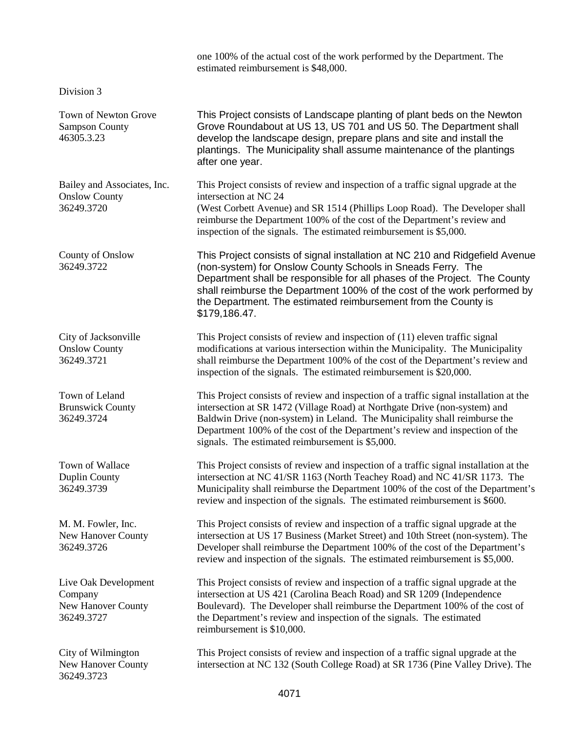one 100% of the actual cost of the work performed by the Department. The estimated reimbursement is $48,000.

Division 3

| | |
|---|---|
| Town of Newton Grove<br>Sampson County<br>46305.3.23 | This Project consists of Landscape planting of plant beds on the Newton Grove Roundabout at US 13, US 701 and US 50. The Department shall develop the landscape design, prepare plans and site and install the plantings. The Municipality shall assume maintenance of the plantings after one year. |
| Bailey and Associates, Inc.<br>Onslow County<br>36249.3720 | This Project consists of review and inspection of a traffic signal upgrade at the intersection at NC 24<br>(West Corbett Avenue) and SR 1514 (Phillips Loop Road). The Developer shall reimburse the Department 100% of the cost of the Department's review and inspection of the signals. The estimated reimbursement is $5,000. |
| County of Onslow<br>36249.3722 | This Project consists of signal installation at NC 210 and Ridgefield Avenue (non-system) for Onslow County Schools in Sneads Ferry. The Department shall be responsible for all phases of the Project. The County shall reimburse the Department 100% of the cost of the work performed by the Department. The estimated reimbursement from the County is $179,186.47. |
| City of Jacksonville<br>Onslow County<br>36249.3721 | This Project consists of review and inspection of (11) eleven traffic signal modifications at various intersection within the Municipality. The Municipality shall reimburse the Department 100% of the cost of the Department's review and inspection of the signals. The estimated reimbursement is $20,000. |
| Town of Leland<br>Brunswick County<br>36249.3724 | This Project consists of review and inspection of a traffic signal installation at the intersection at SR 1472 (Village Road) at Northgate Drive (non-system) and Baldwin Drive (non-system) in Leland. The Municipality shall reimburse the Department 100% of the cost of the Department's review and inspection of the signals. The estimated reimbursement is $5,000. |
| Town of Wallace<br>Duplin County<br>36249.3739 | This Project consists of review and inspection of a traffic signal installation at the intersection at NC 41/SR 1163 (North Teachey Road) and NC 41/SR 1173. The Municipality shall reimburse the Department 100% of the cost of the Department's review and inspection of the signals. The estimated reimbursement is $600. |
| M. M. Fowler, Inc.<br>New Hanover County<br>36249.3726 | This Project consists of review and inspection of a traffic signal upgrade at the intersection at US 17 Business (Market Street) and 10th Street (non-system). The Developer shall reimburse the Department 100% of the cost of the Department's review and inspection of the signals. The estimated reimbursement is $5,000. |
| Live Oak Development Company<br>New Hanover County<br>36249.3727 | This Project consists of review and inspection of a traffic signal upgrade at the intersection at US 421 (Carolina Beach Road) and SR 1209 (Independence Boulevard). The Developer shall reimburse the Department 100% of the cost of the Department's review and inspection of the signals. The estimated reimbursement is $10,000. |
| City of Wilmington<br>New Hanover County<br>36249.3723 | This Project consists of review and inspection of a traffic signal upgrade at the intersection at NC 132 (South College Road) at SR 1736 (Pine Valley Drive). The |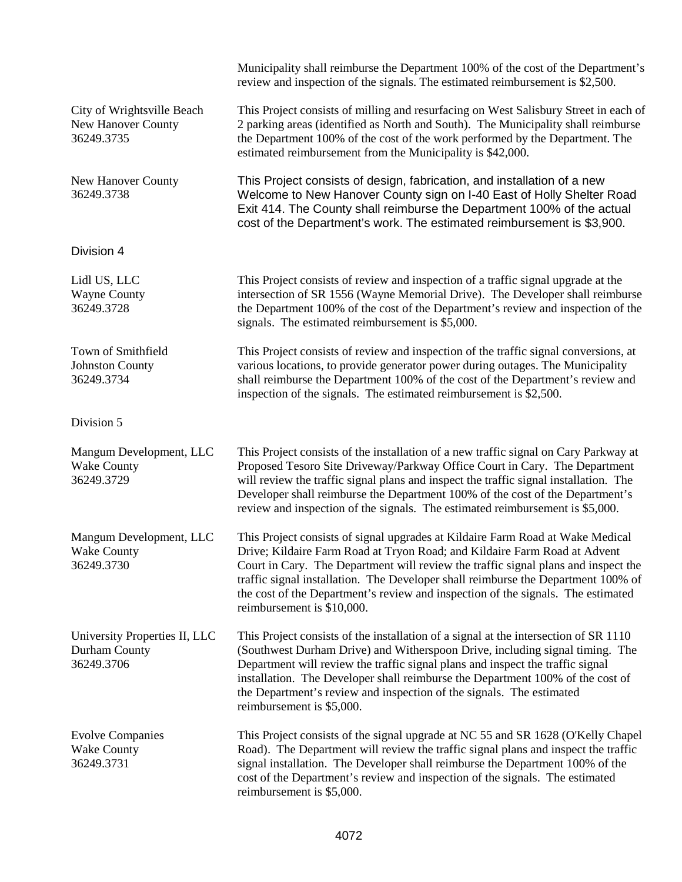Municipality shall reimburse the Department 100% of the cost of the Department's review and inspection of the signals. The estimated reimbursement is $2,500.

| | |
|---|---|
| City of Wrightsville Beach<br>New Hanover County<br>36249.3735 | This Project consists of milling and resurfacing on West Salisbury Street in each of 2 parking areas (identified as North and South). The Municipality shall reimburse the Department 100% of the cost of the work performed by the Department. The estimated reimbursement from the Municipality is $42,000. |
| New Hanover County<br>36249.3738 | This Project consists of design, fabrication, and installation of a new Welcome to New Hanover County sign on I-40 East of Holly Shelter Road Exit 414. The County shall reimburse the Department 100% of the actual cost of the Department's work. The estimated reimbursement is $3,900. |

Division 4

| | |
|---|---|
| Lidl US, LLC<br>Wayne County<br>36249.3728 | This Project consists of review and inspection of a traffic signal upgrade at the intersection of SR 1556 (Wayne Memorial Drive). The Developer shall reimburse the Department 100% of the cost of the Department's review and inspection of the signals. The estimated reimbursement is $5,000. |
| Town of Smithfield<br>Johnston County<br>36249.3734 | This Project consists of review and inspection of the traffic signal conversions, at various locations, to provide generator power during outages. The Municipality shall reimburse the Department 100% of the cost of the Department's review and inspection of the signals. The estimated reimbursement is $2,500. |

Division 5

| | |
|---|---|
| Mangum Development, LLC<br>Wake County<br>36249.3729 | This Project consists of the installation of a new traffic signal on Cary Parkway at Proposed Tesoro Site Driveway/Parkway Office Court in Cary. The Department will review the traffic signal plans and inspect the traffic signal installation. The Developer shall reimburse the Department 100% of the cost of the Department's review and inspection of the signals. The estimated reimbursement is $5,000. |
| Mangum Development, LLC<br>Wake County<br>36249.3730 | This Project consists of signal upgrades at Kildaire Farm Road at Wake Medical Drive; Kildaire Farm Road at Tryon Road; and Kildaire Farm Road at Advent Court in Cary. The Department will review the traffic signal plans and inspect the traffic signal installation. The Developer shall reimburse the Department 100% of the cost of the Department's review and inspection of the signals. The estimated reimbursement is $10,000. |
| University Properties II, LLC<br>Durham County<br>36249.3706 | This Project consists of the installation of a signal at the intersection of SR 1110 (Southwest Durham Drive) and Witherspoon Drive, including signal timing. The Department will review the traffic signal plans and inspect the traffic signal installation. The Developer shall reimburse the Department 100% of the cost of the Department's review and inspection of the signals. The estimated reimbursement is $5,000. |
| Evolve Companies<br>Wake County<br>36249.3731 | This Project consists of the signal upgrade at NC 55 and SR 1628 (O'Kelly Chapel Road). The Department will review the traffic signal plans and inspect the traffic signal installation. The Developer shall reimburse the Department 100% of the cost of the Department's review and inspection of the signals. The estimated reimbursement is $5,000. |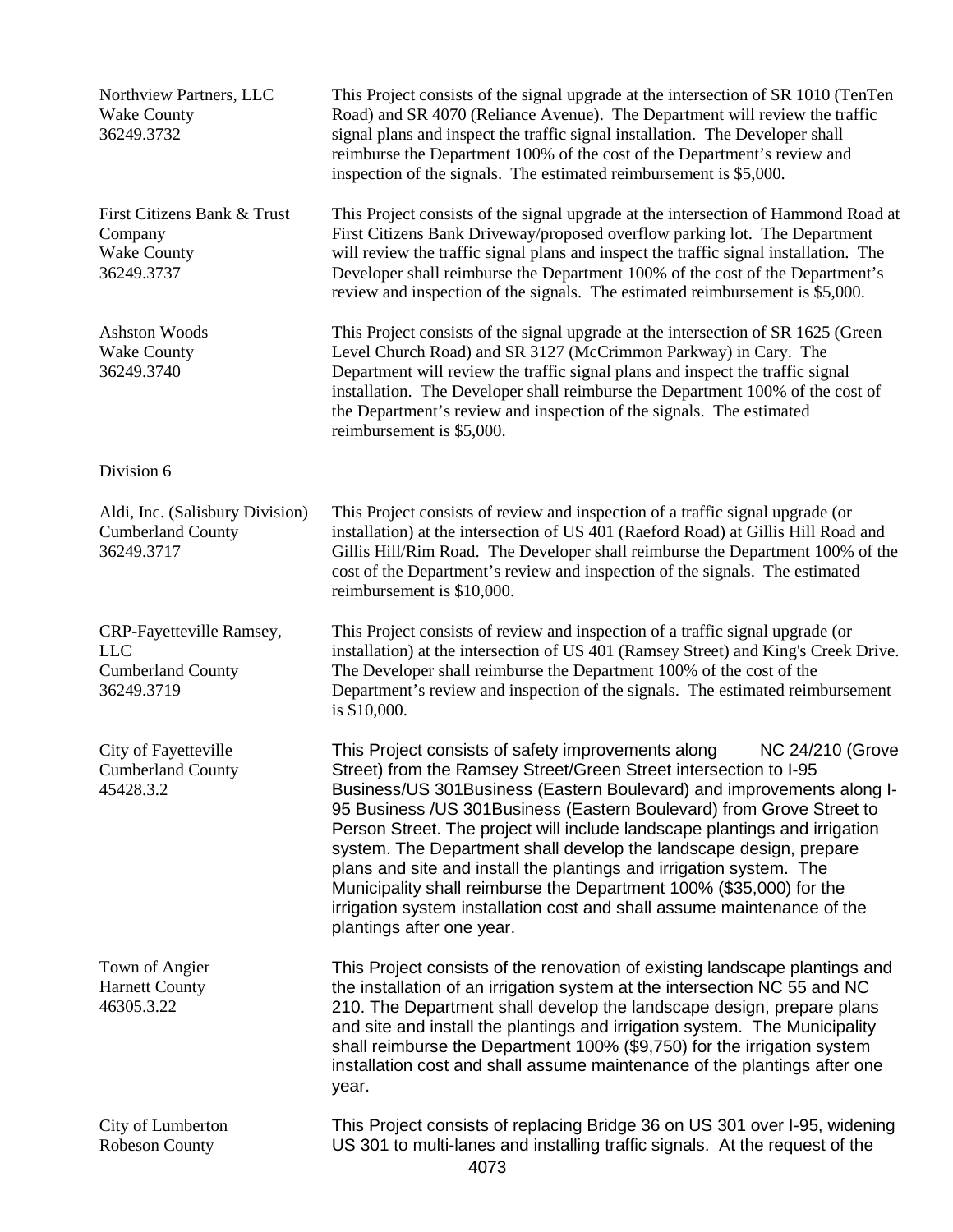| | |
|---|---|
| Northview Partners, LLC<br>Wake County<br>36249.3732 | This Project consists of the signal upgrade at the intersection of SR 1010 (TenTen Road) and SR 4070 (Reliance Avenue). The Department will review the traffic signal plans and inspect the traffic signal installation. The Developer shall reimburse the Department 100% of the cost of the Department's review and inspection of the signals. The estimated reimbursement is $5,000. |
| First Citizens Bank & Trust Company<br>Wake County<br>36249.3737 | This Project consists of the signal upgrade at the intersection of Hammond Road at First Citizens Bank Driveway/proposed overflow parking lot. The Department will review the traffic signal plans and inspect the traffic signal installation. The Developer shall reimburse the Department 100% of the cost of the Department's review and inspection of the signals. The estimated reimbursement is $5,000. |
| Ashston Woods<br>Wake County<br>36249.3740 | This Project consists of the signal upgrade at the intersection of SR 1625 (Green Level Church Road) and SR 3127 (McCrimmon Parkway) in Cary. The Department will review the traffic signal plans and inspect the traffic signal installation. The Developer shall reimburse the Department 100% of the cost of the Department's review and inspection of the signals. The estimated reimbursement is $5,000. |

Division 6

| | |
|---|---|
| Aldi, Inc. (Salisbury Division)<br>Cumberland County<br>36249.3717 | This Project consists of review and inspection of a traffic signal upgrade (or installation) at the intersection of US 401 (Raeford Road) at Gillis Hill Road and Gillis Hill/Rim Road. The Developer shall reimburse the Department 100% of the cost of the Department's review and inspection of the signals. The estimated reimbursement is $10,000. |
| CRP-Fayetteville Ramsey, LLC<br>Cumberland County<br>36249.3719 | This Project consists of review and inspection of a traffic signal upgrade (or installation) at the intersection of US 401 (Ramsey Street) and King's Creek Drive. The Developer shall reimburse the Department 100% of the cost of the Department's review and inspection of the signals. The estimated reimbursement is $10,000. |
| City of Fayetteville<br>Cumberland County<br>45428.3.2 | This Project consists of safety improvements along NC 24/210 (Grove Street) from the Ramsey Street/Green Street intersection to I-95 Business/US 301Business (Eastern Boulevard) and improvements along I-95 Business /US 301Business (Eastern Boulevard) from Grove Street to Person Street. The project will include landscape plantings and irrigation system. The Department shall develop the landscape design, prepare plans and site and install the plantings and irrigation system. The Municipality shall reimburse the Department 100% ($35,000) for the irrigation system installation cost and shall assume maintenance of the plantings after one year. |
| Town of Angier<br>Harnett County<br>46305.3.22 | This Project consists of the renovation of existing landscape plantings and the installation of an irrigation system at the intersection NC 55 and NC 210. The Department shall develop the landscape design, prepare plans and site and install the plantings and irrigation system. The Municipality shall reimburse the Department 100% ($9,750) for the irrigation system installation cost and shall assume maintenance of the plantings after one year. |
| City of Lumberton<br>Robeson County | This Project consists of replacing Bridge 36 on US 301 over I-95, widening US 301 to multi-lanes and installing traffic signals. At the request of the |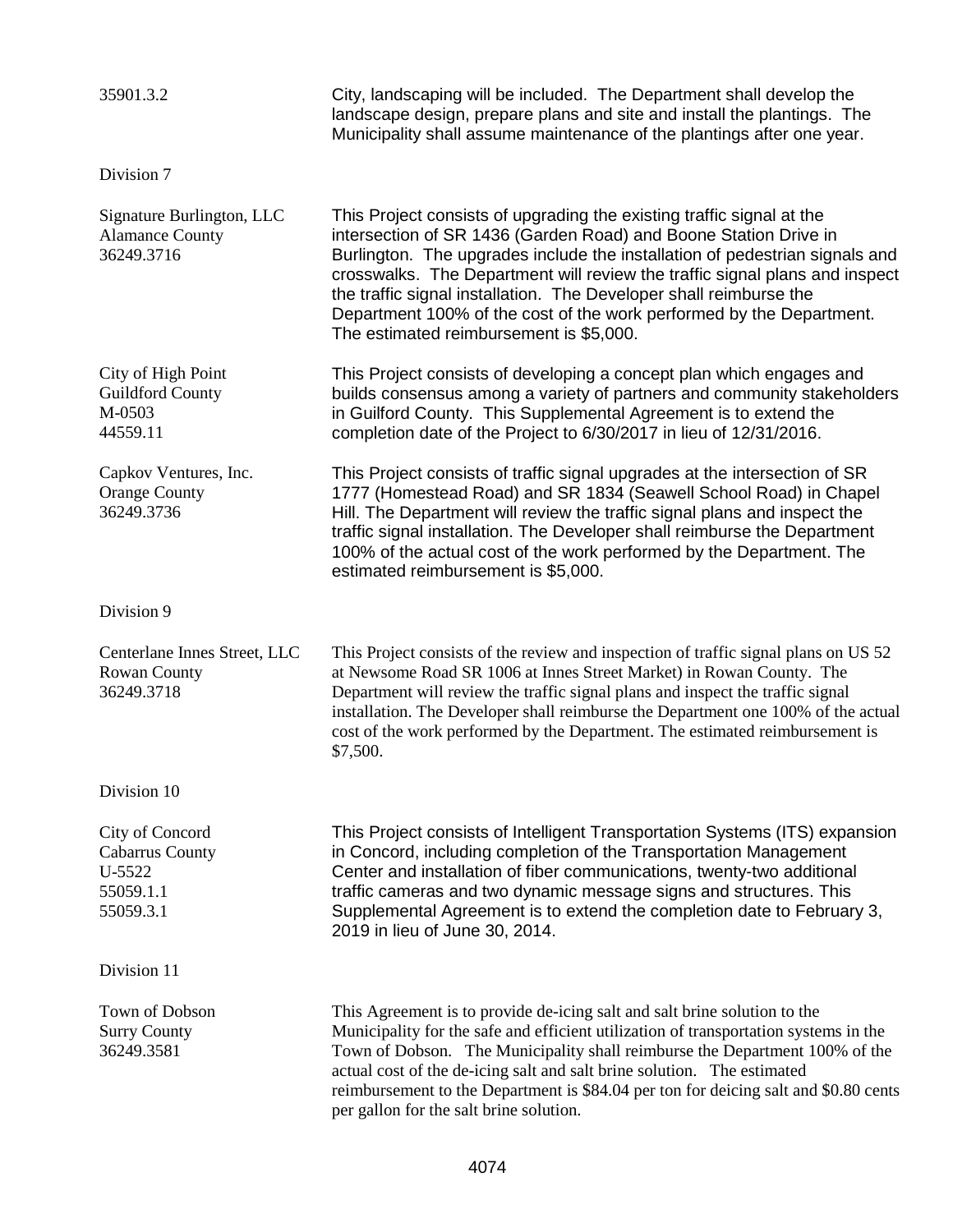| | |
|---|---|
| 35901.3.2 | City, landscaping will be included. The Department shall develop the landscape design, prepare plans and site and install the plantings. The Municipality shall assume maintenance of the plantings after one year. |

Division 7

| | |
|---|---|
| Signature Burlington, LLC<br>Alamance County<br>36249.3716 | This Project consists of upgrading the existing traffic signal at the intersection of SR 1436 (Garden Road) and Boone Station Drive in Burlington. The upgrades include the installation of pedestrian signals and crosswalks. The Department will review the traffic signal plans and inspect the traffic signal installation. The Developer shall reimburse the Department 100% of the cost of the work performed by the Department. The estimated reimbursement is $5,000. |
| City of High Point<br>Guildford County<br>M-0503<br>44559.11 | This Project consists of developing a concept plan which engages and builds consensus among a variety of partners and community stakeholders in Guilford County. This Supplemental Agreement is to extend the completion date of the Project to 6/30/2017 in lieu of 12/31/2016. |
| Capkov Ventures, Inc.<br>Orange County<br>36249.3736 | This Project consists of traffic signal upgrades at the intersection of SR 1777 (Homestead Road) and SR 1834 (Seawell School Road) in Chapel Hill. The Department will review the traffic signal plans and inspect the traffic signal installation. The Developer shall reimburse the Department 100% of the actual cost of the work performed by the Department. The estimated reimbursement is $5,000. |

Division 9

| | |
|---|---|
| Centerlane Innes Street, LLC<br>Rowan County<br>36249.3718 | This Project consists of the review and inspection of traffic signal plans on US 52 at Newsome Road SR 1006 at Innes Street Market) in Rowan County. The Department will review the traffic signal plans and inspect the traffic signal installation. The Developer shall reimburse the Department one 100% of the actual cost of the work performed by the Department. The estimated reimbursement is $7,500. |

Division 10

| | |
|---|---|
| City of Concord<br>Cabarrus County<br>U-5522<br>55059.1.1<br>55059.3.1 | This Project consists of Intelligent Transportation Systems (ITS) expansion in Concord, including completion of the Transportation Management Center and installation of fiber communications, twenty-two additional traffic cameras and two dynamic message signs and structures. This Supplemental Agreement is to extend the completion date to February 3, 2019 in lieu of June 30, 2014. |

Division 11

| | |
|---|---|
| Town of Dobson<br>Surry County<br>36249.3581 | This Agreement is to provide de-icing salt and salt brine solution to the Municipality for the safe and efficient utilization of transportation systems in the Town of Dobson. The Municipality shall reimburse the Department 100% of the actual cost of the de-icing salt and salt brine solution. The estimated reimbursement to the Department is $84.04 per ton for deicing salt and $0.80 cents per gallon for the salt brine solution. |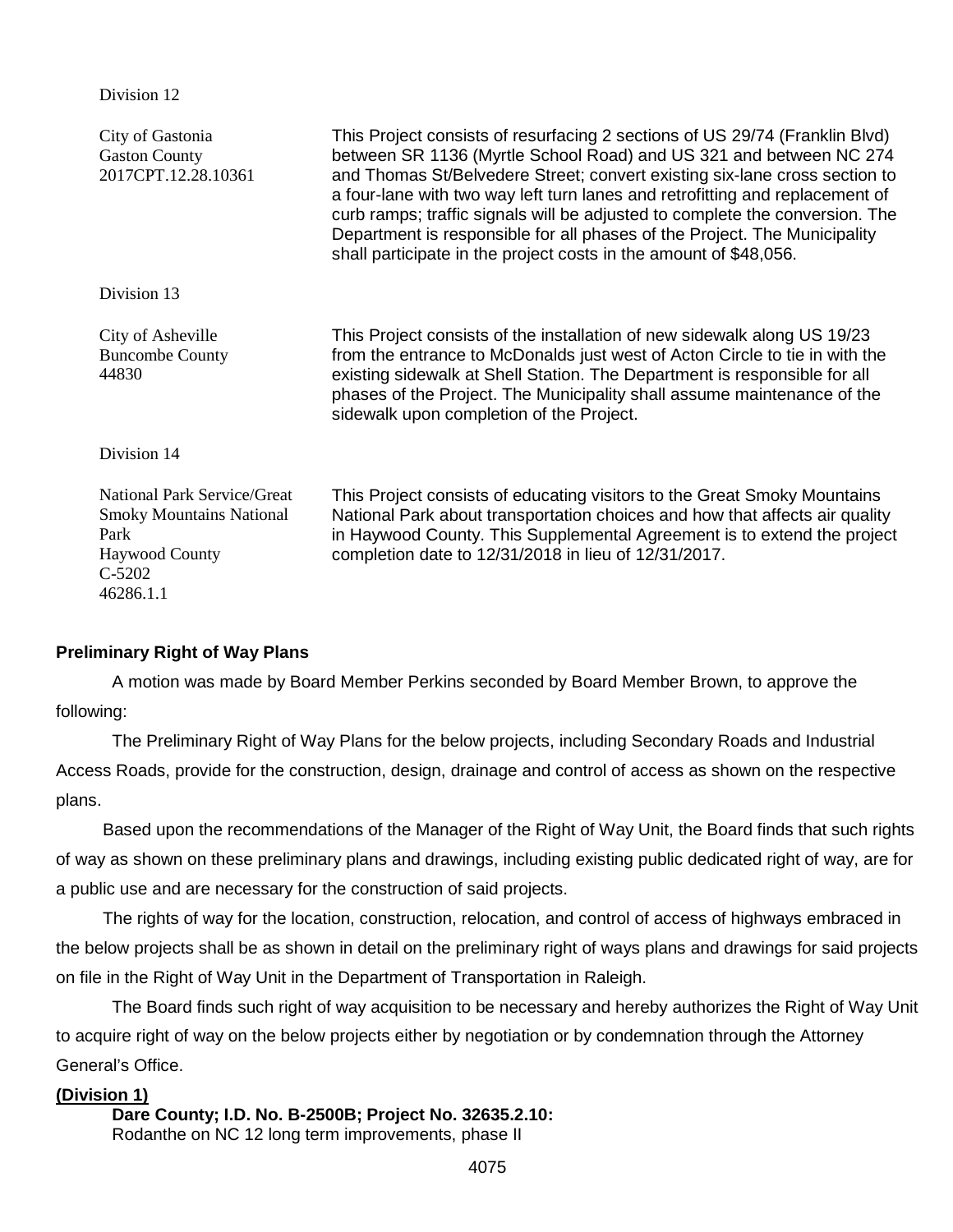Division 12

| | |
|---|---|
| City of Gastonia<br>Gaston County<br>2017CPT.12.28.10361 | This Project consists of resurfacing 2 sections of US 29/74 (Franklin Blvd) between SR 1136 (Myrtle School Road) and US 321 and between NC 274 and Thomas St/Belvedere Street; convert existing six-lane cross section to a four-lane with two way left turn lanes and retrofitting and replacement of curb ramps; traffic signals will be adjusted to complete the conversion. The Department is responsible for all phases of the Project. The Municipality shall participate in the project costs in the amount of $48,056. |

Division 13

| | |
|---|---|
| City of Asheville<br>Buncombe County<br>44830 | This Project consists of the installation of new sidewalk along US 19/23 from the entrance to McDonalds just west of Acton Circle to tie in with the existing sidewalk at Shell Station. The Department is responsible for all phases of the Project. The Municipality shall assume maintenance of the sidewalk upon completion of the Project. |

Division 14

| | |
|---|---|
| National Park Service/Great Smoky Mountains National Park<br>Haywood County<br>C-5202<br>46286.1.1 | This Project consists of educating visitors to the Great Smoky Mountains National Park about transportation choices and how that affects air quality in Haywood County. This Supplemental Agreement is to extend the project completion date to 12/31/2018 in lieu of 12/31/2017. |

**Preliminary Right of Way Plans**

A motion was made by Board Member Perkins seconded by Board Member Brown, to approve the following:

The Preliminary Right of Way Plans for the below projects, including Secondary Roads and Industrial Access Roads, provide for the construction, design, drainage and control of access as shown on the respective plans.

Based upon the recommendations of the Manager of the Right of Way Unit, the Board finds that such rights of way as shown on these preliminary plans and drawings, including existing public dedicated right of way, are for a public use and are necessary for the construction of said projects.

The rights of way for the location, construction, relocation, and control of access of highways embraced in the below projects shall be as shown in detail on the preliminary right of ways plans and drawings for said projects on file in the Right of Way Unit in the Department of Transportation in Raleigh.

The Board finds such right of way acquisition to be necessary and hereby authorizes the Right of Way Unit to acquire right of way on the below projects either by negotiation or by condemnation through the Attorney General's Office.

**(Division 1)**

**Dare County; I.D. No. B-2500B; Project No. 32635.2.10:**
Rodanthe on NC 12 long term improvements, phase II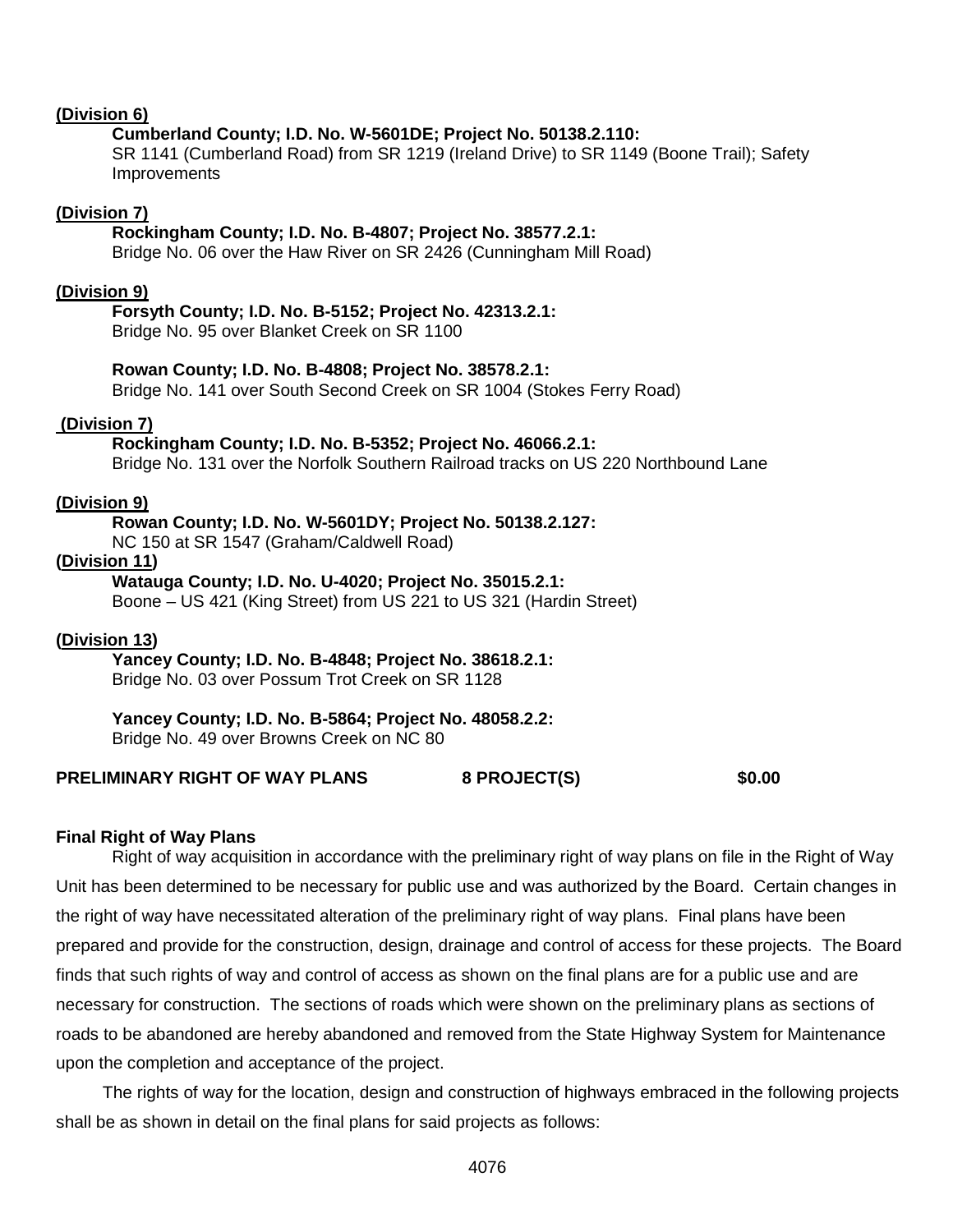**(Division 6)**

**Cumberland County; I.D. No. W-5601DE; Project No. 50138.2.110:**
SR 1141 (Cumberland Road) from SR 1219 (Ireland Drive) to SR 1149 (Boone Trail); Safety Improvements

**(Division 7)**

**Rockingham County; I.D. No. B-4807; Project No. 38577.2.1:**
Bridge No. 06 over the Haw River on SR 2426 (Cunningham Mill Road)

**(Division 9)**

**Forsyth County; I.D. No. B-5152; Project No. 42313.2.1:**
Bridge No. 95 over Blanket Creek on SR 1100

**Rowan County; I.D. No. B-4808; Project No. 38578.2.1:**
Bridge No. 141 over South Second Creek on SR 1004 (Stokes Ferry Road)

**(Division 7)**

**Rockingham County; I.D. No. B-5352; Project No. 46066.2.1:**
Bridge No. 131 over the Norfolk Southern Railroad tracks on US 220 Northbound Lane

**(Division 9)**

**Rowan County; I.D. No. W-5601DY; Project No. 50138.2.127:**
NC 150 at SR 1547 (Graham/Caldwell Road)

**(Division 11)**

**Watauga County; I.D. No. U-4020; Project No. 35015.2.1:**
Boone – US 421 (King Street) from US 221 to US 321 (Hardin Street)

**(Division 13)**

**Yancey County; I.D. No. B-4848; Project No. 38618.2.1:**
Bridge No. 03 over Possum Trot Creek on SR 1128

**Yancey County; I.D. No. B-5864; Project No. 48058.2.2:**
Bridge No. 49 over Browns Creek on NC 80

**PRELIMINARY RIGHT OF WAY PLANS 8 PROJECT(S) $0.00**

**Final Right of Way Plans**

Right of way acquisition in accordance with the preliminary right of way plans on file in the Right of Way Unit has been determined to be necessary for public use and was authorized by the Board. Certain changes in the right of way have necessitated alteration of the preliminary right of way plans. Final plans have been prepared and provide for the construction, design, drainage and control of access for these projects. The Board finds that such rights of way and control of access as shown on the final plans are for a public use and are necessary for construction. The sections of roads which were shown on the preliminary plans as sections of roads to be abandoned are hereby abandoned and removed from the State Highway System for Maintenance upon the completion and acceptance of the project.

The rights of way for the location, design and construction of highways embraced in the following projects shall be as shown in detail on the final plans for said projects as follows: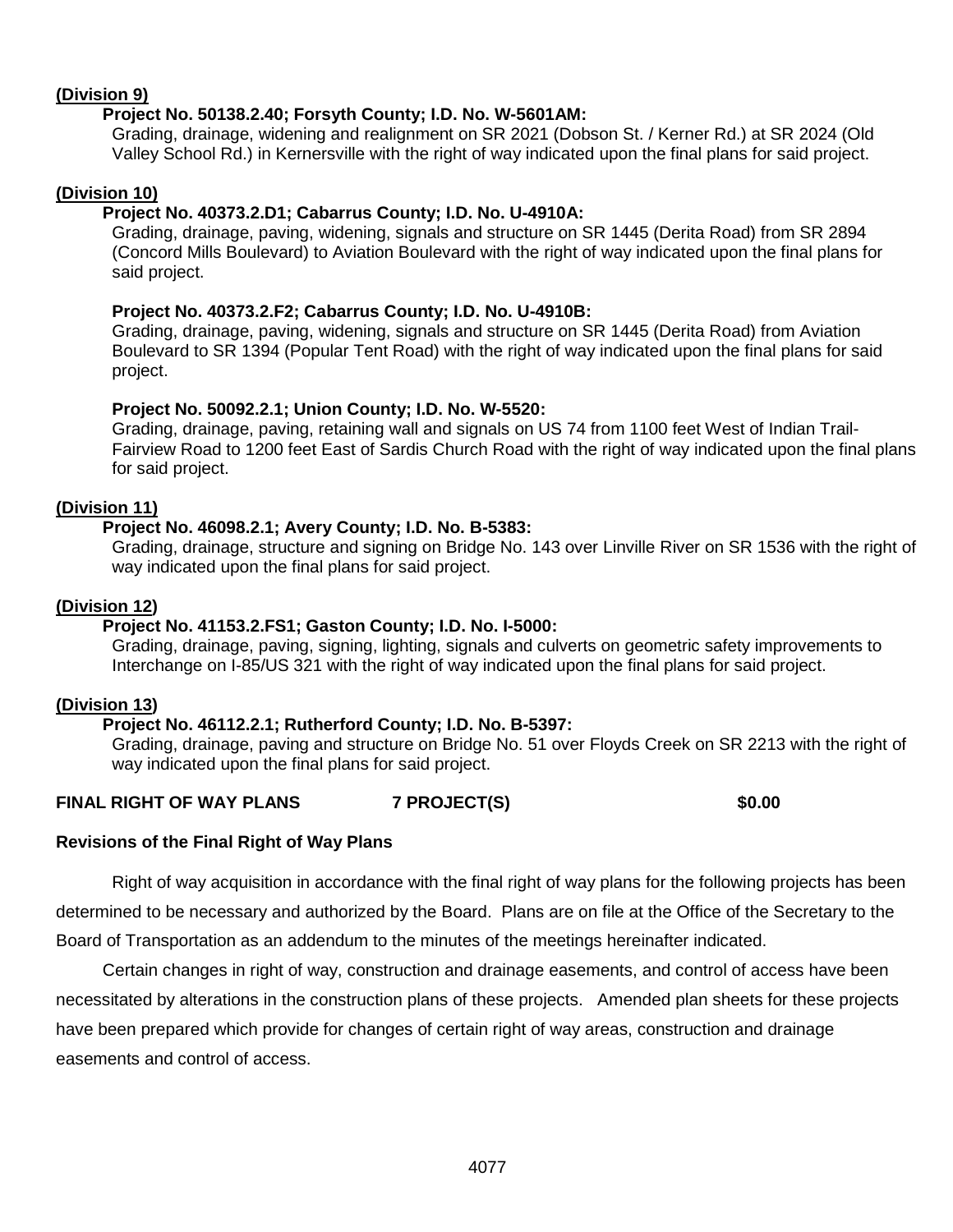**(Division 9)**

**Project No. 50138.2.40; Forsyth County; I.D. No. W-5601AM:**
Grading, drainage, widening and realignment on SR 2021 (Dobson St. / Kerner Rd.) at SR 2024 (Old Valley School Rd.) in Kernersville with the right of way indicated upon the final plans for said project.

**(Division 10)**

**Project No. 40373.2.D1; Cabarrus County; I.D. No. U-4910A:**
Grading, drainage, paving, widening, signals and structure on SR 1445 (Derita Road) from SR 2894 (Concord Mills Boulevard) to Aviation Boulevard with the right of way indicated upon the final plans for said project.

**Project No. 40373.2.F2; Cabarrus County; I.D. No. U-4910B:**
Grading, drainage, paving, widening, signals and structure on SR 1445 (Derita Road) from Aviation Boulevard to SR 1394 (Popular Tent Road) with the right of way indicated upon the final plans for said project.

**Project No. 50092.2.1; Union County; I.D. No. W-5520:**
Grading, drainage, paving, retaining wall and signals on US 74 from 1100 feet West of Indian Trail-Fairview Road to 1200 feet East of Sardis Church Road with the right of way indicated upon the final plans for said project.

**(Division 11)**

**Project No. 46098.2.1; Avery County; I.D. No. B-5383:**
Grading, drainage, structure and signing on Bridge No. 143 over Linville River on SR 1536 with the right of way indicated upon the final plans for said project.

**(Division 12)**

**Project No. 41153.2.FS1; Gaston County; I.D. No. I-5000:**
Grading, drainage, paving, signing, lighting, signals and culverts on geometric safety improvements to Interchange on I-85/US 321 with the right of way indicated upon the final plans for said project.

**(Division 13)**

**Project No. 46112.2.1; Rutherford County; I.D. No. B-5397:**
Grading, drainage, paving and structure on Bridge No. 51 over Floyds Creek on SR 2213 with the right of way indicated upon the final plans for said project.

**FINAL RIGHT OF WAY PLANS 7 PROJECT(S) $0.00**

**Revisions of the Final Right of Way Plans**

Right of way acquisition in accordance with the final right of way plans for the following projects has been determined to be necessary and authorized by the Board. Plans are on file at the Office of the Secretary to the Board of Transportation as an addendum to the minutes of the meetings hereinafter indicated.

Certain changes in right of way, construction and drainage easements, and control of access have been necessitated by alterations in the construction plans of these projects. Amended plan sheets for these projects have been prepared which provide for changes of certain right of way areas, construction and drainage easements and control of access.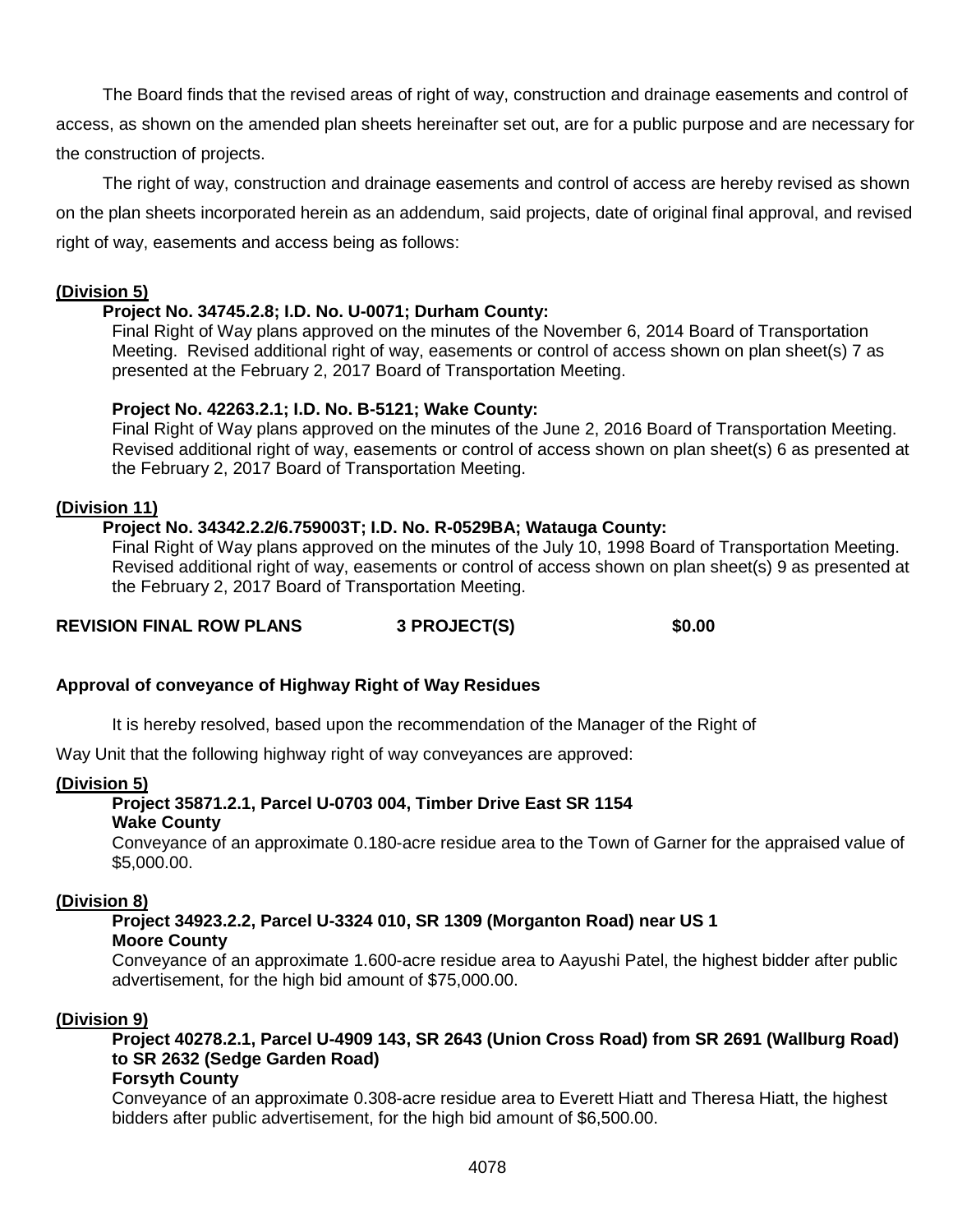The Board finds that the revised areas of right of way, construction and drainage easements and control of access, as shown on the amended plan sheets hereinafter set out, are for a public purpose and are necessary for the construction of projects.

The right of way, construction and drainage easements and control of access are hereby revised as shown on the plan sheets incorporated herein as an addendum, said projects, date of original final approval, and revised right of way, easements and access being as follows:

**(Division 5)**

**Project No. 34745.2.8; I.D. No. U-0071; Durham County:**
Final Right of Way plans approved on the minutes of the November 6, 2014 Board of Transportation Meeting. Revised additional right of way, easements or control of access shown on plan sheet(s) 7 as presented at the February 2, 2017 Board of Transportation Meeting.

**Project No. 42263.2.1; I.D. No. B-5121; Wake County:**
Final Right of Way plans approved on the minutes of the June 2, 2016 Board of Transportation Meeting. Revised additional right of way, easements or control of access shown on plan sheet(s) 6 as presented at the February 2, 2017 Board of Transportation Meeting.

**(Division 11)**

**Project No. 34342.2.2/6.759003T; I.D. No. R-0529BA; Watauga County:**
Final Right of Way plans approved on the minutes of the July 10, 1998 Board of Transportation Meeting. Revised additional right of way, easements or control of access shown on plan sheet(s) 9 as presented at the February 2, 2017 Board of Transportation Meeting.

**REVISION FINAL ROW PLANS 3 PROJECT(S) $0.00**

**Approval of conveyance of Highway Right of Way Residues**

It is hereby resolved, based upon the recommendation of the Manager of the Right of Way Unit that the following highway right of way conveyances are approved:

**(Division 5)**

**Project 35871.2.1, Parcel U-0703 004, Timber Drive East SR 1154**
**Wake County**
Conveyance of an approximate 0.180-acre residue area to the Town of Garner for the appraised value of $5,000.00.

**(Division 8)**

**Project 34923.2.2, Parcel U-3324 010, SR 1309 (Morganton Road) near US 1**
**Moore County**
Conveyance of an approximate 1.600-acre residue area to Aayushi Patel, the highest bidder after public advertisement, for the high bid amount of $75,000.00.

**(Division 9)**

**Project 40278.2.1, Parcel U-4909 143, SR 2643 (Union Cross Road) from SR 2691 (Wallburg Road) to SR 2632 (Sedge Garden Road)**
**Forsyth County**
Conveyance of an approximate 0.308-acre residue area to Everett Hiatt and Theresa Hiatt, the highest bidders after public advertisement, for the high bid amount of $6,500.00.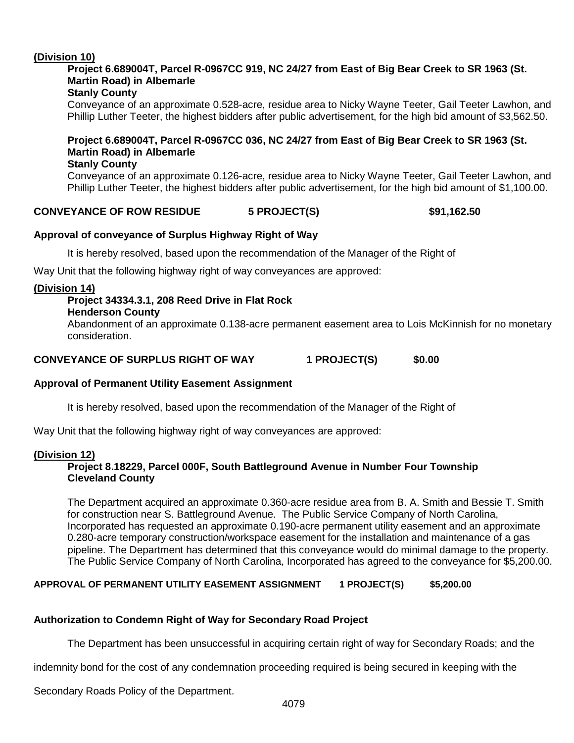**(Division 10)**

**Project 6.689004T, Parcel R-0967CC 919, NC 24/27 from East of Big Bear Creek to SR 1963 (St. Martin Road) in Albemarle**
**Stanly County**

Conveyance of an approximate 0.528-acre, residue area to Nicky Wayne Teeter, Gail Teeter Lawhon, and Phillip Luther Teeter, the highest bidders after public advertisement, for the high bid amount of $3,562.50.

**Project 6.689004T, Parcel R-0967CC 036, NC 24/27 from East of Big Bear Creek to SR 1963 (St. Martin Road) in Albemarle**
**Stanly County**

Conveyance of an approximate 0.126-acre, residue area to Nicky Wayne Teeter, Gail Teeter Lawhon, and Phillip Luther Teeter, the highest bidders after public advertisement, for the high bid amount of $1,100.00.

**CONVEYANCE OF ROW RESIDUE 5 PROJECT(S) $91,162.50**

**Approval of conveyance of Surplus Highway Right of Way**

It is hereby resolved, based upon the recommendation of the Manager of the Right of Way Unit that the following highway right of way conveyances are approved:

**(Division 14)**

**Project 34334.3.1, 208 Reed Drive in Flat Rock**
**Henderson County**

Abandonment of an approximate 0.138-acre permanent easement area to Lois McKinnish for no monetary consideration.

**CONVEYANCE OF SURPLUS RIGHT OF WAY 1 PROJECT(S) $0.00**

**Approval of Permanent Utility Easement Assignment**

It is hereby resolved, based upon the recommendation of the Manager of the Right of Way Unit that the following highway right of way conveyances are approved:

**(Division 12)**

**Project 8.18229, Parcel 000F, South Battleground Avenue in Number Four Township**
**Cleveland County**

The Department acquired an approximate 0.360-acre residue area from B. A. Smith and Bessie T. Smith for construction near S. Battleground Avenue. The Public Service Company of North Carolina, Incorporated has requested an approximate 0.190-acre permanent utility easement and an approximate 0.280-acre temporary construction/workspace easement for the installation and maintenance of a gas pipeline. The Department has determined that this conveyance would do minimal damage to the property. The Public Service Company of North Carolina, Incorporated has agreed to the conveyance for $5,200.00.

**APPROVAL OF PERMANENT UTILITY EASEMENT ASSIGNMENT 1 PROJECT(S) $5,200.00**

**Authorization to Condemn Right of Way for Secondary Road Project**

The Department has been unsuccessful in acquiring certain right of way for Secondary Roads; and the indemnity bond for the cost of any condemnation proceeding required is being secured in keeping with the Secondary Roads Policy of the Department.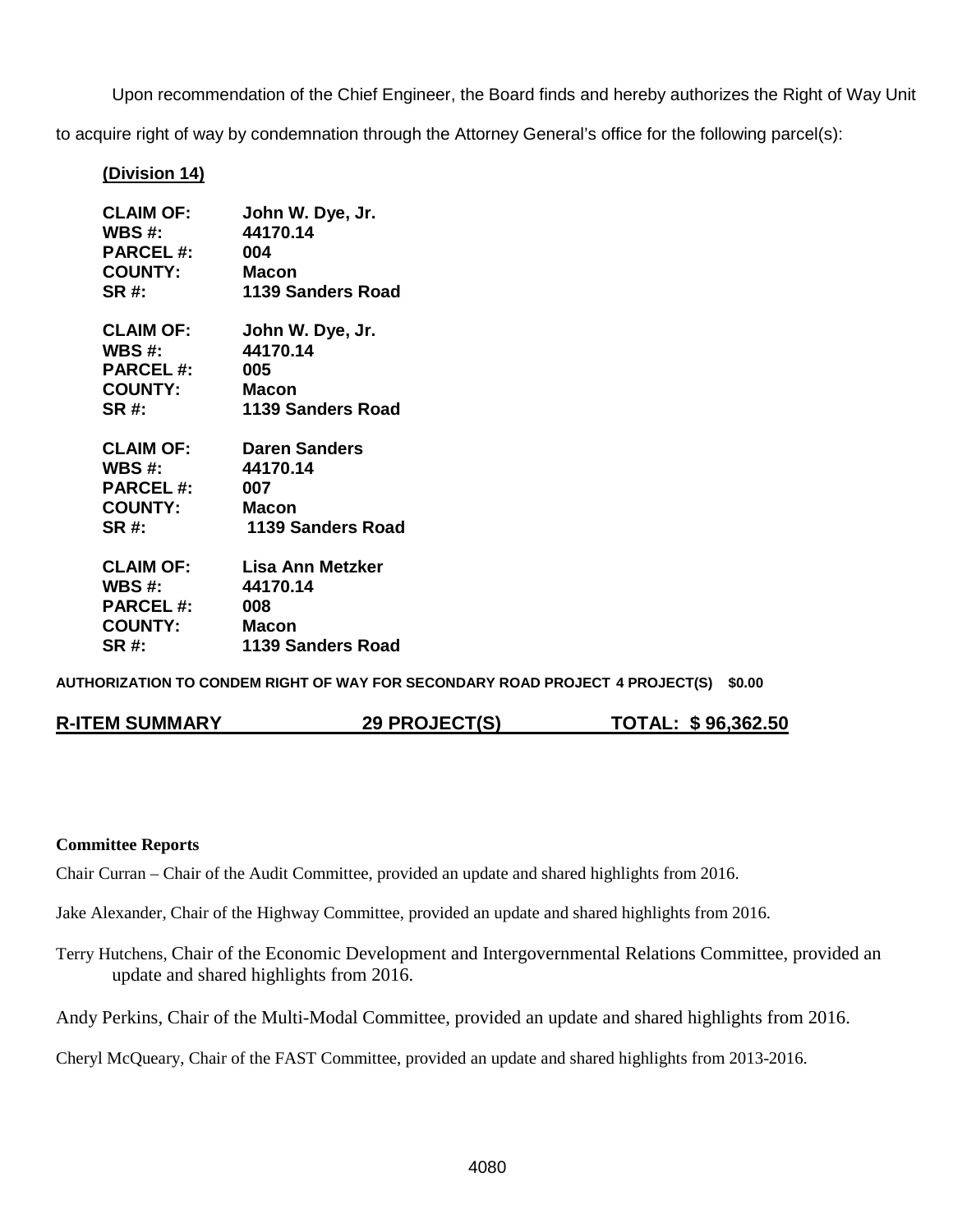Upon recommendation of the Chief Engineer, the Board finds and hereby authorizes the Right of Way Unit to acquire right of way by condemnation through the Attorney General's office for the following parcel(s):

**(Division 14)**

**CLAIM OF:** **John W. Dye, Jr.**
**WBS #:** **44170.14**
**PARCEL #:** **004**
**COUNTY:** **Macon**
**SR #:** **1139 Sanders Road**

**CLAIM OF:** **John W. Dye, Jr.**
**WBS #:** **44170.14**
**PARCEL #:** **005**
**COUNTY:** **Macon**
**SR #:** **1139 Sanders Road**

**CLAIM OF:** **Daren Sanders**
**WBS #:** **44170.14**
**PARCEL #:** **007**
**COUNTY:** **Macon**
**SR #:** **1139 Sanders Road**

**CLAIM OF:** **Lisa Ann Metzker**
**WBS #:** **44170.14**
**PARCEL #:** **008**
**COUNTY:** **Macon**
**SR #:** **1139 Sanders Road**

**AUTHORIZATION TO CONDEM RIGHT OF WAY FOR SECONDARY ROAD PROJECT 4 PROJECT(S) $0.00**

**R-ITEM SUMMARY 29 PROJECT(S) TOTAL: $ 96,362.50**

**Committee Reports**

Chair Curran – Chair of the Audit Committee, provided an update and shared highlights from 2016.

Jake Alexander, Chair of the Highway Committee, provided an update and shared highlights from 2016.

Terry Hutchens, Chair of the Economic Development and Intergovernmental Relations Committee, provided an update and shared highlights from 2016.

Andy Perkins, Chair of the Multi-Modal Committee, provided an update and shared highlights from 2016.

Cheryl McQueary, Chair of the FAST Committee, provided an update and shared highlights from 2013-2016.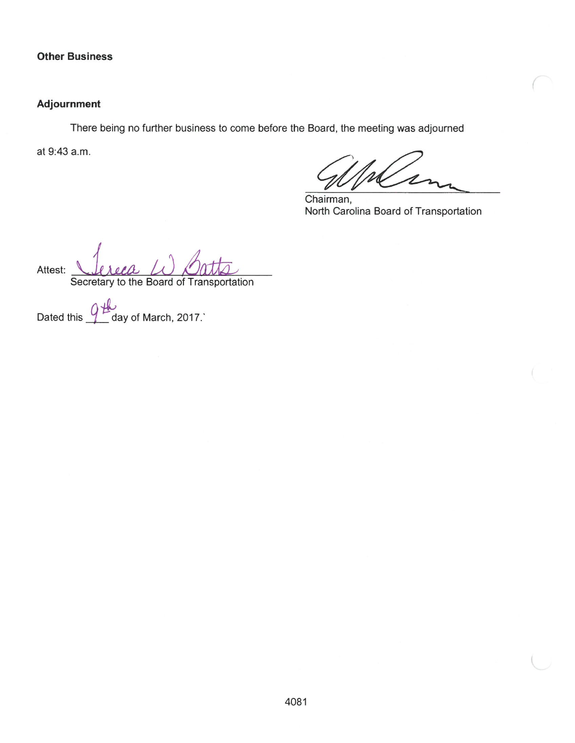**Other Business**

**Adjournment**

There being no further business to come before the Board, the meeting was adjourned at 9:43 a.m.

Chairman,
North Carolina Board of Transportation

Attest: Tereca W Batts
Secretary to the Board of Transportation

Dated this 9th day of March, 2017.`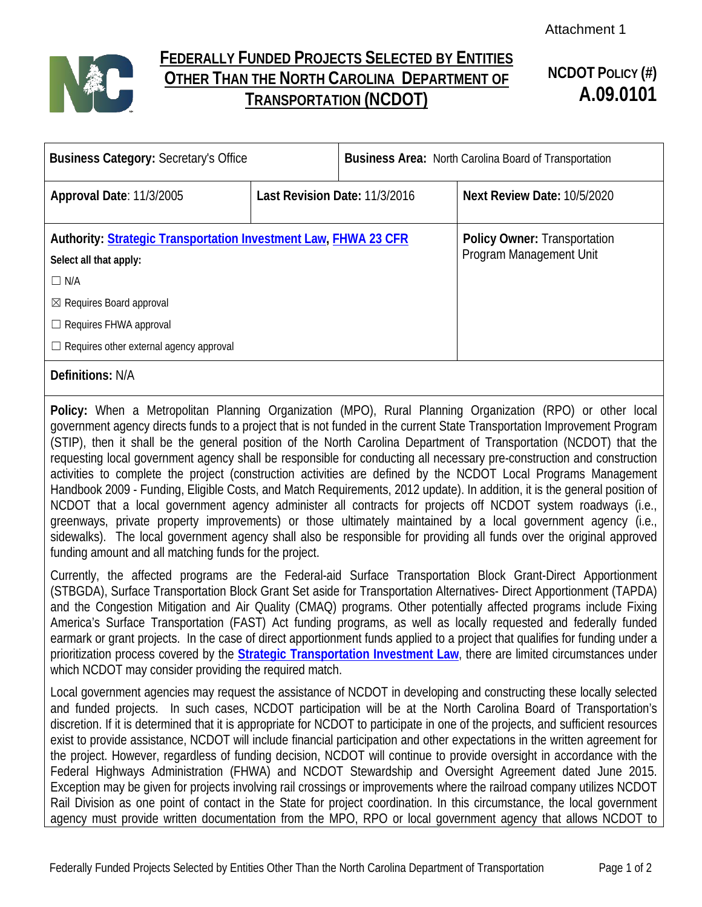Attachment 1

# FEDERALLY FUNDED PROJECTS SELECTED BY ENTITIES OTHER THAN THE NORTH CAROLINA DEPARTMENT OF TRANSPORTATION (NCDOT)

**NCDOT POLICY (#)**
**A.09.0101**

| **Business Category:** Secretary's Office | | **Business Area:** North Carolina Board of Transportation |
|---|---|---|
| **Approval Date**: 11/3/2005 | **Last Revision Date:** 11/3/2016 | **Next Review Date:** 10/5/2020 |
| **Authority:** **Strategic Transportation Investment Law**, **FHWA 23 CFR**<br>**Select all that apply:**<br>☐ N/A<br>☒ Requires Board approval<br>☐ Requires FHWA approval<br>☐ Requires other external agency approval | | **Policy Owner:** Transportation Program Management Unit |

**Definitions:** N/A

**Policy:** When a Metropolitan Planning Organization (MPO), Rural Planning Organization (RPO) or other local government agency directs funds to a project that is not funded in the current State Transportation Improvement Program (STIP), then it shall be the general position of the North Carolina Department of Transportation (NCDOT) that the requesting local government agency shall be responsible for conducting all necessary pre-construction and construction activities to complete the project (construction activities are defined by the NCDOT Local Programs Management Handbook 2009 - Funding, Eligible Costs, and Match Requirements, 2012 update). In addition, it is the general position of NCDOT that a local government agency administer all contracts for projects off NCDOT system roadways (i.e., greenways, private property improvements) or those ultimately maintained by a local government agency (i.e., sidewalks). The local government agency shall also be responsible for providing all funds over the original approved funding amount and all matching funds for the project.

Currently, the affected programs are the Federal-aid Surface Transportation Block Grant-Direct Apportionment (STBGDA), Surface Transportation Block Grant Set aside for Transportation Alternatives- Direct Apportionment (TAPDA) and the Congestion Mitigation and Air Quality (CMAQ) programs. Other potentially affected programs include Fixing America's Surface Transportation (FAST) Act funding programs, as well as locally requested and federally funded earmark or grant projects. In the case of direct apportionment funds applied to a project that qualifies for funding under a prioritization process covered by the **Strategic Transportation Investment Law**, there are limited circumstances under which NCDOT may consider providing the required match.

Local government agencies may request the assistance of NCDOT in developing and constructing these locally selected and funded projects. In such cases, NCDOT participation will be at the North Carolina Board of Transportation's discretion. If it is determined that it is appropriate for NCDOT to participate in one of the projects, and sufficient resources exist to provide assistance, NCDOT will include financial participation and other expectations in the written agreement for the project. However, regardless of funding decision, NCDOT will continue to provide oversight in accordance with the Federal Highways Administration (FHWA) and NCDOT Stewardship and Oversight Agreement dated June 2015. Exception may be given for projects involving rail crossings or improvements where the railroad company utilizes NCDOT Rail Division as one point of contact in the State for project coordination. In this circumstance, the local government agency must provide written documentation from the MPO, RPO or local government agency that allows NCDOT to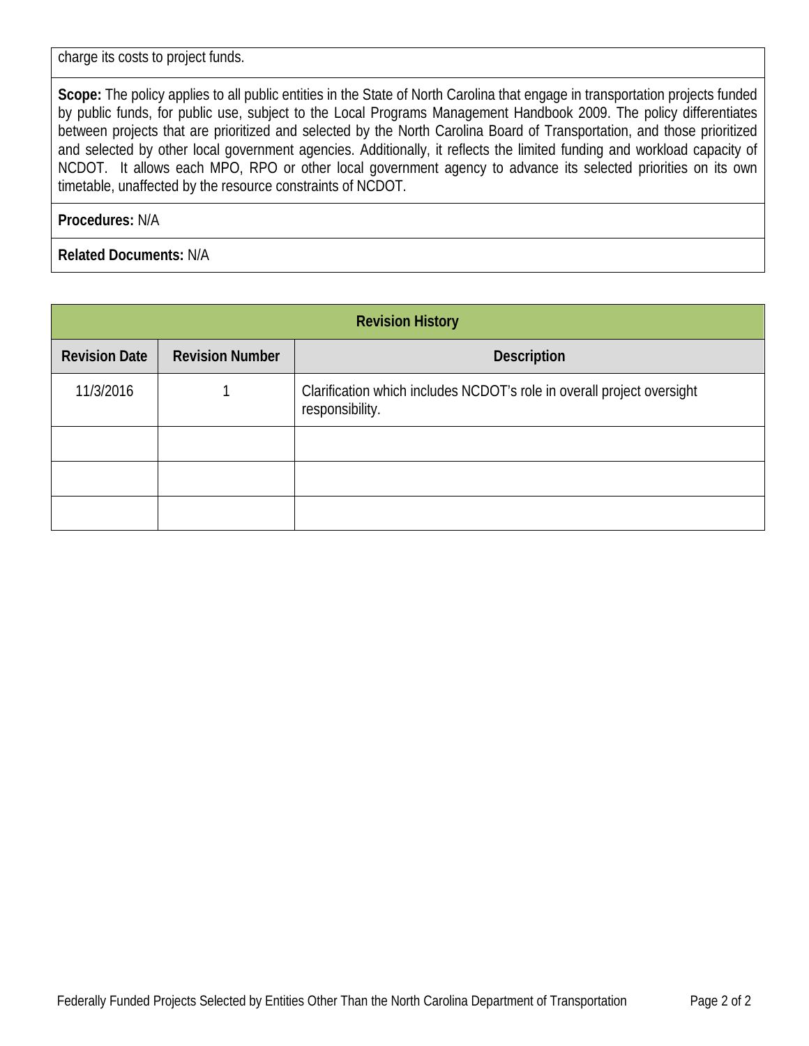charge its costs to project funds.

**Scope:** The policy applies to all public entities in the State of North Carolina that engage in transportation projects funded by public funds, for public use, subject to the Local Programs Management Handbook 2009. The policy differentiates between projects that are prioritized and selected by the North Carolina Board of Transportation, and those prioritized and selected by other local government agencies. Additionally, it reflects the limited funding and workload capacity of NCDOT. It allows each MPO, RPO or other local government agency to advance its selected priorities on its own timetable, unaffected by the resource constraints of NCDOT.

**Procedures:** N/A

**Related Documents:** N/A

| Revision History | | |
|---|---|---|
| **Revision Date** | **Revision Number** | **Description** |
| 11/3/2016 | 1 | Clarification which includes NCDOT's role in overall project oversight responsibility. |
| | | |
| | | |
| | | |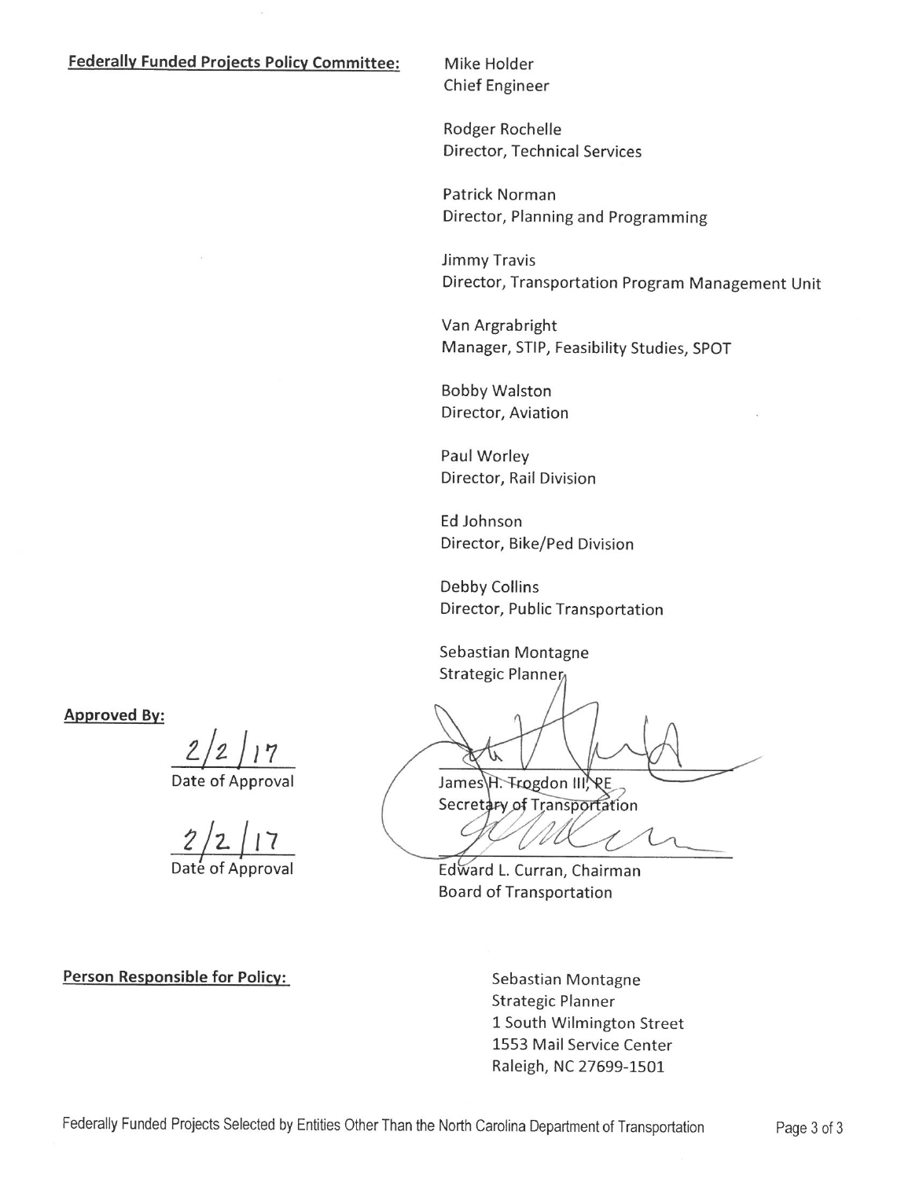**Federally Funded Projects Policy Committee:**

Mike Holder
Chief Engineer

Rodger Rochelle
Director, Technical Services

Patrick Norman
Director, Planning and Programming

Jimmy Travis
Director, Transportation Program Management Unit

Van Argrabright
Manager, STIP, Feasibility Studies, SPOT

Bobby Walston
Director, Aviation

Paul Worley
Director, Rail Division

Ed Johnson
Director, Bike/Ped Division

Debby Collins
Director, Public Transportation

Sebastian Montagne
Strategic Planner

**Approved By:**

2/2/17
Date of Approval

James H. Trogdon III, PE
Secretary of Transportation

2/2/17
Date of Approval

Edward L. Curran, Chairman
Board of Transportation

**Person Responsible for Policy:**

Sebastian Montagne
Strategic Planner
1 South Wilmington Street
1553 Mail Service Center
Raleigh, NC 27699-1501